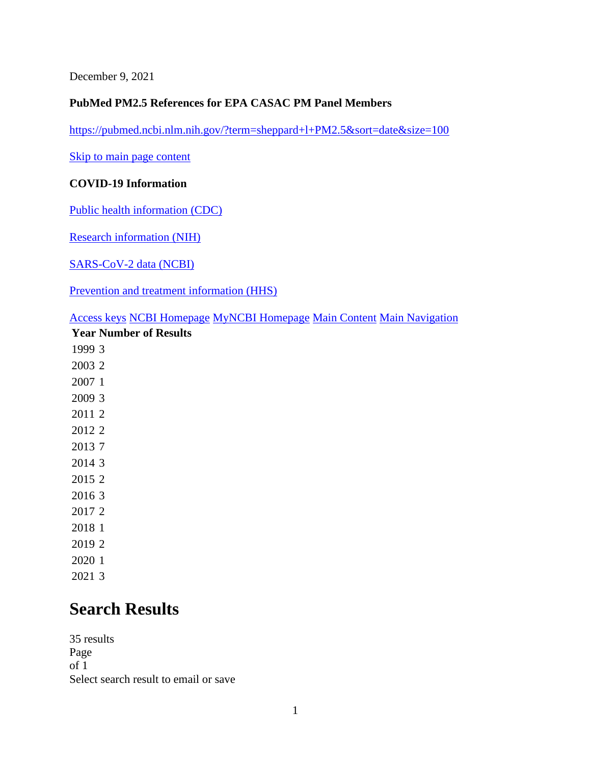December 9, 2021

**PubMed PM2.5 References for EPA CASAC PM Panel Members**

https://pubmed.ncbi.nlm.nih.gov/?term=sheppard+l+PM2.5&sort=date&size=100

Skip to main page content

**COVID-19 Information**

Public health information (CDC)

Research information (NIH)

SARS-CoV-2 data (NCBI)

Prevention and treatment information (HHS)

Access keys NCBI Homepage MyNCBI Homepage Main Content Main Navigation

| Year | Number of Results |
|---|---|
| 1999 | 3 |
| 2003 | 2 |
| 2007 | 1 |
| 2009 | 3 |
| 2011 | 2 |
| 2012 | 2 |
| 2013 | 7 |
| 2014 | 3 |
| 2015 | 2 |
| 2016 | 3 |
| 2017 | 2 |
| 2018 | 1 |
| 2019 | 2 |
| 2020 | 1 |
| 2021 | 3 |

# Search Results

35 results
Page
of 1
Select search result to email or save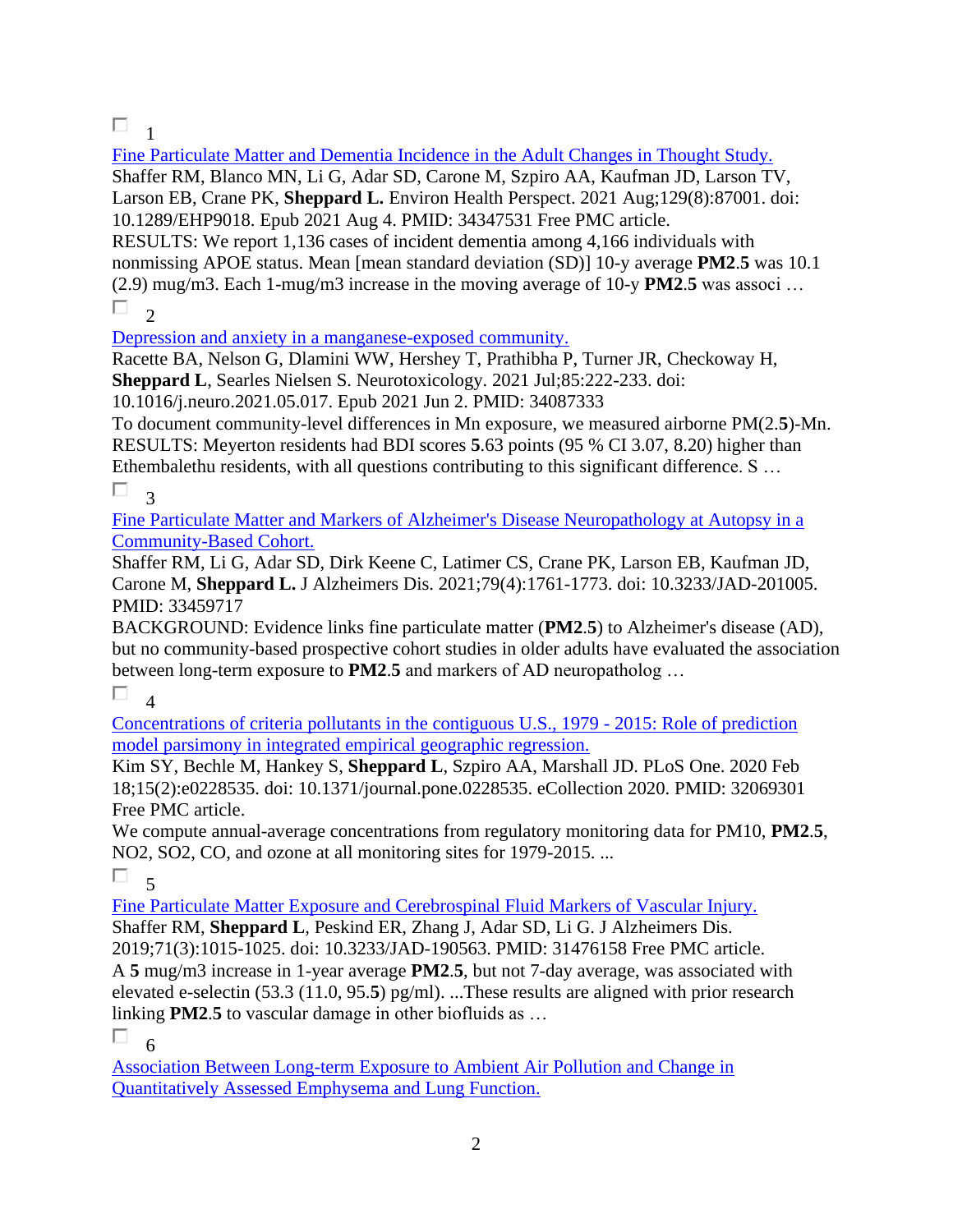☐ 1

[Fine Particulate Matter and Dementia Incidence in the Adult Changes in Thought Study.]

Shaffer RM, Blanco MN, Li G, Adar SD, Carone M, Szpiro AA, Kaufman JD, Larson TV, Larson EB, Crane PK, **Sheppard L.** Environ Health Perspect. 2021 Aug;129(8):87001. doi: 10.1289/EHP9018. Epub 2021 Aug 4. PMID: 34347531 Free PMC article.

RESULTS: We report 1,136 cases of incident dementia among 4,166 individuals with nonmissing APOE status. Mean [mean standard deviation (SD)] 10-y average **PM2**.**5** was 10.1 (2.9) mug/m3. Each 1-mug/m3 increase in the moving average of 10-y **PM2**.**5** was associ …

☐ 2

[Depression and anxiety in a manganese-exposed community.]

Racette BA, Nelson G, Dlamini WW, Hershey T, Prathibha P, Turner JR, Checkoway H, **Sheppard L**, Searles Nielsen S. Neurotoxicology. 2021 Jul;85:222-233. doi: 10.1016/j.neuro.2021.05.017. Epub 2021 Jun 2. PMID: 34087333

To document community-level differences in Mn exposure, we measured airborne PM(2.**5**)-Mn. RESULTS: Meyerton residents had BDI scores **5**.63 points (95 % CI 3.07, 8.20) higher than Ethembalethu residents, with all questions contributing to this significant difference. S …

☐ 3

[Fine Particulate Matter and Markers of Alzheimer's Disease Neuropathology at Autopsy in a Community-Based Cohort.]

Shaffer RM, Li G, Adar SD, Dirk Keene C, Latimer CS, Crane PK, Larson EB, Kaufman JD, Carone M, **Sheppard L.** J Alzheimers Dis. 2021;79(4):1761-1773. doi: 10.3233/JAD-201005. PMID: 33459717

BACKGROUND: Evidence links fine particulate matter (**PM2**.**5**) to Alzheimer's disease (AD), but no community-based prospective cohort studies in older adults have evaluated the association between long-term exposure to **PM2**.**5** and markers of AD neuropatholog …

☐ 4

[Concentrations of criteria pollutants in the contiguous U.S., 1979 - 2015: Role of prediction model parsimony in integrated empirical geographic regression.]

Kim SY, Bechle M, Hankey S, **Sheppard L**, Szpiro AA, Marshall JD. PLoS One. 2020 Feb 18;15(2):e0228535. doi: 10.1371/journal.pone.0228535. eCollection 2020. PMID: 32069301 Free PMC article.

We compute annual-average concentrations from regulatory monitoring data for PM10, **PM2**.**5**, NO2, SO2, CO, and ozone at all monitoring sites for 1979-2015. ...

☐ 5

[Fine Particulate Matter Exposure and Cerebrospinal Fluid Markers of Vascular Injury.]

Shaffer RM, **Sheppard L**, Peskind ER, Zhang J, Adar SD, Li G. J Alzheimers Dis. 2019;71(3):1015-1025. doi: 10.3233/JAD-190563. PMID: 31476158 Free PMC article.

A **5** mug/m3 increase in 1-year average **PM2**.**5**, but not 7-day average, was associated with elevated e-selectin (53.3 (11.0, 95.**5**) pg/ml). ...These results are aligned with prior research linking **PM2**.**5** to vascular damage in other biofluids as …

☐ 6

[Association Between Long-term Exposure to Ambient Air Pollution and Change in Quantitatively Assessed Emphysema and Lung Function.]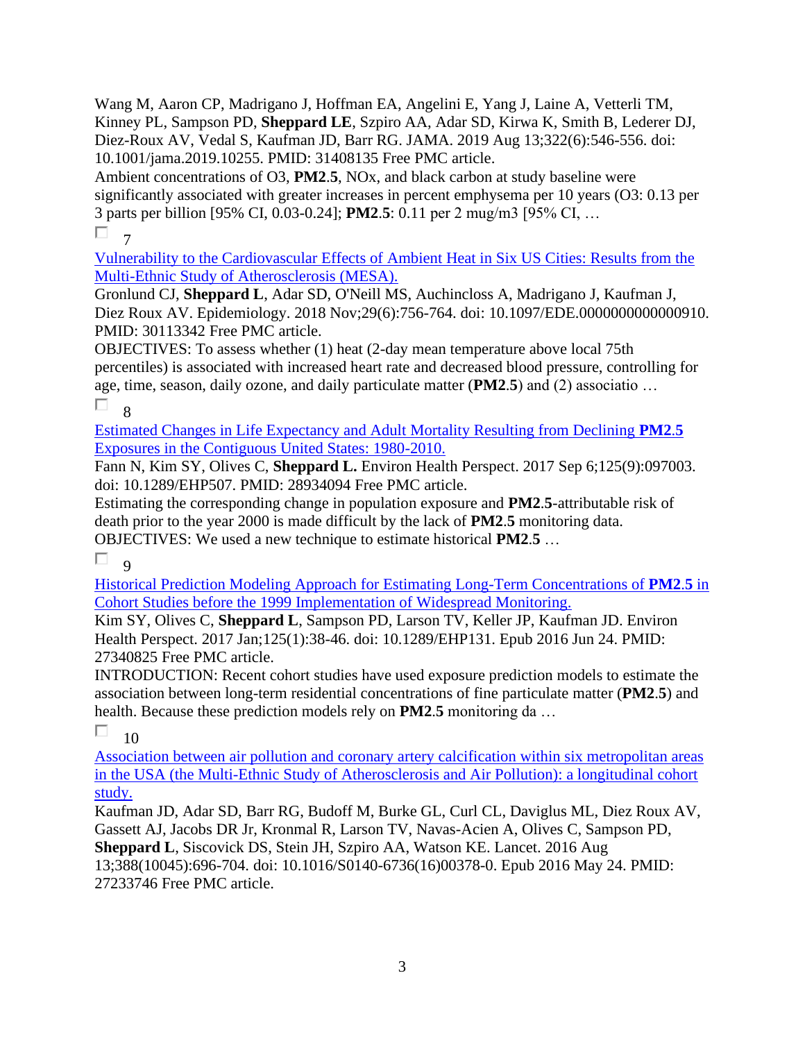Wang M, Aaron CP, Madrigano J, Hoffman EA, Angelini E, Yang J, Laine A, Vetterli TM, Kinney PL, Sampson PD, **Sheppard LE**, Szpiro AA, Adar SD, Kirwa K, Smith B, Lederer DJ, Diez-Roux AV, Vedal S, Kaufman JD, Barr RG. JAMA. 2019 Aug 13;322(6):546-556. doi: 10.1001/jama.2019.10255. PMID: 31408135 Free PMC article.
Ambient concentrations of $O_3$, **PM2.5**, $NO_x$, and black carbon at study baseline were significantly associated with greater increases in percent emphysema per 10 years ($O_3$: 0.13 per 3 parts per billion [95% CI, 0.03-0.24]; **PM2.5**: 0.11 per 2 mug/m3 [95% CI, …

7

Vulnerability to the Cardiovascular Effects of Ambient Heat in Six US Cities: Results from the Multi-Ethnic Study of Atherosclerosis (MESA).
Gronlund CJ, **Sheppard L**, Adar SD, O'Neill MS, Auchincloss A, Madrigano J, Kaufman J, Diez Roux AV. Epidemiology. 2018 Nov;29(6):756-764. doi: 10.1097/EDE.0000000000000910. PMID: 30113342 Free PMC article.
OBJECTIVES: To assess whether (1) heat (2-day mean temperature above local 75th percentiles) is associated with increased heart rate and decreased blood pressure, controlling for age, time, season, daily ozone, and daily particulate matter (**PM2.5**) and (2) associatio …

8

Estimated Changes in Life Expectancy and Adult Mortality Resulting from Declining **PM2.5** Exposures in the Contiguous United States: 1980-2010.
Fann N, Kim SY, Olives C, **Sheppard L.** Environ Health Perspect. 2017 Sep 6;125(9):097003. doi: 10.1289/EHP507. PMID: 28934094 Free PMC article.
Estimating the corresponding change in population exposure and **PM2.5**-attributable risk of death prior to the year 2000 is made difficult by the lack of **PM2.5** monitoring data. OBJECTIVES: We used a new technique to estimate historical **PM2.5** …

9

Historical Prediction Modeling Approach for Estimating Long-Term Concentrations of **PM2.5** in Cohort Studies before the 1999 Implementation of Widespread Monitoring.
Kim SY, Olives C, **Sheppard L**, Sampson PD, Larson TV, Keller JP, Kaufman JD. Environ Health Perspect. 2017 Jan;125(1):38-46. doi: 10.1289/EHP131. Epub 2016 Jun 24. PMID: 27340825 Free PMC article.
INTRODUCTION: Recent cohort studies have used exposure prediction models to estimate the association between long-term residential concentrations of fine particulate matter (**PM2.5**) and health. Because these prediction models rely on **PM2.5** monitoring da …

10

Association between air pollution and coronary artery calcification within six metropolitan areas in the USA (the Multi-Ethnic Study of Atherosclerosis and Air Pollution): a longitudinal cohort study.
Kaufman JD, Adar SD, Barr RG, Budoff M, Burke GL, Curl CL, Daviglus ML, Diez Roux AV, Gassett AJ, Jacobs DR Jr, Kronmal R, Larson TV, Navas-Acien A, Olives C, Sampson PD, **Sheppard L**, Siscovick DS, Stein JH, Szpiro AA, Watson KE. Lancet. 2016 Aug 13;388(10045):696-704. doi: 10.1016/S0140-6736(16)00378-0. Epub 2016 May 24. PMID: 27233746 Free PMC article.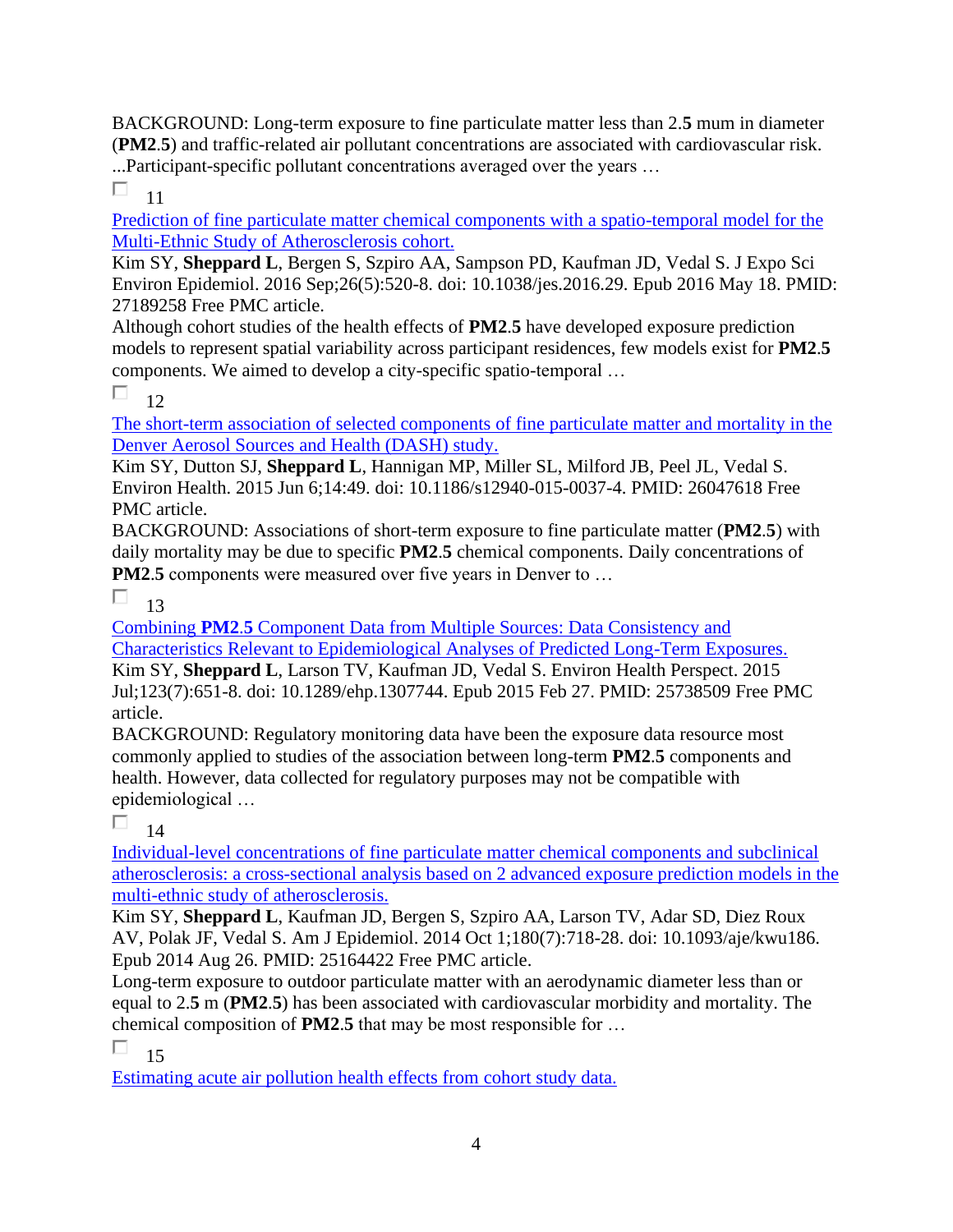BACKGROUND: Long-term exposure to fine particulate matter less than 2.**5** mum in diameter (**PM2**.**5**) and traffic-related air pollutant concentrations are associated with cardiovascular risk. ...Participant-specific pollutant concentrations averaged over the years …

11

[Prediction of fine particulate matter chemical components with a spatio-temporal model for the Multi-Ethnic Study of Atherosclerosis cohort.]

Kim SY, **Sheppard L**, Bergen S, Szpiro AA, Sampson PD, Kaufman JD, Vedal S. J Expo Sci Environ Epidemiol. 2016 Sep;26(5):520-8. doi: 10.1038/jes.2016.29. Epub 2016 May 18. PMID: 27189258 Free PMC article.

Although cohort studies of the health effects of **PM2**.**5** have developed exposure prediction models to represent spatial variability across participant residences, few models exist for **PM2**.**5** components. We aimed to develop a city-specific spatio-temporal …

12

[The short-term association of selected components of fine particulate matter and mortality in the Denver Aerosol Sources and Health (DASH) study.]

Kim SY, Dutton SJ, **Sheppard L**, Hannigan MP, Miller SL, Milford JB, Peel JL, Vedal S. Environ Health. 2015 Jun 6;14:49. doi: 10.1186/s12940-015-0037-4. PMID: 26047618 Free PMC article.

BACKGROUND: Associations of short-term exposure to fine particulate matter (**PM2**.**5**) with daily mortality may be due to specific **PM2**.**5** chemical components. Daily concentrations of **PM2**.**5** components were measured over five years in Denver to …

13

[Combining **PM2**.**5** Component Data from Multiple Sources: Data Consistency and Characteristics Relevant to Epidemiological Analyses of Predicted Long-Term Exposures.]

Kim SY, **Sheppard L**, Larson TV, Kaufman JD, Vedal S. Environ Health Perspect. 2015 Jul;123(7):651-8. doi: 10.1289/ehp.1307744. Epub 2015 Feb 27. PMID: 25738509 Free PMC article.

BACKGROUND: Regulatory monitoring data have been the exposure data resource most commonly applied to studies of the association between long-term **PM2**.**5** components and health. However, data collected for regulatory purposes may not be compatible with epidemiological …

14

[Individual-level concentrations of fine particulate matter chemical components and subclinical atherosclerosis: a cross-sectional analysis based on 2 advanced exposure prediction models in the multi-ethnic study of atherosclerosis.]

Kim SY, **Sheppard L**, Kaufman JD, Bergen S, Szpiro AA, Larson TV, Adar SD, Diez Roux AV, Polak JF, Vedal S. Am J Epidemiol. 2014 Oct 1;180(7):718-28. doi: 10.1093/aje/kwu186. Epub 2014 Aug 26. PMID: 25164422 Free PMC article.

Long-term exposure to outdoor particulate matter with an aerodynamic diameter less than or equal to 2.**5** m (**PM2**.**5**) has been associated with cardiovascular morbidity and mortality. The chemical composition of **PM2**.**5** that may be most responsible for …

15

[Estimating acute air pollution health effects from cohort study data.]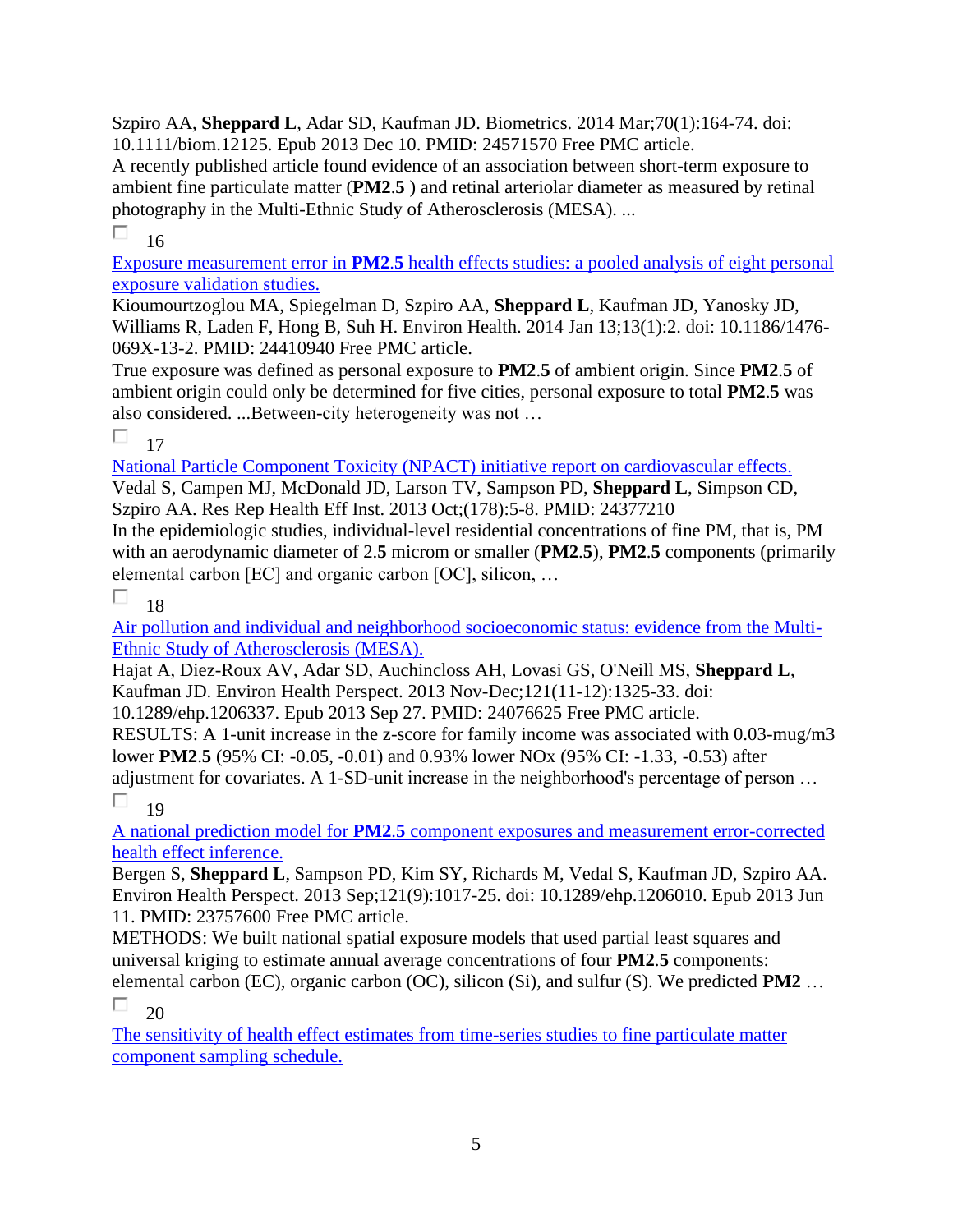Szpiro AA, **Sheppard L**, Adar SD, Kaufman JD. Biometrics. 2014 Mar;70(1):164-74. doi: 10.1111/biom.12125. Epub 2013 Dec 10. PMID: 24571570 Free PMC article.
A recently published article found evidence of an association between short-term exposure to ambient fine particulate matter (**PM2.5** ) and retinal arteriolar diameter as measured by retinal photography in the Multi-Ethnic Study of Atherosclerosis (MESA). ...

16

Exposure measurement error in **PM2.5** health effects studies: a pooled analysis of eight personal exposure validation studies.
Kioumourtzoglou MA, Spiegelman D, Szpiro AA, **Sheppard L**, Kaufman JD, Yanosky JD, Williams R, Laden F, Hong B, Suh H. Environ Health. 2014 Jan 13;13(1):2. doi: 10.1186/1476-069X-13-2. PMID: 24410940 Free PMC article.
True exposure was defined as personal exposure to **PM2.5** of ambient origin. Since **PM2.5** of ambient origin could only be determined for five cities, personal exposure to total **PM2.5** was also considered. ...Between-city heterogeneity was not …

17

National Particle Component Toxicity (NPACT) initiative report on cardiovascular effects.
Vedal S, Campen MJ, McDonald JD, Larson TV, Sampson PD, **Sheppard L**, Simpson CD, Szpiro AA. Res Rep Health Eff Inst. 2013 Oct;(178):5-8. PMID: 24377210
In the epidemiologic studies, individual-level residential concentrations of fine PM, that is, PM with an aerodynamic diameter of 2.**5** microm or smaller (**PM2.5**), **PM2.5** components (primarily elemental carbon [EC] and organic carbon [OC], silicon, …

18

Air pollution and individual and neighborhood socioeconomic status: evidence from the Multi-Ethnic Study of Atherosclerosis (MESA).
Hajat A, Diez-Roux AV, Adar SD, Auchincloss AH, Lovasi GS, O'Neill MS, **Sheppard L**, Kaufman JD. Environ Health Perspect. 2013 Nov-Dec;121(11-12):1325-33. doi: 10.1289/ehp.1206337. Epub 2013 Sep 27. PMID: 24076625 Free PMC article.
RESULTS: A 1-unit increase in the z-score for family income was associated with 0.03-mug/m3 lower **PM2.5** (95% CI: -0.05, -0.01) and 0.93% lower NOx (95% CI: -1.33, -0.53) after adjustment for covariates. A 1-SD-unit increase in the neighborhood's percentage of person …

19

A national prediction model for **PM2.5** component exposures and measurement error-corrected health effect inference.
Bergen S, **Sheppard L**, Sampson PD, Kim SY, Richards M, Vedal S, Kaufman JD, Szpiro AA. Environ Health Perspect. 2013 Sep;121(9):1017-25. doi: 10.1289/ehp.1206010. Epub 2013 Jun 11. PMID: 23757600 Free PMC article.
METHODS: We built national spatial exposure models that used partial least squares and universal kriging to estimate annual average concentrations of four **PM2.5** components: elemental carbon (EC), organic carbon (OC), silicon (Si), and sulfur (S). We predicted **PM2** …

20

The sensitivity of health effect estimates from time-series studies to fine particulate matter component sampling schedule.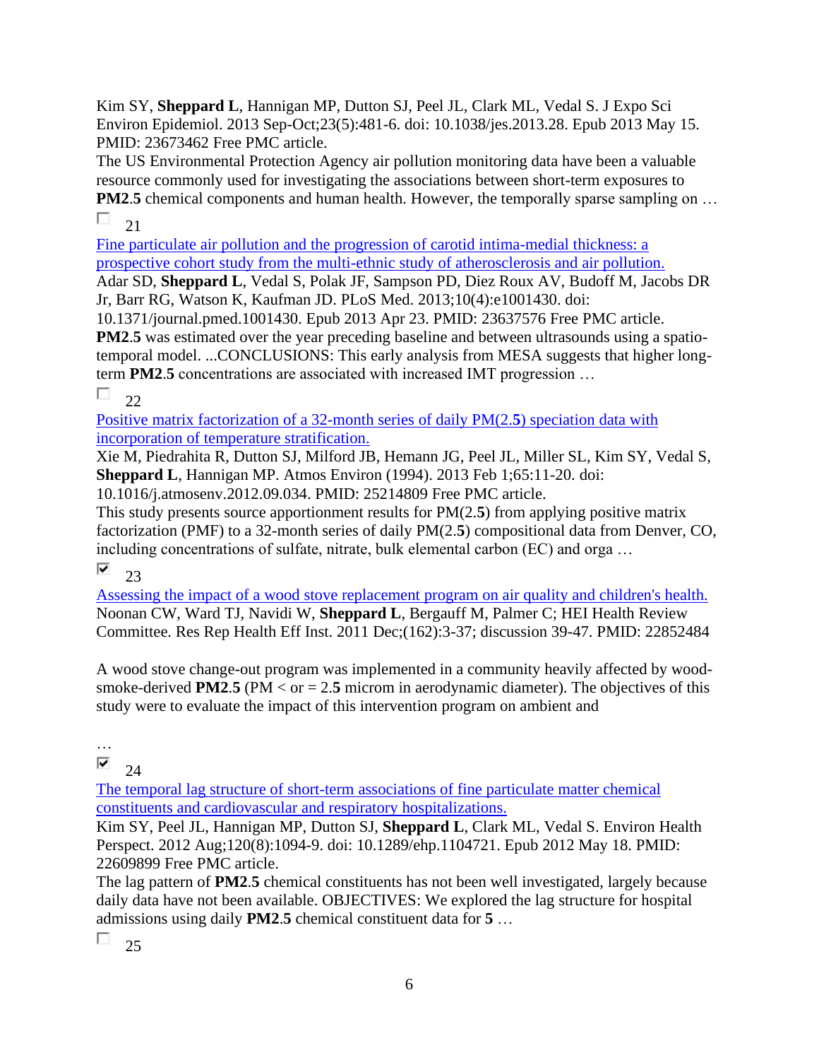Kim SY, **Sheppard L**, Hannigan MP, Dutton SJ, Peel JL, Clark ML, Vedal S. J Expo Sci Environ Epidemiol. 2013 Sep-Oct;23(5):481-6. doi: 10.1038/jes.2013.28. Epub 2013 May 15. PMID: 23673462 Free PMC article.

The US Environmental Protection Agency air pollution monitoring data have been a valuable resource commonly used for investigating the associations between short-term exposures to **PM2**.**5** chemical components and human health. However, the temporally sparse sampling on …

☐ 21

[Fine particulate air pollution and the progression of carotid intima-medial thickness: a prospective cohort study from the multi-ethnic study of atherosclerosis and air pollution.]()

Adar SD, **Sheppard L**, Vedal S, Polak JF, Sampson PD, Diez Roux AV, Budoff M, Jacobs DR Jr, Barr RG, Watson K, Kaufman JD. PLoS Med. 2013;10(4):e1001430. doi: 10.1371/journal.pmed.1001430. Epub 2013 Apr 23. PMID: 23637576 Free PMC article.

**PM2**.**5** was estimated over the year preceding baseline and between ultrasounds using a spatio-temporal model. ...CONCLUSIONS: This early analysis from MESA suggests that higher long-term **PM2**.**5** concentrations are associated with increased IMT progression …

☐ 22

[Positive matrix factorization of a 32-month series of daily PM(2.**5**) speciation data with incorporation of temperature stratification.]()

Xie M, Piedrahita R, Dutton SJ, Milford JB, Hemann JG, Peel JL, Miller SL, Kim SY, Vedal S, **Sheppard L**, Hannigan MP. Atmos Environ (1994). 2013 Feb 1;65:11-20. doi: 10.1016/j.atmosenv.2012.09.034. PMID: 25214809 Free PMC article.

This study presents source apportionment results for PM(2.**5**) from applying positive matrix factorization (PMF) to a 32-month series of daily PM(2.**5**) compositional data from Denver, CO, including concentrations of sulfate, nitrate, bulk elemental carbon (EC) and orga …

☑ 23

[Assessing the impact of a wood stove replacement program on air quality and children's health.]()

Noonan CW, Ward TJ, Navidi W, **Sheppard L**, Bergauff M, Palmer C; HEI Health Review Committee. Res Rep Health Eff Inst. 2011 Dec;(162):3-37; discussion 39-47. PMID: 22852484

A wood stove change-out program was implemented in a community heavily affected by wood-smoke-derived **PM2**.**5** (PM < or = 2.**5** microm in aerodynamic diameter). The objectives of this study were to evaluate the impact of this intervention program on ambient and

…

☑ 24

[The temporal lag structure of short-term associations of fine particulate matter chemical constituents and cardiovascular and respiratory hospitalizations.]()

Kim SY, Peel JL, Hannigan MP, Dutton SJ, **Sheppard L**, Clark ML, Vedal S. Environ Health Perspect. 2012 Aug;120(8):1094-9. doi: 10.1289/ehp.1104721. Epub 2012 May 18. PMID: 22609899 Free PMC article.

The lag pattern of **PM2**.**5** chemical constituents has not been well investigated, largely because daily data have not been available. OBJECTIVES: We explored the lag structure for hospital admissions using daily **PM2**.**5** chemical constituent data for **5** …

☐ 25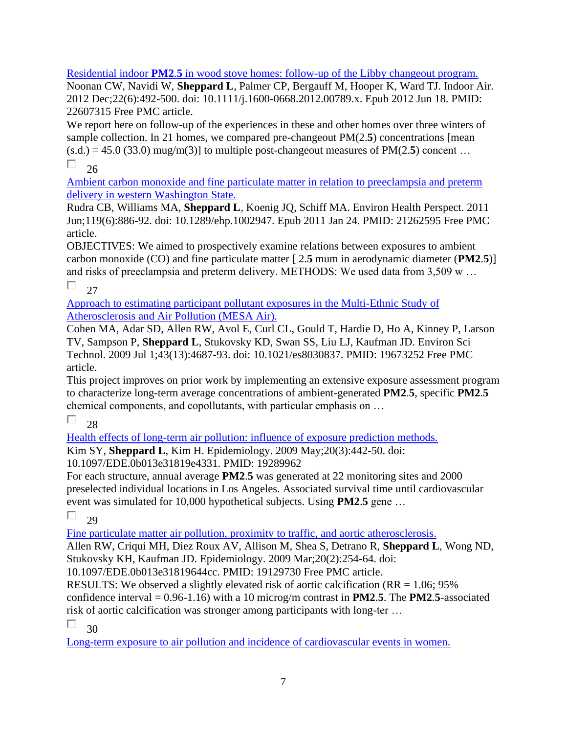[Residential indoor **PM2.5** in wood stove homes: follow-up of the Libby changeout program.]

Noonan CW, Navidi W, **Sheppard L**, Palmer CP, Bergauff M, Hooper K, Ward TJ. Indoor Air. 2012 Dec;22(6):492-500. doi: 10.1111/j.1600-0668.2012.00789.x. Epub 2012 Jun 18. PMID: 22607315 Free PMC article.

We report here on follow-up of the experiences in these and other homes over three winters of sample collection. In 21 homes, we compared pre-changeout PM(2.**5**) concentrations [mean (s.d.) = 45.0 (33.0) mug/m(3)] to multiple post-changeout measures of PM(2.**5**) concent …

☐ 26

[Ambient carbon monoxide and fine particulate matter in relation to preeclampsia and preterm delivery in western Washington State.]

Rudra CB, Williams MA, **Sheppard L**, Koenig JQ, Schiff MA. Environ Health Perspect. 2011 Jun;119(6):886-92. doi: 10.1289/ehp.1002947. Epub 2011 Jan 24. PMID: 21262595 Free PMC article.

OBJECTIVES: We aimed to prospectively examine relations between exposures to ambient carbon monoxide (CO) and fine particulate matter [ 2.**5** mum in aerodynamic diameter (**PM2.5**)] and risks of preeclampsia and preterm delivery. METHODS: We used data from 3,509 w …

☐ 27

[Approach to estimating participant pollutant exposures in the Multi-Ethnic Study of Atherosclerosis and Air Pollution (MESA Air).]

Cohen MA, Adar SD, Allen RW, Avol E, Curl CL, Gould T, Hardie D, Ho A, Kinney P, Larson TV, Sampson P, **Sheppard L**, Stukovsky KD, Swan SS, Liu LJ, Kaufman JD. Environ Sci Technol. 2009 Jul 1;43(13):4687-93. doi: 10.1021/es8030837. PMID: 19673252 Free PMC article.

This project improves on prior work by implementing an extensive exposure assessment program to characterize long-term average concentrations of ambient-generated **PM2.5**, specific **PM2.5** chemical components, and copollutants, with particular emphasis on …

☐ 28

[Health effects of long-term air pollution: influence of exposure prediction methods.]

Kim SY, **Sheppard L**, Kim H. Epidemiology. 2009 May;20(3):442-50. doi: 10.1097/EDE.0b013e31819e4331. PMID: 19289962

For each structure, annual average **PM2.5** was generated at 22 monitoring sites and 2000 preselected individual locations in Los Angeles. Associated survival time until cardiovascular event was simulated for 10,000 hypothetical subjects. Using **PM2.5** gene …

☐ 29

[Fine particulate matter air pollution, proximity to traffic, and aortic atherosclerosis.]

Allen RW, Criqui MH, Diez Roux AV, Allison M, Shea S, Detrano R, **Sheppard L**, Wong ND, Stukovsky KH, Kaufman JD. Epidemiology. 2009 Mar;20(2):254-64. doi: 10.1097/EDE.0b013e31819644cc. PMID: 19129730 Free PMC article.

RESULTS: We observed a slightly elevated risk of aortic calcification (RR = 1.06; 95% confidence interval = 0.96-1.16) with a 10 microg/m contrast in **PM2.5**. The **PM2.5**-associated risk of aortic calcification was stronger among participants with long-ter …

☐ 30

[Long-term exposure to air pollution and incidence of cardiovascular events in women.]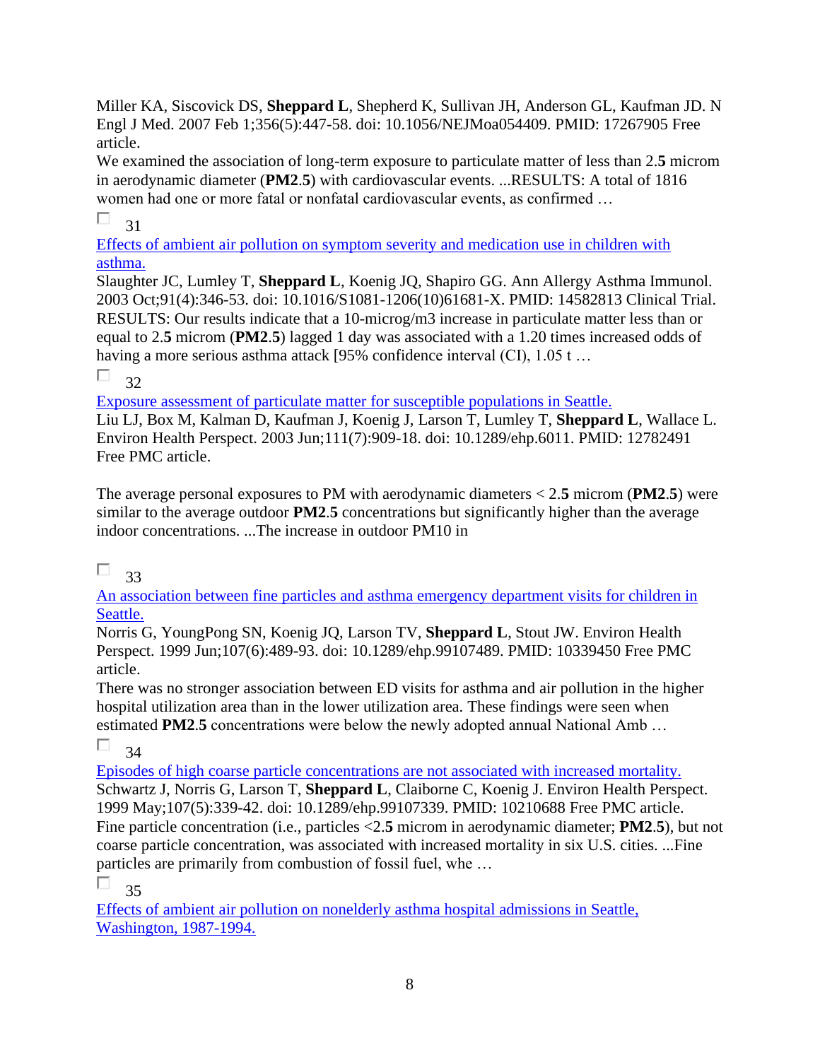Miller KA, Siscovick DS, **Sheppard L**, Shepherd K, Sullivan JH, Anderson GL, Kaufman JD. N Engl J Med. 2007 Feb 1;356(5):447-58. doi: 10.1056/NEJMoa054409. PMID: 17267905 Free article.

We examined the association of long-term exposure to particulate matter of less than 2.**5** microm in aerodynamic diameter (**PM2**.**5**) with cardiovascular events. ...RESULTS: A total of 1816 women had one or more fatal or nonfatal cardiovascular events, as confirmed …

31

[Effects of ambient air pollution on symptom severity and medication use in children with asthma.]()

Slaughter JC, Lumley T, **Sheppard L**, Koenig JQ, Shapiro GG. Ann Allergy Asthma Immunol. 2003 Oct;91(4):346-53. doi: 10.1016/S1081-1206(10)61681-X. PMID: 14582813 Clinical Trial.

RESULTS: Our results indicate that a 10-microg/m3 increase in particulate matter less than or equal to 2.**5** microm (**PM2**.**5**) lagged 1 day was associated with a 1.20 times increased odds of having a more serious asthma attack [95% confidence interval (CI), 1.05 t …

32

[Exposure assessment of particulate matter for susceptible populations in Seattle.]()

Liu LJ, Box M, Kalman D, Kaufman J, Koenig J, Larson T, Lumley T, **Sheppard L**, Wallace L. Environ Health Perspect. 2003 Jun;111(7):909-18. doi: 10.1289/ehp.6011. PMID: 12782491 Free PMC article.

The average personal exposures to PM with aerodynamic diameters < 2.**5** microm (**PM2**.**5**) were similar to the average outdoor **PM2**.**5** concentrations but significantly higher than the average indoor concentrations. ...The increase in outdoor PM10 in

33

[An association between fine particles and asthma emergency department visits for children in Seattle.]()

Norris G, YoungPong SN, Koenig JQ, Larson TV, **Sheppard L**, Stout JW. Environ Health Perspect. 1999 Jun;107(6):489-93. doi: 10.1289/ehp.99107489. PMID: 10339450 Free PMC article.

There was no stronger association between ED visits for asthma and air pollution in the higher hospital utilization area than in the lower utilization area. These findings were seen when estimated **PM2**.**5** concentrations were below the newly adopted annual National Amb …

34

[Episodes of high coarse particle concentrations are not associated with increased mortality.]()

Schwartz J, Norris G, Larson T, **Sheppard L**, Claiborne C, Koenig J. Environ Health Perspect. 1999 May;107(5):339-42. doi: 10.1289/ehp.99107339. PMID: 10210688 Free PMC article.

Fine particle concentration (i.e., particles <2.**5** microm in aerodynamic diameter; **PM2**.**5**), but not coarse particle concentration, was associated with increased mortality in six U.S. cities. ...Fine particles are primarily from combustion of fossil fuel, whe …

35

[Effects of ambient air pollution on nonelderly asthma hospital admissions in Seattle, Washington, 1987-1994.]()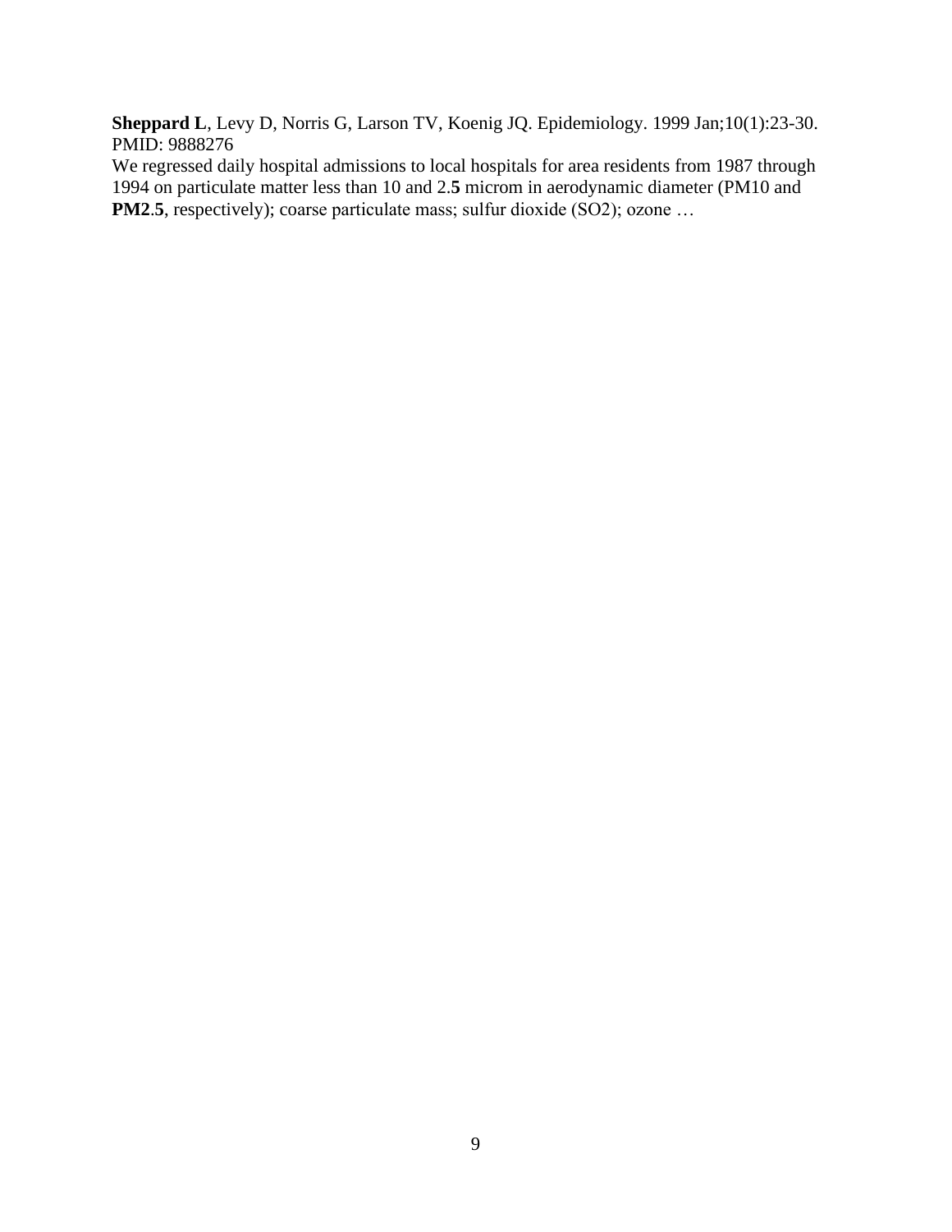**Sheppard L**, Levy D, Norris G, Larson TV, Koenig JQ. Epidemiology. 1999 Jan;10(1):23-30. PMID: 9888276

We regressed daily hospital admissions to local hospitals for area residents from 1987 through 1994 on particulate matter less than 10 and 2.**5** microm in aerodynamic diameter (PM10 and **PM2**.**5**, respectively); coarse particulate mass; sulfur dioxide ($SO_2$); ozone …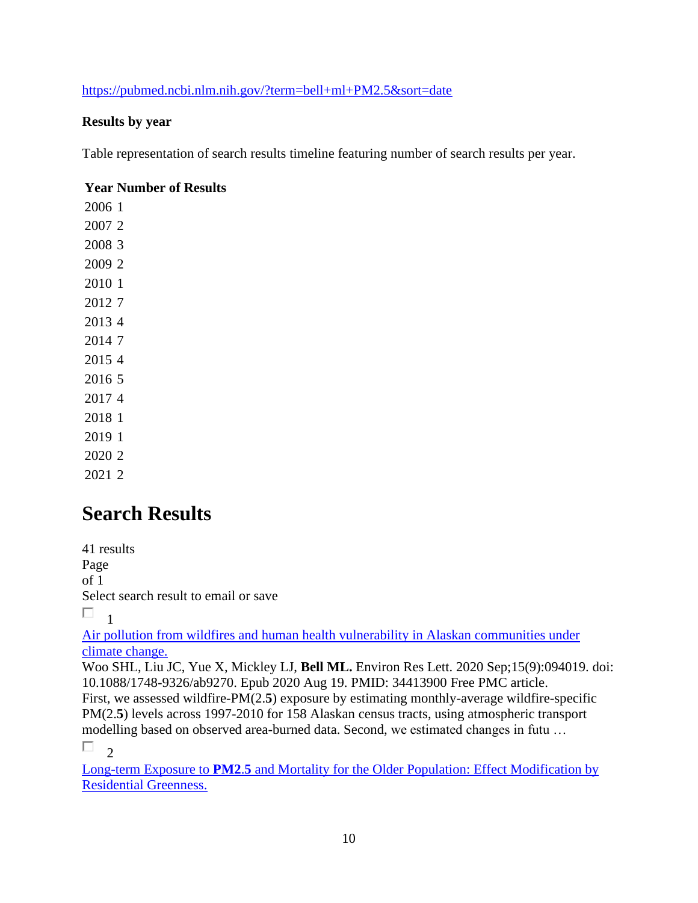https://pubmed.ncbi.nlm.nih.gov/?term=bell+ml+PM2.5&sort=date

**Results by year**

Table representation of search results timeline featuring number of search results per year.

| Year | Number of Results |
|---|---|
| 2006 | 1 |
| 2007 | 2 |
| 2008 | 3 |
| 2009 | 2 |
| 2010 | 1 |
| 2012 | 7 |
| 2013 | 4 |
| 2014 | 7 |
| 2015 | 4 |
| 2016 | 5 |
| 2017 | 4 |
| 2018 | 1 |
| 2019 | 1 |
| 2020 | 2 |
| 2021 | 2 |

# Search Results

41 results
Page
of 1
Select search result to email or save

1

Air pollution from wildfires and human health vulnerability in Alaskan communities under climate change.
Woo SHL, Liu JC, Yue X, Mickley LJ, **Bell ML.** Environ Res Lett. 2020 Sep;15(9):094019. doi: 10.1088/1748-9326/ab9270. Epub 2020 Aug 19. PMID: 34413900 Free PMC article.
First, we assessed wildfire-PM(2.**5**) exposure by estimating monthly-average wildfire-specific PM(2.**5**) levels across 1997-2010 for 158 Alaskan census tracts, using atmospheric transport modelling based on observed area-burned data. Second, we estimated changes in futu …

2

Long-term Exposure to **PM2.5** and Mortality for the Older Population: Effect Modification by Residential Greenness.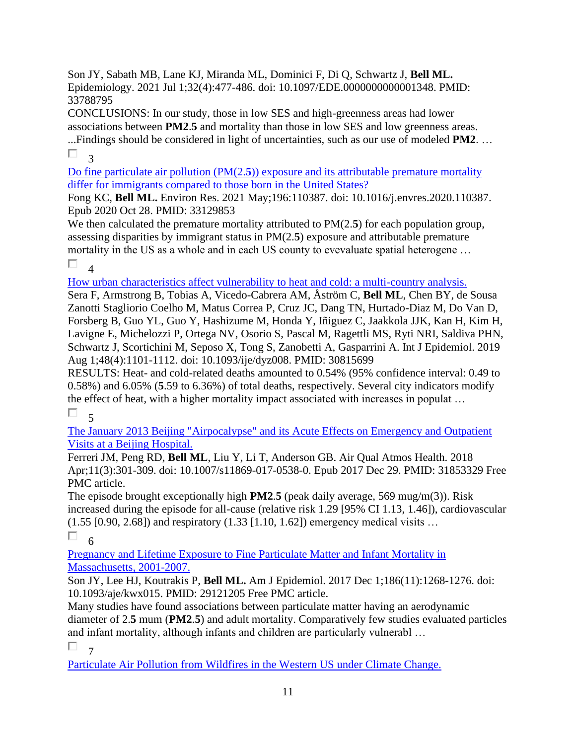Son JY, Sabath MB, Lane KJ, Miranda ML, Dominici F, Di Q, Schwartz J, **Bell ML.** Epidemiology. 2021 Jul 1;32(4):477-486. doi: 10.1097/EDE.0000000000001348. PMID: 33788795

CONCLUSIONS: In our study, those in low SES and high-greenness areas had lower associations between **PM2**.**5** and mortality than those in low SES and low greenness areas. ...Findings should be considered in light of uncertainties, such as our use of modeled **PM2**. …

☐ 3

[Do fine particulate air pollution (PM(2.**5**)) exposure and its attributable premature mortality differ for immigrants compared to those born in the United States?]()

Fong KC, **Bell ML.** Environ Res. 2021 May;196:110387. doi: 10.1016/j.envres.2020.110387. Epub 2020 Oct 28. PMID: 33129853

We then calculated the premature mortality attributed to PM(2.**5**) for each population group, assessing disparities by immigrant status in PM(2.**5**) exposure and attributable premature mortality in the US as a whole and in each US county to evevaluate spatial heterogene …

☐ 4

[How urban characteristics affect vulnerability to heat and cold: a multi-country analysis.]()

Sera F, Armstrong B, Tobias A, Vicedo-Cabrera AM, Åström C, **Bell ML**, Chen BY, de Sousa Zanotti Stagliorio Coelho M, Matus Correa P, Cruz JC, Dang TN, Hurtado-Diaz M, Do Van D, Forsberg B, Guo YL, Guo Y, Hashizume M, Honda Y, Iñiguez C, Jaakkola JJK, Kan H, Kim H, Lavigne E, Michelozzi P, Ortega NV, Osorio S, Pascal M, Ragettli MS, Ryti NRI, Saldiva PHN, Schwartz J, Scortichini M, Seposo X, Tong S, Zanobetti A, Gasparrini A. Int J Epidemiol. 2019 Aug 1;48(4):1101-1112. doi: 10.1093/ije/dyz008. PMID: 30815699

RESULTS: Heat- and cold-related deaths amounted to 0.54% (95% confidence interval: 0.49 to 0.58%) and 6.05% (**5**.59 to 6.36%) of total deaths, respectively. Several city indicators modify the effect of heat, with a higher mortality impact associated with increases in populat …

☐ 5

[The January 2013 Beijing "Airpocalypse" and its Acute Effects on Emergency and Outpatient Visits at a Beijing Hospital.]()

Ferreri JM, Peng RD, **Bell ML**, Liu Y, Li T, Anderson GB. Air Qual Atmos Health. 2018 Apr;11(3):301-309. doi: 10.1007/s11869-017-0538-0. Epub 2017 Dec 29. PMID: 31853329 Free PMC article.

The episode brought exceptionally high **PM2**.**5** (peak daily average, 569 mug/m(3)). Risk increased during the episode for all-cause (relative risk 1.29 [95% CI 1.13, 1.46]), cardiovascular (1.55 [0.90, 2.68]) and respiratory (1.33 [1.10, 1.62]) emergency medical visits …

☐ 6

[Pregnancy and Lifetime Exposure to Fine Particulate Matter and Infant Mortality in Massachusetts, 2001-2007.]()

Son JY, Lee HJ, Koutrakis P, **Bell ML.** Am J Epidemiol. 2017 Dec 1;186(11):1268-1276. doi: 10.1093/aje/kwx015. PMID: 29121205 Free PMC article.

Many studies have found associations between particulate matter having an aerodynamic diameter of 2.**5** mum (**PM2**.**5**) and adult mortality. Comparatively few studies evaluated particles and infant mortality, although infants and children are particularly vulnerabl …

☐ 7

[Particulate Air Pollution from Wildfires in the Western US under Climate Change.]()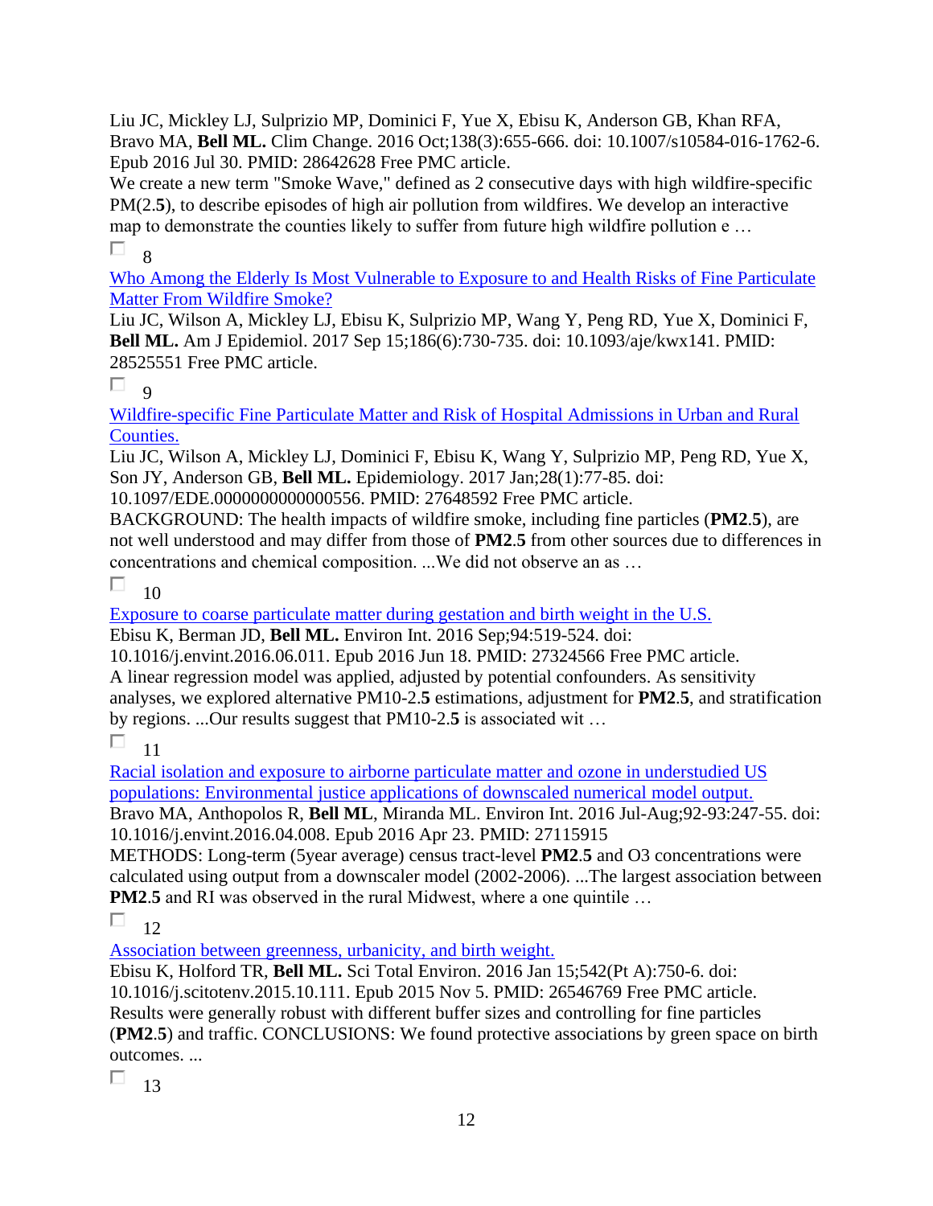Liu JC, Mickley LJ, Sulprizio MP, Dominici F, Yue X, Ebisu K, Anderson GB, Khan RFA, Bravo MA, **Bell ML.** Clim Change. 2016 Oct;138(3):655-666. doi: 10.1007/s10584-016-1762-6. Epub 2016 Jul 30. PMID: 28642628 Free PMC article.
We create a new term "Smoke Wave," defined as 2 consecutive days with high wildfire-specific PM(2.**5**), to describe episodes of high air pollution from wildfires. We develop an interactive map to demonstrate the counties likely to suffer from future high wildfire pollution e …

8

[Who Among the Elderly Is Most Vulnerable to Exposure to and Health Risks of Fine Particulate Matter From Wildfire Smoke?]()
Liu JC, Wilson A, Mickley LJ, Ebisu K, Sulprizio MP, Wang Y, Peng RD, Yue X, Dominici F, **Bell ML.** Am J Epidemiol. 2017 Sep 15;186(6):730-735. doi: 10.1093/aje/kwx141. PMID: 28525551 Free PMC article.

9

[Wildfire-specific Fine Particulate Matter and Risk of Hospital Admissions in Urban and Rural Counties.]()
Liu JC, Wilson A, Mickley LJ, Dominici F, Ebisu K, Wang Y, Sulprizio MP, Peng RD, Yue X, Son JY, Anderson GB, **Bell ML.** Epidemiology. 2017 Jan;28(1):77-85. doi: 10.1097/EDE.0000000000000556. PMID: 27648592 Free PMC article.
BACKGROUND: The health impacts of wildfire smoke, including fine particles (**PM2**.**5**), are not well understood and may differ from those of **PM2**.**5** from other sources due to differences in concentrations and chemical composition. ...We did not observe an as …

10

[Exposure to coarse particulate matter during gestation and birth weight in the U.S.]()
Ebisu K, Berman JD, **Bell ML.** Environ Int. 2016 Sep;94:519-524. doi: 10.1016/j.envint.2016.06.011. Epub 2016 Jun 18. PMID: 27324566 Free PMC article.
A linear regression model was applied, adjusted by potential confounders. As sensitivity analyses, we explored alternative PM10-2.**5** estimations, adjustment for **PM2**.**5**, and stratification by regions. ...Our results suggest that PM10-2.**5** is associated wit …

11

[Racial isolation and exposure to airborne particulate matter and ozone in understudied US populations: Environmental justice applications of downscaled numerical model output.]()
Bravo MA, Anthopolos R, **Bell ML**, Miranda ML. Environ Int. 2016 Jul-Aug;92-93:247-55. doi: 10.1016/j.envint.2016.04.008. Epub 2016 Apr 23. PMID: 27115915
METHODS: Long-term (5year average) census tract-level **PM2**.**5** and O3 concentrations were calculated using output from a downscaler model (2002-2006). ...The largest association between **PM2**.**5** and RI was observed in the rural Midwest, where a one quintile …

12

[Association between greenness, urbanicity, and birth weight.]()
Ebisu K, Holford TR, **Bell ML.** Sci Total Environ. 2016 Jan 15;542(Pt A):750-6. doi: 10.1016/j.scitotenv.2015.10.111. Epub 2015 Nov 5. PMID: 26546769 Free PMC article.
Results were generally robust with different buffer sizes and controlling for fine particles (**PM2**.**5**) and traffic. CONCLUSIONS: We found protective associations by green space on birth outcomes. ...

13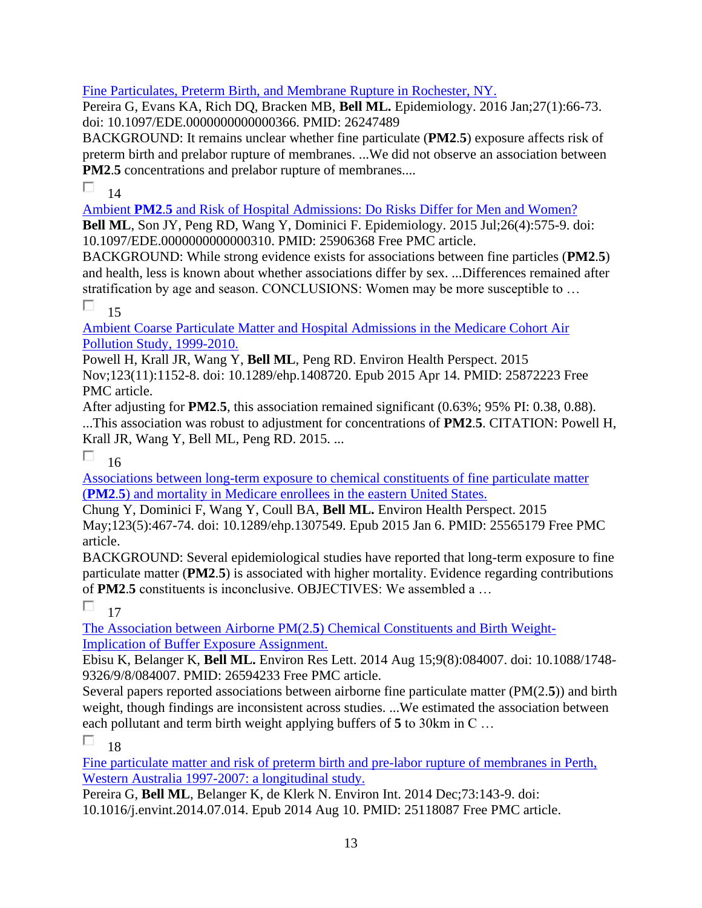[Fine Particulates, Preterm Birth, and Membrane Rupture in Rochester, NY.]

Pereira G, Evans KA, Rich DQ, Bracken MB, **Bell ML.** Epidemiology. 2016 Jan;27(1):66-73. doi: 10.1097/EDE.0000000000000366. PMID: 26247489

BACKGROUND: It remains unclear whether fine particulate (**PM2**.**5**) exposure affects risk of preterm birth and prelabor rupture of membranes. ...We did not observe an association between **PM2**.**5** concentrations and prelabor rupture of membranes....

☐ 14

[Ambient **PM2**.**5** and Risk of Hospital Admissions: Do Risks Differ for Men and Women?]

**Bell ML**, Son JY, Peng RD, Wang Y, Dominici F. Epidemiology. 2015 Jul;26(4):575-9. doi: 10.1097/EDE.0000000000000310. PMID: 25906368 Free PMC article.

BACKGROUND: While strong evidence exists for associations between fine particles (**PM2**.**5**) and health, less is known about whether associations differ by sex. ...Differences remained after stratification by age and season. CONCLUSIONS: Women may be more susceptible to …

☐ 15

[Ambient Coarse Particulate Matter and Hospital Admissions in the Medicare Cohort Air Pollution Study, 1999-2010.]

Powell H, Krall JR, Wang Y, **Bell ML**, Peng RD. Environ Health Perspect. 2015 Nov;123(11):1152-8. doi: 10.1289/ehp.1408720. Epub 2015 Apr 14. PMID: 25872223 Free PMC article.

After adjusting for **PM2**.**5**, this association remained significant (0.63%; 95% PI: 0.38, 0.88). ...This association was robust to adjustment for concentrations of **PM2**.**5**. CITATION: Powell H, Krall JR, Wang Y, Bell ML, Peng RD. 2015. ...

☐ 16

[Associations between long-term exposure to chemical constituents of fine particulate matter (**PM2**.**5**) and mortality in Medicare enrollees in the eastern United States.]

Chung Y, Dominici F, Wang Y, Coull BA, **Bell ML.** Environ Health Perspect. 2015 May;123(5):467-74. doi: 10.1289/ehp.1307549. Epub 2015 Jan 6. PMID: 25565179 Free PMC article.

BACKGROUND: Several epidemiological studies have reported that long-term exposure to fine particulate matter (**PM2**.**5**) is associated with higher mortality. Evidence regarding contributions of **PM2**.**5** constituents is inconclusive. OBJECTIVES: We assembled a …

☐ 17

[The Association between Airborne PM(2.**5**) Chemical Constituents and Birth Weight-Implication of Buffer Exposure Assignment.]

Ebisu K, Belanger K, **Bell ML.** Environ Res Lett. 2014 Aug 15;9(8):084007. doi: 10.1088/1748-9326/9/8/084007. PMID: 26594233 Free PMC article.

Several papers reported associations between airborne fine particulate matter (PM(2.**5**)) and birth weight, though findings are inconsistent across studies. ...We estimated the association between each pollutant and term birth weight applying buffers of **5** to 30km in C …

☐ 18

[Fine particulate matter and risk of preterm birth and pre-labor rupture of membranes in Perth, Western Australia 1997-2007: a longitudinal study.]

Pereira G, **Bell ML**, Belanger K, de Klerk N. Environ Int. 2014 Dec;73:143-9. doi: 10.1016/j.envint.2014.07.014. Epub 2014 Aug 10. PMID: 25118087 Free PMC article.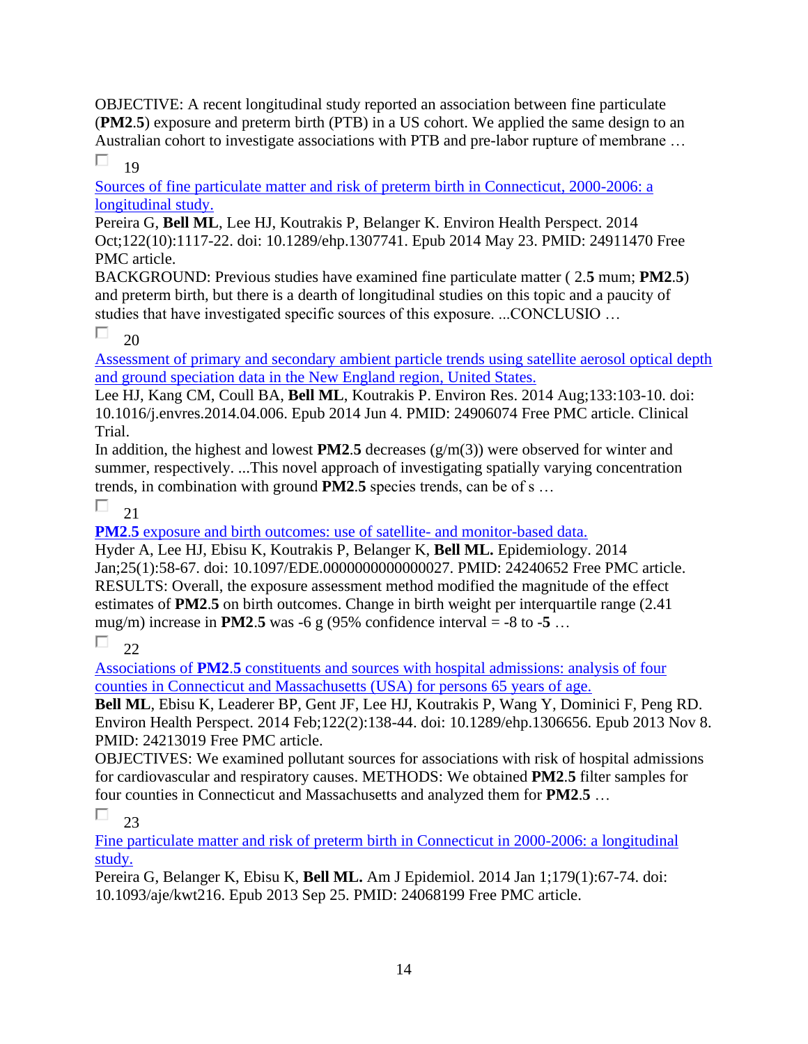OBJECTIVE: A recent longitudinal study reported an association between fine particulate (**PM2**.**5**) exposure and preterm birth (PTB) in a US cohort. We applied the same design to an Australian cohort to investigate associations with PTB and pre-labor rupture of membrane …

19

[Sources of fine particulate matter and risk of preterm birth in Connecticut, 2000-2006: a longitudinal study.]()

Pereira G, **Bell ML**, Lee HJ, Koutrakis P, Belanger K. Environ Health Perspect. 2014 Oct;122(10):1117-22. doi: 10.1289/ehp.1307741. Epub 2014 May 23. PMID: 24911470 Free PMC article.

BACKGROUND: Previous studies have examined fine particulate matter ( 2.**5** mum; **PM2**.**5**) and preterm birth, but there is a dearth of longitudinal studies on this topic and a paucity of studies that have investigated specific sources of this exposure. ...CONCLUSIO …

20

[Assessment of primary and secondary ambient particle trends using satellite aerosol optical depth and ground speciation data in the New England region, United States.]()

Lee HJ, Kang CM, Coull BA, **Bell ML**, Koutrakis P. Environ Res. 2014 Aug;133:103-10. doi: 10.1016/j.envres.2014.04.006. Epub 2014 Jun 4. PMID: 24906074 Free PMC article. Clinical Trial.

In addition, the highest and lowest **PM2**.**5** decreases (g/m(3)) were observed for winter and summer, respectively. ...This novel approach of investigating spatially varying concentration trends, in combination with ground **PM2**.**5** species trends, can be of s …

21

[**PM2**.**5** exposure and birth outcomes: use of satellite- and monitor-based data.]()

Hyder A, Lee HJ, Ebisu K, Koutrakis P, Belanger K, **Bell ML.** Epidemiology. 2014 Jan;25(1):58-67. doi: 10.1097/EDE.0000000000000027. PMID: 24240652 Free PMC article.

RESULTS: Overall, the exposure assessment method modified the magnitude of the effect estimates of **PM2**.**5** on birth outcomes. Change in birth weight per interquartile range (2.41 mug/m) increase in **PM2**.**5** was -6 g (95% confidence interval = -8 to -**5** …

22

[Associations of **PM2**.**5** constituents and sources with hospital admissions: analysis of four counties in Connecticut and Massachusetts (USA) for persons 65 years of age.]()

**Bell ML**, Ebisu K, Leaderer BP, Gent JF, Lee HJ, Koutrakis P, Wang Y, Dominici F, Peng RD. Environ Health Perspect. 2014 Feb;122(2):138-44. doi: 10.1289/ehp.1306656. Epub 2013 Nov 8. PMID: 24213019 Free PMC article.

OBJECTIVES: We examined pollutant sources for associations with risk of hospital admissions for cardiovascular and respiratory causes. METHODS: We obtained **PM2**.**5** filter samples for four counties in Connecticut and Massachusetts and analyzed them for **PM2**.**5** …

23

[Fine particulate matter and risk of preterm birth in Connecticut in 2000-2006: a longitudinal study.]()

Pereira G, Belanger K, Ebisu K, **Bell ML.** Am J Epidemiol. 2014 Jan 1;179(1):67-74. doi: 10.1093/aje/kwt216. Epub 2013 Sep 25. PMID: 24068199 Free PMC article.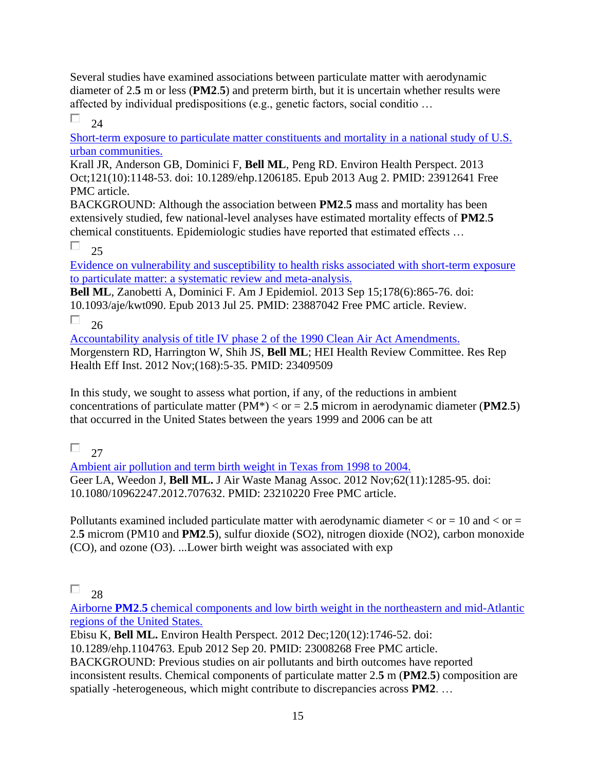Several studies have examined associations between particulate matter with aerodynamic diameter of 2.**5** m or less (**PM2**.**5**) and preterm birth, but it is uncertain whether results were affected by individual predispositions (e.g., genetic factors, social conditio …

24

Short-term exposure to particulate matter constituents and mortality in a national study of U.S. urban communities.

Krall JR, Anderson GB, Dominici F, **Bell ML**, Peng RD. Environ Health Perspect. 2013 Oct;121(10):1148-53. doi: 10.1289/ehp.1206185. Epub 2013 Aug 2. PMID: 23912641 Free PMC article.

BACKGROUND: Although the association between **PM2**.**5** mass and mortality has been extensively studied, few national-level analyses have estimated mortality effects of **PM2**.**5** chemical constituents. Epidemiologic studies have reported that estimated effects …

25

Evidence on vulnerability and susceptibility to health risks associated with short-term exposure to particulate matter: a systematic review and meta-analysis.

**Bell ML**, Zanobetti A, Dominici F. Am J Epidemiol. 2013 Sep 15;178(6):865-76. doi: 10.1093/aje/kwt090. Epub 2013 Jul 25. PMID: 23887042 Free PMC article. Review.

26

Accountability analysis of title IV phase 2 of the 1990 Clean Air Act Amendments.

Morgenstern RD, Harrington W, Shih JS, **Bell ML**; HEI Health Review Committee. Res Rep Health Eff Inst. 2012 Nov;(168):5-35. PMID: 23409509

In this study, we sought to assess what portion, if any, of the reductions in ambient concentrations of particulate matter (PM*) < or = 2.**5** microm in aerodynamic diameter (**PM2**.**5**) that occurred in the United States between the years 1999 and 2006 can be att

27

Ambient air pollution and term birth weight in Texas from 1998 to 2004.

Geer LA, Weedon J, **Bell ML.** J Air Waste Manag Assoc. 2012 Nov;62(11):1285-95. doi: 10.1080/10962247.2012.707632. PMID: 23210220 Free PMC article.

Pollutants examined included particulate matter with aerodynamic diameter < or = 10 and < or = 2.**5** microm (PM10 and **PM2**.**5**), sulfur dioxide (SO2), nitrogen dioxide (NO2), carbon monoxide (CO), and ozone (O3). ...Lower birth weight was associated with exp

28

Airborne **PM2**.**5** chemical components and low birth weight in the northeastern and mid-Atlantic regions of the United States.

Ebisu K, **Bell ML.** Environ Health Perspect. 2012 Dec;120(12):1746-52. doi: 10.1289/ehp.1104763. Epub 2012 Sep 20. PMID: 23008268 Free PMC article.

BACKGROUND: Previous studies on air pollutants and birth outcomes have reported inconsistent results. Chemical components of particulate matter 2.**5** m (**PM2**.**5**) composition are spatially -heterogeneous, which might contribute to discrepancies across **PM2**. …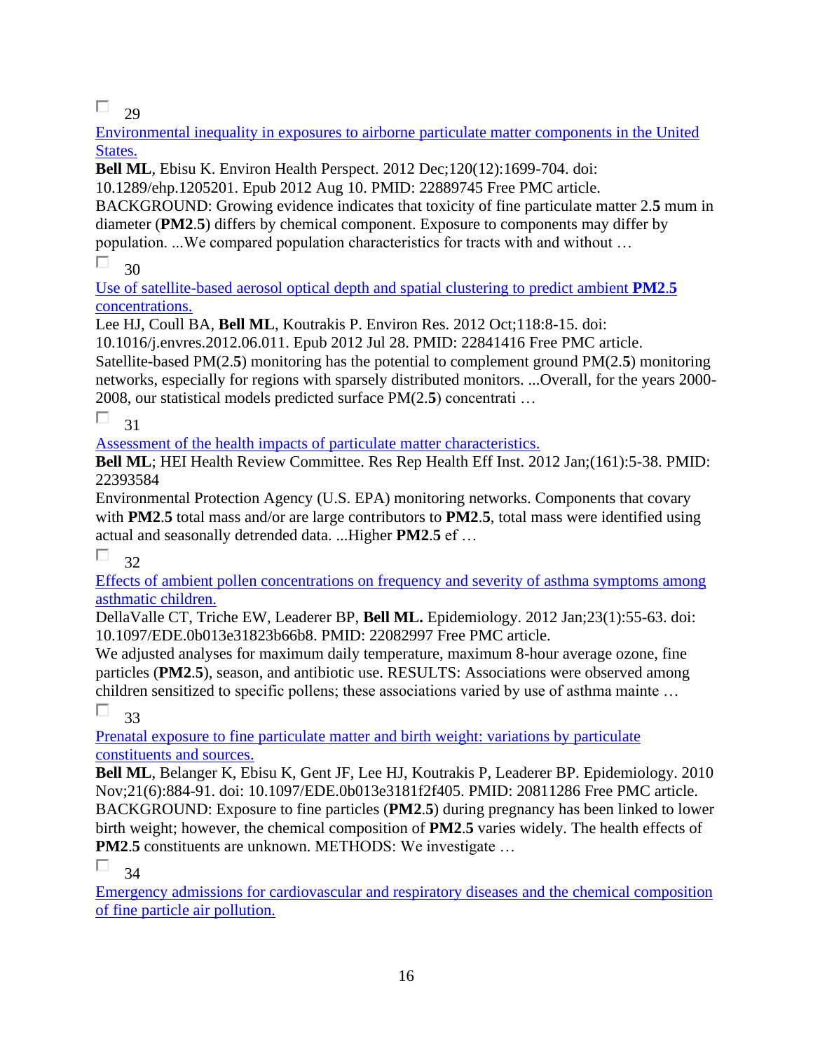☐ 29

[Environmental inequality in exposures to airborne particulate matter components in the United States.](#)

**Bell ML**, Ebisu K. Environ Health Perspect. 2012 Dec;120(12):1699-704. doi: 10.1289/ehp.1205201. Epub 2012 Aug 10. PMID: 22889745 Free PMC article.

BACKGROUND: Growing evidence indicates that toxicity of fine particulate matter 2.**5** mum in diameter (**PM2**.**5**) differs by chemical component. Exposure to components may differ by population. ...We compared population characteristics for tracts with and without …

☐ 30

[Use of satellite-based aerosol optical depth and spatial clustering to predict ambient **PM2**.**5** concentrations.](#)

Lee HJ, Coull BA, **Bell ML**, Koutrakis P. Environ Res. 2012 Oct;118:8-15. doi: 10.1016/j.envres.2012.06.011. Epub 2012 Jul 28. PMID: 22841416 Free PMC article.

Satellite-based PM(2.**5**) monitoring has the potential to complement ground PM(2.**5**) monitoring networks, especially for regions with sparsely distributed monitors. ...Overall, for the years 2000-2008, our statistical models predicted surface PM(2.**5**) concentrati …

☐ 31

[Assessment of the health impacts of particulate matter characteristics.](#)

**Bell ML**; HEI Health Review Committee. Res Rep Health Eff Inst. 2012 Jan;(161):5-38. PMID: 22393584

Environmental Protection Agency (U.S. EPA) monitoring networks. Components that covary with **PM2**.**5** total mass and/or are large contributors to **PM2**.**5**, total mass were identified using actual and seasonally detrended data. ...Higher **PM2**.**5** ef …

☐ 32

[Effects of ambient pollen concentrations on frequency and severity of asthma symptoms among asthmatic children.](#)

DellaValle CT, Triche EW, Leaderer BP, **Bell ML.** Epidemiology. 2012 Jan;23(1):55-63. doi: 10.1097/EDE.0b013e31823b66b8. PMID: 22082997 Free PMC article.

We adjusted analyses for maximum daily temperature, maximum 8-hour average ozone, fine particles (**PM2**.**5**), season, and antibiotic use. RESULTS: Associations were observed among children sensitized to specific pollens; these associations varied by use of asthma mainte …

☐ 33

[Prenatal exposure to fine particulate matter and birth weight: variations by particulate constituents and sources.](#)

**Bell ML**, Belanger K, Ebisu K, Gent JF, Lee HJ, Koutrakis P, Leaderer BP. Epidemiology. 2010 Nov;21(6):884-91. doi: 10.1097/EDE.0b013e3181f2f405. PMID: 20811286 Free PMC article.

BACKGROUND: Exposure to fine particles (**PM2**.**5**) during pregnancy has been linked to lower birth weight; however, the chemical composition of **PM2**.**5** varies widely. The health effects of **PM2**.**5** constituents are unknown. METHODS: We investigate …

☐ 34

[Emergency admissions for cardiovascular and respiratory diseases and the chemical composition of fine particle air pollution.](#)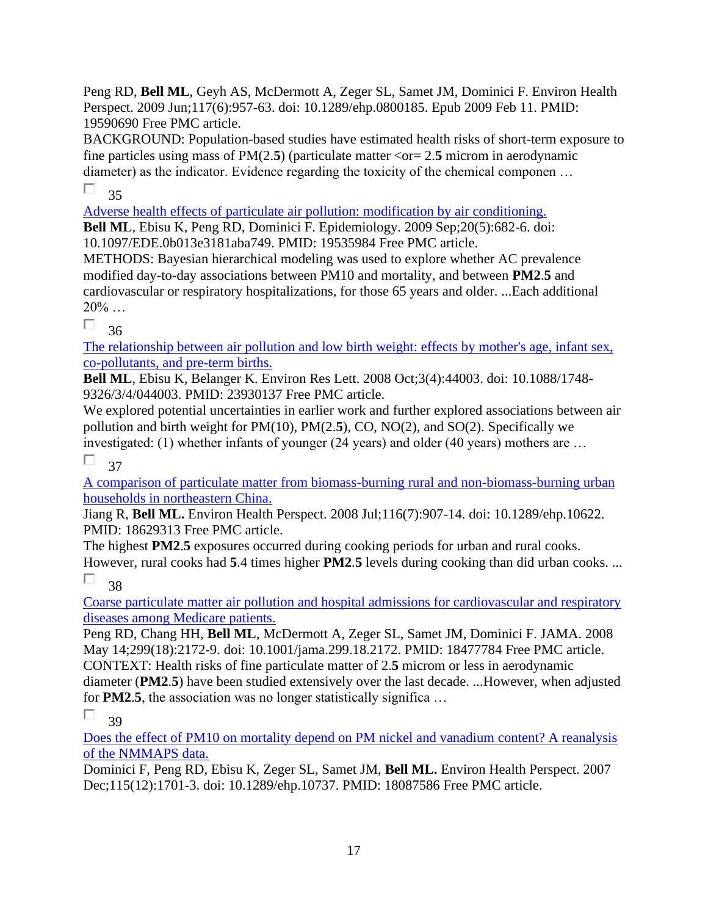Peng RD, **Bell ML**, Geyh AS, McDermott A, Zeger SL, Samet JM, Dominici F. Environ Health Perspect. 2009 Jun;117(6):957-63. doi: 10.1289/ehp.0800185. Epub 2009 Feb 11. PMID: 19590690 Free PMC article.
BACKGROUND: Population-based studies have estimated health risks of short-term exposure to fine particles using mass of PM(2.**5**) (particulate matter <or= 2.**5** microm in aerodynamic diameter) as the indicator. Evidence regarding the toxicity of the chemical componen …

☐ 35

[Adverse health effects of particulate air pollution: modification by air conditioning.]()
**Bell ML**, Ebisu K, Peng RD, Dominici F. Epidemiology. 2009 Sep;20(5):682-6. doi: 10.1097/EDE.0b013e3181aba749. PMID: 19535984 Free PMC article.
METHODS: Bayesian hierarchical modeling was used to explore whether AC prevalence modified day-to-day associations between PM10 and mortality, and between **PM2**.**5** and cardiovascular or respiratory hospitalizations, for those 65 years and older. ...Each additional 20% …

☐ 36

[The relationship between air pollution and low birth weight: effects by mother's age, infant sex, co-pollutants, and pre-term births.]()
**Bell ML**, Ebisu K, Belanger K. Environ Res Lett. 2008 Oct;3(4):44003. doi: 10.1088/1748-9326/3/4/044003. PMID: 23930137 Free PMC article.
We explored potential uncertainties in earlier work and further explored associations between air pollution and birth weight for PM(10), PM(2.**5**), CO, NO(2), and SO(2). Specifically we investigated: (1) whether infants of younger (24 years) and older (40 years) mothers are …

☐ 37

[A comparison of particulate matter from biomass-burning rural and non-biomass-burning urban households in northeastern China.]()
Jiang R, **Bell ML.** Environ Health Perspect. 2008 Jul;116(7):907-14. doi: 10.1289/ehp.10622. PMID: 18629313 Free PMC article.
The highest **PM2**.**5** exposures occurred during cooking periods for urban and rural cooks. However, rural cooks had **5**.4 times higher **PM2**.**5** levels during cooking than did urban cooks. ...

☐ 38

[Coarse particulate matter air pollution and hospital admissions for cardiovascular and respiratory diseases among Medicare patients.]()
Peng RD, Chang HH, **Bell ML**, McDermott A, Zeger SL, Samet JM, Dominici F. JAMA. 2008 May 14;299(18):2172-9. doi: 10.1001/jama.299.18.2172. PMID: 18477784 Free PMC article.
CONTEXT: Health risks of fine particulate matter of 2.**5** microm or less in aerodynamic diameter (**PM2**.**5**) have been studied extensively over the last decade. ...However, when adjusted for **PM2**.**5**, the association was no longer statistically significa …

☐ 39

[Does the effect of PM10 on mortality depend on PM nickel and vanadium content? A reanalysis of the NMMAPS data.]()
Dominici F, Peng RD, Ebisu K, Zeger SL, Samet JM, **Bell ML.** Environ Health Perspect. 2007 Dec;115(12):1701-3. doi: 10.1289/ehp.10737. PMID: 18087586 Free PMC article.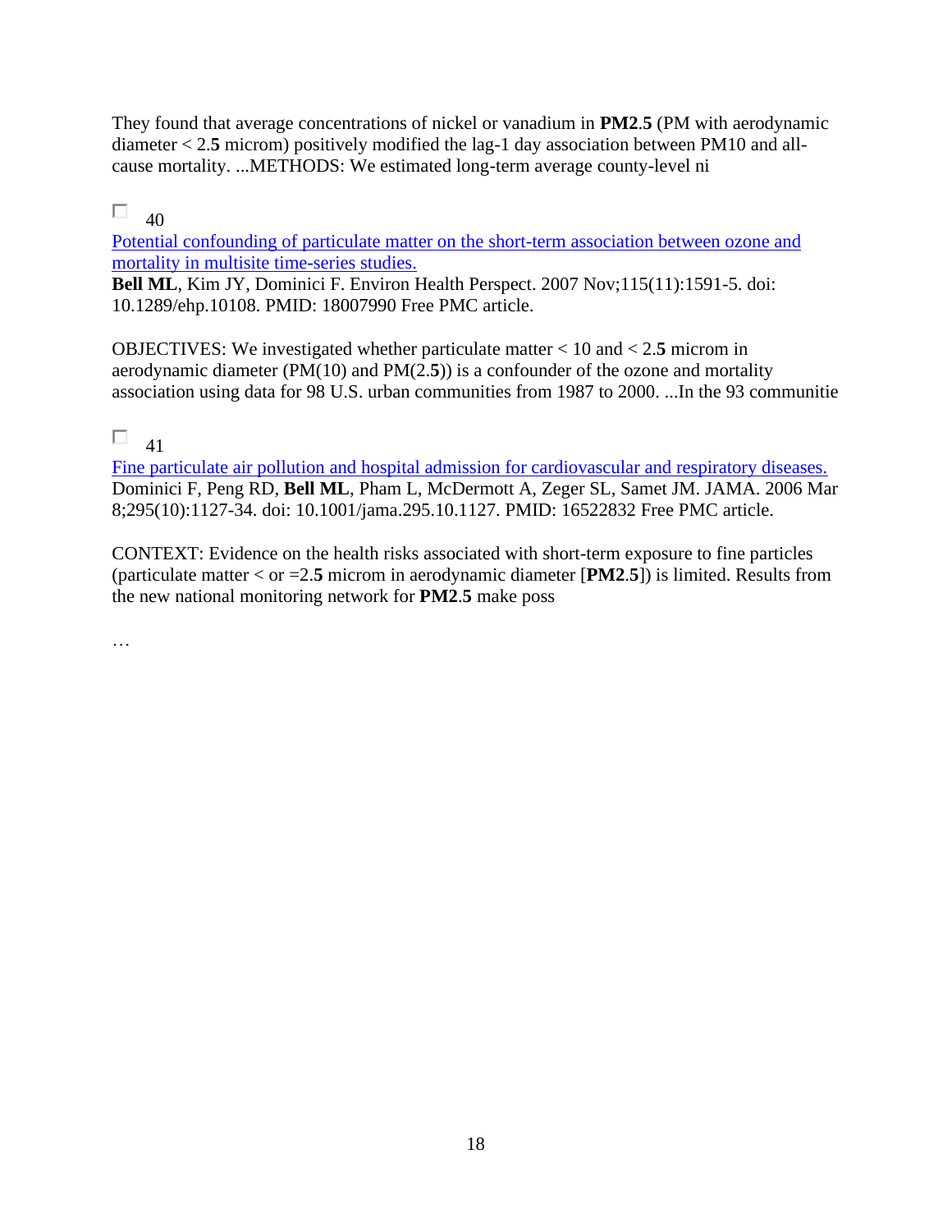They found that average concentrations of nickel or vanadium in **PM2**.**5** (PM with aerodynamic diameter < 2.**5** microm) positively modified the lag-1 day association between PM10 and all-cause mortality. ...METHODS: We estimated long-term average county-level ni

☐ 40

[Potential confounding of particulate matter on the short-term association between ozone and mortality in multisite time-series studies.](#)
**Bell ML**, Kim JY, Dominici F. Environ Health Perspect. 2007 Nov;115(11):1591-5. doi: 10.1289/ehp.10108. PMID: 18007990 Free PMC article.

OBJECTIVES: We investigated whether particulate matter < 10 and < 2.**5** microm in aerodynamic diameter (PM(10) and PM(2.**5**)) is a confounder of the ozone and mortality association using data for 98 U.S. urban communities from 1987 to 2000. ...In the 93 communitie

☐ 41

[Fine particulate air pollution and hospital admission for cardiovascular and respiratory diseases.](#)
Dominici F, Peng RD, **Bell ML**, Pham L, McDermott A, Zeger SL, Samet JM. JAMA. 2006 Mar 8;295(10):1127-34. doi: 10.1001/jama.295.10.1127. PMID: 16522832 Free PMC article.

CONTEXT: Evidence on the health risks associated with short-term exposure to fine particles (particulate matter < or =2.**5** microm in aerodynamic diameter [**PM2**.**5**]) is limited. Results from the new national monitoring network for **PM2**.**5** make poss

…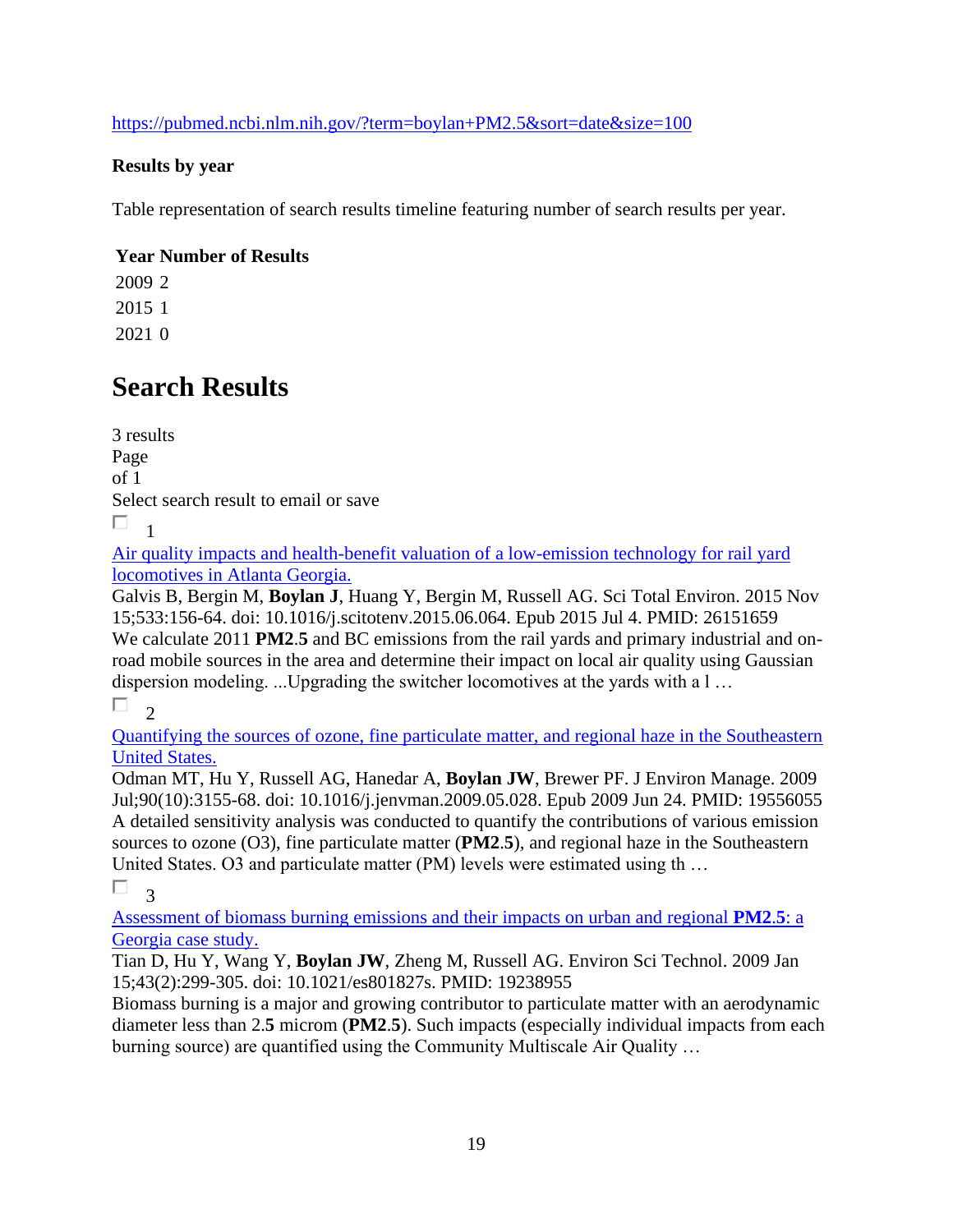https://pubmed.ncbi.nlm.nih.gov/?term=boylan+PM2.5&sort=date&size=100

**Results by year**

Table representation of search results timeline featuring number of search results per year.

| Year | Number of Results |
|---|---|
| 2009 | 2 |
| 2015 | 1 |
| 2021 | 0 |

# Search Results

3 results
Page
of 1
Select search result to email or save

1

[Air quality impacts and health-benefit valuation of a low-emission technology for rail yard locomotives in Atlanta Georgia.]
Galvis B, Bergin M, **Boylan J**, Huang Y, Bergin M, Russell AG. Sci Total Environ. 2015 Nov 15;533:156-64. doi: 10.1016/j.scitotenv.2015.06.064. Epub 2015 Jul 4. PMID: 26151659
We calculate 2011 **PM2**.**5** and BC emissions from the rail yards and primary industrial and on-road mobile sources in the area and determine their impact on local air quality using Gaussian dispersion modeling. ...Upgrading the switcher locomotives at the yards with a l …

2

[Quantifying the sources of ozone, fine particulate matter, and regional haze in the Southeastern United States.]
Odman MT, Hu Y, Russell AG, Hanedar A, **Boylan JW**, Brewer PF. J Environ Manage. 2009 Jul;90(10):3155-68. doi: 10.1016/j.jenvman.2009.05.028. Epub 2009 Jun 24. PMID: 19556055
A detailed sensitivity analysis was conducted to quantify the contributions of various emission sources to ozone ($O_3$), fine particulate matter (**PM2**.**5**), and regional haze in the Southeastern United States. $O_3$ and particulate matter (PM) levels were estimated using th …

3

[Assessment of biomass burning emissions and their impacts on urban and regional **PM2**.**5**: a Georgia case study.]
Tian D, Hu Y, Wang Y, **Boylan JW**, Zheng M, Russell AG. Environ Sci Technol. 2009 Jan 15;43(2):299-305. doi: 10.1021/es801827s. PMID: 19238955
Biomass burning is a major and growing contributor to particulate matter with an aerodynamic diameter less than 2.**5** microm (**PM2**.**5**). Such impacts (especially individual impacts from each burning source) are quantified using the Community Multiscale Air Quality …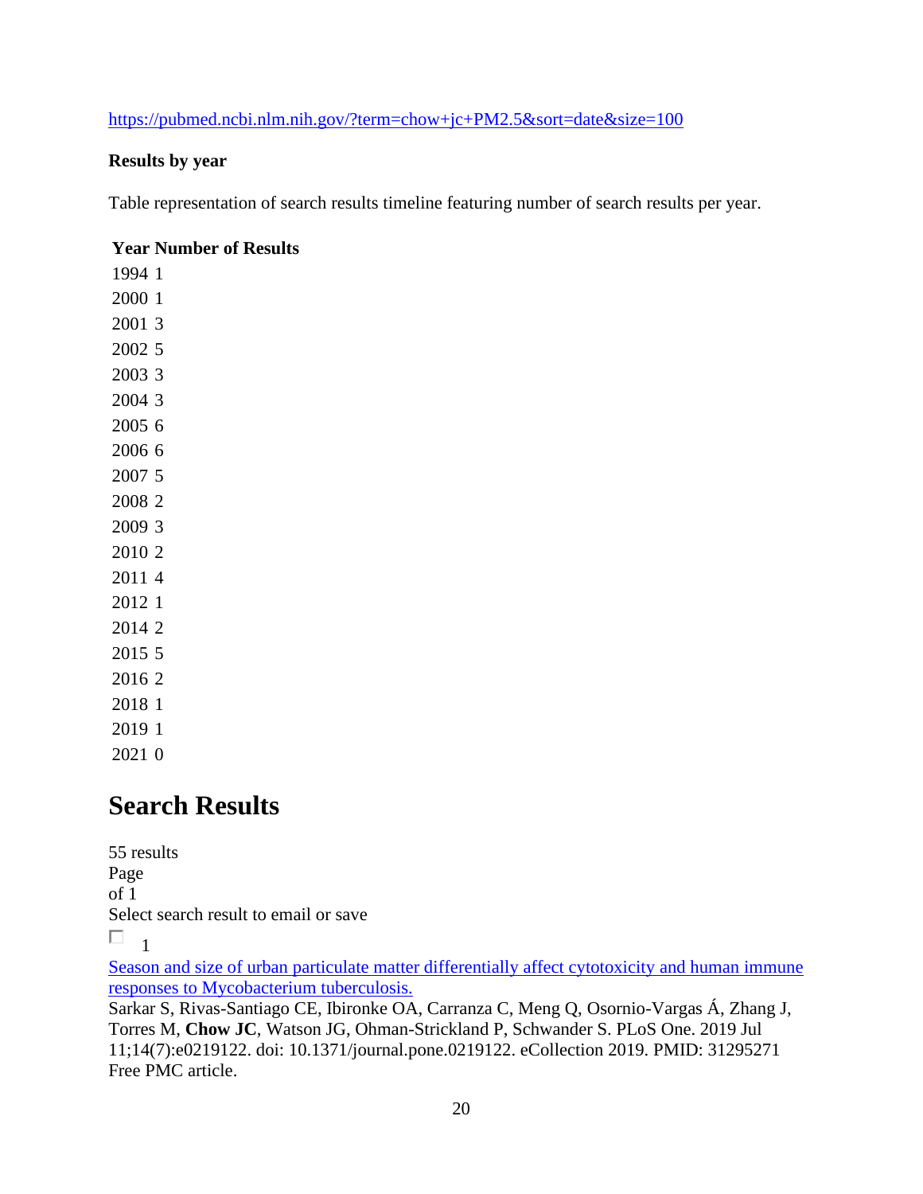https://pubmed.ncbi.nlm.nih.gov/?term=chow+jc+PM2.5&sort=date&size=100

**Results by year**

Table representation of search results timeline featuring number of search results per year.

| Year | Number of Results |
|---|---|
| 1994 | 1 |
| 2000 | 1 |
| 2001 | 3 |
| 2002 | 5 |
| 2003 | 3 |
| 2004 | 3 |
| 2005 | 6 |
| 2006 | 6 |
| 2007 | 5 |
| 2008 | 2 |
| 2009 | 3 |
| 2010 | 2 |
| 2011 | 4 |
| 2012 | 1 |
| 2014 | 2 |
| 2015 | 5 |
| 2016 | 2 |
| 2018 | 1 |
| 2019 | 1 |
| 2021 | 0 |

# Search Results

55 results
Page
of 1
Select search result to email or save

☐ 1

Season and size of urban particulate matter differentially affect cytotoxicity and human immune responses to Mycobacterium tuberculosis.
Sarkar S, Rivas-Santiago CE, Ibironke OA, Carranza C, Meng Q, Osornio-Vargas Á, Zhang J, Torres M, **Chow JC**, Watson JG, Ohman-Strickland P, Schwander S. PLoS One. 2019 Jul 11;14(7):e0219122. doi: 10.1371/journal.pone.0219122. eCollection 2019. PMID: 31295271
Free PMC article.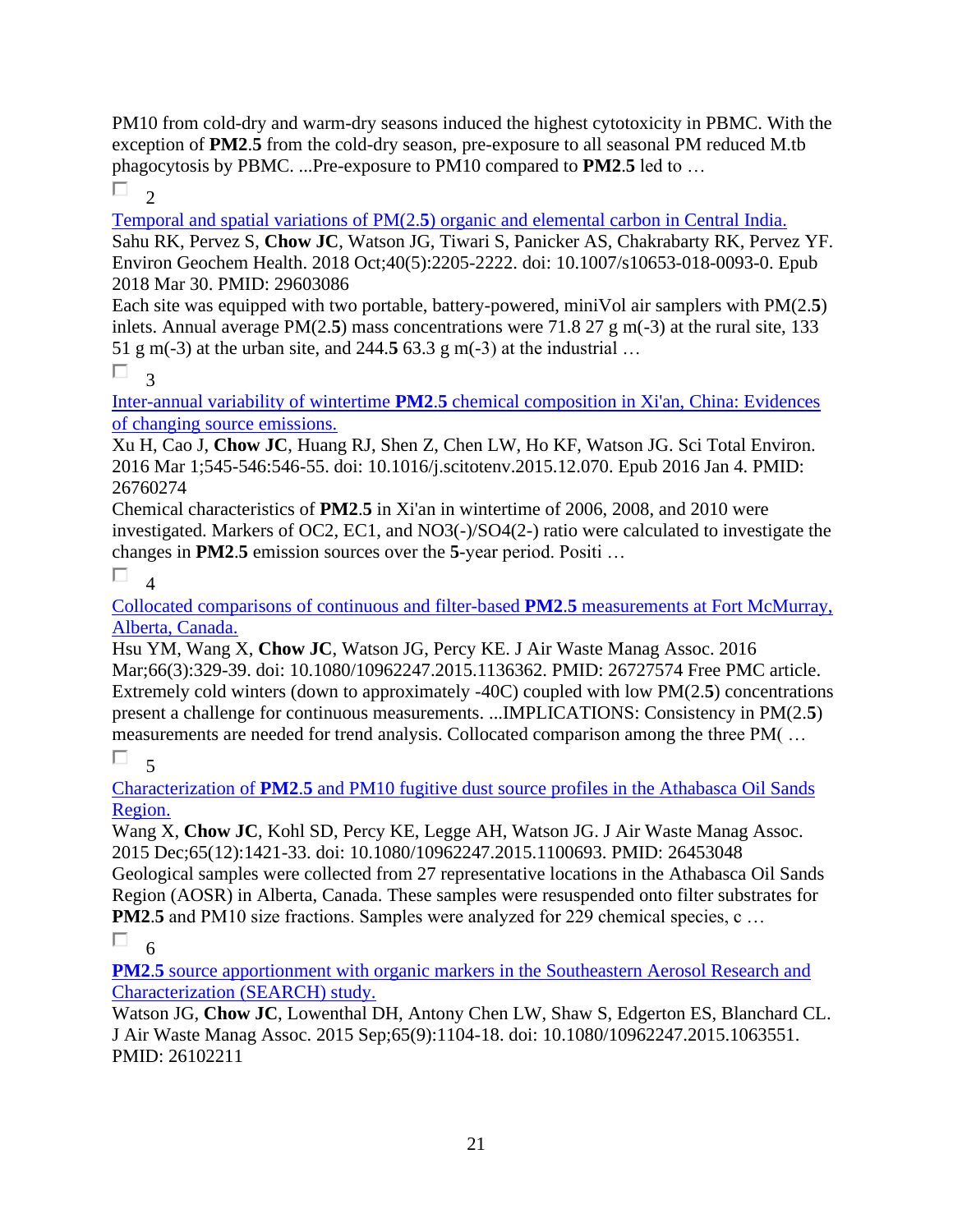PM10 from cold-dry and warm-dry seasons induced the highest cytotoxicity in PBMC. With the exception of **PM2**.**5** from the cold-dry season, pre-exposure to all seasonal PM reduced M.tb phagocytosis by PBMC. ...Pre-exposure to PM10 compared to **PM2**.**5** led to …

2

[Temporal and spatial variations of PM(2.**5**) organic and elemental carbon in Central India.](#)
Sahu RK, Pervez S, **Chow JC**, Watson JG, Tiwari S, Panicker AS, Chakrabarty RK, Pervez YF. Environ Geochem Health. 2018 Oct;40(5):2205-2222. doi: 10.1007/s10653-018-0093-0. Epub 2018 Mar 30. PMID: 29603086
Each site was equipped with two portable, battery-powered, miniVol air samplers with PM(2.**5**) inlets. Annual average PM(2.**5**) mass concentrations were 71.8 27 g m(-3) at the rural site, 133 51 g m(-3) at the urban site, and 244.**5** 63.3 g m(-3) at the industrial …

3

[Inter-annual variability of wintertime **PM2**.**5** chemical composition in Xi'an, China: Evidences of changing source emissions.](#)
Xu H, Cao J, **Chow JC**, Huang RJ, Shen Z, Chen LW, Ho KF, Watson JG. Sci Total Environ. 2016 Mar 1;545-546:546-55. doi: 10.1016/j.scitotenv.2015.12.070. Epub 2016 Jan 4. PMID: 26760274
Chemical characteristics of **PM2**.**5** in Xi'an in wintertime of 2006, 2008, and 2010 were investigated. Markers of OC2, EC1, and NO3(-)/SO4(2-) ratio were calculated to investigate the changes in **PM2**.**5** emission sources over the **5**-year period. Positi …

4

[Collocated comparisons of continuous and filter-based **PM2**.**5** measurements at Fort McMurray, Alberta, Canada.](#)
Hsu YM, Wang X, **Chow JC**, Watson JG, Percy KE. J Air Waste Manag Assoc. 2016 Mar;66(3):329-39. doi: 10.1080/10962247.2015.1136362. PMID: 26727574 Free PMC article.
Extremely cold winters (down to approximately -40C) coupled with low PM(2.**5**) concentrations present a challenge for continuous measurements. ...IMPLICATIONS: Consistency in PM(2.**5**) measurements are needed for trend analysis. Collocated comparison among the three PM( …

5

[Characterization of **PM2**.**5** and PM10 fugitive dust source profiles in the Athabasca Oil Sands Region.](#)
Wang X, **Chow JC**, Kohl SD, Percy KE, Legge AH, Watson JG. J Air Waste Manag Assoc. 2015 Dec;65(12):1421-33. doi: 10.1080/10962247.2015.1100693. PMID: 26453048
Geological samples were collected from 27 representative locations in the Athabasca Oil Sands Region (AOSR) in Alberta, Canada. These samples were resuspended onto filter substrates for **PM2**.**5** and PM10 size fractions. Samples were analyzed for 229 chemical species, c …

6

[**PM2**.**5** source apportionment with organic markers in the Southeastern Aerosol Research and Characterization (SEARCH) study.](#)
Watson JG, **Chow JC**, Lowenthal DH, Antony Chen LW, Shaw S, Edgerton ES, Blanchard CL. J Air Waste Manag Assoc. 2015 Sep;65(9):1104-18. doi: 10.1080/10962247.2015.1063551. PMID: 26102211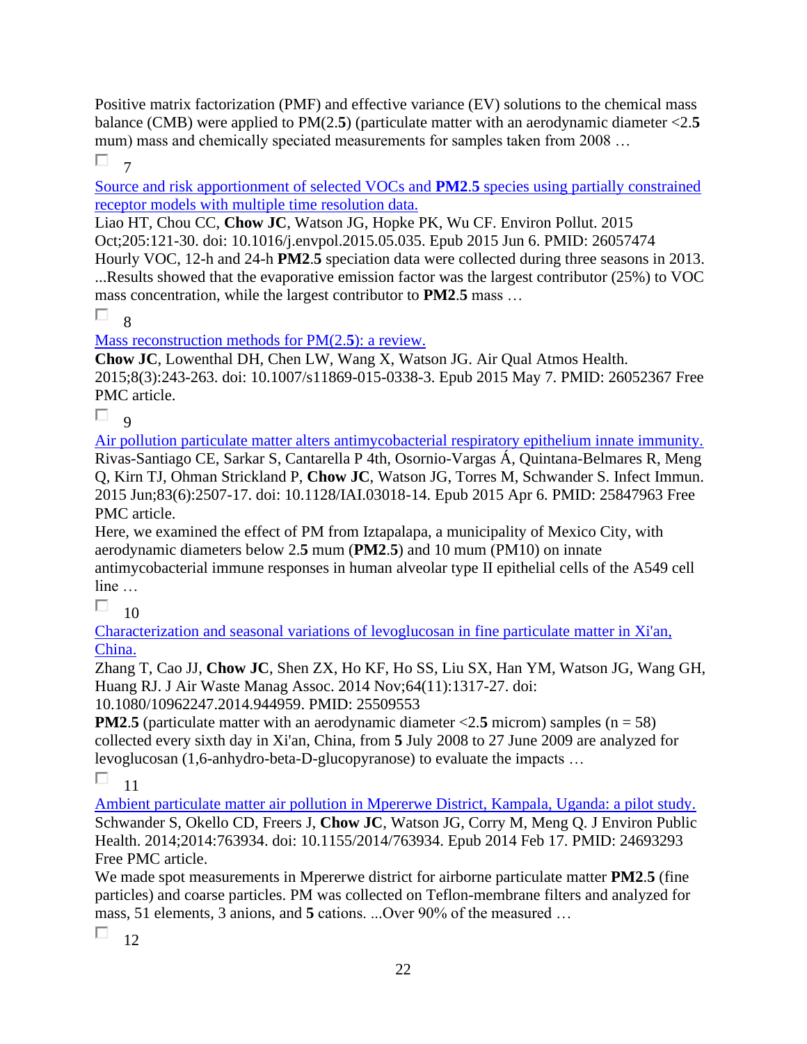Positive matrix factorization (PMF) and effective variance (EV) solutions to the chemical mass balance (CMB) were applied to PM(2.**5**) (particulate matter with an aerodynamic diameter <2.**5** mum) mass and chemically speciated measurements for samples taken from 2008 …

7

[Source and risk apportionment of selected VOCs and **PM2**.**5** species using partially constrained receptor models with multiple time resolution data.]()

Liao HT, Chou CC, **Chow JC**, Watson JG, Hopke PK, Wu CF. Environ Pollut. 2015 Oct;205:121-30. doi: 10.1016/j.envpol.2015.05.035. Epub 2015 Jun 6. PMID: 26057474

Hourly VOC, 12-h and 24-h **PM2**.**5** speciation data were collected during three seasons in 2013. ...Results showed that the evaporative emission factor was the largest contributor (25%) to VOC mass concentration, while the largest contributor to **PM2**.**5** mass …

8

[Mass reconstruction methods for PM(2.**5**): a review.]()

**Chow JC**, Lowenthal DH, Chen LW, Wang X, Watson JG. Air Qual Atmos Health. 2015;8(3):243-263. doi: 10.1007/s11869-015-0338-3. Epub 2015 May 7. PMID: 26052367 Free PMC article.

9

[Air pollution particulate matter alters antimycobacterial respiratory epithelium innate immunity.]()

Rivas-Santiago CE, Sarkar S, Cantarella P 4th, Osornio-Vargas Á, Quintana-Belmares R, Meng Q, Kirn TJ, Ohman Strickland P, **Chow JC**, Watson JG, Torres M, Schwander S. Infect Immun. 2015 Jun;83(6):2507-17. doi: 10.1128/IAI.03018-14. Epub 2015 Apr 6. PMID: 25847963 Free PMC article.

Here, we examined the effect of PM from Iztapalapa, a municipality of Mexico City, with aerodynamic diameters below 2.**5** mum (**PM2**.**5**) and 10 mum (PM10) on innate antimycobacterial immune responses in human alveolar type II epithelial cells of the A549 cell line …

10

[Characterization and seasonal variations of levoglucosan in fine particulate matter in Xi'an, China.]()

Zhang T, Cao JJ, **Chow JC**, Shen ZX, Ho KF, Ho SS, Liu SX, Han YM, Watson JG, Wang GH, Huang RJ. J Air Waste Manag Assoc. 2014 Nov;64(11):1317-27. doi: 10.1080/10962247.2014.944959. PMID: 25509553

**PM2**.**5** (particulate matter with an aerodynamic diameter <2.**5** microm) samples (n = 58) collected every sixth day in Xi'an, China, from **5** July 2008 to 27 June 2009 are analyzed for levoglucosan (1,6-anhydro-beta-D-glucopyranose) to evaluate the impacts …

11

[Ambient particulate matter air pollution in Mpererwe District, Kampala, Uganda: a pilot study.]()

Schwander S, Okello CD, Freers J, **Chow JC**, Watson JG, Corry M, Meng Q. J Environ Public Health. 2014;2014:763934. doi: 10.1155/2014/763934. Epub 2014 Feb 17. PMID: 24693293 Free PMC article.

We made spot measurements in Mpererwe district for airborne particulate matter **PM2**.**5** (fine particles) and coarse particles. PM was collected on Teflon-membrane filters and analyzed for mass, 51 elements, 3 anions, and **5** cations. ...Over 90% of the measured …

12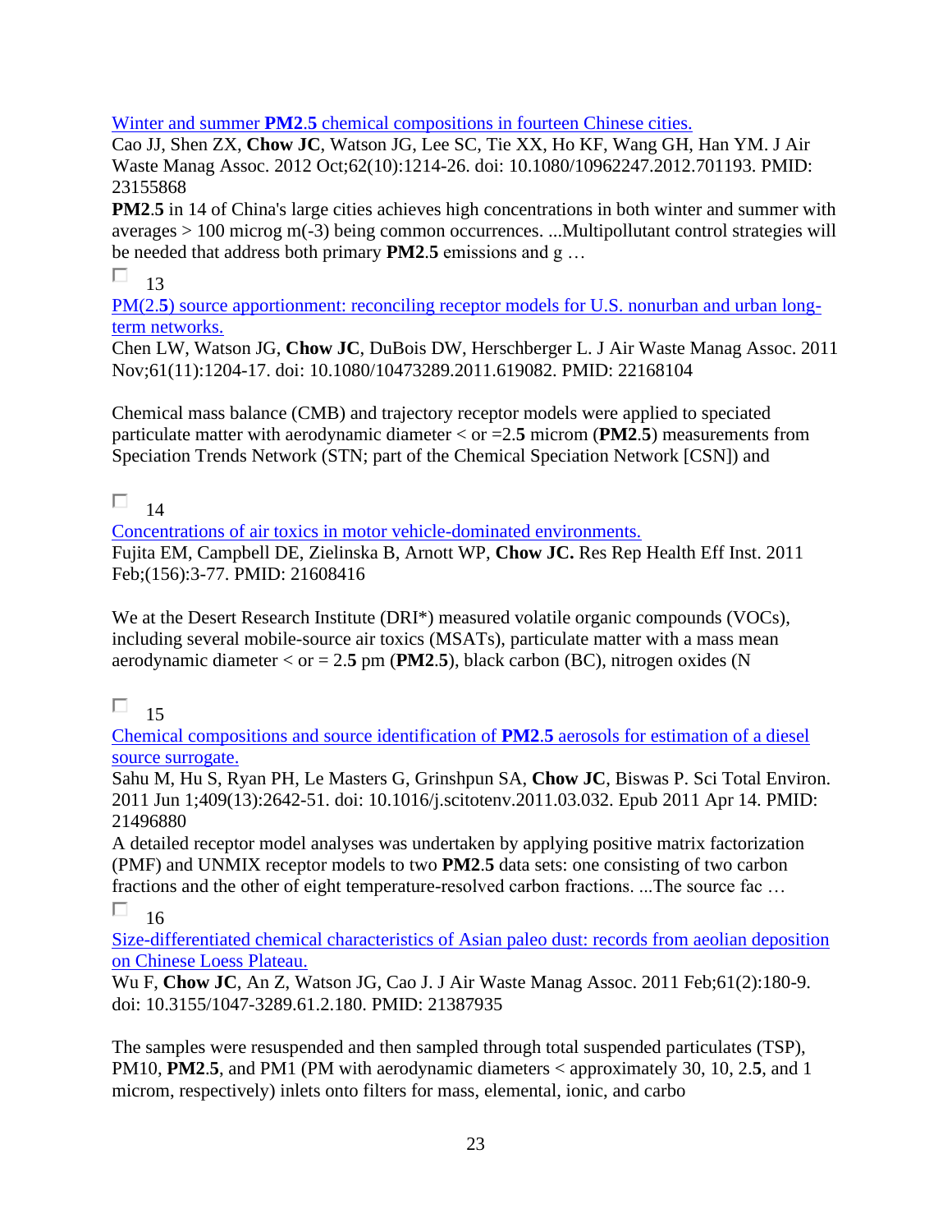[Winter and summer **PM2.5** chemical compositions in fourteen Chinese cities.](#)

Cao JJ, Shen ZX, **Chow JC**, Watson JG, Lee SC, Tie XX, Ho KF, Wang GH, Han YM. J Air Waste Manag Assoc. 2012 Oct;62(10):1214-26. doi: 10.1080/10962247.2012.701193. PMID: 23155868

**PM2.5** in 14 of China's large cities achieves high concentrations in both winter and summer with averages > 100 microg m(-3) being common occurrences. ...Multipollutant control strategies will be needed that address both primary **PM2.5** emissions and g …

☐ 13

[PM(2.**5**) source apportionment: reconciling receptor models for U.S. nonurban and urban long-term networks.](#)

Chen LW, Watson JG, **Chow JC**, DuBois DW, Herschberger L. J Air Waste Manag Assoc. 2011 Nov;61(11):1204-17. doi: 10.1080/10473289.2011.619082. PMID: 22168104

Chemical mass balance (CMB) and trajectory receptor models were applied to speciated particulate matter with aerodynamic diameter < or =2.**5** microm (**PM2.5**) measurements from Speciation Trends Network (STN; part of the Chemical Speciation Network [CSN]) and

☐ 14

[Concentrations of air toxics in motor vehicle-dominated environments.](#)

Fujita EM, Campbell DE, Zielinska B, Arnott WP, **Chow JC.** Res Rep Health Eff Inst. 2011 Feb;(156):3-77. PMID: 21608416

We at the Desert Research Institute (DRI*) measured volatile organic compounds (VOCs), including several mobile-source air toxics (MSATs), particulate matter with a mass mean aerodynamic diameter < or = 2.**5** pm (**PM2.5**), black carbon (BC), nitrogen oxides (N

☐ 15

[Chemical compositions and source identification of **PM2.5** aerosols for estimation of a diesel source surrogate.](#)

Sahu M, Hu S, Ryan PH, Le Masters G, Grinshpun SA, **Chow JC**, Biswas P. Sci Total Environ. 2011 Jun 1;409(13):2642-51. doi: 10.1016/j.scitotenv.2011.03.032. Epub 2011 Apr 14. PMID: 21496880

A detailed receptor model analyses was undertaken by applying positive matrix factorization (PMF) and UNMIX receptor models to two **PM2.5** data sets: one consisting of two carbon fractions and the other of eight temperature-resolved carbon fractions. ...The source fac …

☐ 16

[Size-differentiated chemical characteristics of Asian paleo dust: records from aeolian deposition on Chinese Loess Plateau.](#)

Wu F, **Chow JC**, An Z, Watson JG, Cao J. J Air Waste Manag Assoc. 2011 Feb;61(2):180-9. doi: 10.3155/1047-3289.61.2.180. PMID: 21387935

The samples were resuspended and then sampled through total suspended particulates (TSP), PM10, **PM2.5**, and PM1 (PM with aerodynamic diameters < approximately 30, 10, 2.**5**, and 1 microm, respectively) inlets onto filters for mass, elemental, ionic, and carbo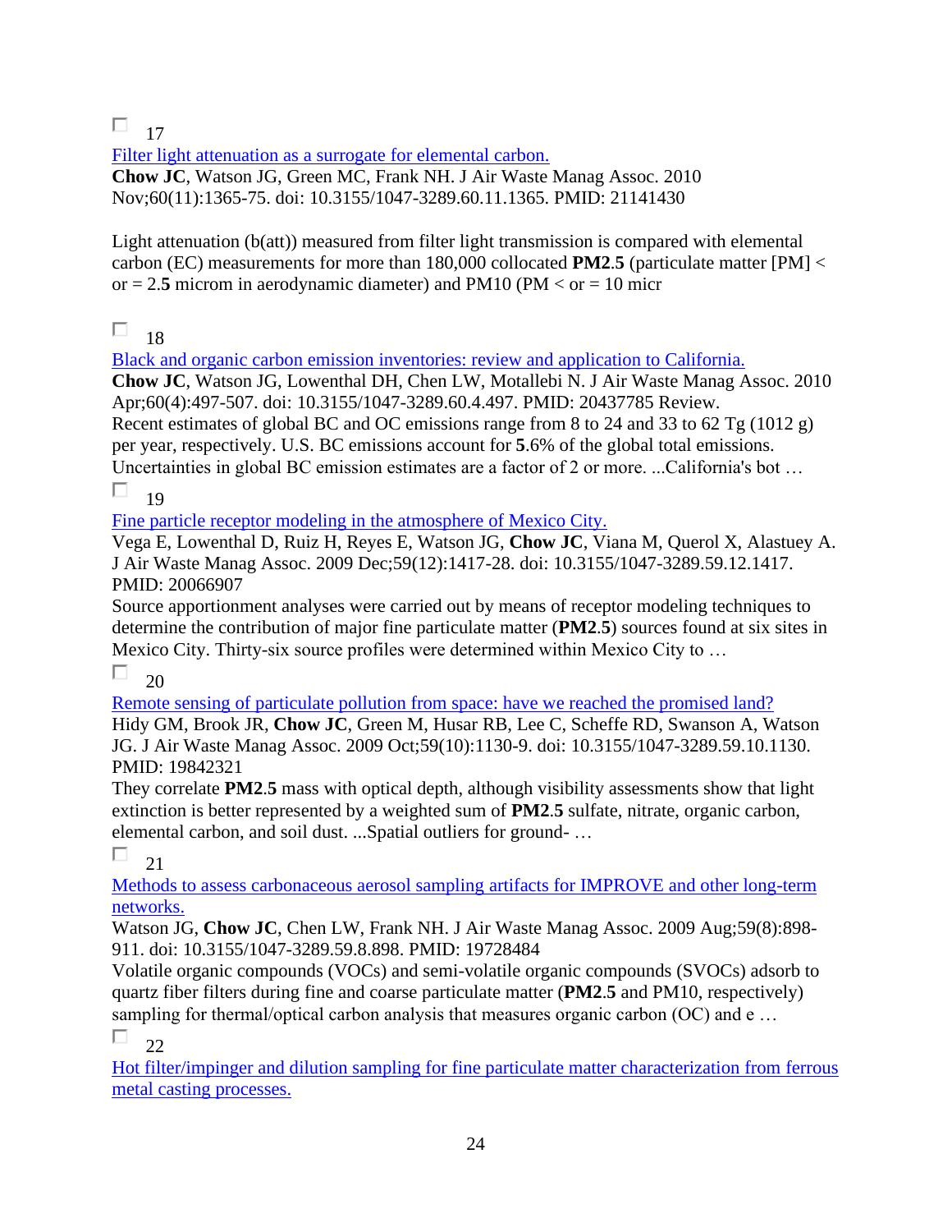☐ 17

[Filter light attenuation as a surrogate for elemental carbon.](#)

**Chow JC**, Watson JG, Green MC, Frank NH. J Air Waste Manag Assoc. 2010 Nov;60(11):1365-75. doi: 10.3155/1047-3289.60.11.1365. PMID: 21141430

Light attenuation (b(att)) measured from filter light transmission is compared with elemental carbon (EC) measurements for more than 180,000 collocated **PM2**.**5** (particulate matter [PM] < or = 2.**5** microm in aerodynamic diameter) and PM10 (PM < or = 10 micr

☐ 18

[Black and organic carbon emission inventories: review and application to California.](#)

**Chow JC**, Watson JG, Lowenthal DH, Chen LW, Motallebi N. J Air Waste Manag Assoc. 2010 Apr;60(4):497-507. doi: 10.3155/1047-3289.60.4.497. PMID: 20437785 Review.

Recent estimates of global BC and OC emissions range from 8 to 24 and 33 to 62 Tg (1012 g) per year, respectively. U.S. BC emissions account for **5**.6% of the global total emissions. Uncertainties in global BC emission estimates are a factor of 2 or more. ...California's bot …

☐ 19

[Fine particle receptor modeling in the atmosphere of Mexico City.](#)

Vega E, Lowenthal D, Ruiz H, Reyes E, Watson JG, **Chow JC**, Viana M, Querol X, Alastuey A. J Air Waste Manag Assoc. 2009 Dec;59(12):1417-28. doi: 10.3155/1047-3289.59.12.1417. PMID: 20066907

Source apportionment analyses were carried out by means of receptor modeling techniques to determine the contribution of major fine particulate matter (**PM2**.**5**) sources found at six sites in Mexico City. Thirty-six source profiles were determined within Mexico City to …

☐ 20

[Remote sensing of particulate pollution from space: have we reached the promised land?](#)

Hidy GM, Brook JR, **Chow JC**, Green M, Husar RB, Lee C, Scheffe RD, Swanson A, Watson JG. J Air Waste Manag Assoc. 2009 Oct;59(10):1130-9. doi: 10.3155/1047-3289.59.10.1130. PMID: 19842321

They correlate **PM2**.**5** mass with optical depth, although visibility assessments show that light extinction is better represented by a weighted sum of **PM2**.**5** sulfate, nitrate, organic carbon, elemental carbon, and soil dust. ...Spatial outliers for ground- …

☐ 21

[Methods to assess carbonaceous aerosol sampling artifacts for IMPROVE and other long-term networks.](#)

Watson JG, **Chow JC**, Chen LW, Frank NH. J Air Waste Manag Assoc. 2009 Aug;59(8):898-911. doi: 10.3155/1047-3289.59.8.898. PMID: 19728484

Volatile organic compounds (VOCs) and semi-volatile organic compounds (SVOCs) adsorb to quartz fiber filters during fine and coarse particulate matter (**PM2**.**5** and PM10, respectively) sampling for thermal/optical carbon analysis that measures organic carbon (OC) and e …

☐ 22

[Hot filter/impinger and dilution sampling for fine particulate matter characterization from ferrous metal casting processes.](#)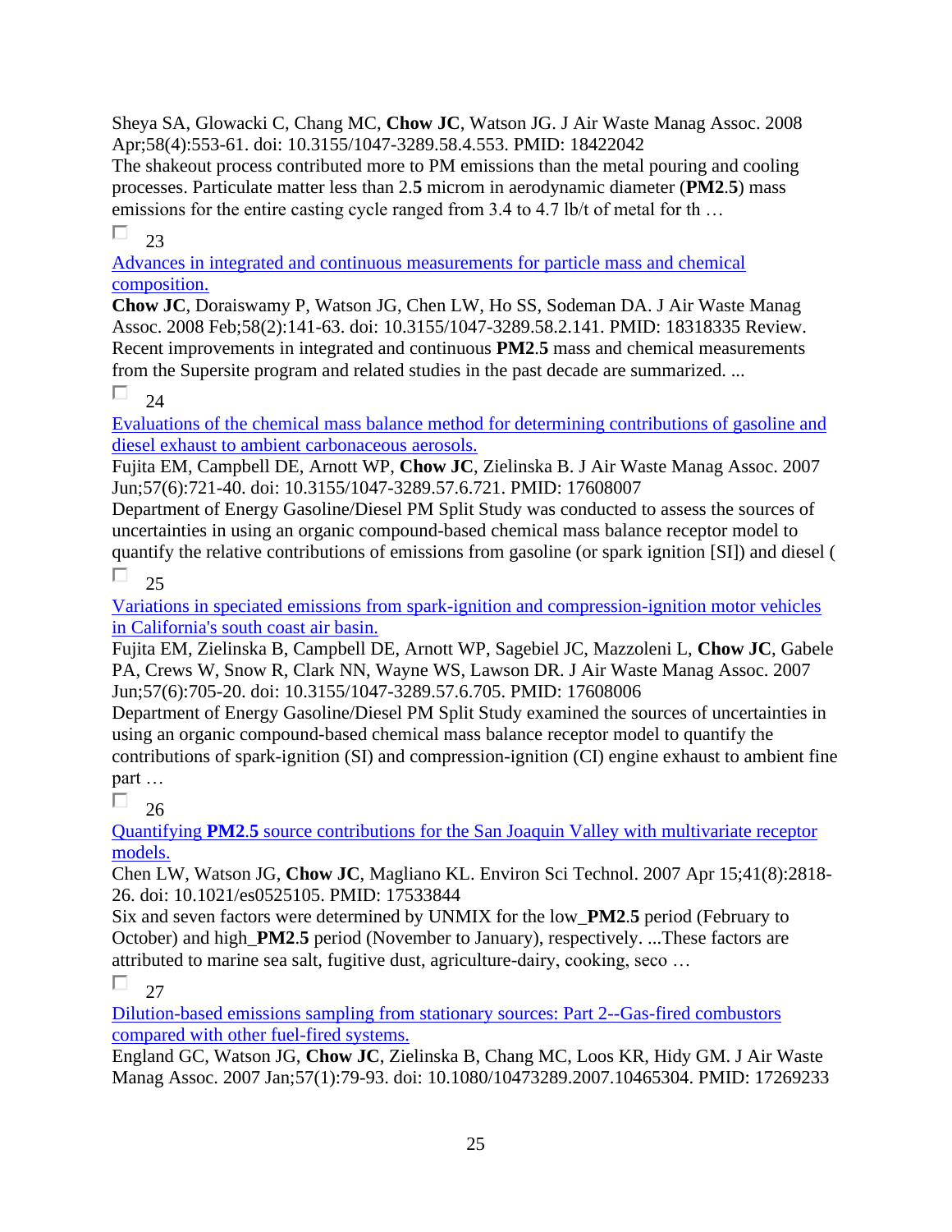Sheya SA, Glowacki C, Chang MC, **Chow JC**, Watson JG. J Air Waste Manag Assoc. 2008 Apr;58(4):553-61. doi: 10.3155/1047-3289.58.4.553. PMID: 18422042
The shakeout process contributed more to PM emissions than the metal pouring and cooling processes. Particulate matter less than 2.**5** microm in aerodynamic diameter (**PM2**.**5**) mass emissions for the entire casting cycle ranged from 3.4 to 4.7 lb/t of metal for th …

☐ 23

Advances in integrated and continuous measurements for particle mass and chemical composition.
**Chow JC**, Doraiswamy P, Watson JG, Chen LW, Ho SS, Sodeman DA. J Air Waste Manag Assoc. 2008 Feb;58(2):141-63. doi: 10.3155/1047-3289.58.2.141. PMID: 18318335 Review.
Recent improvements in integrated and continuous **PM2**.**5** mass and chemical measurements from the Supersite program and related studies in the past decade are summarized. ...

☐ 24

Evaluations of the chemical mass balance method for determining contributions of gasoline and diesel exhaust to ambient carbonaceous aerosols.
Fujita EM, Campbell DE, Arnott WP, **Chow JC**, Zielinska B. J Air Waste Manag Assoc. 2007 Jun;57(6):721-40. doi: 10.3155/1047-3289.57.6.721. PMID: 17608007
Department of Energy Gasoline/Diesel PM Split Study was conducted to assess the sources of uncertainties in using an organic compound-based chemical mass balance receptor model to quantify the relative contributions of emissions from gasoline (or spark ignition [SI]) and diesel (

☐ 25

Variations in speciated emissions from spark-ignition and compression-ignition motor vehicles in California's south coast air basin.
Fujita EM, Zielinska B, Campbell DE, Arnott WP, Sagebiel JC, Mazzoleni L, **Chow JC**, Gabele PA, Crews W, Snow R, Clark NN, Wayne WS, Lawson DR. J Air Waste Manag Assoc. 2007 Jun;57(6):705-20. doi: 10.3155/1047-3289.57.6.705. PMID: 17608006
Department of Energy Gasoline/Diesel PM Split Study examined the sources of uncertainties in using an organic compound-based chemical mass balance receptor model to quantify the contributions of spark-ignition (SI) and compression-ignition (CI) engine exhaust to ambient fine part …

☐ 26

Quantifying **PM2**.**5** source contributions for the San Joaquin Valley with multivariate receptor models.
Chen LW, Watson JG, **Chow JC**, Magliano KL. Environ Sci Technol. 2007 Apr 15;41(8):2818-26. doi: 10.1021/es0525105. PMID: 17533844
Six and seven factors were determined by UNMIX for the low_**PM2**.**5** period (February to October) and high_**PM2**.**5** period (November to January), respectively. ...These factors are attributed to marine sea salt, fugitive dust, agriculture-dairy, cooking, seco …

☐ 27

Dilution-based emissions sampling from stationary sources: Part 2--Gas-fired combustors compared with other fuel-fired systems.
England GC, Watson JG, **Chow JC**, Zielinska B, Chang MC, Loos KR, Hidy GM. J Air Waste Manag Assoc. 2007 Jan;57(1):79-93. doi: 10.1080/10473289.2007.10465304. PMID: 17269233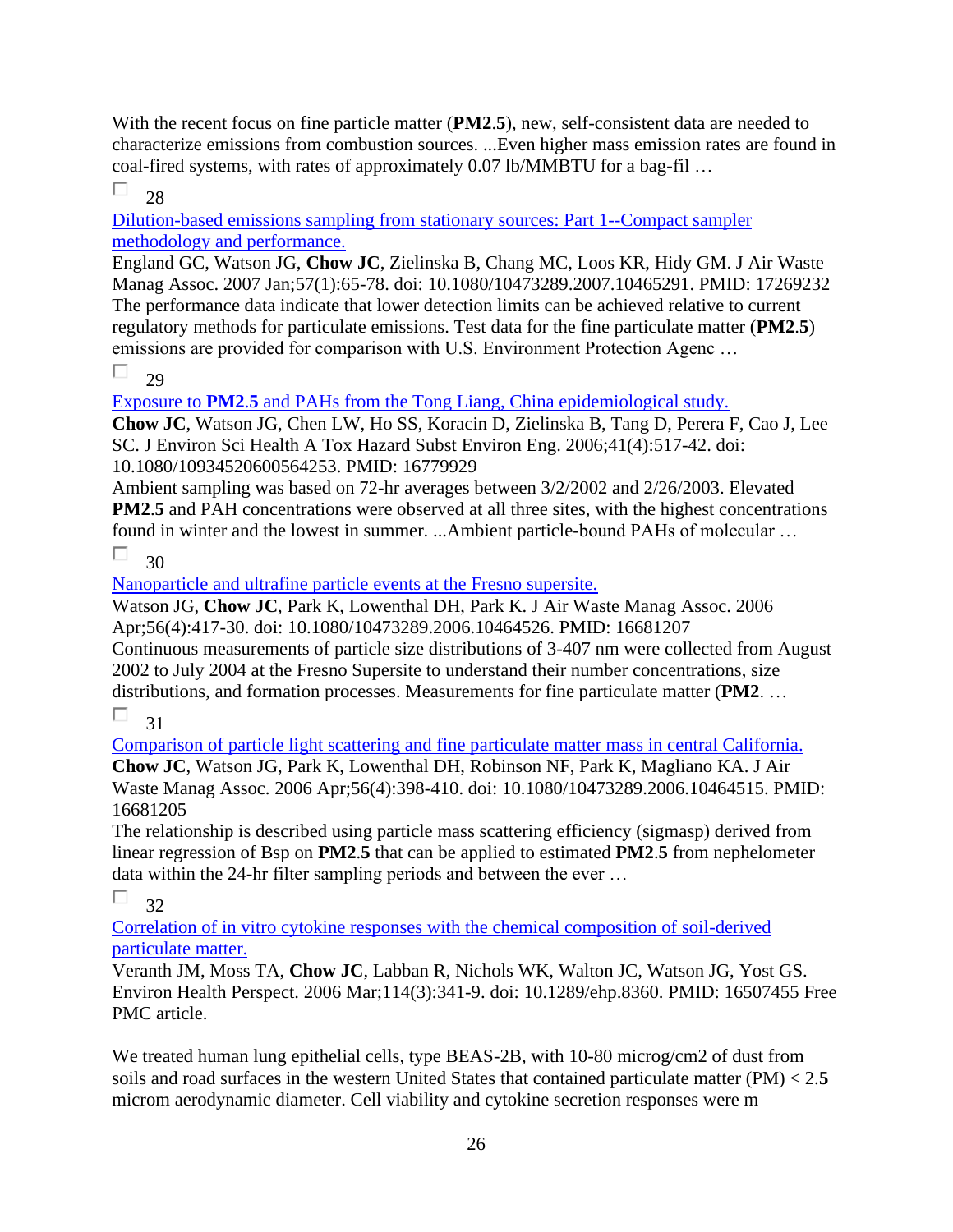With the recent focus on fine particle matter (**PM2**.**5**), new, self-consistent data are needed to characterize emissions from combustion sources. ...Even higher mass emission rates are found in coal-fired systems, with rates of approximately 0.07 lb/MMBTU for a bag-fil …

☐ 28

[Dilution-based emissions sampling from stationary sources: Part 1--Compact sampler methodology and performance.]

England GC, Watson JG, **Chow JC**, Zielinska B, Chang MC, Loos KR, Hidy GM. J Air Waste Manag Assoc. 2007 Jan;57(1):65-78. doi: 10.1080/10473289.2007.10465291. PMID: 17269232

The performance data indicate that lower detection limits can be achieved relative to current regulatory methods for particulate emissions. Test data for the fine particulate matter (**PM2**.**5**) emissions are provided for comparison with U.S. Environment Protection Agenc …

☐ 29

[Exposure to **PM2**.**5** and PAHs from the Tong Liang, China epidemiological study.]

**Chow JC**, Watson JG, Chen LW, Ho SS, Koracin D, Zielinska B, Tang D, Perera F, Cao J, Lee SC. J Environ Sci Health A Tox Hazard Subst Environ Eng. 2006;41(4):517-42. doi: 10.1080/10934520600564253. PMID: 16779929

Ambient sampling was based on 72-hr averages between 3/2/2002 and 2/26/2003. Elevated **PM2**.**5** and PAH concentrations were observed at all three sites, with the highest concentrations found in winter and the lowest in summer. ...Ambient particle-bound PAHs of molecular …

☐ 30

[Nanoparticle and ultrafine particle events at the Fresno supersite.]

Watson JG, **Chow JC**, Park K, Lowenthal DH, Park K. J Air Waste Manag Assoc. 2006 Apr;56(4):417-30. doi: 10.1080/10473289.2006.10464526. PMID: 16681207

Continuous measurements of particle size distributions of 3-407 nm were collected from August 2002 to July 2004 at the Fresno Supersite to understand their number concentrations, size distributions, and formation processes. Measurements for fine particulate matter (**PM2**. …

☐ 31

[Comparison of particle light scattering and fine particulate matter mass in central California.]

**Chow JC**, Watson JG, Park K, Lowenthal DH, Robinson NF, Park K, Magliano KA. J Air Waste Manag Assoc. 2006 Apr;56(4):398-410. doi: 10.1080/10473289.2006.10464515. PMID: 16681205

The relationship is described using particle mass scattering efficiency (sigmasp) derived from linear regression of Bsp on **PM2**.**5** that can be applied to estimated **PM2**.**5** from nephelometer data within the 24-hr filter sampling periods and between the ever …

☐ 32

[Correlation of in vitro cytokine responses with the chemical composition of soil-derived particulate matter.]

Veranth JM, Moss TA, **Chow JC**, Labban R, Nichols WK, Walton JC, Watson JG, Yost GS. Environ Health Perspect. 2006 Mar;114(3):341-9. doi: 10.1289/ehp.8360. PMID: 16507455 Free PMC article.

We treated human lung epithelial cells, type BEAS-2B, with 10-80 microg/cm2 of dust from soils and road surfaces in the western United States that contained particulate matter (PM) < 2.**5** microm aerodynamic diameter. Cell viability and cytokine secretion responses were m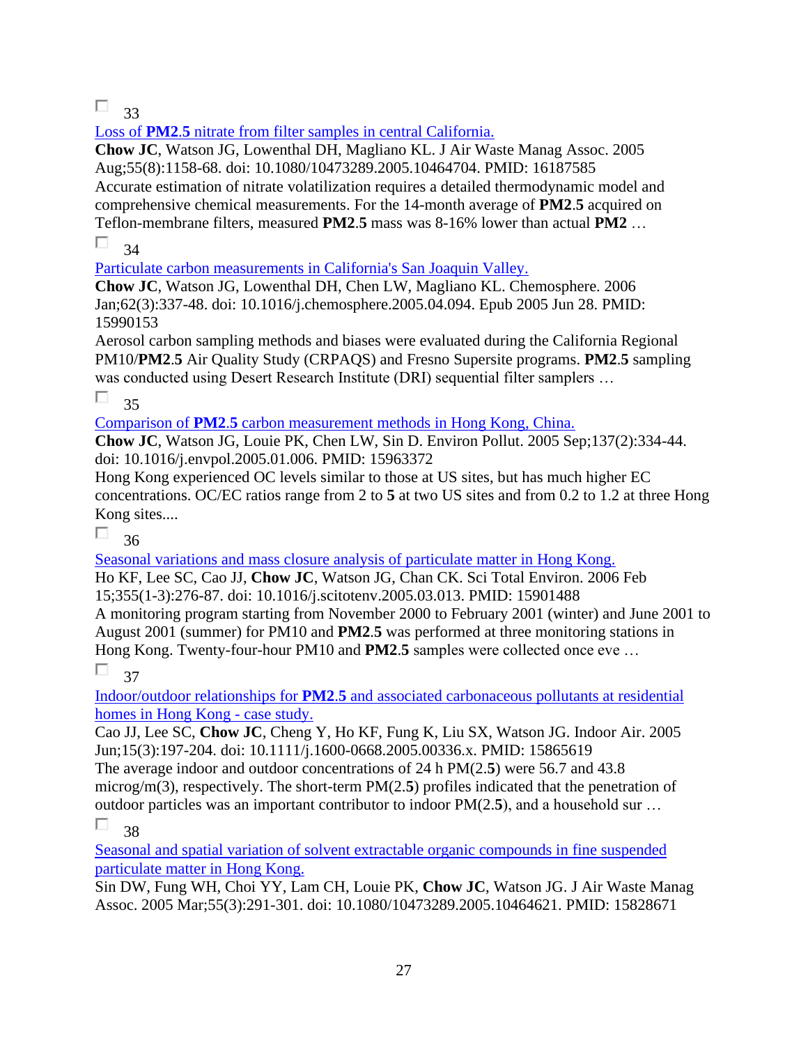☐ 33

Loss of **PM2.5** nitrate from filter samples in central California.

**Chow JC**, Watson JG, Lowenthal DH, Magliano KL. J Air Waste Manag Assoc. 2005 Aug;55(8):1158-68. doi: 10.1080/10473289.2005.10464704. PMID: 16187585

Accurate estimation of nitrate volatilization requires a detailed thermodynamic model and comprehensive chemical measurements. For the 14-month average of **PM2.5** acquired on Teflon-membrane filters, measured **PM2.5** mass was 8-16% lower than actual **PM2** …

☐ 34

Particulate carbon measurements in California's San Joaquin Valley.

**Chow JC**, Watson JG, Lowenthal DH, Chen LW, Magliano KL. Chemosphere. 2006 Jan;62(3):337-48. doi: 10.1016/j.chemosphere.2005.04.094. Epub 2005 Jun 28. PMID: 15990153

Aerosol carbon sampling methods and biases were evaluated during the California Regional PM10/**PM2.5** Air Quality Study (CRPAQS) and Fresno Supersite programs. **PM2.5** sampling was conducted using Desert Research Institute (DRI) sequential filter samplers …

☐ 35

Comparison of **PM2.5** carbon measurement methods in Hong Kong, China.

**Chow JC**, Watson JG, Louie PK, Chen LW, Sin D. Environ Pollut. 2005 Sep;137(2):334-44. doi: 10.1016/j.envpol.2005.01.006. PMID: 15963372

Hong Kong experienced OC levels similar to those at US sites, but has much higher EC concentrations. OC/EC ratios range from 2 to **5** at two US sites and from 0.2 to 1.2 at three Hong Kong sites....

☐ 36

Seasonal variations and mass closure analysis of particulate matter in Hong Kong.

Ho KF, Lee SC, Cao JJ, **Chow JC**, Watson JG, Chan CK. Sci Total Environ. 2006 Feb 15;355(1-3):276-87. doi: 10.1016/j.scitotenv.2005.03.013. PMID: 15901488

A monitoring program starting from November 2000 to February 2001 (winter) and June 2001 to August 2001 (summer) for PM10 and **PM2.5** was performed at three monitoring stations in Hong Kong. Twenty-four-hour PM10 and **PM2.5** samples were collected once eve …

☐ 37

Indoor/outdoor relationships for **PM2.5** and associated carbonaceous pollutants at residential homes in Hong Kong - case study.

Cao JJ, Lee SC, **Chow JC**, Cheng Y, Ho KF, Fung K, Liu SX, Watson JG. Indoor Air. 2005 Jun;15(3):197-204. doi: 10.1111/j.1600-0668.2005.00336.x. PMID: 15865619

The average indoor and outdoor concentrations of 24 h PM(2.**5**) were 56.7 and 43.8 microg/m(3), respectively. The short-term PM(2.**5**) profiles indicated that the penetration of outdoor particles was an important contributor to indoor PM(2.**5**), and a household sur …

☐ 38

Seasonal and spatial variation of solvent extractable organic compounds in fine suspended particulate matter in Hong Kong.

Sin DW, Fung WH, Choi YY, Lam CH, Louie PK, **Chow JC**, Watson JG. J Air Waste Manag Assoc. 2005 Mar;55(3):291-301. doi: 10.1080/10473289.2005.10464621. PMID: 15828671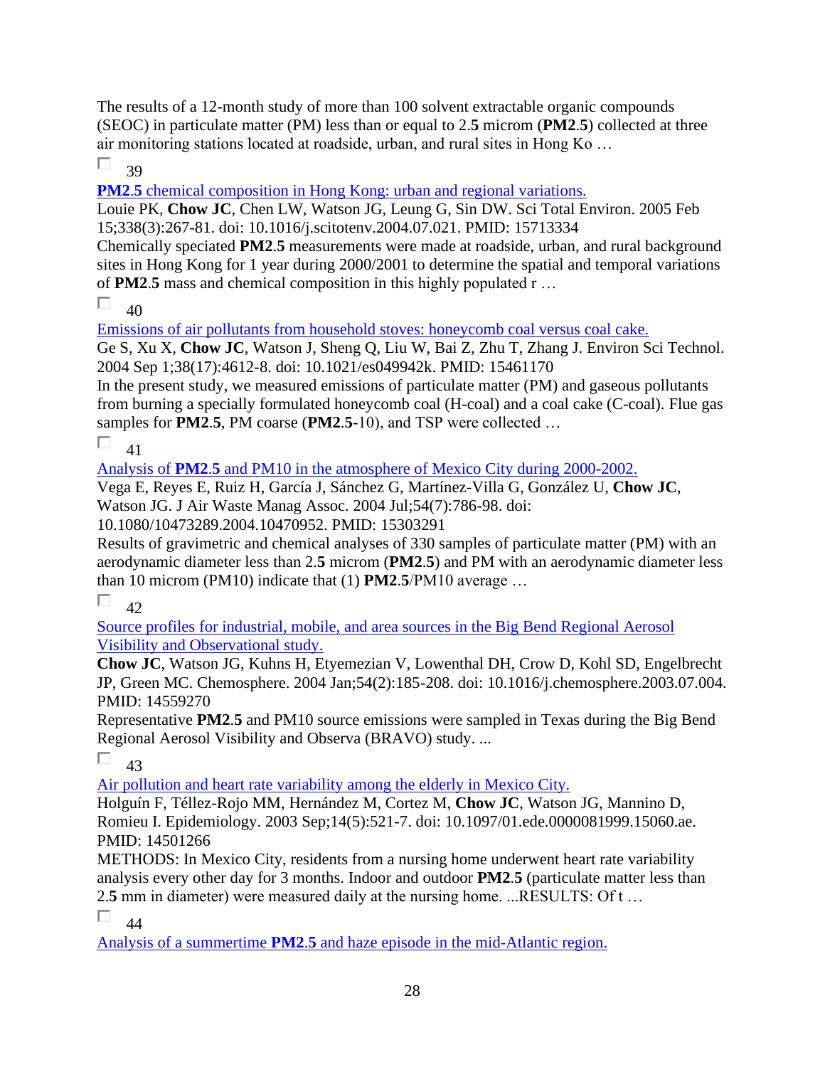The results of a 12-month study of more than 100 solvent extractable organic compounds (SEOC) in particulate matter (PM) less than or equal to 2.**5** microm (**PM2**.**5**) collected at three air monitoring stations located at roadside, urban, and rural sites in Hong Ko …

☐ 39

[**PM2**.**5** chemical composition in Hong Kong: urban and regional variations.]

Louie PK, **Chow JC**, Chen LW, Watson JG, Leung G, Sin DW. Sci Total Environ. 2005 Feb 15;338(3):267-81. doi: 10.1016/j.scitotenv.2004.07.021. PMID: 15713334

Chemically speciated **PM2**.**5** measurements were made at roadside, urban, and rural background sites in Hong Kong for 1 year during 2000/2001 to determine the spatial and temporal variations of **PM2**.**5** mass and chemical composition in this highly populated r …

☐ 40

[Emissions of air pollutants from household stoves: honeycomb coal versus coal cake.]

Ge S, Xu X, **Chow JC**, Watson J, Sheng Q, Liu W, Bai Z, Zhu T, Zhang J. Environ Sci Technol. 2004 Sep 1;38(17):4612-8. doi: 10.1021/es049942k. PMID: 15461170

In the present study, we measured emissions of particulate matter (PM) and gaseous pollutants from burning a specially formulated honeycomb coal (H-coal) and a coal cake (C-coal). Flue gas samples for **PM2**.**5**, PM coarse (**PM2**.**5**-10), and TSP were collected …

☐ 41

[Analysis of **PM2**.**5** and PM10 in the atmosphere of Mexico City during 2000-2002.]

Vega E, Reyes E, Ruiz H, García J, Sánchez G, Martínez-Villa G, González U, **Chow JC**, Watson JG. J Air Waste Manag Assoc. 2004 Jul;54(7):786-98. doi: 10.1080/10473289.2004.10470952. PMID: 15303291

Results of gravimetric and chemical analyses of 330 samples of particulate matter (PM) with an aerodynamic diameter less than 2.**5** microm (**PM2**.**5**) and PM with an aerodynamic diameter less than 10 microm (PM10) indicate that (1) **PM2**.**5**/PM10 average …

☐ 42

[Source profiles for industrial, mobile, and area sources in the Big Bend Regional Aerosol Visibility and Observational study.]

**Chow JC**, Watson JG, Kuhns H, Etyemezian V, Lowenthal DH, Crow D, Kohl SD, Engelbrecht JP, Green MC. Chemosphere. 2004 Jan;54(2):185-208. doi: 10.1016/j.chemosphere.2003.07.004. PMID: 14559270

Representative **PM2**.**5** and PM10 source emissions were sampled in Texas during the Big Bend Regional Aerosol Visibility and Observa (BRAVO) study. ...

☐ 43

[Air pollution and heart rate variability among the elderly in Mexico City.]

Holguín F, Téllez-Rojo MM, Hernández M, Cortez M, **Chow JC**, Watson JG, Mannino D, Romieu I. Epidemiology. 2003 Sep;14(5):521-7. doi: 10.1097/01.ede.0000081999.15060.ae. PMID: 14501266

METHODS: In Mexico City, residents from a nursing home underwent heart rate variability analysis every other day for 3 months. Indoor and outdoor **PM2**.**5** (particulate matter less than 2.**5** mm in diameter) were measured daily at the nursing home. ...RESULTS: Of t …

☐ 44

[Analysis of a summertime **PM2**.**5** and haze episode in the mid-Atlantic region.]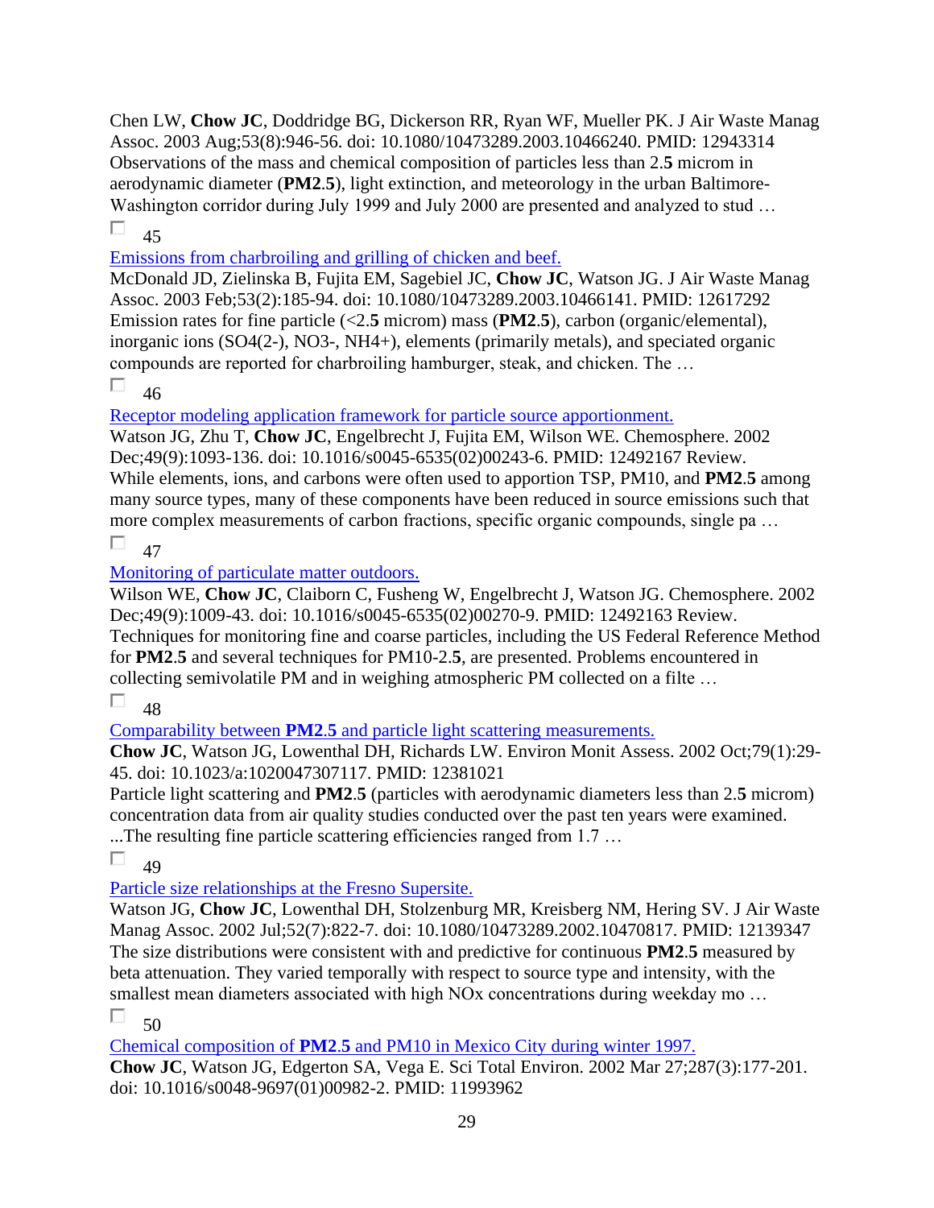Chen LW, **Chow JC**, Doddridge BG, Dickerson RR, Ryan WF, Mueller PK. J Air Waste Manag Assoc. 2003 Aug;53(8):946-56. doi: 10.1080/10473289.2003.10466240. PMID: 12943314
Observations of the mass and chemical composition of particles less than 2.**5** microm in aerodynamic diameter (**PM2**.**5**), light extinction, and meteorology in the urban Baltimore-Washington corridor during July 1999 and July 2000 are presented and analyzed to stud …

45

Emissions from charbroiling and grilling of chicken and beef.
McDonald JD, Zielinska B, Fujita EM, Sagebiel JC, **Chow JC**, Watson JG. J Air Waste Manag Assoc. 2003 Feb;53(2):185-94. doi: 10.1080/10473289.2003.10466141. PMID: 12617292
Emission rates for fine particle (<2.**5** microm) mass (**PM2**.**5**), carbon (organic/elemental), inorganic ions (SO4(2-), NO3-, NH4+), elements (primarily metals), and speciated organic compounds are reported for charbroiling hamburger, steak, and chicken. The …

46

Receptor modeling application framework for particle source apportionment.
Watson JG, Zhu T, **Chow JC**, Engelbrecht J, Fujita EM, Wilson WE. Chemosphere. 2002 Dec;49(9):1093-136. doi: 10.1016/s0045-6535(02)00243-6. PMID: 12492167 Review.
While elements, ions, and carbons were often used to apportion TSP, PM10, and **PM2**.**5** among many source types, many of these components have been reduced in source emissions such that more complex measurements of carbon fractions, specific organic compounds, single pa …

47

Monitoring of particulate matter outdoors.
Wilson WE, **Chow JC**, Claiborn C, Fusheng W, Engelbrecht J, Watson JG. Chemosphere. 2002 Dec;49(9):1009-43. doi: 10.1016/s0045-6535(02)00270-9. PMID: 12492163 Review.
Techniques for monitoring fine and coarse particles, including the US Federal Reference Method for **PM2**.**5** and several techniques for PM10-2.**5**, are presented. Problems encountered in collecting semivolatile PM and in weighing atmospheric PM collected on a filte …

48

Comparability between **PM2**.**5** and particle light scattering measurements.
**Chow JC**, Watson JG, Lowenthal DH, Richards LW. Environ Monit Assess. 2002 Oct;79(1):29-45. doi: 10.1023/a:1020047307117. PMID: 12381021
Particle light scattering and **PM2**.**5** (particles with aerodynamic diameters less than 2.**5** microm) concentration data from air quality studies conducted over the past ten years were examined. ...The resulting fine particle scattering efficiencies ranged from 1.7 …

49

Particle size relationships at the Fresno Supersite.
Watson JG, **Chow JC**, Lowenthal DH, Stolzenburg MR, Kreisberg NM, Hering SV. J Air Waste Manag Assoc. 2002 Jul;52(7):822-7. doi: 10.1080/10473289.2002.10470817. PMID: 12139347
The size distributions were consistent with and predictive for continuous **PM2**.**5** measured by beta attenuation. They varied temporally with respect to source type and intensity, with the smallest mean diameters associated with high NOx concentrations during weekday mo …

50

Chemical composition of **PM2**.**5** and PM10 in Mexico City during winter 1997.
**Chow JC**, Watson JG, Edgerton SA, Vega E. Sci Total Environ. 2002 Mar 27;287(3):177-201. doi: 10.1016/s0048-9697(01)00982-2. PMID: 11993962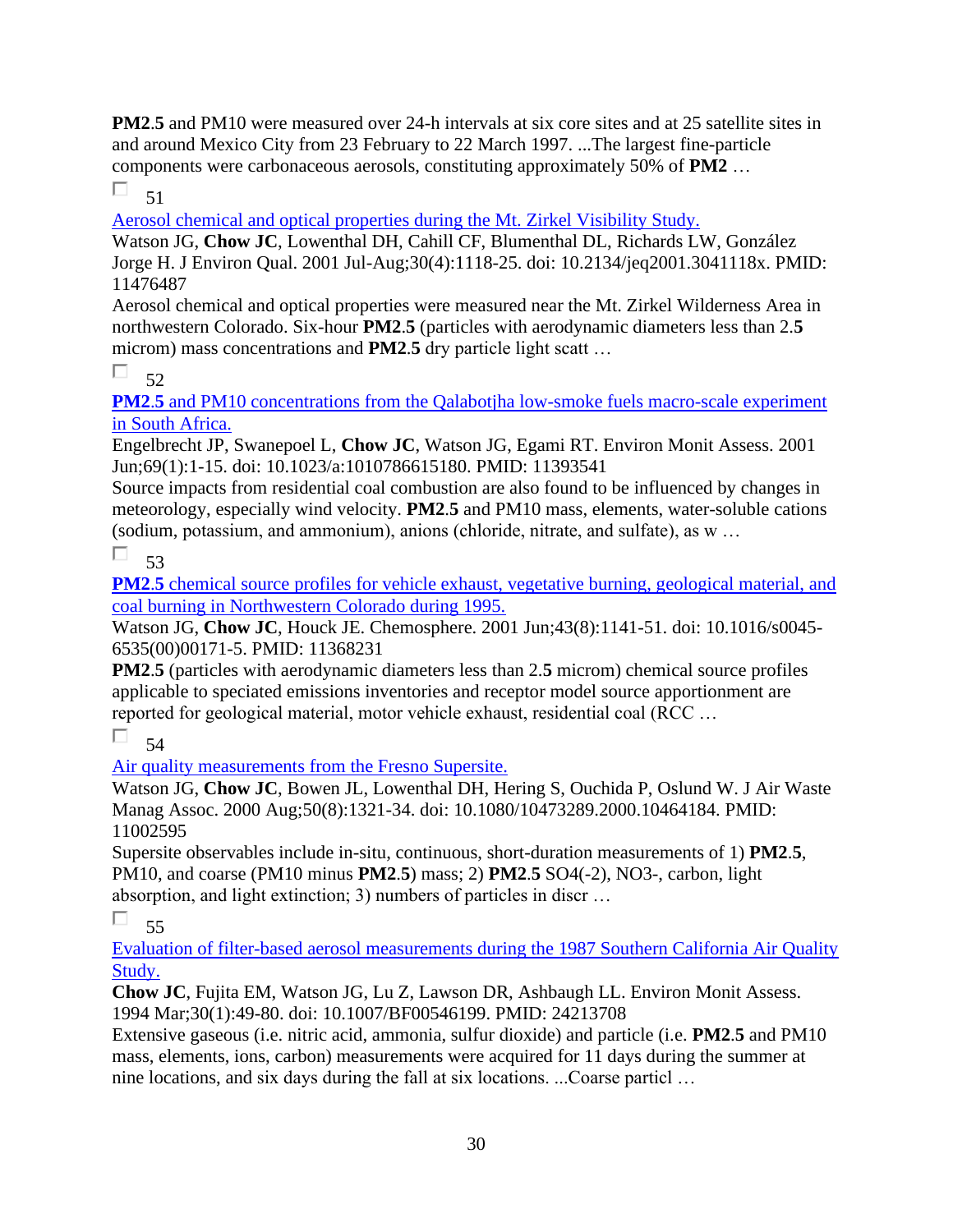**PM2**.**5** and PM10 were measured over 24-h intervals at six core sites and at 25 satellite sites in and around Mexico City from 23 February to 22 March 1997. ...The largest fine-particle components were carbonaceous aerosols, constituting approximately 50% of **PM2** …

☐ 51

[Aerosol chemical and optical properties during the Mt. Zirkel Visibility Study.]()

Watson JG, **Chow JC**, Lowenthal DH, Cahill CF, Blumenthal DL, Richards LW, González Jorge H. J Environ Qual. 2001 Jul-Aug;30(4):1118-25. doi: 10.2134/jeq2001.3041118x. PMID: 11476487

Aerosol chemical and optical properties were measured near the Mt. Zirkel Wilderness Area in northwestern Colorado. Six-hour **PM2**.**5** (particles with aerodynamic diameters less than 2.**5** microm) mass concentrations and **PM2**.**5** dry particle light scatt …

☐ 52

[**PM2**.**5** and PM10 concentrations from the Qalabotjha low-smoke fuels macro-scale experiment in South Africa.]()

Engelbrecht JP, Swanepoel L, **Chow JC**, Watson JG, Egami RT. Environ Monit Assess. 2001 Jun;69(1):1-15. doi: 10.1023/a:1010786615180. PMID: 11393541

Source impacts from residential coal combustion are also found to be influenced by changes in meteorology, especially wind velocity. **PM2**.**5** and PM10 mass, elements, water-soluble cations (sodium, potassium, and ammonium), anions (chloride, nitrate, and sulfate), as w …

☐ 53

[**PM2**.**5** chemical source profiles for vehicle exhaust, vegetative burning, geological material, and coal burning in Northwestern Colorado during 1995.]()

Watson JG, **Chow JC**, Houck JE. Chemosphere. 2001 Jun;43(8):1141-51. doi: 10.1016/s0045-6535(00)00171-5. PMID: 11368231

**PM2**.**5** (particles with aerodynamic diameters less than 2.**5** microm) chemical source profiles applicable to speciated emissions inventories and receptor model source apportionment are reported for geological material, motor vehicle exhaust, residential coal (RCC …

☐ 54

[Air quality measurements from the Fresno Supersite.]()

Watson JG, **Chow JC**, Bowen JL, Lowenthal DH, Hering S, Ouchida P, Oslund W. J Air Waste Manag Assoc. 2000 Aug;50(8):1321-34. doi: 10.1080/10473289.2000.10464184. PMID: 11002595

Supersite observables include in-situ, continuous, short-duration measurements of 1) **PM2**.**5**, PM10, and coarse (PM10 minus **PM2**.**5**) mass; 2) **PM2**.**5** SO4(-2), NO3-, carbon, light absorption, and light extinction; 3) numbers of particles in discr …

☐ 55

[Evaluation of filter-based aerosol measurements during the 1987 Southern California Air Quality Study.]()

**Chow JC**, Fujita EM, Watson JG, Lu Z, Lawson DR, Ashbaugh LL. Environ Monit Assess. 1994 Mar;30(1):49-80. doi: 10.1007/BF00546199. PMID: 24213708

Extensive gaseous (i.e. nitric acid, ammonia, sulfur dioxide) and particle (i.e. **PM2**.**5** and PM10 mass, elements, ions, carbon) measurements were acquired for 11 days during the summer at nine locations, and six days during the fall at six locations. ...Coarse particl …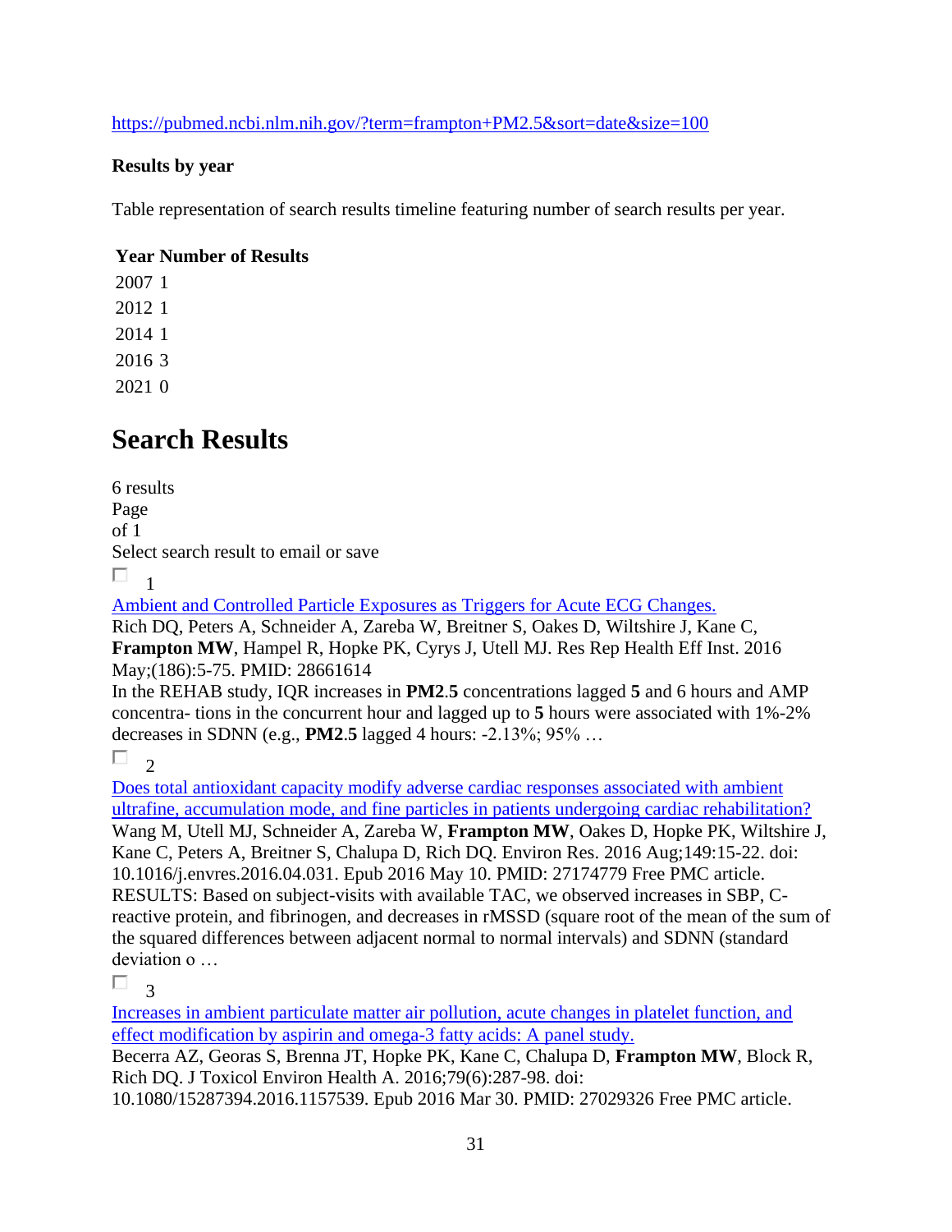https://pubmed.ncbi.nlm.nih.gov/?term=frampton+PM2.5&sort=date&size=100

**Results by year**

Table representation of search results timeline featuring number of search results per year.

| Year | Number of Results |
| --- | --- |
| 2007 | 1 |
| 2012 | 1 |
| 2014 | 1 |
| 2016 | 3 |
| 2021 | 0 |

# Search Results

6 results
Page
of 1
Select search result to email or save

1

Ambient and Controlled Particle Exposures as Triggers for Acute ECG Changes.
Rich DQ, Peters A, Schneider A, Zareba W, Breitner S, Oakes D, Wiltshire J, Kane C, **Frampton MW**, Hampel R, Hopke PK, Cyrys J, Utell MJ. Res Rep Health Eff Inst. 2016 May;(186):5-75. PMID: 28661614
In the REHAB study, IQR increases in **PM2**.**5** concentrations lagged **5** and 6 hours and AMP concentra- tions in the concurrent hour and lagged up to **5** hours were associated with 1%-2% decreases in SDNN (e.g., **PM2**.**5** lagged 4 hours: -2.13%; 95% …

2

Does total antioxidant capacity modify adverse cardiac responses associated with ambient ultrafine, accumulation mode, and fine particles in patients undergoing cardiac rehabilitation?
Wang M, Utell MJ, Schneider A, Zareba W, **Frampton MW**, Oakes D, Hopke PK, Wiltshire J, Kane C, Peters A, Breitner S, Chalupa D, Rich DQ. Environ Res. 2016 Aug;149:15-22. doi: 10.1016/j.envres.2016.04.031. Epub 2016 May 10. PMID: 27174779 Free PMC article.
RESULTS: Based on subject-visits with available TAC, we observed increases in SBP, C-reactive protein, and fibrinogen, and decreases in rMSSD (square root of the mean of the sum of the squared differences between adjacent normal to normal intervals) and SDNN (standard deviation o …

3

Increases in ambient particulate matter air pollution, acute changes in platelet function, and effect modification by aspirin and omega-3 fatty acids: A panel study.
Becerra AZ, Georas S, Brenna JT, Hopke PK, Kane C, Chalupa D, **Frampton MW**, Block R, Rich DQ. J Toxicol Environ Health A. 2016;79(6):287-98. doi: 10.1080/15287394.2016.1157539. Epub 2016 Mar 30. PMID: 27029326 Free PMC article.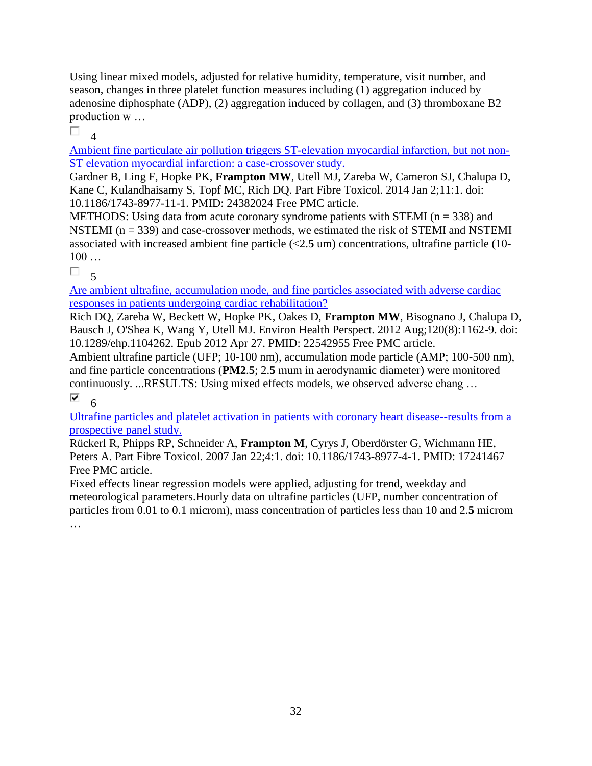Using linear mixed models, adjusted for relative humidity, temperature, visit number, and season, changes in three platelet function measures including (1) aggregation induced by adenosine diphosphate (ADP), (2) aggregation induced by collagen, and (3) thromboxane B2 production w …

☐ 4

[Ambient fine particulate air pollution triggers ST-elevation myocardial infarction, but not non-ST elevation myocardial infarction: a case-crossover study.]()

Gardner B, Ling F, Hopke PK, **Frampton MW**, Utell MJ, Zareba W, Cameron SJ, Chalupa D, Kane C, Kulandhaisamy S, Topf MC, Rich DQ. Part Fibre Toxicol. 2014 Jan 2;11:1. doi: 10.1186/1743-8977-11-1. PMID: 24382024 Free PMC article.

METHODS: Using data from acute coronary syndrome patients with STEMI (n = 338) and NSTEMI (n = 339) and case-crossover methods, we estimated the risk of STEMI and NSTEMI associated with increased ambient fine particle (<2.**5** um) concentrations, ultrafine particle (10-100 …

☐ 5

[Are ambient ultrafine, accumulation mode, and fine particles associated with adverse cardiac responses in patients undergoing cardiac rehabilitation?]()

Rich DQ, Zareba W, Beckett W, Hopke PK, Oakes D, **Frampton MW**, Bisognano J, Chalupa D, Bausch J, O'Shea K, Wang Y, Utell MJ. Environ Health Perspect. 2012 Aug;120(8):1162-9. doi: 10.1289/ehp.1104262. Epub 2012 Apr 27. PMID: 22542955 Free PMC article.

Ambient ultrafine particle (UFP; 10-100 nm), accumulation mode particle (AMP; 100-500 nm), and fine particle concentrations (**PM2**.**5**; 2.**5** mum in aerodynamic diameter) were monitored continuously. ...RESULTS: Using mixed effects models, we observed adverse chang …

☑ 6

[Ultrafine particles and platelet activation in patients with coronary heart disease--results from a prospective panel study.]()

Rückerl R, Phipps RP, Schneider A, **Frampton M**, Cyrys J, Oberdörster G, Wichmann HE, Peters A. Part Fibre Toxicol. 2007 Jan 22;4:1. doi: 10.1186/1743-8977-4-1. PMID: 17241467 Free PMC article.

Fixed effects linear regression models were applied, adjusting for trend, weekday and meteorological parameters.Hourly data on ultrafine particles (UFP, number concentration of particles from 0.01 to 0.1 microm), mass concentration of particles less than 10 and 2.**5** microm …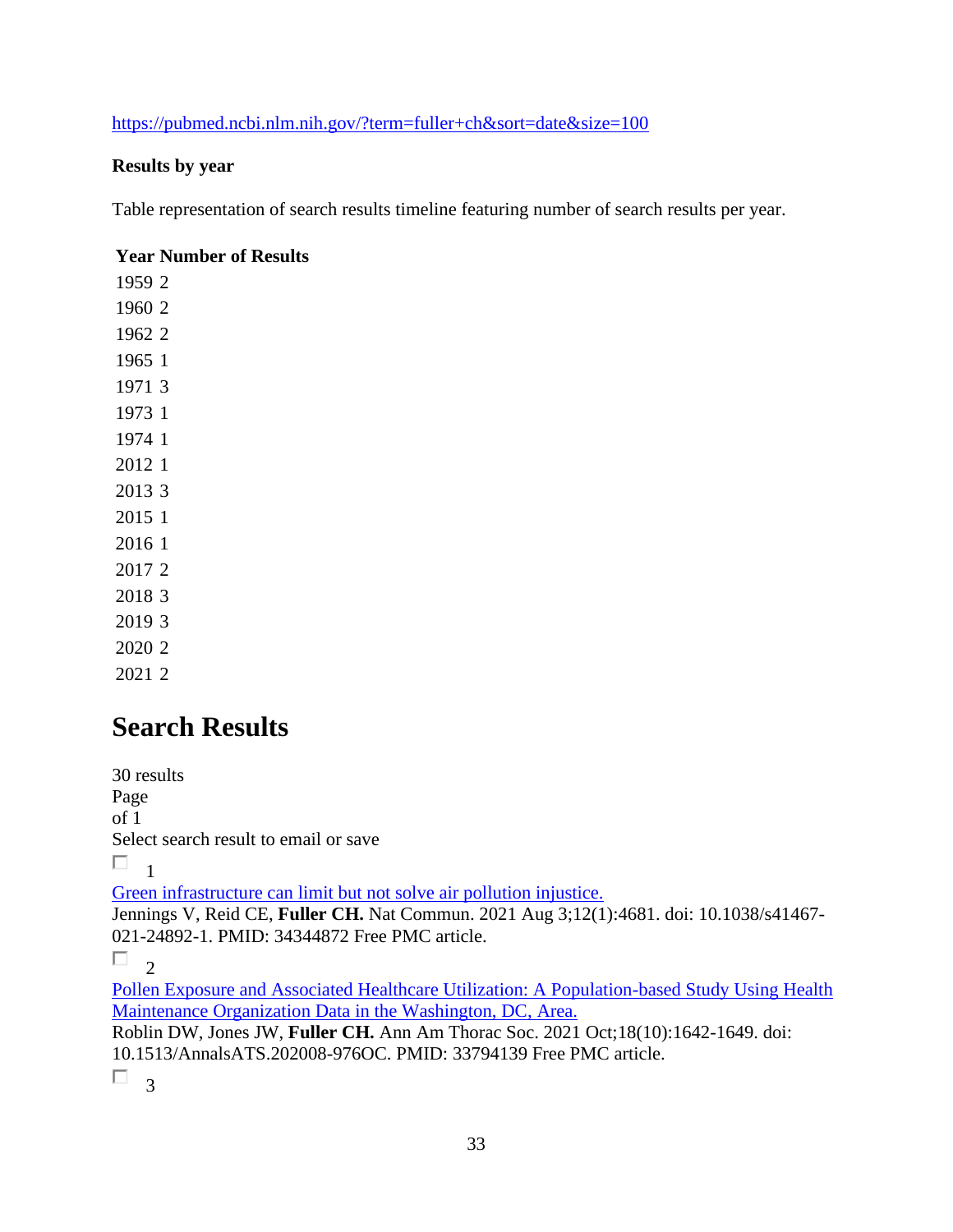https://pubmed.ncbi.nlm.nih.gov/?term=fuller+ch&sort=date&size=100

**Results by year**

Table representation of search results timeline featuring number of search results per year.

| Year | Number of Results |
|---|---|
| 1959 | 2 |
| 1960 | 2 |
| 1962 | 2 |
| 1965 | 1 |
| 1971 | 3 |
| 1973 | 1 |
| 1974 | 1 |
| 2012 | 1 |
| 2013 | 3 |
| 2015 | 1 |
| 2016 | 1 |
| 2017 | 2 |
| 2018 | 3 |
| 2019 | 3 |
| 2020 | 2 |
| 2021 | 2 |

# Search Results

30 results
Page
of 1
Select search result to email or save

1
Green infrastructure can limit but not solve air pollution injustice.
Jennings V, Reid CE, **Fuller CH.** Nat Commun. 2021 Aug 3;12(1):4681. doi: 10.1038/s41467-021-24892-1. PMID: 34344872 Free PMC article.

2
Pollen Exposure and Associated Healthcare Utilization: A Population-based Study Using Health Maintenance Organization Data in the Washington, DC, Area.
Roblin DW, Jones JW, **Fuller CH.** Ann Am Thorac Soc. 2021 Oct;18(10):1642-1649. doi: 10.1513/AnnalsATS.202008-976OC. PMID: 33794139 Free PMC article.

3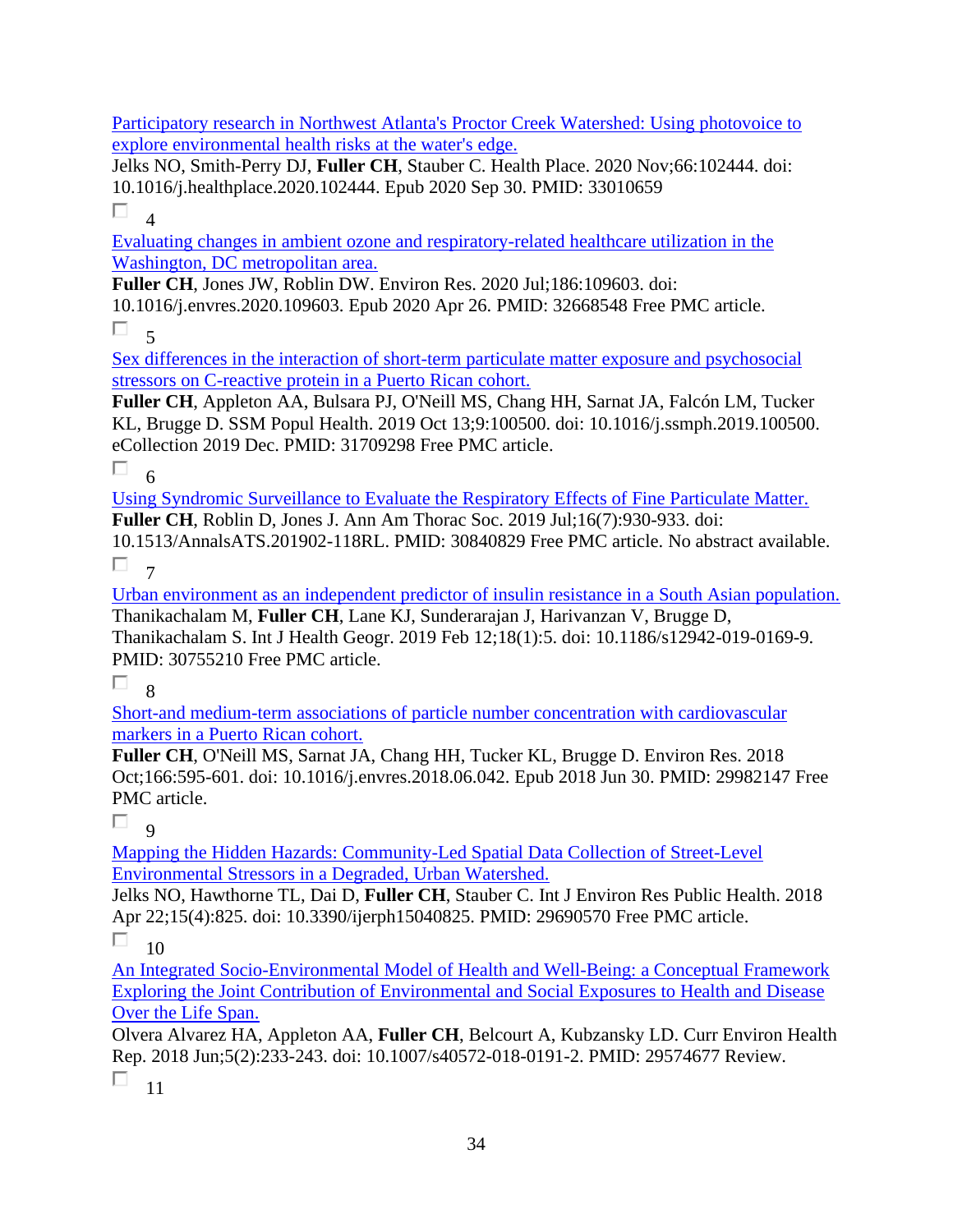Participatory research in Northwest Atlanta's Proctor Creek Watershed: Using photovoice to explore environmental health risks at the water's edge.
Jelks NO, Smith-Perry DJ, **Fuller CH**, Stauber C. Health Place. 2020 Nov;66:102444. doi: 10.1016/j.healthplace.2020.102444. Epub 2020 Sep 30. PMID: 33010659

4

Evaluating changes in ambient ozone and respiratory-related healthcare utilization in the Washington, DC metropolitan area.
**Fuller CH**, Jones JW, Roblin DW. Environ Res. 2020 Jul;186:109603. doi: 10.1016/j.envres.2020.109603. Epub 2020 Apr 26. PMID: 32668548 Free PMC article.

5

Sex differences in the interaction of short-term particulate matter exposure and psychosocial stressors on C-reactive protein in a Puerto Rican cohort.
**Fuller CH**, Appleton AA, Bulsara PJ, O'Neill MS, Chang HH, Sarnat JA, Falcón LM, Tucker KL, Brugge D. SSM Popul Health. 2019 Oct 13;9:100500. doi: 10.1016/j.ssmph.2019.100500. eCollection 2019 Dec. PMID: 31709298 Free PMC article.

6

Using Syndromic Surveillance to Evaluate the Respiratory Effects of Fine Particulate Matter.
**Fuller CH**, Roblin D, Jones J. Ann Am Thorac Soc. 2019 Jul;16(7):930-933. doi: 10.1513/AnnalsATS.201902-118RL. PMID: 30840829 Free PMC article. No abstract available.

7

Urban environment as an independent predictor of insulin resistance in a South Asian population.
Thanikachalam M, **Fuller CH**, Lane KJ, Sunderarajan J, Harivanzan V, Brugge D, Thanikachalam S. Int J Health Geogr. 2019 Feb 12;18(1):5. doi: 10.1186/s12942-019-0169-9. PMID: 30755210 Free PMC article.

8

Short-and medium-term associations of particle number concentration with cardiovascular markers in a Puerto Rican cohort.
**Fuller CH**, O'Neill MS, Sarnat JA, Chang HH, Tucker KL, Brugge D. Environ Res. 2018 Oct;166:595-601. doi: 10.1016/j.envres.2018.06.042. Epub 2018 Jun 30. PMID: 29982147 Free PMC article.

9

Mapping the Hidden Hazards: Community-Led Spatial Data Collection of Street-Level Environmental Stressors in a Degraded, Urban Watershed.
Jelks NO, Hawthorne TL, Dai D, **Fuller CH**, Stauber C. Int J Environ Res Public Health. 2018 Apr 22;15(4):825. doi: 10.3390/ijerph15040825. PMID: 29690570 Free PMC article.

10

An Integrated Socio-Environmental Model of Health and Well-Being: a Conceptual Framework Exploring the Joint Contribution of Environmental and Social Exposures to Health and Disease Over the Life Span.
Olvera Alvarez HA, Appleton AA, **Fuller CH**, Belcourt A, Kubzansky LD. Curr Environ Health Rep. 2018 Jun;5(2):233-243. doi: 10.1007/s40572-018-0191-2. PMID: 29574677 Review.

11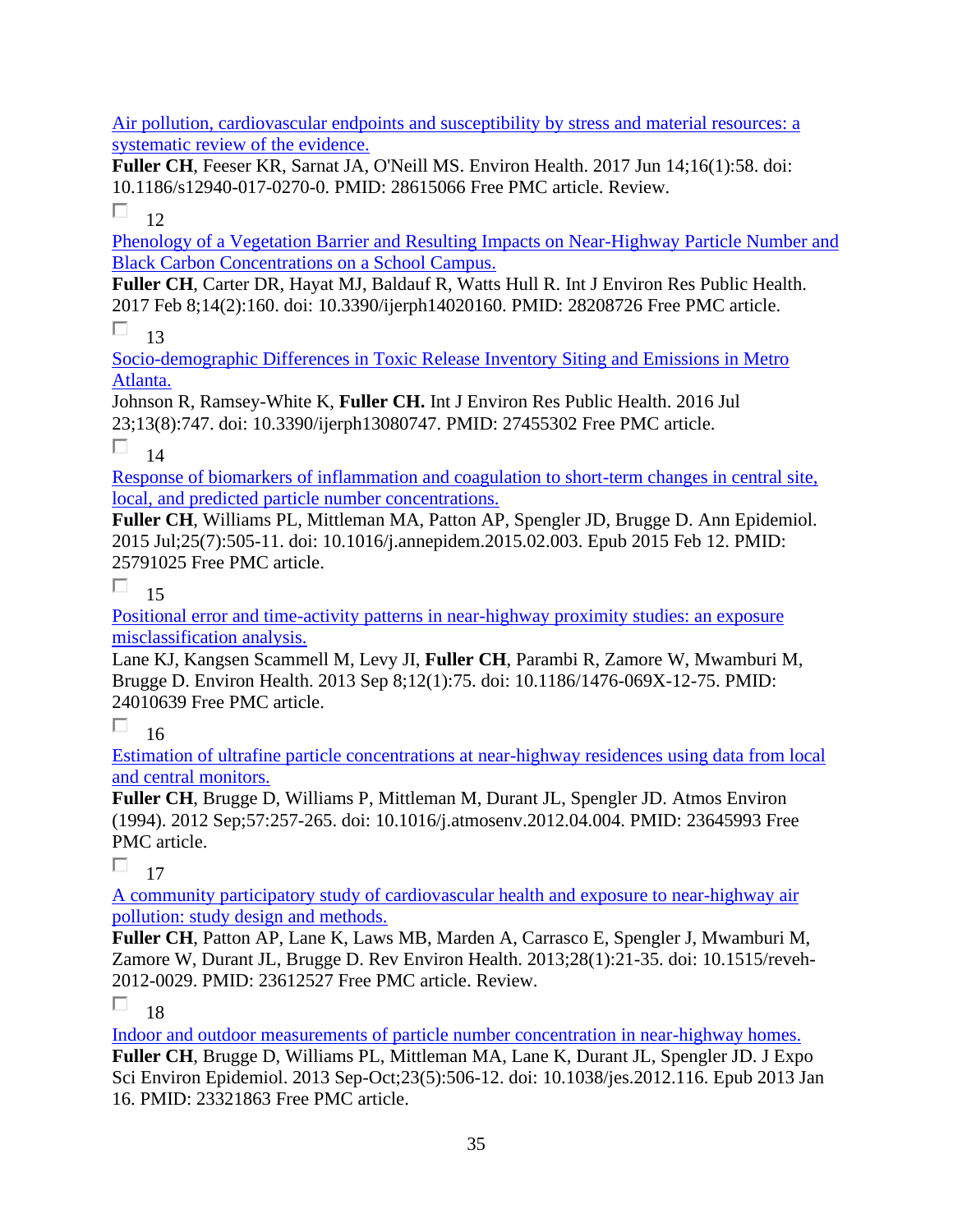Air pollution, cardiovascular endpoints and susceptibility by stress and material resources: a systematic review of the evidence.
**Fuller CH**, Feeser KR, Sarnat JA, O'Neill MS. Environ Health. 2017 Jun 14;16(1):58. doi: 10.1186/s12940-017-0270-0. PMID: 28615066 Free PMC article. Review.

12

Phenology of a Vegetation Barrier and Resulting Impacts on Near-Highway Particle Number and Black Carbon Concentrations on a School Campus.
**Fuller CH**, Carter DR, Hayat MJ, Baldauf R, Watts Hull R. Int J Environ Res Public Health. 2017 Feb 8;14(2):160. doi: 10.3390/ijerph14020160. PMID: 28208726 Free PMC article.

13

Socio-demographic Differences in Toxic Release Inventory Siting and Emissions in Metro Atlanta.
Johnson R, Ramsey-White K, **Fuller CH.** Int J Environ Res Public Health. 2016 Jul 23;13(8):747. doi: 10.3390/ijerph13080747. PMID: 27455302 Free PMC article.

14

Response of biomarkers of inflammation and coagulation to short-term changes in central site, local, and predicted particle number concentrations.
**Fuller CH**, Williams PL, Mittleman MA, Patton AP, Spengler JD, Brugge D. Ann Epidemiol. 2015 Jul;25(7):505-11. doi: 10.1016/j.annepidem.2015.02.003. Epub 2015 Feb 12. PMID: 25791025 Free PMC article.

15

Positional error and time-activity patterns in near-highway proximity studies: an exposure misclassification analysis.
Lane KJ, Kangsen Scammell M, Levy JI, **Fuller CH**, Parambi R, Zamore W, Mwamburi M, Brugge D. Environ Health. 2013 Sep 8;12(1):75. doi: 10.1186/1476-069X-12-75. PMID: 24010639 Free PMC article.

16

Estimation of ultrafine particle concentrations at near-highway residences using data from local and central monitors.
**Fuller CH**, Brugge D, Williams P, Mittleman M, Durant JL, Spengler JD. Atmos Environ (1994). 2012 Sep;57:257-265. doi: 10.1016/j.atmosenv.2012.04.004. PMID: 23645993 Free PMC article.

17

A community participatory study of cardiovascular health and exposure to near-highway air pollution: study design and methods.
**Fuller CH**, Patton AP, Lane K, Laws MB, Marden A, Carrasco E, Spengler J, Mwamburi M, Zamore W, Durant JL, Brugge D. Rev Environ Health. 2013;28(1):21-35. doi: 10.1515/reveh-2012-0029. PMID: 23612527 Free PMC article. Review.

18

Indoor and outdoor measurements of particle number concentration in near-highway homes.
**Fuller CH**, Brugge D, Williams PL, Mittleman MA, Lane K, Durant JL, Spengler JD. J Expo Sci Environ Epidemiol. 2013 Sep-Oct;23(5):506-12. doi: 10.1038/jes.2012.116. Epub 2013 Jan 16. PMID: 23321863 Free PMC article.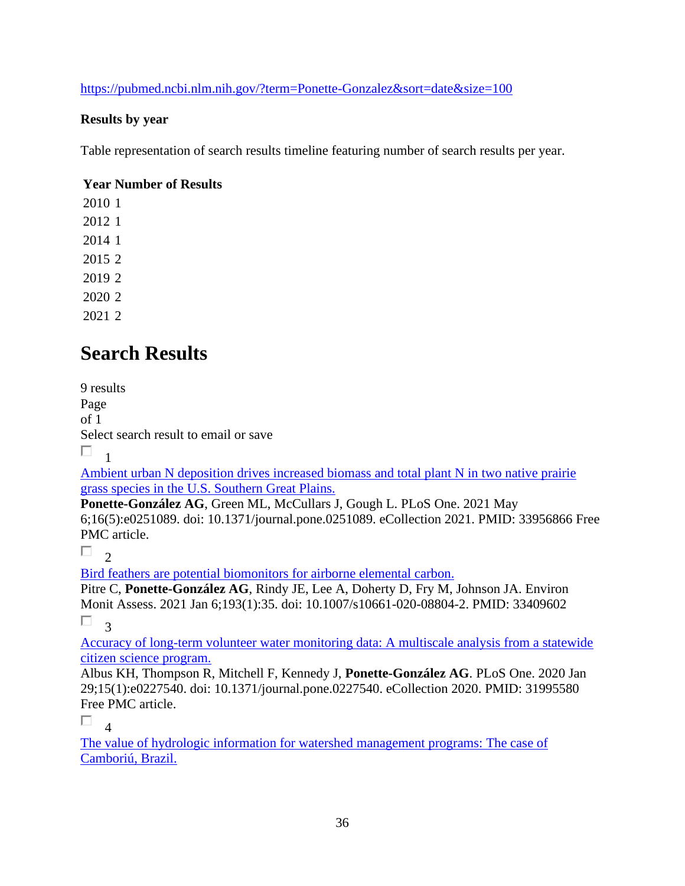https://pubmed.ncbi.nlm.nih.gov/?term=Ponette-Gonzalez&sort=date&size=100

**Results by year**

Table representation of search results timeline featuring number of search results per year.

| Year | Number of Results |
|---|---|
| 2010 | 1 |
| 2012 | 1 |
| 2014 | 1 |
| 2015 | 2 |
| 2019 | 2 |
| 2020 | 2 |
| 2021 | 2 |

# Search Results

9 results
Page
of 1
Select search result to email or save

1

Ambient urban N deposition drives increased biomass and total plant N in two native prairie grass species in the U.S. Southern Great Plains.
**Ponette-González AG**, Green ML, McCullars J, Gough L. PLoS One. 2021 May 6;16(5):e0251089. doi: 10.1371/journal.pone.0251089. eCollection 2021. PMID: 33956866 Free PMC article.

2

Bird feathers are potential biomonitors for airborne elemental carbon.
Pitre C, **Ponette-González AG**, Rindy JE, Lee A, Doherty D, Fry M, Johnson JA. Environ Monit Assess. 2021 Jan 6;193(1):35. doi: 10.1007/s10661-020-08804-2. PMID: 33409602

3

Accuracy of long-term volunteer water monitoring data: A multiscale analysis from a statewide citizen science program.
Albus KH, Thompson R, Mitchell F, Kennedy J, **Ponette-González AG**. PLoS One. 2020 Jan 29;15(1):e0227540. doi: 10.1371/journal.pone.0227540. eCollection 2020. PMID: 31995580 Free PMC article.

4

The value of hydrologic information for watershed management programs: The case of Camboriú, Brazil.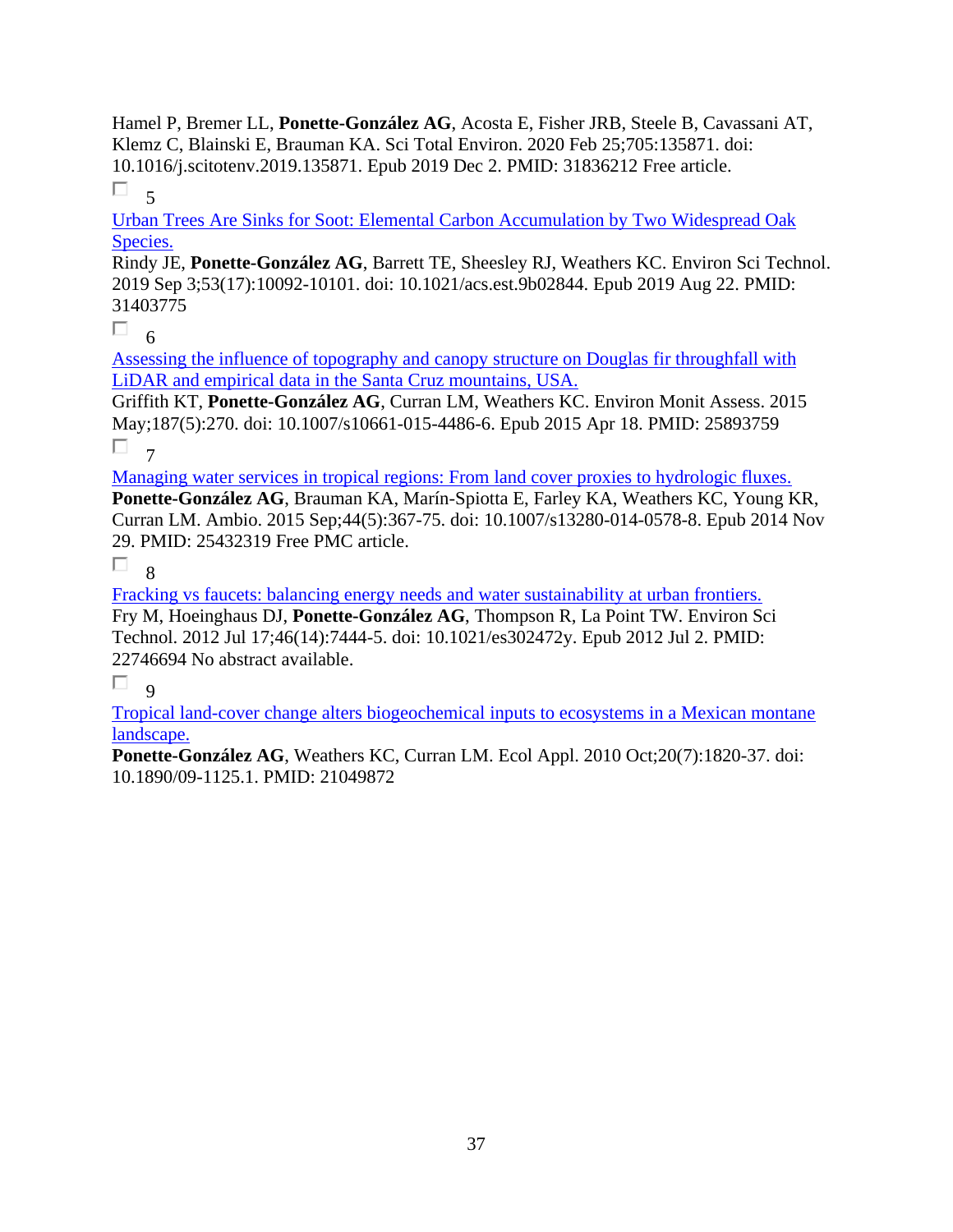Hamel P, Bremer LL, **Ponette-González AG**, Acosta E, Fisher JRB, Steele B, Cavassani AT, Klemz C, Blainski E, Brauman KA. Sci Total Environ. 2020 Feb 25;705:135871. doi: 10.1016/j.scitotenv.2019.135871. Epub 2019 Dec 2. PMID: 31836212 Free article.

5

Urban Trees Are Sinks for Soot: Elemental Carbon Accumulation by Two Widespread Oak Species.

Rindy JE, **Ponette-González AG**, Barrett TE, Sheesley RJ, Weathers KC. Environ Sci Technol. 2019 Sep 3;53(17):10092-10101. doi: 10.1021/acs.est.9b02844. Epub 2019 Aug 22. PMID: 31403775

6

Assessing the influence of topography and canopy structure on Douglas fir throughfall with LiDAR and empirical data in the Santa Cruz mountains, USA.

Griffith KT, **Ponette-González AG**, Curran LM, Weathers KC. Environ Monit Assess. 2015 May;187(5):270. doi: 10.1007/s10661-015-4486-6. Epub 2015 Apr 18. PMID: 25893759

7

Managing water services in tropical regions: From land cover proxies to hydrologic fluxes.

**Ponette-González AG**, Brauman KA, Marín-Spiotta E, Farley KA, Weathers KC, Young KR, Curran LM. Ambio. 2015 Sep;44(5):367-75. doi: 10.1007/s13280-014-0578-8. Epub 2014 Nov 29. PMID: 25432319 Free PMC article.

8

Fracking vs faucets: balancing energy needs and water sustainability at urban frontiers.

Fry M, Hoeinghaus DJ, **Ponette-González AG**, Thompson R, La Point TW. Environ Sci Technol. 2012 Jul 17;46(14):7444-5. doi: 10.1021/es302472y. Epub 2012 Jul 2. PMID: 22746694 No abstract available.

9

Tropical land-cover change alters biogeochemical inputs to ecosystems in a Mexican montane landscape.

**Ponette-González AG**, Weathers KC, Curran LM. Ecol Appl. 2010 Oct;20(7):1820-37. doi: 10.1890/09-1125.1. PMID: 21049872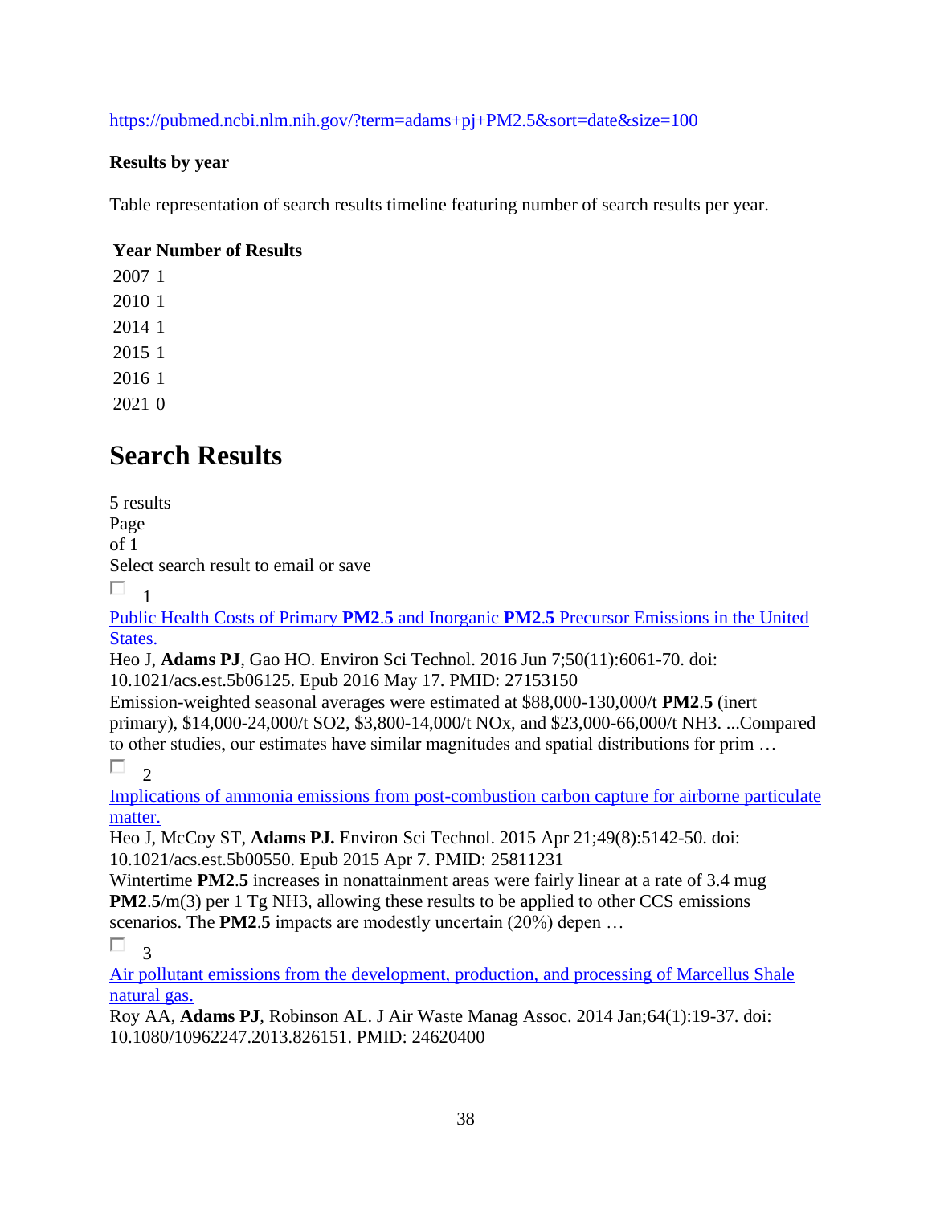https://pubmed.ncbi.nlm.nih.gov/?term=adams+pj+PM2.5&sort=date&size=100

**Results by year**

Table representation of search results timeline featuring number of search results per year.

| Year | Number of Results |
|---|---|
| 2007 | 1 |
| 2010 | 1 |
| 2014 | 1 |
| 2015 | 1 |
| 2016 | 1 |
| 2021 | 0 |

# Search Results

5 results
Page
of 1
Select search result to email or save

1

Public Health Costs of Primary **PM2.5** and Inorganic **PM2.5** Precursor Emissions in the United States.
Heo J, **Adams PJ**, Gao HO. Environ Sci Technol. 2016 Jun 7;50(11):6061-70. doi: 10.1021/acs.est.5b06125. Epub 2016 May 17. PMID: 27153150
Emission-weighted seasonal averages were estimated at \$88,000-130,000/t **PM2.5** (inert primary), \$14,000-24,000/t SO2, \$3,800-14,000/t NOx, and \$23,000-66,000/t NH3. ...Compared to other studies, our estimates have similar magnitudes and spatial distributions for prim …

2

Implications of ammonia emissions from post-combustion carbon capture for airborne particulate matter.
Heo J, McCoy ST, **Adams PJ.** Environ Sci Technol. 2015 Apr 21;49(8):5142-50. doi: 10.1021/acs.est.5b00550. Epub 2015 Apr 7. PMID: 25811231
Wintertime **PM2.5** increases in nonattainment areas were fairly linear at a rate of 3.4 mug **PM2.5**/m(3) per 1 Tg NH3, allowing these results to be applied to other CCS emissions scenarios. The **PM2.5** impacts are modestly uncertain (20%) depen …

3

Air pollutant emissions from the development, production, and processing of Marcellus Shale natural gas.
Roy AA, **Adams PJ**, Robinson AL. J Air Waste Manag Assoc. 2014 Jan;64(1):19-37. doi: 10.1080/10962247.2013.826151. PMID: 24620400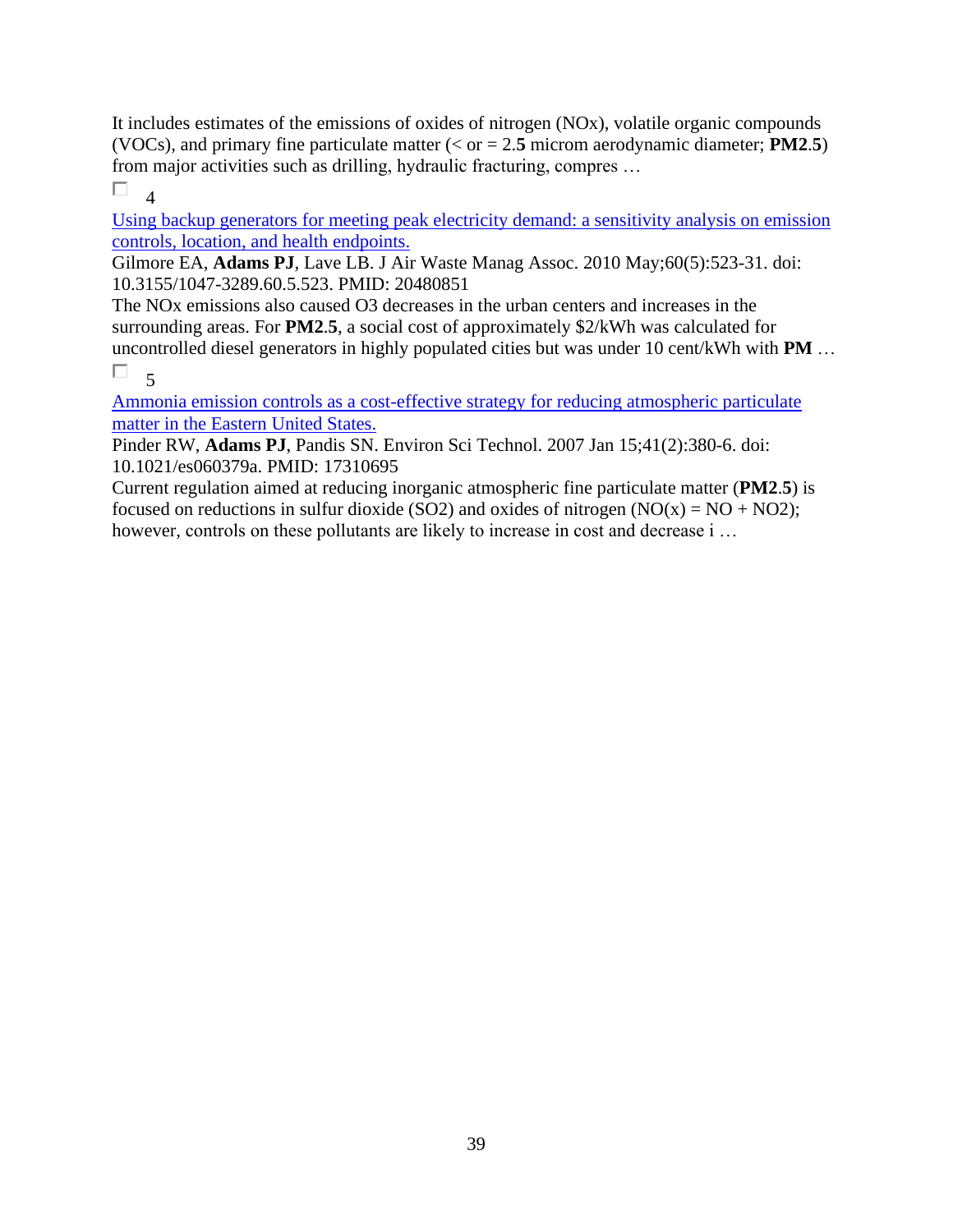It includes estimates of the emissions of oxides of nitrogen (NOx), volatile organic compounds (VOCs), and primary fine particulate matter (< or = 2.**5** microm aerodynamic diameter; **PM2**.**5**) from major activities such as drilling, hydraulic fracturing, compres …

☐ 4

[Using backup generators for meeting peak electricity demand: a sensitivity analysis on emission controls, location, and health endpoints.]

Gilmore EA, **Adams PJ**, Lave LB. J Air Waste Manag Assoc. 2010 May;60(5):523-31. doi: 10.3155/1047-3289.60.5.523. PMID: 20480851

The NOx emissions also caused O3 decreases in the urban centers and increases in the surrounding areas. For **PM2**.**5**, a social cost of approximately $2/kWh was calculated for uncontrolled diesel generators in highly populated cities but was under 10 cent/kWh with **PM** …

☐ 5

[Ammonia emission controls as a cost-effective strategy for reducing atmospheric particulate matter in the Eastern United States.]

Pinder RW, **Adams PJ**, Pandis SN. Environ Sci Technol. 2007 Jan 15;41(2):380-6. doi: 10.1021/es060379a. PMID: 17310695

Current regulation aimed at reducing inorganic atmospheric fine particulate matter (**PM2**.**5**) is focused on reductions in sulfur dioxide (SO2) and oxides of nitrogen (NO(x) = NO + NO2); however, controls on these pollutants are likely to increase in cost and decrease i …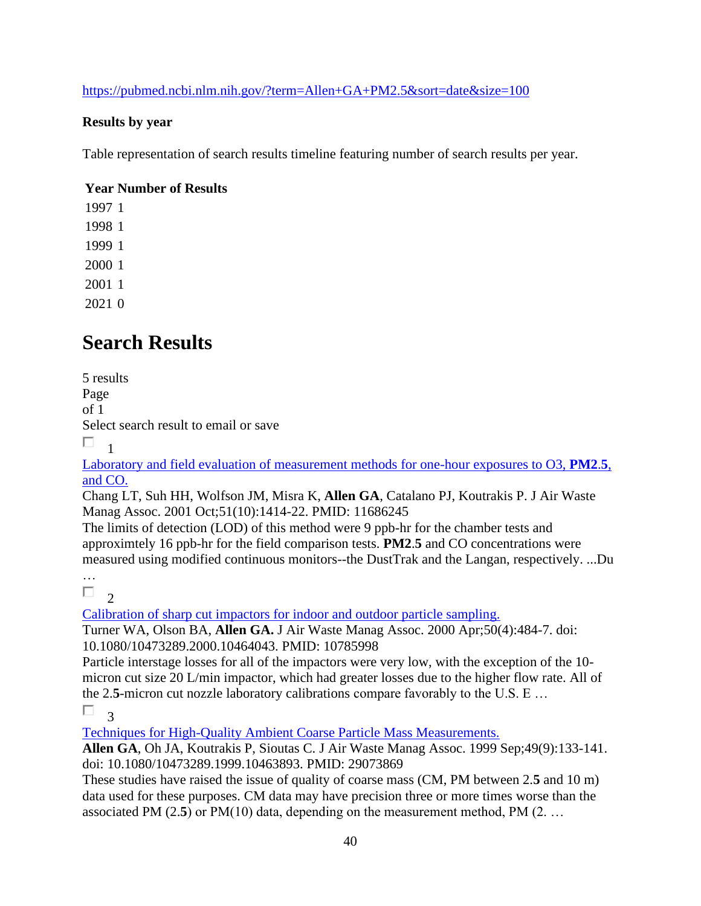https://pubmed.ncbi.nlm.nih.gov/?term=Allen+GA+PM2.5&sort=date&size=100

**Results by year**

Table representation of search results timeline featuring number of search results per year.

| Year | Number of Results |
|---|---|
| 1997 | 1 |
| 1998 | 1 |
| 1999 | 1 |
| 2000 | 1 |
| 2001 | 1 |
| 2021 | 0 |

# Search Results

5 results
Page
of 1
Select search result to email or save

1

Laboratory and field evaluation of measurement methods for one-hour exposures to O3, **PM2.5**, and CO.
Chang LT, Suh HH, Wolfson JM, Misra K, **Allen GA**, Catalano PJ, Koutrakis P. J Air Waste Manag Assoc. 2001 Oct;51(10):1414-22. PMID: 11686245
The limits of detection (LOD) of this method were 9 ppb-hr for the chamber tests and approximtely 16 ppb-hr for the field comparison tests. **PM2.5** and CO concentrations were measured using modified continuous monitors--the DustTrak and the Langan, respectively. ...Du …

2

Calibration of sharp cut impactors for indoor and outdoor particle sampling.
Turner WA, Olson BA, **Allen GA.** J Air Waste Manag Assoc. 2000 Apr;50(4):484-7. doi: 10.1080/10473289.2000.10464043. PMID: 10785998
Particle interstage losses for all of the impactors were very low, with the exception of the 10-micron cut size 20 L/min impactor, which had greater losses due to the higher flow rate. All of the 2.**5**-micron cut nozzle laboratory calibrations compare favorably to the U.S. E …

3

Techniques for High-Quality Ambient Coarse Particle Mass Measurements.
**Allen GA**, Oh JA, Koutrakis P, Sioutas C. J Air Waste Manag Assoc. 1999 Sep;49(9):133-141. doi: 10.1080/10473289.1999.10463893. PMID: 29073869
These studies have raised the issue of quality of coarse mass (CM, PM between 2.**5** and 10 m) data used for these purposes. CM data may have precision three or more times worse than the associated PM (2.**5**) or PM(10) data, depending on the measurement method, PM (2. …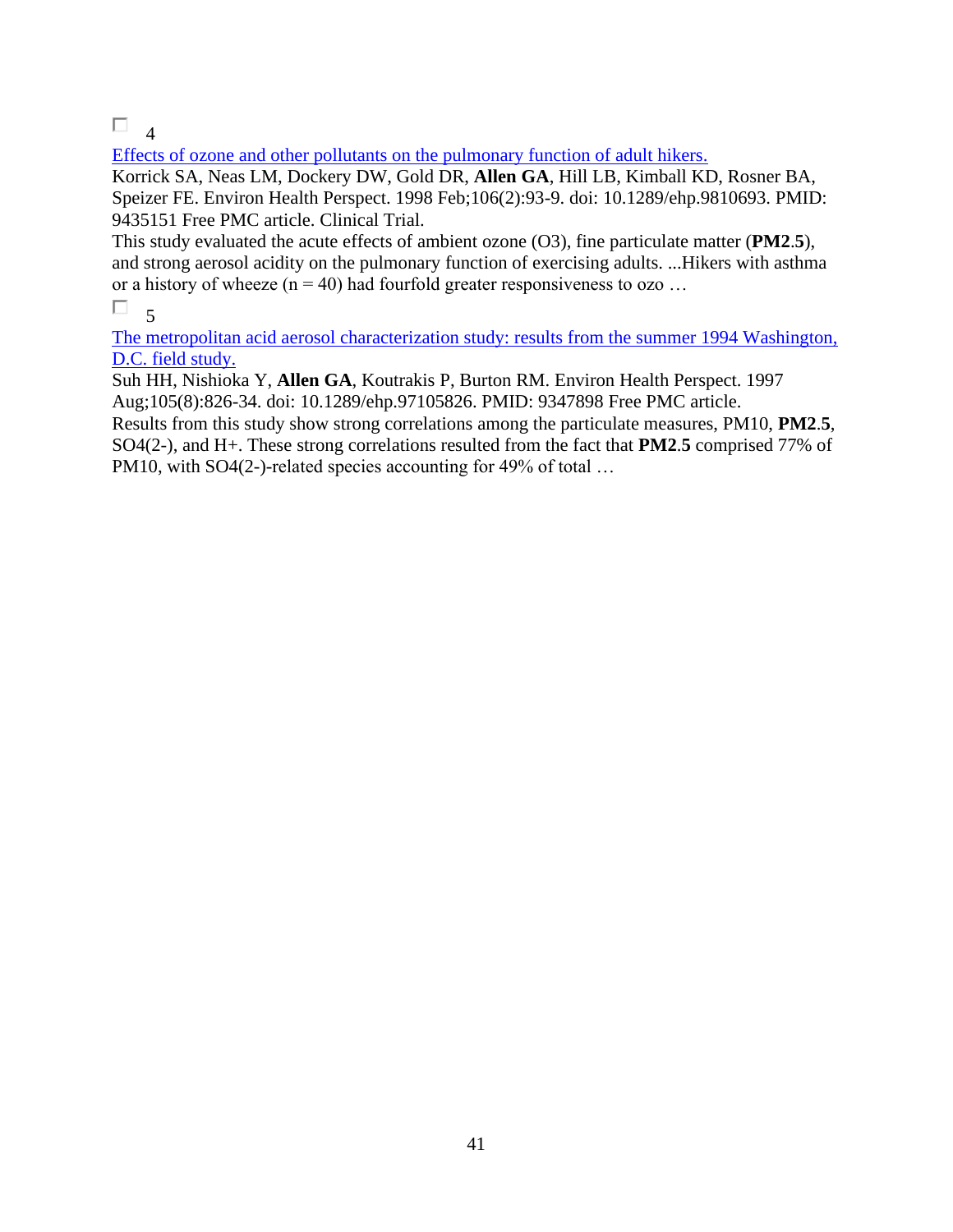☐ 4

[Effects of ozone and other pollutants on the pulmonary function of adult hikers.]()

Korrick SA, Neas LM, Dockery DW, Gold DR, **Allen GA**, Hill LB, Kimball KD, Rosner BA, Speizer FE. Environ Health Perspect. 1998 Feb;106(2):93-9. doi: 10.1289/ehp.9810693. PMID: 9435151 Free PMC article. Clinical Trial.

This study evaluated the acute effects of ambient ozone ($O_3$), fine particulate matter (**PM2.5**), and strong aerosol acidity on the pulmonary function of exercising adults. ...Hikers with asthma or a history of wheeze ($n = 40$) had fourfold greater responsiveness to ozo …

☐ 5

[The metropolitan acid aerosol characterization study: results from the summer 1994 Washington, D.C. field study.]()

Suh HH, Nishioka Y, **Allen GA**, Koutrakis P, Burton RM. Environ Health Perspect. 1997 Aug;105(8):826-34. doi: 10.1289/ehp.97105826. PMID: 9347898 Free PMC article.

Results from this study show strong correlations among the particulate measures, PM10, **PM2.5**, $SO_4^{2-}$, and $H^+$. These strong correlations resulted from the fact that **PM2.5** comprised 77% of PM10, with $SO_4^{2-}$-related species accounting for 49% of total …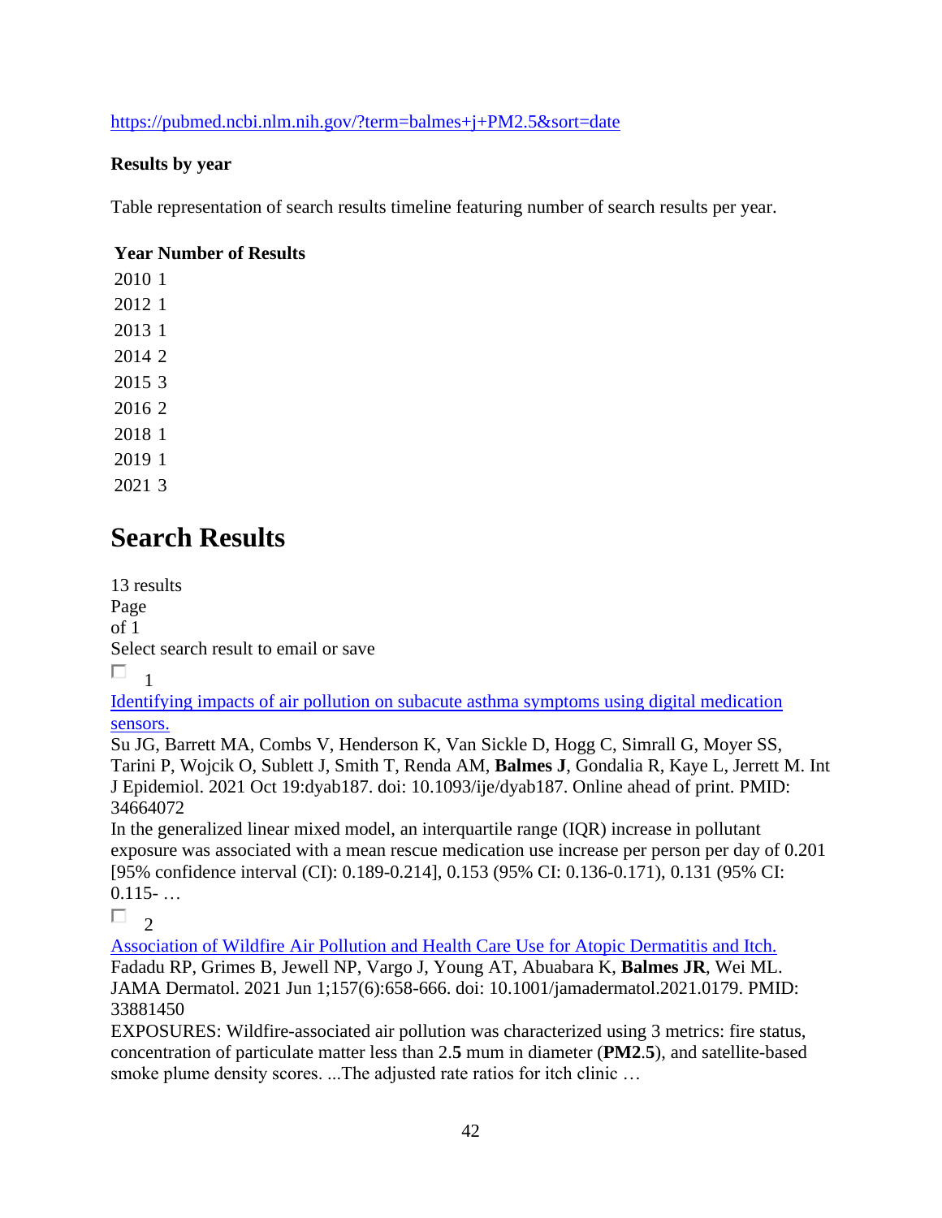https://pubmed.ncbi.nlm.nih.gov/?term=balmes+j+PM2.5&sort=date

**Results by year**

Table representation of search results timeline featuring number of search results per year.

| Year | Number of Results |
|---|---|
| 2010 | 1 |
| 2012 | 1 |
| 2013 | 1 |
| 2014 | 2 |
| 2015 | 3 |
| 2016 | 2 |
| 2018 | 1 |
| 2019 | 1 |
| 2021 | 3 |

# Search Results

13 results
Page
of 1
Select search result to email or save

☐ 1

[Identifying impacts of air pollution on subacute asthma symptoms using digital medication sensors.]()
Su JG, Barrett MA, Combs V, Henderson K, Van Sickle D, Hogg C, Simrall G, Moyer SS, Tarini P, Wojcik O, Sublett J, Smith T, Renda AM, **Balmes J**, Gondalia R, Kaye L, Jerrett M. Int J Epidemiol. 2021 Oct 19:dyab187. doi: 10.1093/ije/dyab187. Online ahead of print. PMID: 34664072
In the generalized linear mixed model, an interquartile range (IQR) increase in pollutant exposure was associated with a mean rescue medication use increase per person per day of 0.201 [95% confidence interval (CI): 0.189-0.214], 0.153 (95% CI: 0.136-0.171), 0.131 (95% CI: 0.115- …

☐ 2

[Association of Wildfire Air Pollution and Health Care Use for Atopic Dermatitis and Itch.]()
Fadadu RP, Grimes B, Jewell NP, Vargo J, Young AT, Abuabara K, **Balmes JR**, Wei ML. JAMA Dermatol. 2021 Jun 1;157(6):658-666. doi: 10.1001/jamadermatol.2021.0179. PMID: 33881450
EXPOSURES: Wildfire-associated air pollution was characterized using 3 metrics: fire status, concentration of particulate matter less than 2.**5** mum in diameter (**PM2**.**5**), and satellite-based smoke plume density scores. ...The adjusted rate ratios for itch clinic …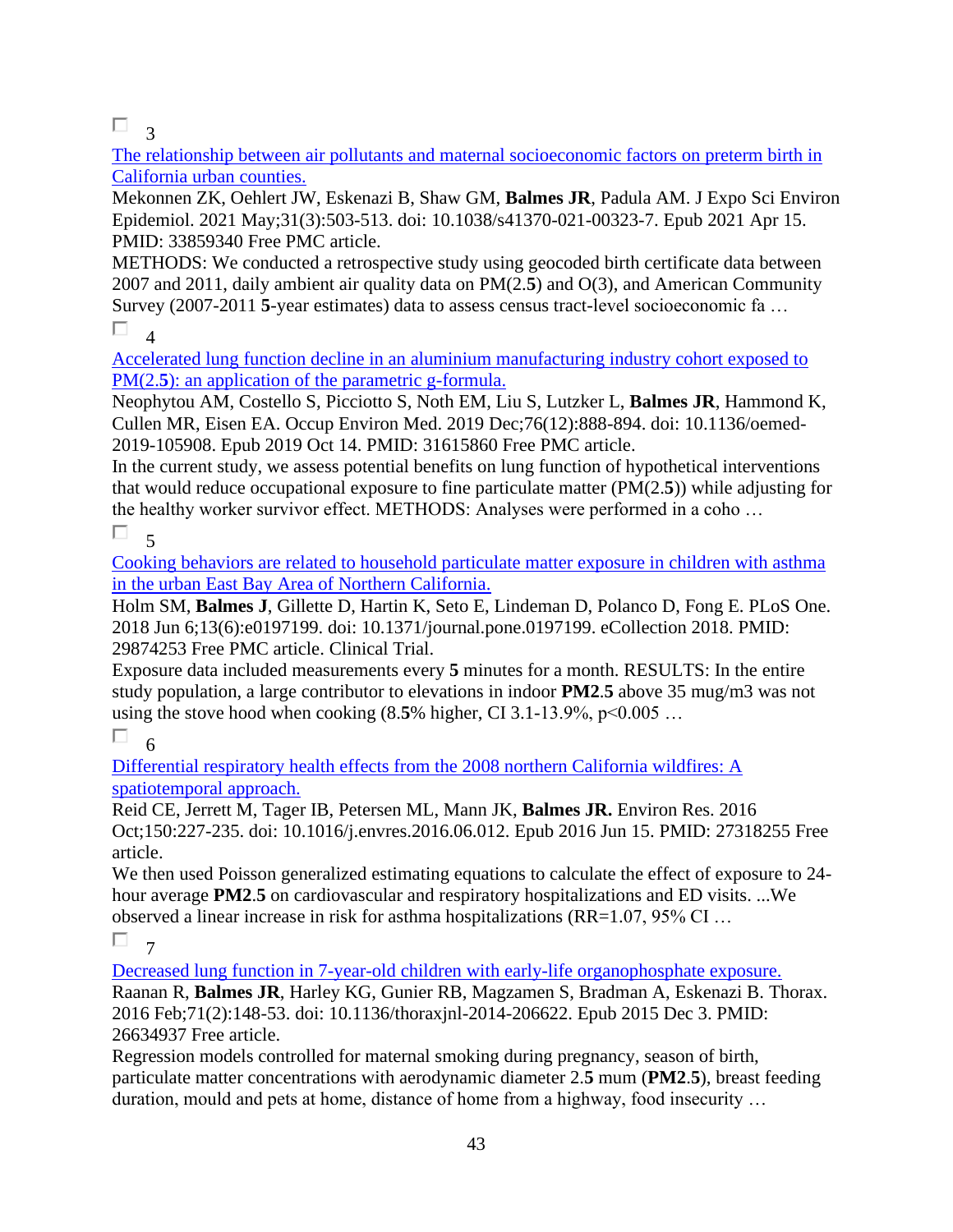3

[The relationship between air pollutants and maternal socioeconomic factors on preterm birth in California urban counties.]()

Mekonnen ZK, Oehlert JW, Eskenazi B, Shaw GM, **Balmes JR**, Padula AM. J Expo Sci Environ Epidemiol. 2021 May;31(3):503-513. doi: 10.1038/s41370-021-00323-7. Epub 2021 Apr 15. PMID: 33859340 Free PMC article.

METHODS: We conducted a retrospective study using geocoded birth certificate data between 2007 and 2011, daily ambient air quality data on PM(2.**5**) and O(3), and American Community Survey (2007-2011 **5**-year estimates) data to assess census tract-level socioeconomic fa …

4

[Accelerated lung function decline in an aluminium manufacturing industry cohort exposed to PM(2.**5**): an application of the parametric g-formula.]()

Neophytou AM, Costello S, Picciotto S, Noth EM, Liu S, Lutzker L, **Balmes JR**, Hammond K, Cullen MR, Eisen EA. Occup Environ Med. 2019 Dec;76(12):888-894. doi: 10.1136/oemed-2019-105908. Epub 2019 Oct 14. PMID: 31615860 Free PMC article.

In the current study, we assess potential benefits on lung function of hypothetical interventions that would reduce occupational exposure to fine particulate matter (PM(2.**5**)) while adjusting for the healthy worker survivor effect. METHODS: Analyses were performed in a coho …

5

[Cooking behaviors are related to household particulate matter exposure in children with asthma in the urban East Bay Area of Northern California.]()

Holm SM, **Balmes J**, Gillette D, Hartin K, Seto E, Lindeman D, Polanco D, Fong E. PLoS One. 2018 Jun 6;13(6):e0197199. doi: 10.1371/journal.pone.0197199. eCollection 2018. PMID: 29874253 Free PMC article. Clinical Trial.

Exposure data included measurements every **5** minutes for a month. RESULTS: In the entire study population, a large contributor to elevations in indoor **PM2**.**5** above 35 mug/m3 was not using the stove hood when cooking (8.**5**% higher, CI 3.1-13.9%, p<0.005 …

6

[Differential respiratory health effects from the 2008 northern California wildfires: A spatiotemporal approach.]()

Reid CE, Jerrett M, Tager IB, Petersen ML, Mann JK, **Balmes JR.** Environ Res. 2016 Oct;150:227-235. doi: 10.1016/j.envres.2016.06.012. Epub 2016 Jun 15. PMID: 27318255 Free article.

We then used Poisson generalized estimating equations to calculate the effect of exposure to 24-hour average **PM2**.**5** on cardiovascular and respiratory hospitalizations and ED visits. ...We observed a linear increase in risk for asthma hospitalizations (RR=1.07, 95% CI …

7

[Decreased lung function in 7-year-old children with early-life organophosphate exposure.]()

Raanan R, **Balmes JR**, Harley KG, Gunier RB, Magzamen S, Bradman A, Eskenazi B. Thorax. 2016 Feb;71(2):148-53. doi: 10.1136/thoraxjnl-2014-206622. Epub 2015 Dec 3. PMID: 26634937 Free article.

Regression models controlled for maternal smoking during pregnancy, season of birth, particulate matter concentrations with aerodynamic diameter 2.**5** mum (**PM2**.**5**), breast feeding duration, mould and pets at home, distance of home from a highway, food insecurity …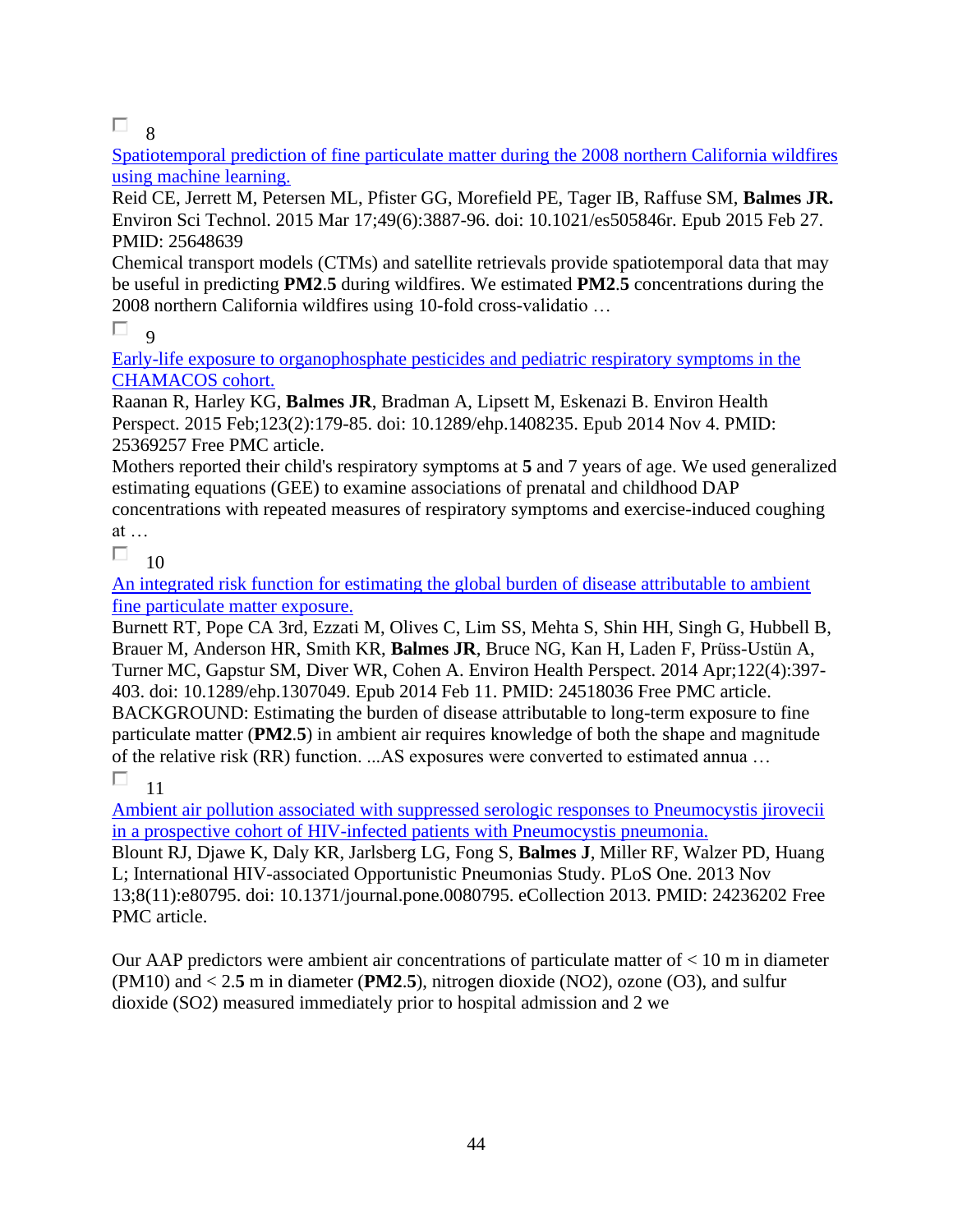8

[Spatiotemporal prediction of fine particulate matter during the 2008 northern California wildfires using machine learning.]

Reid CE, Jerrett M, Petersen ML, Pfister GG, Morefield PE, Tager IB, Raffuse SM, **Balmes JR.** Environ Sci Technol. 2015 Mar 17;49(6):3887-96. doi: 10.1021/es505846r. Epub 2015 Feb 27. PMID: 25648639

Chemical transport models (CTMs) and satellite retrievals provide spatiotemporal data that may be useful in predicting **PM2**.**5** during wildfires. We estimated **PM2**.**5** concentrations during the 2008 northern California wildfires using 10-fold cross-validatio …

9

[Early-life exposure to organophosphate pesticides and pediatric respiratory symptoms in the CHAMACOS cohort.]

Raanan R, Harley KG, **Balmes JR**, Bradman A, Lipsett M, Eskenazi B. Environ Health Perspect. 2015 Feb;123(2):179-85. doi: 10.1289/ehp.1408235. Epub 2014 Nov 4. PMID: 25369257 Free PMC article.

Mothers reported their child's respiratory symptoms at **5** and 7 years of age. We used generalized estimating equations (GEE) to examine associations of prenatal and childhood DAP concentrations with repeated measures of respiratory symptoms and exercise-induced coughing at …

10

[An integrated risk function for estimating the global burden of disease attributable to ambient fine particulate matter exposure.]

Burnett RT, Pope CA 3rd, Ezzati M, Olives C, Lim SS, Mehta S, Shin HH, Singh G, Hubbell B, Brauer M, Anderson HR, Smith KR, **Balmes JR**, Bruce NG, Kan H, Laden F, Prüss-Ustün A, Turner MC, Gapstur SM, Diver WR, Cohen A. Environ Health Perspect. 2014 Apr;122(4):397-403. doi: 10.1289/ehp.1307049. Epub 2014 Feb 11. PMID: 24518036 Free PMC article.

BACKGROUND: Estimating the burden of disease attributable to long-term exposure to fine particulate matter (**PM2**.**5**) in ambient air requires knowledge of both the shape and magnitude of the relative risk (RR) function. ...AS exposures were converted to estimated annua …

11

[Ambient air pollution associated with suppressed serologic responses to Pneumocystis jirovecii in a prospective cohort of HIV-infected patients with Pneumocystis pneumonia.]

Blount RJ, Djawe K, Daly KR, Jarlsberg LG, Fong S, **Balmes J**, Miller RF, Walzer PD, Huang L; International HIV-associated Opportunistic Pneumonias Study. PLoS One. 2013 Nov 13;8(11):e80795. doi: 10.1371/journal.pone.0080795. eCollection 2013. PMID: 24236202 Free PMC article.

Our AAP predictors were ambient air concentrations of particulate matter of < 10 m in diameter (PM10) and < 2.**5** m in diameter (**PM2**.**5**), nitrogen dioxide ($NO_2$), ozone ($O_3$), and sulfur dioxide ($SO_2$) measured immediately prior to hospital admission and 2 we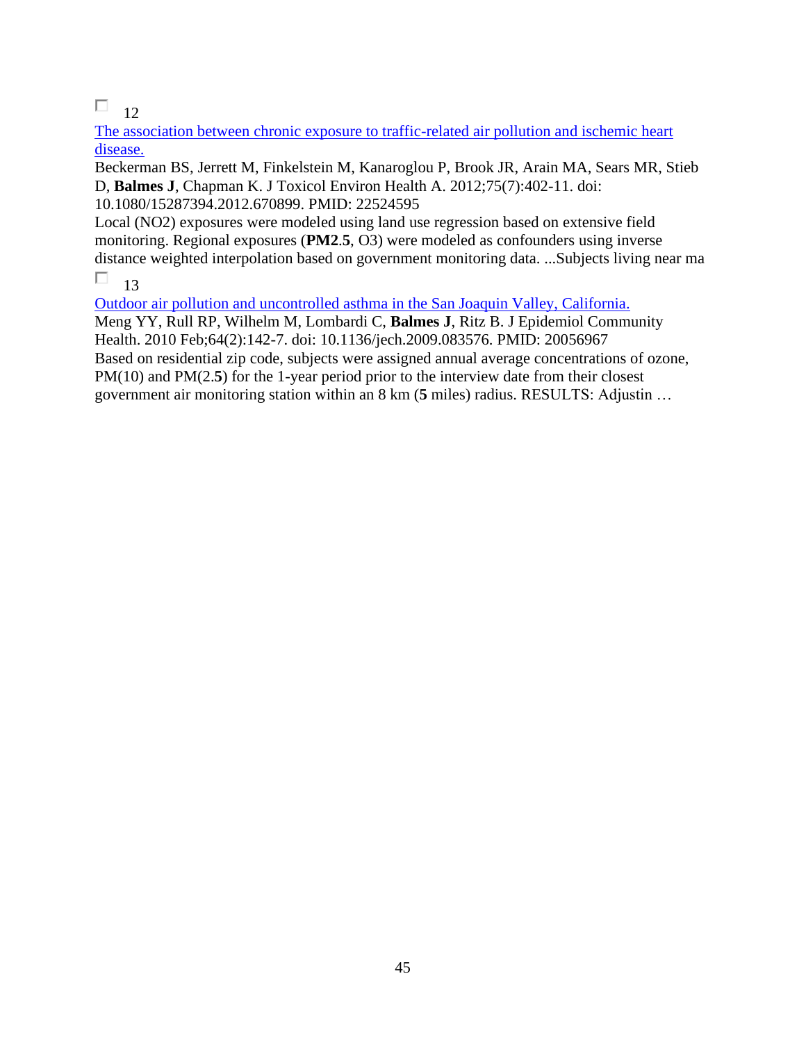☐ 12

[The association between chronic exposure to traffic-related air pollution and ischemic heart disease.]

Beckerman BS, Jerrett M, Finkelstein M, Kanaroglou P, Brook JR, Arain MA, Sears MR, Stieb D, **Balmes J**, Chapman K. J Toxicol Environ Health A. 2012;75(7):402-11. doi: 10.1080/15287394.2012.670899. PMID: 22524595

Local (NO2) exposures were modeled using land use regression based on extensive field monitoring. Regional exposures (**PM2**.**5**, O3) were modeled as confounders using inverse distance weighted interpolation based on government monitoring data. ...Subjects living near ma

☐ 13

[Outdoor air pollution and uncontrolled asthma in the San Joaquin Valley, California.]

Meng YY, Rull RP, Wilhelm M, Lombardi C, **Balmes J**, Ritz B. J Epidemiol Community Health. 2010 Feb;64(2):142-7. doi: 10.1136/jech.2009.083576. PMID: 20056967

Based on residential zip code, subjects were assigned annual average concentrations of ozone, PM(10) and PM(2.**5**) for the 1-year period prior to the interview date from their closest government air monitoring station within an 8 km (**5** miles) radius. RESULTS: Adjustin …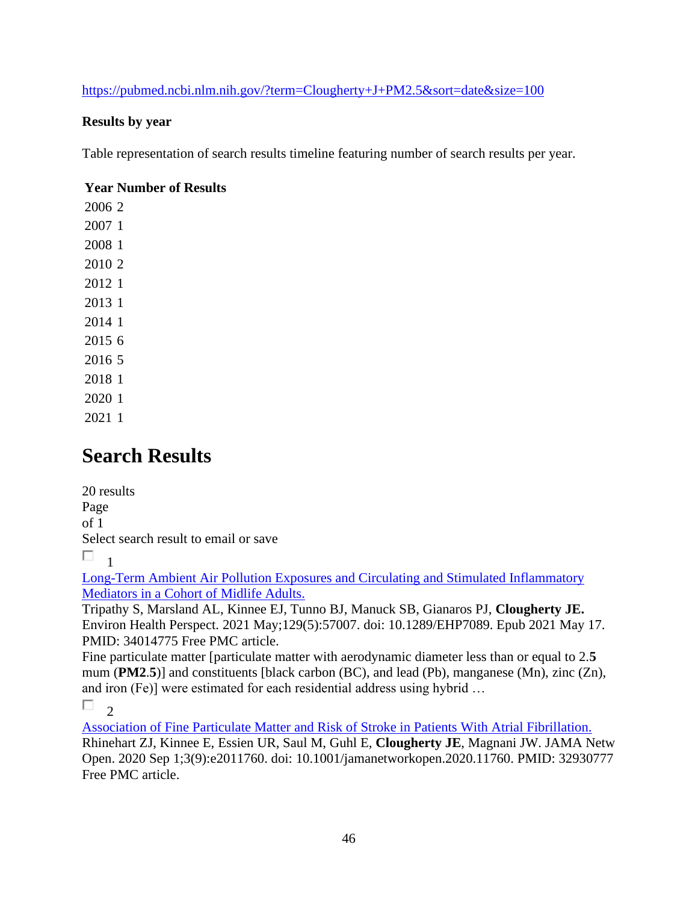https://pubmed.ncbi.nlm.nih.gov/?term=Clougherty+J+PM2.5&sort=date&size=100

**Results by year**

Table representation of search results timeline featuring number of search results per year.

| Year | Number of Results |
|---|---|
| 2006 | 2 |
| 2007 | 1 |
| 2008 | 1 |
| 2010 | 2 |
| 2012 | 1 |
| 2013 | 1 |
| 2014 | 1 |
| 2015 | 6 |
| 2016 | 5 |
| 2018 | 1 |
| 2020 | 1 |
| 2021 | 1 |

# Search Results

20 results
Page
of 1
Select search result to email or save

☐ 1

Long-Term Ambient Air Pollution Exposures and Circulating and Stimulated Inflammatory Mediators in a Cohort of Midlife Adults.
Tripathy S, Marsland AL, Kinnee EJ, Tunno BJ, Manuck SB, Gianaros PJ, **Clougherty JE.** Environ Health Perspect. 2021 May;129(5):57007. doi: 10.1289/EHP7089. Epub 2021 May 17. PMID: 34014775 Free PMC article.
Fine particulate matter [particulate matter with aerodynamic diameter less than or equal to 2.**5** mum (**PM2**.**5**)] and constituents [black carbon (BC), and lead (Pb), manganese (Mn), zinc (Zn), and iron (Fe)] were estimated for each residential address using hybrid …

☐ 2

Association of Fine Particulate Matter and Risk of Stroke in Patients With Atrial Fibrillation.
Rhinehart ZJ, Kinnee E, Essien UR, Saul M, Guhl E, **Clougherty JE**, Magnani JW. JAMA Netw Open. 2020 Sep 1;3(9):e2011760. doi: 10.1001/jamanetworkopen.2020.11760. PMID: 32930777 Free PMC article.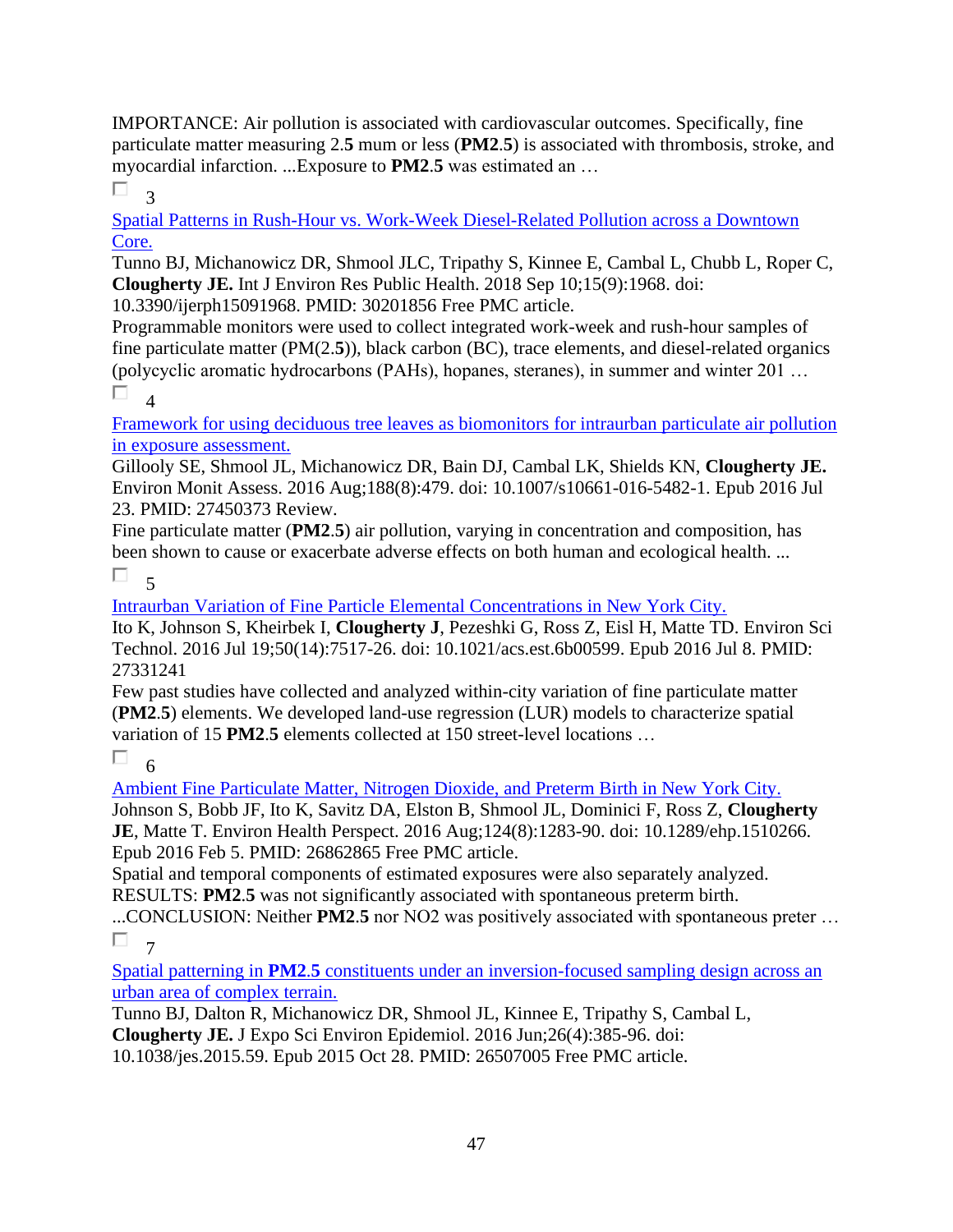IMPORTANCE: Air pollution is associated with cardiovascular outcomes. Specifically, fine particulate matter measuring 2.**5** mum or less (**PM2**.**5**) is associated with thrombosis, stroke, and myocardial infarction. ...Exposure to **PM2**.**5** was estimated an …

☐ 3

[Spatial Patterns in Rush-Hour vs. Work-Week Diesel-Related Pollution across a Downtown Core.]()

Tunno BJ, Michanowicz DR, Shmool JLC, Tripathy S, Kinnee E, Cambal L, Chubb L, Roper C, **Clougherty JE.** Int J Environ Res Public Health. 2018 Sep 10;15(9):1968. doi: 10.3390/ijerph15091968. PMID: 30201856 Free PMC article.

Programmable monitors were used to collect integrated work-week and rush-hour samples of fine particulate matter (PM(2.**5**)), black carbon (BC), trace elements, and diesel-related organics (polycyclic aromatic hydrocarbons (PAHs), hopanes, steranes), in summer and winter 201 …

☐ 4

[Framework for using deciduous tree leaves as biomonitors for intraurban particulate air pollution in exposure assessment.]()

Gillooly SE, Shmool JL, Michanowicz DR, Bain DJ, Cambal LK, Shields KN, **Clougherty JE.** Environ Monit Assess. 2016 Aug;188(8):479. doi: 10.1007/s10661-016-5482-1. Epub 2016 Jul 23. PMID: 27450373 Review.

Fine particulate matter (**PM2**.**5**) air pollution, varying in concentration and composition, has been shown to cause or exacerbate adverse effects on both human and ecological health. ...

☐ 5

[Intraurban Variation of Fine Particle Elemental Concentrations in New York City.]()

Ito K, Johnson S, Kheirbek I, **Clougherty J**, Pezeshki G, Ross Z, Eisl H, Matte TD. Environ Sci Technol. 2016 Jul 19;50(14):7517-26. doi: 10.1021/acs.est.6b00599. Epub 2016 Jul 8. PMID: 27331241

Few past studies have collected and analyzed within-city variation of fine particulate matter (**PM2**.**5**) elements. We developed land-use regression (LUR) models to characterize spatial variation of 15 **PM2**.**5** elements collected at 150 street-level locations …

☐ 6

[Ambient Fine Particulate Matter, Nitrogen Dioxide, and Preterm Birth in New York City.]()

Johnson S, Bobb JF, Ito K, Savitz DA, Elston B, Shmool JL, Dominici F, Ross Z, **Clougherty JE**, Matte T. Environ Health Perspect. 2016 Aug;124(8):1283-90. doi: 10.1289/ehp.1510266. Epub 2016 Feb 5. PMID: 26862865 Free PMC article.

Spatial and temporal components of estimated exposures were also separately analyzed. RESULTS: **PM2**.**5** was not significantly associated with spontaneous preterm birth. ...CONCLUSION: Neither **PM2**.**5** nor NO2 was positively associated with spontaneous preter …

☐ 7

[Spatial patterning in **PM2**.**5** constituents under an inversion-focused sampling design across an urban area of complex terrain.]()

Tunno BJ, Dalton R, Michanowicz DR, Shmool JL, Kinnee E, Tripathy S, Cambal L, **Clougherty JE.** J Expo Sci Environ Epidemiol. 2016 Jun;26(4):385-96. doi: 10.1038/jes.2015.59. Epub 2015 Oct 28. PMID: 26507005 Free PMC article.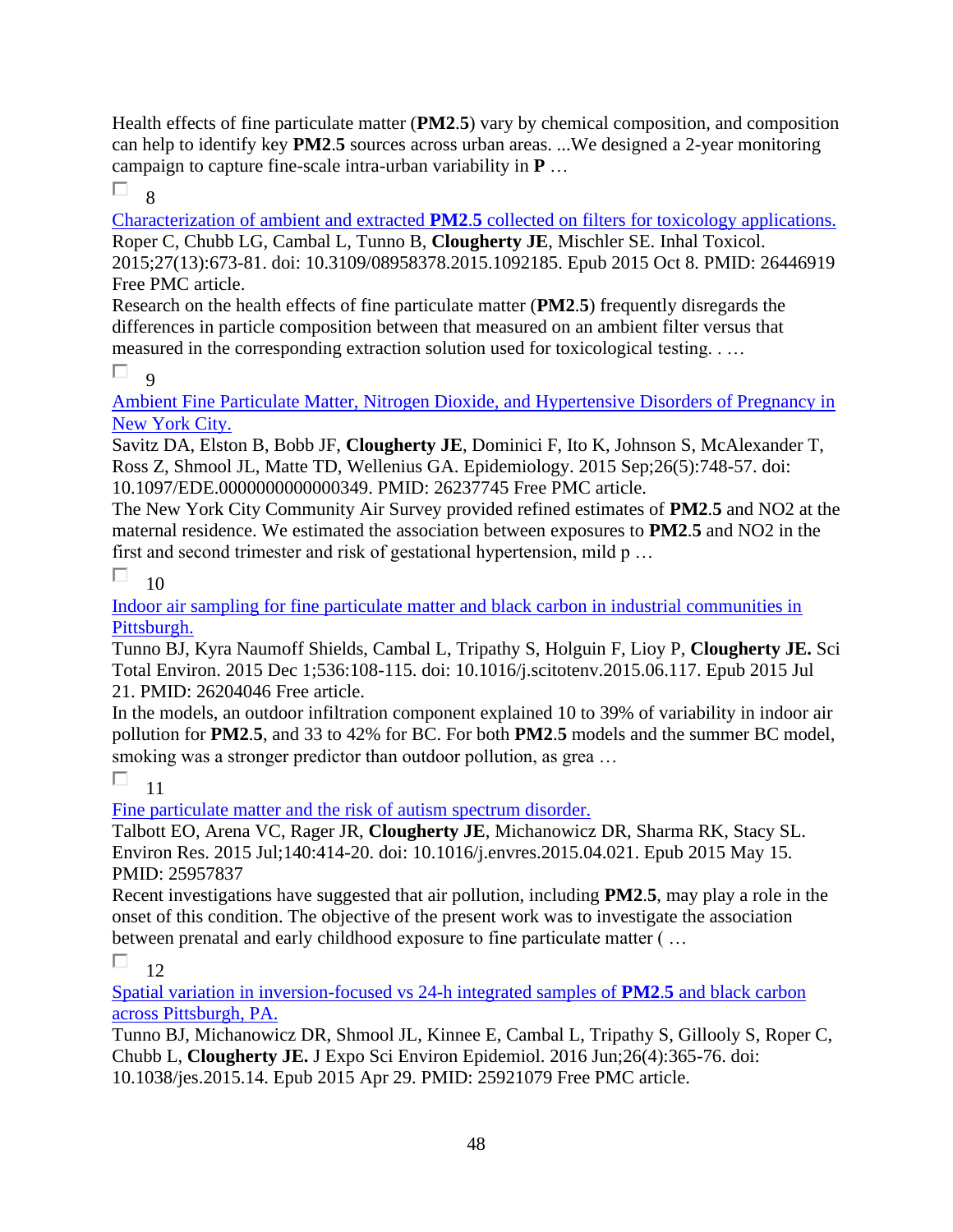Health effects of fine particulate matter (**PM2**.**5**) vary by chemical composition, and composition can help to identify key **PM2**.**5** sources across urban areas. ...We designed a 2-year monitoring campaign to capture fine-scale intra-urban variability in **P** …

8

[Characterization of ambient and extracted **PM2**.**5** collected on filters for toxicology applications.]()
Roper C, Chubb LG, Cambal L, Tunno B, **Clougherty JE**, Mischler SE. Inhal Toxicol. 2015;27(13):673-81. doi: 10.3109/08958378.2015.1092185. Epub 2015 Oct 8. PMID: 26446919 Free PMC article.
Research on the health effects of fine particulate matter (**PM2**.**5**) frequently disregards the differences in particle composition between that measured on an ambient filter versus that measured in the corresponding extraction solution used for toxicological testing. . …

9

[Ambient Fine Particulate Matter, Nitrogen Dioxide, and Hypertensive Disorders of Pregnancy in New York City.]()
Savitz DA, Elston B, Bobb JF, **Clougherty JE**, Dominici F, Ito K, Johnson S, McAlexander T, Ross Z, Shmool JL, Matte TD, Wellenius GA. Epidemiology. 2015 Sep;26(5):748-57. doi: 10.1097/EDE.0000000000000349. PMID: 26237745 Free PMC article.
The New York City Community Air Survey provided refined estimates of **PM2**.**5** and NO2 at the maternal residence. We estimated the association between exposures to **PM2**.**5** and NO2 in the first and second trimester and risk of gestational hypertension, mild p …

10

[Indoor air sampling for fine particulate matter and black carbon in industrial communities in Pittsburgh.]()
Tunno BJ, Kyra Naumoff Shields, Cambal L, Tripathy S, Holguin F, Lioy P, **Clougherty JE.** Sci Total Environ. 2015 Dec 1;536:108-115. doi: 10.1016/j.scitotenv.2015.06.117. Epub 2015 Jul 21. PMID: 26204046 Free article.
In the models, an outdoor infiltration component explained 10 to 39% of variability in indoor air pollution for **PM2**.**5**, and 33 to 42% for BC. For both **PM2**.**5** models and the summer BC model, smoking was a stronger predictor than outdoor pollution, as grea …

11

[Fine particulate matter and the risk of autism spectrum disorder.]()
Talbott EO, Arena VC, Rager JR, **Clougherty JE**, Michanowicz DR, Sharma RK, Stacy SL. Environ Res. 2015 Jul;140:414-20. doi: 10.1016/j.envres.2015.04.021. Epub 2015 May 15. PMID: 25957837
Recent investigations have suggested that air pollution, including **PM2**.**5**, may play a role in the onset of this condition. The objective of the present work was to investigate the association between prenatal and early childhood exposure to fine particulate matter ( …

12

[Spatial variation in inversion-focused vs 24-h integrated samples of **PM2**.**5** and black carbon across Pittsburgh, PA.]()
Tunno BJ, Michanowicz DR, Shmool JL, Kinnee E, Cambal L, Tripathy S, Gillooly S, Roper C, Chubb L, **Clougherty JE.** J Expo Sci Environ Epidemiol. 2016 Jun;26(4):365-76. doi: 10.1038/jes.2015.14. Epub 2015 Apr 29. PMID: 25921079 Free PMC article.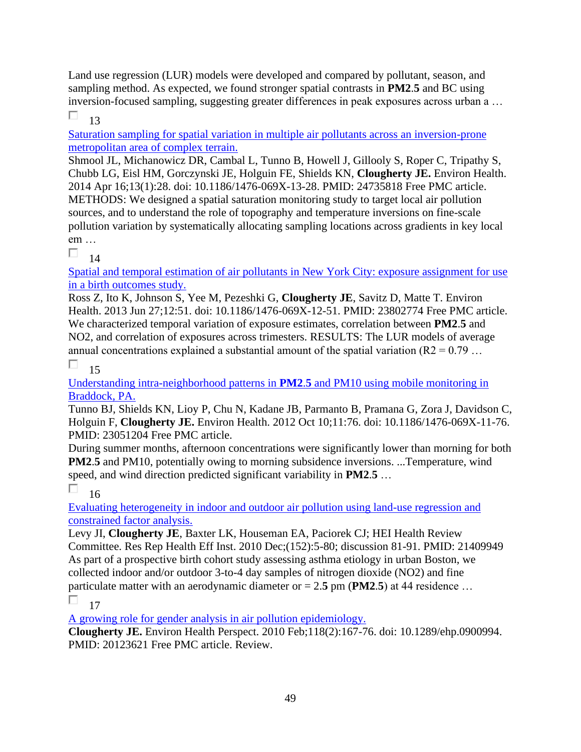Land use regression (LUR) models were developed and compared by pollutant, season, and sampling method. As expected, we found stronger spatial contrasts in **PM2**.**5** and BC using inversion-focused sampling, suggesting greater differences in peak exposures across urban a …

13

[Saturation sampling for spatial variation in multiple air pollutants across an inversion-prone metropolitan area of complex terrain.]()

Shmool JL, Michanowicz DR, Cambal L, Tunno B, Howell J, Gillooly S, Roper C, Tripathy S, Chubb LG, Eisl HM, Gorczynski JE, Holguin FE, Shields KN, **Clougherty JE.** Environ Health. 2014 Apr 16;13(1):28. doi: 10.1186/1476-069X-13-28. PMID: 24735818 Free PMC article.
METHODS: We designed a spatial saturation monitoring study to target local air pollution sources, and to understand the role of topography and temperature inversions on fine-scale pollution variation by systematically allocating sampling locations across gradients in key local em …

14

[Spatial and temporal estimation of air pollutants in New York City: exposure assignment for use in a birth outcomes study.]()

Ross Z, Ito K, Johnson S, Yee M, Pezeshki G, **Clougherty JE**, Savitz D, Matte T. Environ Health. 2013 Jun 27;12:51. doi: 10.1186/1476-069X-12-51. PMID: 23802774 Free PMC article.
We characterized temporal variation of exposure estimates, correlation between **PM2**.**5** and $NO_2$, and correlation of exposures across trimesters. RESULTS: The LUR models of average annual concentrations explained a substantial amount of the spatial variation ($R^2 = 0.79$ …

15

[Understanding intra-neighborhood patterns in **PM2**.**5** and PM10 using mobile monitoring in Braddock, PA.]()

Tunno BJ, Shields KN, Lioy P, Chu N, Kadane JB, Parmanto B, Pramana G, Zora J, Davidson C, Holguin F, **Clougherty JE.** Environ Health. 2012 Oct 10;11:76. doi: 10.1186/1476-069X-11-76. PMID: 23051204 Free PMC article.
During summer months, afternoon concentrations were significantly lower than morning for both **PM2**.**5** and PM10, potentially owing to morning subsidence inversions. ...Temperature, wind speed, and wind direction predicted significant variability in **PM2**.**5** …

16

[Evaluating heterogeneity in indoor and outdoor air pollution using land-use regression and constrained factor analysis.]()

Levy JI, **Clougherty JE**, Baxter LK, Houseman EA, Paciorek CJ; HEI Health Review Committee. Res Rep Health Eff Inst. 2010 Dec;(152):5-80; discussion 81-91. PMID: 21409949
As part of a prospective birth cohort study assessing asthma etiology in urban Boston, we collected indoor and/or outdoor 3-to-4 day samples of nitrogen dioxide ($NO_2$) and fine particulate matter with an aerodynamic diameter or = 2.**5** pm (**PM2**.**5**) at 44 residence …

17

[A growing role for gender analysis in air pollution epidemiology.]()

**Clougherty JE.** Environ Health Perspect. 2010 Feb;118(2):167-76. doi: 10.1289/ehp.0900994. PMID: 20123621 Free PMC article. Review.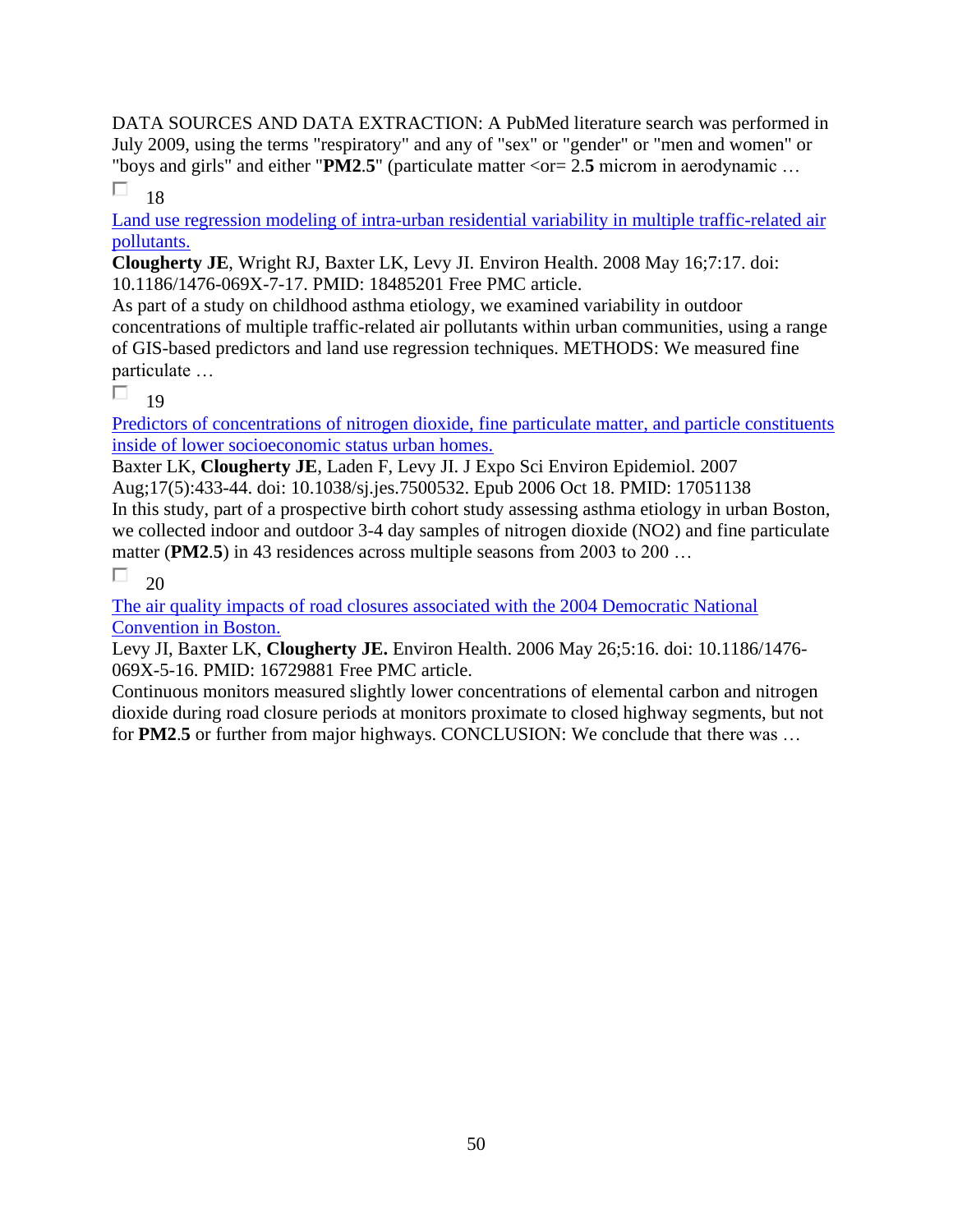DATA SOURCES AND DATA EXTRACTION: A PubMed literature search was performed in July 2009, using the terms "respiratory" and any of "sex" or "gender" or "men and women" or "boys and girls" and either "**PM2**.**5**" (particulate matter <or= 2.**5** microm in aerodynamic …

☐ 18

[Land use regression modeling of intra-urban residential variability in multiple traffic-related air pollutants.]()

**Clougherty JE**, Wright RJ, Baxter LK, Levy JI. Environ Health. 2008 May 16;7:17. doi: 10.1186/1476-069X-7-17. PMID: 18485201 Free PMC article.

As part of a study on childhood asthma etiology, we examined variability in outdoor concentrations of multiple traffic-related air pollutants within urban communities, using a range of GIS-based predictors and land use regression techniques. METHODS: We measured fine particulate …

☐ 19

[Predictors of concentrations of nitrogen dioxide, fine particulate matter, and particle constituents inside of lower socioeconomic status urban homes.]()

Baxter LK, **Clougherty JE**, Laden F, Levy JI. J Expo Sci Environ Epidemiol. 2007 Aug;17(5):433-44. doi: 10.1038/sj.jes.7500532. Epub 2006 Oct 18. PMID: 17051138

In this study, part of a prospective birth cohort study assessing asthma etiology in urban Boston, we collected indoor and outdoor 3-4 day samples of nitrogen dioxide (NO2) and fine particulate matter (**PM2**.**5**) in 43 residences across multiple seasons from 2003 to 200 …

☐ 20

[The air quality impacts of road closures associated with the 2004 Democratic National Convention in Boston.]()

Levy JI, Baxter LK, **Clougherty JE.** Environ Health. 2006 May 26;5:16. doi: 10.1186/1476-069X-5-16. PMID: 16729881 Free PMC article.

Continuous monitors measured slightly lower concentrations of elemental carbon and nitrogen dioxide during road closure periods at monitors proximate to closed highway segments, but not for **PM2**.**5** or further from major highways. CONCLUSION: We conclude that there was …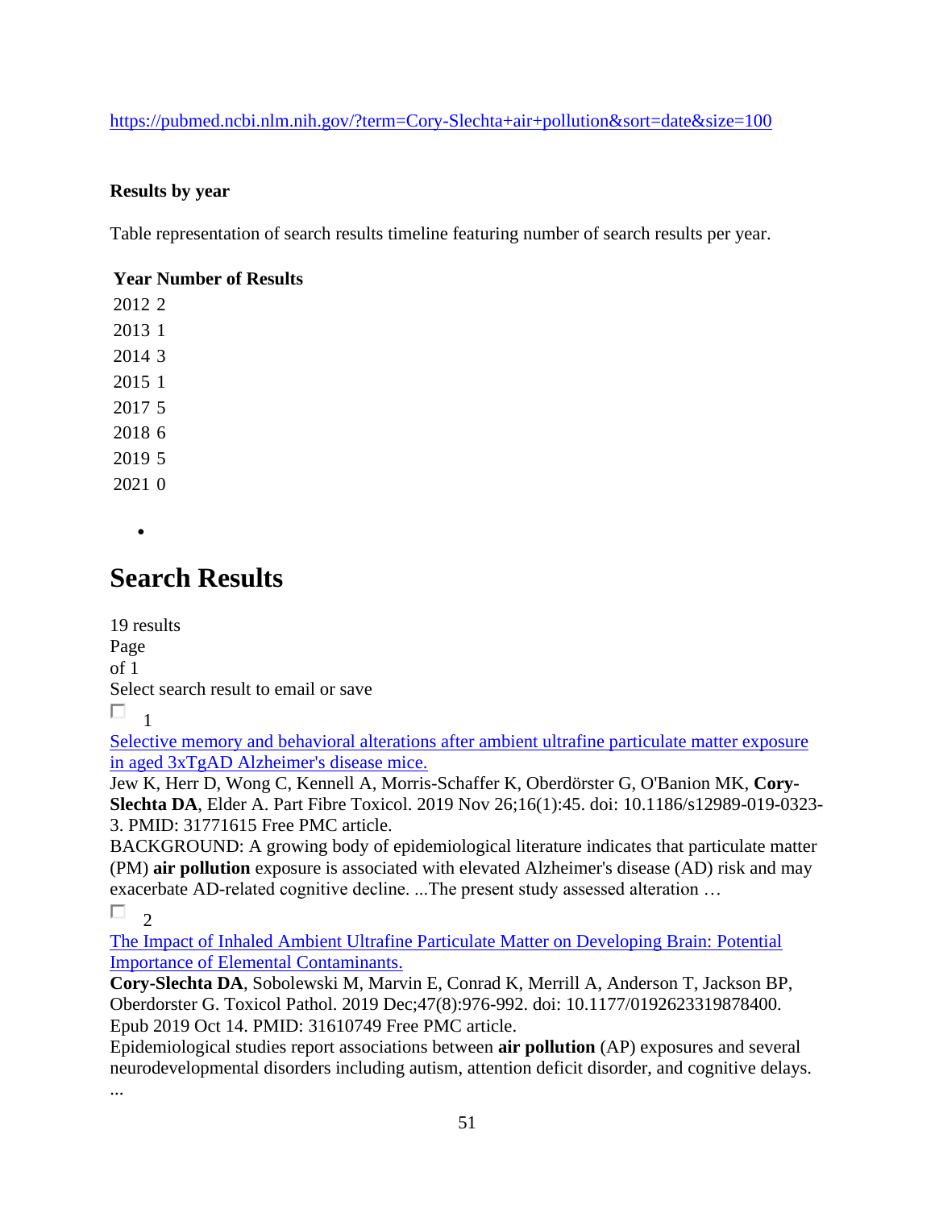https://pubmed.ncbi.nlm.nih.gov/?term=Cory-Slechta+air+pollution&sort=date&size=100

**Results by year**

Table representation of search results timeline featuring number of search results per year.

| Year | Number of Results |
|---|---|
| 2012 | 2 |
| 2013 | 1 |
| 2014 | 3 |
| 2015 | 1 |
| 2017 | 5 |
| 2018 | 6 |
| 2019 | 5 |
| 2021 | 0 |

- 

# Search Results

19 results
Page
of 1
Select search result to email or save

☐ 1

[Selective memory and behavioral alterations after ambient ultrafine particulate matter exposure in aged 3xTgAD Alzheimer's disease mice.](#)
Jew K, Herr D, Wong C, Kennell A, Morris-Schaffer K, Oberdörster G, O'Banion MK, **Cory-Slechta DA**, Elder A. Part Fibre Toxicol. 2019 Nov 26;16(1):45. doi: 10.1186/s12989-019-0323-3. PMID: 31771615 Free PMC article.
BACKGROUND: A growing body of epidemiological literature indicates that particulate matter (PM) **air pollution** exposure is associated with elevated Alzheimer's disease (AD) risk and may exacerbate AD-related cognitive decline. ...The present study assessed alteration …

☐ 2

[The Impact of Inhaled Ambient Ultrafine Particulate Matter on Developing Brain: Potential Importance of Elemental Contaminants.](#)
**Cory-Slechta DA**, Sobolewski M, Marvin E, Conrad K, Merrill A, Anderson T, Jackson BP, Oberdorster G. Toxicol Pathol. 2019 Dec;47(8):976-992. doi: 10.1177/0192623319878400. Epub 2019 Oct 14. PMID: 31610749 Free PMC article.
Epidemiological studies report associations between **air pollution** (AP) exposures and several neurodevelopmental disorders including autism, attention deficit disorder, and cognitive delays. ...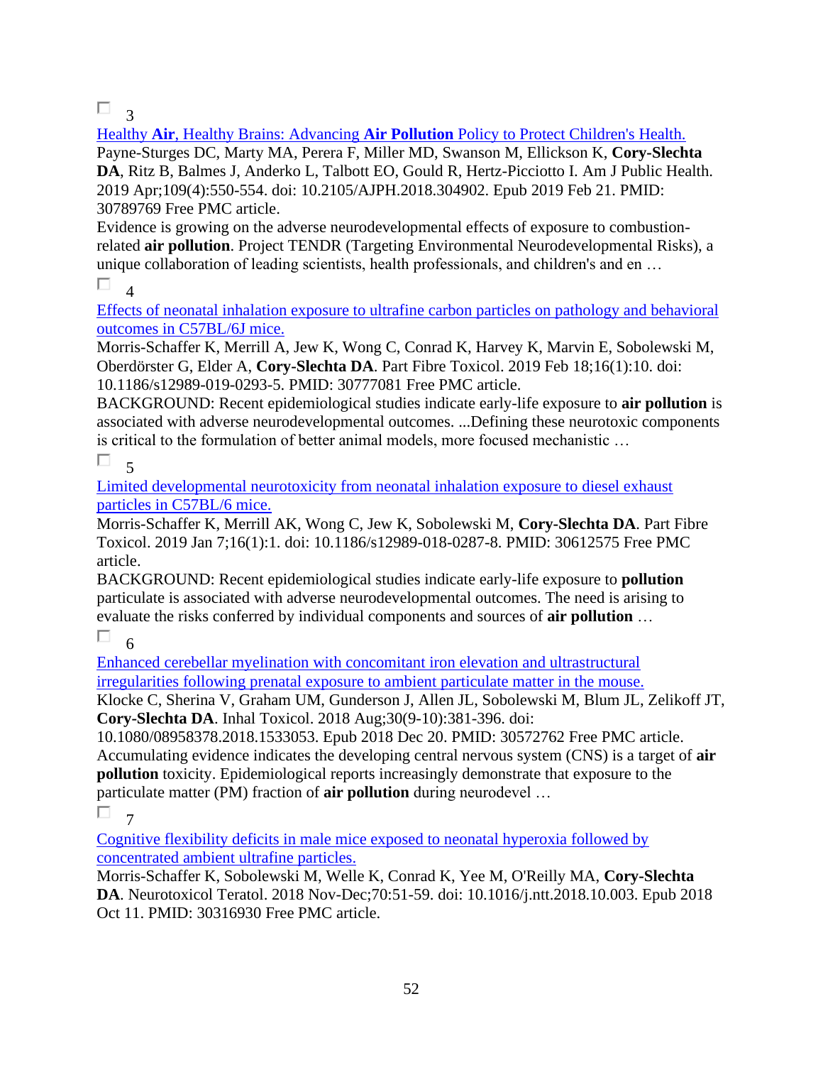☐ 3

Healthy **Air**, Healthy Brains: Advancing **Air Pollution** Policy to Protect Children's Health.
Payne-Sturges DC, Marty MA, Perera F, Miller MD, Swanson M, Ellickson K, **Cory-Slechta DA**, Ritz B, Balmes J, Anderko L, Talbott EO, Gould R, Hertz-Picciotto I. Am J Public Health. 2019 Apr;109(4):550-554. doi: 10.2105/AJPH.2018.304902. Epub 2019 Feb 21. PMID: 30789769 Free PMC article.
Evidence is growing on the adverse neurodevelopmental effects of exposure to combustion-related **air pollution**. Project TENDR (Targeting Environmental Neurodevelopmental Risks), a unique collaboration of leading scientists, health professionals, and children's and en …

☐ 4

Effects of neonatal inhalation exposure to ultrafine carbon particles on pathology and behavioral outcomes in C57BL/6J mice.
Morris-Schaffer K, Merrill A, Jew K, Wong C, Conrad K, Harvey K, Marvin E, Sobolewski M, Oberdörster G, Elder A, **Cory-Slechta DA**. Part Fibre Toxicol. 2019 Feb 18;16(1):10. doi: 10.1186/s12989-019-0293-5. PMID: 30777081 Free PMC article.
BACKGROUND: Recent epidemiological studies indicate early-life exposure to **air pollution** is associated with adverse neurodevelopmental outcomes. ...Defining these neurotoxic components is critical to the formulation of better animal models, more focused mechanistic …

☐ 5

Limited developmental neurotoxicity from neonatal inhalation exposure to diesel exhaust particles in C57BL/6 mice.
Morris-Schaffer K, Merrill AK, Wong C, Jew K, Sobolewski M, **Cory-Slechta DA**. Part Fibre Toxicol. 2019 Jan 7;16(1):1. doi: 10.1186/s12989-018-0287-8. PMID: 30612575 Free PMC article.
BACKGROUND: Recent epidemiological studies indicate early-life exposure to **pollution** particulate is associated with adverse neurodevelopmental outcomes. The need is arising to evaluate the risks conferred by individual components and sources of **air pollution** …

☐ 6

Enhanced cerebellar myelination with concomitant iron elevation and ultrastructural irregularities following prenatal exposure to ambient particulate matter in the mouse.
Klocke C, Sherina V, Graham UM, Gunderson J, Allen JL, Sobolewski M, Blum JL, Zelikoff JT, **Cory-Slechta DA**. Inhal Toxicol. 2018 Aug;30(9-10):381-396. doi: 10.1080/08958378.2018.1533053. Epub 2018 Dec 20. PMID: 30572762 Free PMC article.
Accumulating evidence indicates the developing central nervous system (CNS) is a target of **air pollution** toxicity. Epidemiological reports increasingly demonstrate that exposure to the particulate matter (PM) fraction of **air pollution** during neurodevel …

☐ 7

Cognitive flexibility deficits in male mice exposed to neonatal hyperoxia followed by concentrated ambient ultrafine particles.
Morris-Schaffer K, Sobolewski M, Welle K, Conrad K, Yee M, O'Reilly MA, **Cory-Slechta DA**. Neurotoxicol Teratol. 2018 Nov-Dec;70:51-59. doi: 10.1016/j.ntt.2018.10.003. Epub 2018 Oct 11. PMID: 30316930 Free PMC article.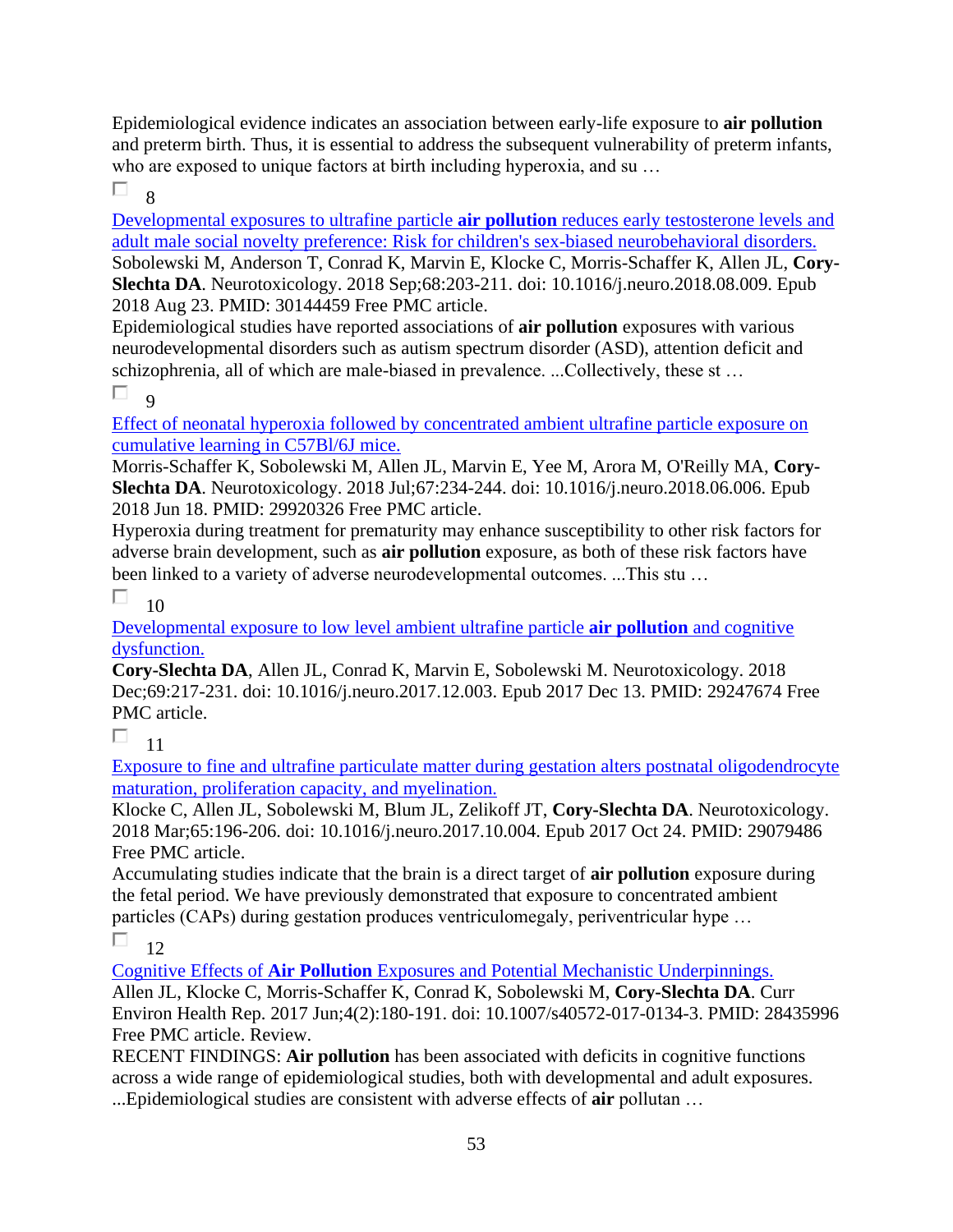Epidemiological evidence indicates an association between early-life exposure to **air pollution** and preterm birth. Thus, it is essential to address the subsequent vulnerability of preterm infants, who are exposed to unique factors at birth including hyperoxia, and su …

8

Developmental exposures to ultrafine particle **air pollution** reduces early testosterone levels and adult male social novelty preference: Risk for children's sex-biased neurobehavioral disorders.

Sobolewski M, Anderson T, Conrad K, Marvin E, Klocke C, Morris-Schaffer K, Allen JL, **Cory-Slechta DA**. Neurotoxicology. 2018 Sep;68:203-211. doi: 10.1016/j.neuro.2018.08.009. Epub 2018 Aug 23. PMID: 30144459 Free PMC article.

Epidemiological studies have reported associations of **air pollution** exposures with various neurodevelopmental disorders such as autism spectrum disorder (ASD), attention deficit and schizophrenia, all of which are male-biased in prevalence. ...Collectively, these st …

9

Effect of neonatal hyperoxia followed by concentrated ambient ultrafine particle exposure on cumulative learning in C57Bl/6J mice.

Morris-Schaffer K, Sobolewski M, Allen JL, Marvin E, Yee M, Arora M, O'Reilly MA, **Cory-Slechta DA**. Neurotoxicology. 2018 Jul;67:234-244. doi: 10.1016/j.neuro.2018.06.006. Epub 2018 Jun 18. PMID: 29920326 Free PMC article.

Hyperoxia during treatment for prematurity may enhance susceptibility to other risk factors for adverse brain development, such as **air pollution** exposure, as both of these risk factors have been linked to a variety of adverse neurodevelopmental outcomes. ...This stu …

10

Developmental exposure to low level ambient ultrafine particle **air pollution** and cognitive dysfunction.

**Cory-Slechta DA**, Allen JL, Conrad K, Marvin E, Sobolewski M. Neurotoxicology. 2018 Dec;69:217-231. doi: 10.1016/j.neuro.2017.12.003. Epub 2017 Dec 13. PMID: 29247674 Free PMC article.

11

Exposure to fine and ultrafine particulate matter during gestation alters postnatal oligodendrocyte maturation, proliferation capacity, and myelination.

Klocke C, Allen JL, Sobolewski M, Blum JL, Zelikoff JT, **Cory-Slechta DA**. Neurotoxicology. 2018 Mar;65:196-206. doi: 10.1016/j.neuro.2017.10.004. Epub 2017 Oct 24. PMID: 29079486 Free PMC article.

Accumulating studies indicate that the brain is a direct target of **air pollution** exposure during the fetal period. We have previously demonstrated that exposure to concentrated ambient particles (CAPs) during gestation produces ventriculomegaly, periventricular hype …

12

Cognitive Effects of **Air Pollution** Exposures and Potential Mechanistic Underpinnings.

Allen JL, Klocke C, Morris-Schaffer K, Conrad K, Sobolewski M, **Cory-Slechta DA**. Curr Environ Health Rep. 2017 Jun;4(2):180-191. doi: 10.1007/s40572-017-0134-3. PMID: 28435996 Free PMC article. Review.

RECENT FINDINGS: **Air pollution** has been associated with deficits in cognitive functions across a wide range of epidemiological studies, both with developmental and adult exposures. ...Epidemiological studies are consistent with adverse effects of **air** pollutan …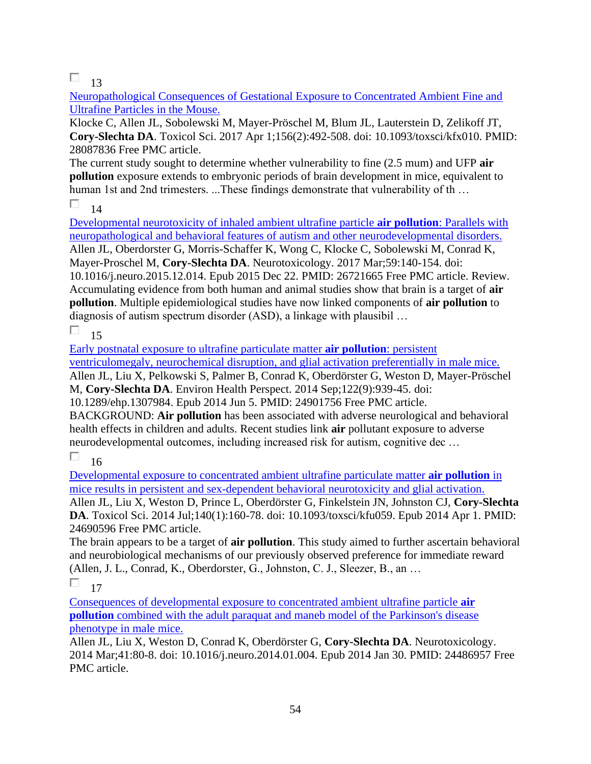13

Neuropathological Consequences of Gestational Exposure to Concentrated Ambient Fine and Ultrafine Particles in the Mouse.

Klocke C, Allen JL, Sobolewski M, Mayer-Pröschel M, Blum JL, Lauterstein D, Zelikoff JT, **Cory-Slechta DA**. Toxicol Sci. 2017 Apr 1;156(2):492-508. doi: 10.1093/toxsci/kfx010. PMID: 28087836 Free PMC article.

The current study sought to determine whether vulnerability to fine (2.5 mum) and UFP **air pollution** exposure extends to embryonic periods of brain development in mice, equivalent to human 1st and 2nd trimesters. ...These findings demonstrate that vulnerability of th …

14

Developmental neurotoxicity of inhaled ambient ultrafine particle **air pollution**: Parallels with neuropathological and behavioral features of autism and other neurodevelopmental disorders.

Allen JL, Oberdorster G, Morris-Schaffer K, Wong C, Klocke C, Sobolewski M, Conrad K, Mayer-Proschel M, **Cory-Slechta DA**. Neurotoxicology. 2017 Mar;59:140-154. doi: 10.1016/j.neuro.2015.12.014. Epub 2015 Dec 22. PMID: 26721665 Free PMC article. Review.

Accumulating evidence from both human and animal studies show that brain is a target of **air pollution**. Multiple epidemiological studies have now linked components of **air pollution** to diagnosis of autism spectrum disorder (ASD), a linkage with plausibil …

15

Early postnatal exposure to ultrafine particulate matter **air pollution**: persistent ventriculomegaly, neurochemical disruption, and glial activation preferentially in male mice.

Allen JL, Liu X, Pelkowski S, Palmer B, Conrad K, Oberdörster G, Weston D, Mayer-Pröschel M, **Cory-Slechta DA**. Environ Health Perspect. 2014 Sep;122(9):939-45. doi: 10.1289/ehp.1307984. Epub 2014 Jun 5. PMID: 24901756 Free PMC article.

BACKGROUND: **Air pollution** has been associated with adverse neurological and behavioral health effects in children and adults. Recent studies link **air** pollutant exposure to adverse neurodevelopmental outcomes, including increased risk for autism, cognitive dec …

16

Developmental exposure to concentrated ambient ultrafine particulate matter **air pollution** in mice results in persistent and sex-dependent behavioral neurotoxicity and glial activation.

Allen JL, Liu X, Weston D, Prince L, Oberdörster G, Finkelstein JN, Johnston CJ, **Cory-Slechta DA**. Toxicol Sci. 2014 Jul;140(1):160-78. doi: 10.1093/toxsci/kfu059. Epub 2014 Apr 1. PMID: 24690596 Free PMC article.

The brain appears to be a target of **air pollution**. This study aimed to further ascertain behavioral and neurobiological mechanisms of our previously observed preference for immediate reward (Allen, J. L., Conrad, K., Oberdorster, G., Johnston, C. J., Sleezer, B., an …

17

Consequences of developmental exposure to concentrated ambient ultrafine particle **air pollution** combined with the adult paraquat and maneb model of the Parkinson's disease phenotype in male mice.

Allen JL, Liu X, Weston D, Conrad K, Oberdörster G, **Cory-Slechta DA**. Neurotoxicology. 2014 Mar;41:80-8. doi: 10.1016/j.neuro.2014.01.004. Epub 2014 Jan 30. PMID: 24486957 Free PMC article.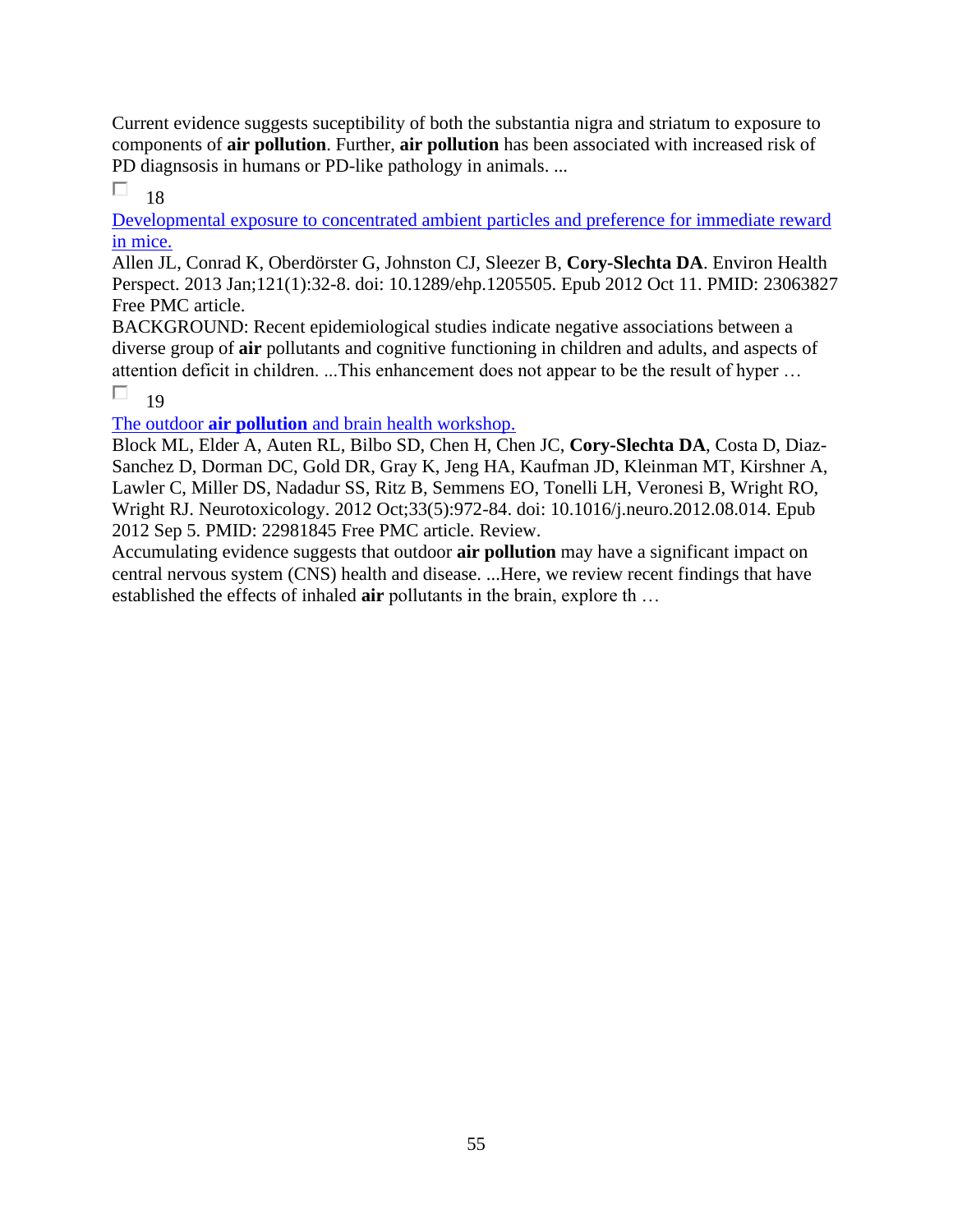Current evidence suggests suceptibility of both the substantia nigra and striatum to exposure to components of **air pollution**. Further, **air pollution** has been associated with increased risk of PD diagnsosis in humans or PD-like pathology in animals. ...

☐ 18

[Developmental exposure to concentrated ambient particles and preference for immediate reward in mice.]()

Allen JL, Conrad K, Oberdörster G, Johnston CJ, Sleezer B, **Cory-Slechta DA**. Environ Health Perspect. 2013 Jan;121(1):32-8. doi: 10.1289/ehp.1205505. Epub 2012 Oct 11. PMID: 23063827 Free PMC article.

BACKGROUND: Recent epidemiological studies indicate negative associations between a diverse group of **air** pollutants and cognitive functioning in children and adults, and aspects of attention deficit in children. ...This enhancement does not appear to be the result of hyper …

☐ 19

[The outdoor **air pollution** and brain health workshop.]()

Block ML, Elder A, Auten RL, Bilbo SD, Chen H, Chen JC, **Cory-Slechta DA**, Costa D, Diaz-Sanchez D, Dorman DC, Gold DR, Gray K, Jeng HA, Kaufman JD, Kleinman MT, Kirshner A, Lawler C, Miller DS, Nadadur SS, Ritz B, Semmens EO, Tonelli LH, Veronesi B, Wright RO, Wright RJ. Neurotoxicology. 2012 Oct;33(5):972-84. doi: 10.1016/j.neuro.2012.08.014. Epub 2012 Sep 5. PMID: 22981845 Free PMC article. Review.

Accumulating evidence suggests that outdoor **air pollution** may have a significant impact on central nervous system (CNS) health and disease. ...Here, we review recent findings that have established the effects of inhaled **air** pollutants in the brain, explore th …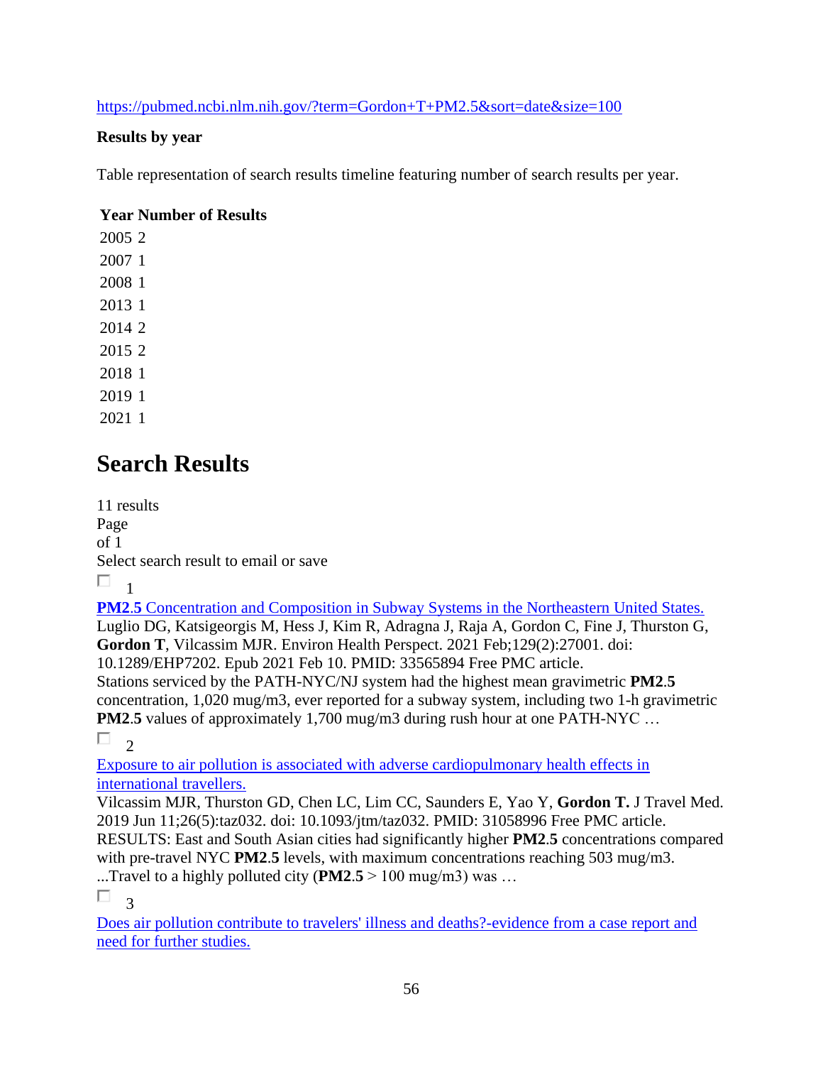https://pubmed.ncbi.nlm.nih.gov/?term=Gordon+T+PM2.5&sort=date&size=100

**Results by year**

Table representation of search results timeline featuring number of search results per year.

| Year | Number of Results |
|---|---|
| 2005 | 2 |
| 2007 | 1 |
| 2008 | 1 |
| 2013 | 1 |
| 2014 | 2 |
| 2015 | 2 |
| 2018 | 1 |
| 2019 | 1 |
| 2021 | 1 |

# Search Results

11 results
Page
of 1
Select search result to email or save

1

**PM2**.**5** Concentration and Composition in Subway Systems in the Northeastern United States.
Luglio DG, Katsigeorgis M, Hess J, Kim R, Adragna J, Raja A, Gordon C, Fine J, Thurston G, **Gordon T**, Vilcassim MJR. Environ Health Perspect. 2021 Feb;129(2):27001. doi: 10.1289/EHP7202. Epub 2021 Feb 10. PMID: 33565894 Free PMC article.
Stations serviced by the PATH-NYC/NJ system had the highest mean gravimetric **PM2**.**5** concentration, 1,020 mug/m3, ever reported for a subway system, including two 1-h gravimetric **PM2**.5 values of approximately 1,700 mug/m3 during rush hour at one PATH-NYC …

2

Exposure to air pollution is associated with adverse cardiopulmonary health effects in international travellers.
Vilcassim MJR, Thurston GD, Chen LC, Lim CC, Saunders E, Yao Y, **Gordon T.** J Travel Med. 2019 Jun 11;26(5):taz032. doi: 10.1093/jtm/taz032. PMID: 31058996 Free PMC article.
RESULTS: East and South Asian cities had significantly higher **PM2**.**5** concentrations compared with pre-travel NYC **PM2**.**5** levels, with maximum concentrations reaching 503 mug/m3. ...Travel to a highly polluted city (**PM2**.**5** > 100 mug/m3) was …

3

Does air pollution contribute to travelers' illness and deaths?-evidence from a case report and need for further studies.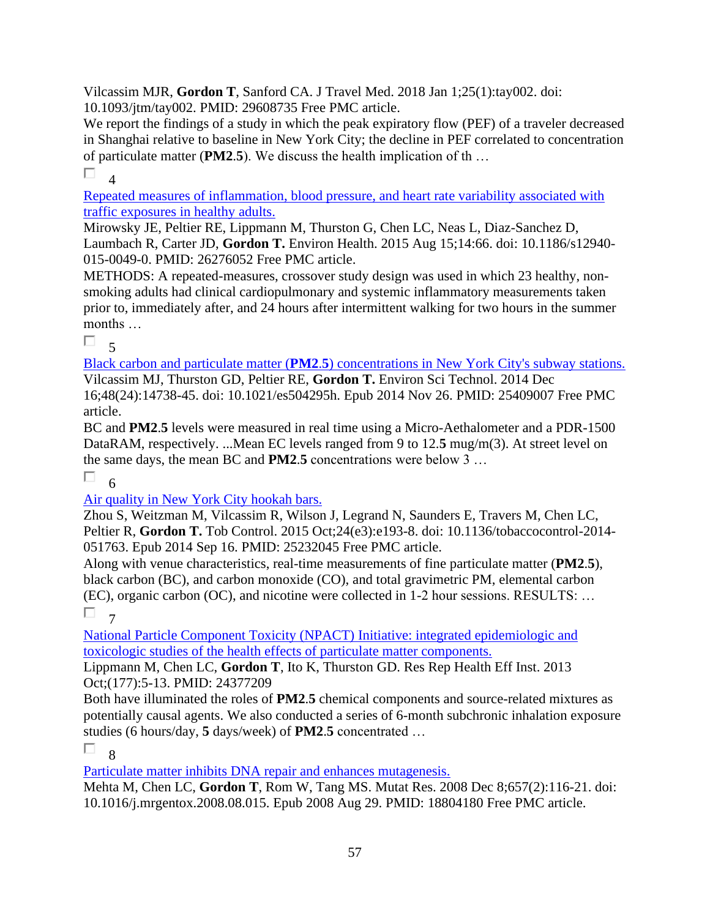Vilcassim MJR, **Gordon T**, Sanford CA. J Travel Med. 2018 Jan 1;25(1):tay002. doi: 10.1093/jtm/tay002. PMID: 29608735 Free PMC article.

We report the findings of a study in which the peak expiratory flow (PEF) of a traveler decreased in Shanghai relative to baseline in New York City; the decline in PEF correlated to concentration of particulate matter (**PM2**.**5**). We discuss the health implication of th …

☐ 4

Repeated measures of inflammation, blood pressure, and heart rate variability associated with traffic exposures in healthy adults.

Mirowsky JE, Peltier RE, Lippmann M, Thurston G, Chen LC, Neas L, Diaz-Sanchez D, Laumbach R, Carter JD, **Gordon T.** Environ Health. 2015 Aug 15;14:66. doi: 10.1186/s12940-015-0049-0. PMID: 26276052 Free PMC article.

METHODS: A repeated-measures, crossover study design was used in which 23 healthy, non-smoking adults had clinical cardiopulmonary and systemic inflammatory measurements taken prior to, immediately after, and 24 hours after intermittent walking for two hours in the summer months …

☐ 5

Black carbon and particulate matter (**PM2**.**5**) concentrations in New York City's subway stations.

Vilcassim MJ, Thurston GD, Peltier RE, **Gordon T.** Environ Sci Technol. 2014 Dec 16;48(24):14738-45. doi: 10.1021/es504295h. Epub 2014 Nov 26. PMID: 25409007 Free PMC article.

BC and **PM2**.**5** levels were measured in real time using a Micro-Aethalometer and a PDR-1500 DataRAM, respectively. ...Mean EC levels ranged from 9 to 12.**5** mug/m(3). At street level on the same days, the mean BC and **PM2**.**5** concentrations were below 3 …

☐ 6

Air quality in New York City hookah bars.

Zhou S, Weitzman M, Vilcassim R, Wilson J, Legrand N, Saunders E, Travers M, Chen LC, Peltier R, **Gordon T.** Tob Control. 2015 Oct;24(e3):e193-8. doi: 10.1136/tobaccocontrol-2014-051763. Epub 2014 Sep 16. PMID: 25232045 Free PMC article.

Along with venue characteristics, real-time measurements of fine particulate matter (**PM2**.**5**), black carbon (BC), and carbon monoxide (CO), and total gravimetric PM, elemental carbon (EC), organic carbon (OC), and nicotine were collected in 1-2 hour sessions. RESULTS: …

☐ 7

National Particle Component Toxicity (NPACT) Initiative: integrated epidemiologic and toxicologic studies of the health effects of particulate matter components.

Lippmann M, Chen LC, **Gordon T**, Ito K, Thurston GD. Res Rep Health Eff Inst. 2013 Oct;(177):5-13. PMID: 24377209

Both have illuminated the roles of **PM2**.**5** chemical components and source-related mixtures as potentially causal agents. We also conducted a series of 6-month subchronic inhalation exposure studies (6 hours/day, **5** days/week) of **PM2**.**5** concentrated …

☐ 8

Particulate matter inhibits DNA repair and enhances mutagenesis.

Mehta M, Chen LC, **Gordon T**, Rom W, Tang MS. Mutat Res. 2008 Dec 8;657(2):116-21. doi: 10.1016/j.mrgentox.2008.08.015. Epub 2008 Aug 29. PMID: 18804180 Free PMC article.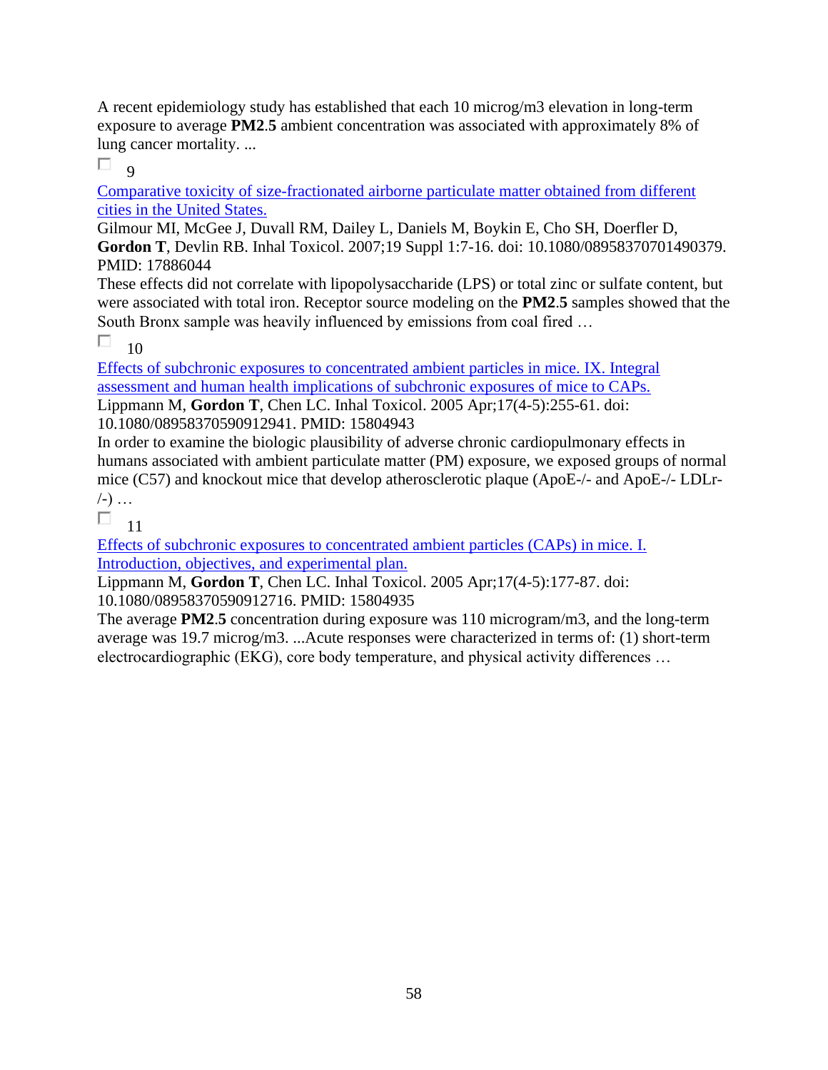A recent epidemiology study has established that each 10 microg/m3 elevation in long-term exposure to average **PM2**.**5** ambient concentration was associated with approximately 8% of lung cancer mortality. ...

☐ 9

[Comparative toxicity of size-fractionated airborne particulate matter obtained from different cities in the United States.]()

Gilmour MI, McGee J, Duvall RM, Dailey L, Daniels M, Boykin E, Cho SH, Doerfler D, **Gordon T**, Devlin RB. Inhal Toxicol. 2007;19 Suppl 1:7-16. doi: 10.1080/08958370701490379. PMID: 17886044

These effects did not correlate with lipopolysaccharide (LPS) or total zinc or sulfate content, but were associated with total iron. Receptor source modeling on the **PM2**.**5** samples showed that the South Bronx sample was heavily influenced by emissions from coal fired …

☐ 10

[Effects of subchronic exposures to concentrated ambient particles in mice. IX. Integral assessment and human health implications of subchronic exposures of mice to CAPs.]()

Lippmann M, **Gordon T**, Chen LC. Inhal Toxicol. 2005 Apr;17(4-5):255-61. doi: 10.1080/08958370590912941. PMID: 15804943

In order to examine the biologic plausibility of adverse chronic cardiopulmonary effects in humans associated with ambient particulate matter (PM) exposure, we exposed groups of normal mice (C57) and knockout mice that develop atherosclerotic plaque (ApoE-/- and ApoE-/- LDLr-/-) …

☐ 11

[Effects of subchronic exposures to concentrated ambient particles (CAPs) in mice. I. Introduction, objectives, and experimental plan.]()

Lippmann M, **Gordon T**, Chen LC. Inhal Toxicol. 2005 Apr;17(4-5):177-87. doi: 10.1080/08958370590912716. PMID: 15804935

The average **PM2**.**5** concentration during exposure was 110 microgram/m3, and the long-term average was 19.7 microg/m3. ...Acute responses were characterized in terms of: (1) short-term electrocardiographic (EKG), core body temperature, and physical activity differences …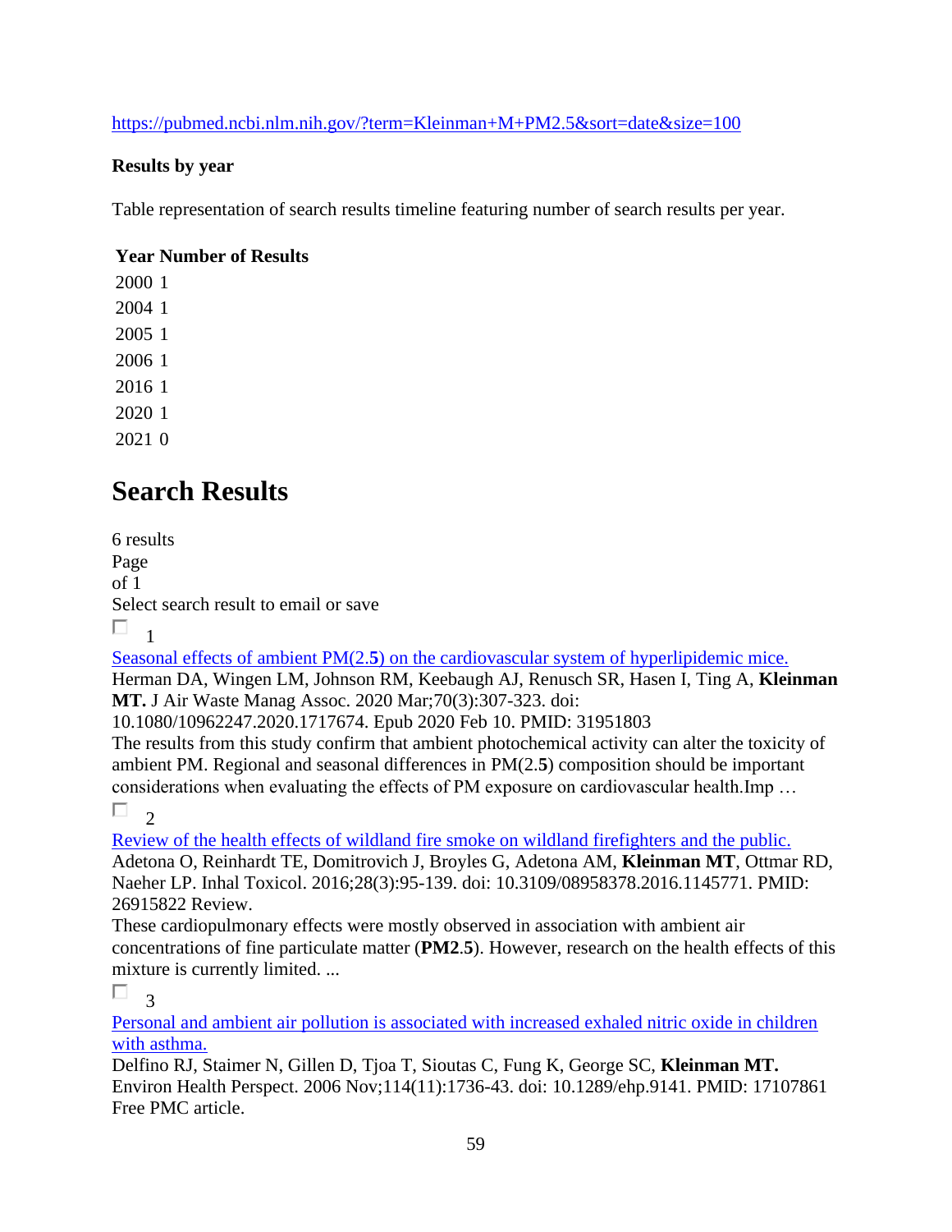https://pubmed.ncbi.nlm.nih.gov/?term=Kleinman+M+PM2.5&sort=date&size=100

**Results by year**

Table representation of search results timeline featuring number of search results per year.

| Year | Number of Results |
|---|---|
| 2000 | 1 |
| 2004 | 1 |
| 2005 | 1 |
| 2006 | 1 |
| 2016 | 1 |
| 2020 | 1 |
| 2021 | 0 |

# Search Results

6 results
Page
of 1
Select search result to email or save

1

[Seasonal effects of ambient PM(2.**5**) on the cardiovascular system of hyperlipidemic mice.](#)
Herman DA, Wingen LM, Johnson RM, Keebaugh AJ, Renusch SR, Hasen I, Ting A, **Kleinman MT.** J Air Waste Manag Assoc. 2020 Mar;70(3):307-323. doi: 10.1080/10962247.2020.1717674. Epub 2020 Feb 10. PMID: 31951803
The results from this study confirm that ambient photochemical activity can alter the toxicity of ambient PM. Regional and seasonal differences in PM(2.**5**) composition should be important considerations when evaluating the effects of PM exposure on cardiovascular health.Imp …

2

[Review of the health effects of wildland fire smoke on wildland firefighters and the public.](#)
Adetona O, Reinhardt TE, Domitrovich J, Broyles G, Adetona AM, **Kleinman MT**, Ottmar RD, Naeher LP. Inhal Toxicol. 2016;28(3):95-139. doi: 10.3109/08958378.2016.1145771. PMID: 26915822 Review.
These cardiopulmonary effects were mostly observed in association with ambient air concentrations of fine particulate matter (**PM2**.**5**). However, research on the health effects of this mixture is currently limited. ...

3

[Personal and ambient air pollution is associated with increased exhaled nitric oxide in children with asthma.](#)
Delfino RJ, Staimer N, Gillen D, Tjoa T, Sioutas C, Fung K, George SC, **Kleinman MT.** Environ Health Perspect. 2006 Nov;114(11):1736-43. doi: 10.1289/ehp.9141. PMID: 17107861 Free PMC article.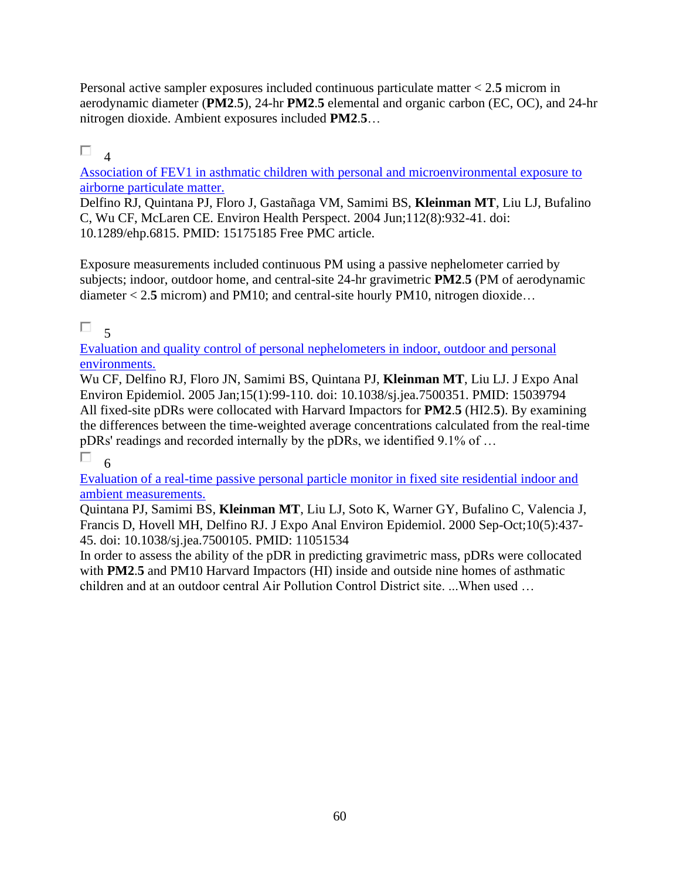Personal active sampler exposures included continuous particulate matter < 2.**5** microm in aerodynamic diameter (**PM2**.**5**), 24-hr **PM2**.**5** elemental and organic carbon (EC, OC), and 24-hr nitrogen dioxide. Ambient exposures included **PM2**.**5**…

☐ 4

[Association of FEV1 in asthmatic children with personal and microenvironmental exposure to airborne particulate matter.](#)

Delfino RJ, Quintana PJ, Floro J, Gastañaga VM, Samimi BS, **Kleinman MT**, Liu LJ, Bufalino C, Wu CF, McLaren CE. Environ Health Perspect. 2004 Jun;112(8):932-41. doi: 10.1289/ehp.6815. PMID: 15175185 Free PMC article.

Exposure measurements included continuous PM using a passive nephelometer carried by subjects; indoor, outdoor home, and central-site 24-hr gravimetric **PM2**.**5** (PM of aerodynamic diameter < 2.**5** microm) and PM10; and central-site hourly PM10, nitrogen dioxide…

☐ 5

[Evaluation and quality control of personal nephelometers in indoor, outdoor and personal environments.](#)

Wu CF, Delfino RJ, Floro JN, Samimi BS, Quintana PJ, **Kleinman MT**, Liu LJ. J Expo Anal Environ Epidemiol. 2005 Jan;15(1):99-110. doi: 10.1038/sj.jea.7500351. PMID: 15039794

All fixed-site pDRs were collocated with Harvard Impactors for **PM2**.**5** (HI2.**5**). By examining the differences between the time-weighted average concentrations calculated from the real-time pDRs' readings and recorded internally by the pDRs, we identified 9.1% of …

☐ 6

[Evaluation of a real-time passive personal particle monitor in fixed site residential indoor and ambient measurements.](#)

Quintana PJ, Samimi BS, **Kleinman MT**, Liu LJ, Soto K, Warner GY, Bufalino C, Valencia J, Francis D, Hovell MH, Delfino RJ. J Expo Anal Environ Epidemiol. 2000 Sep-Oct;10(5):437-45. doi: 10.1038/sj.jea.7500105. PMID: 11051534

In order to assess the ability of the pDR in predicting gravimetric mass, pDRs were collocated with **PM2**.**5** and PM10 Harvard Impactors (HI) inside and outside nine homes of asthmatic children and at an outdoor central Air Pollution Control District site. ...When used …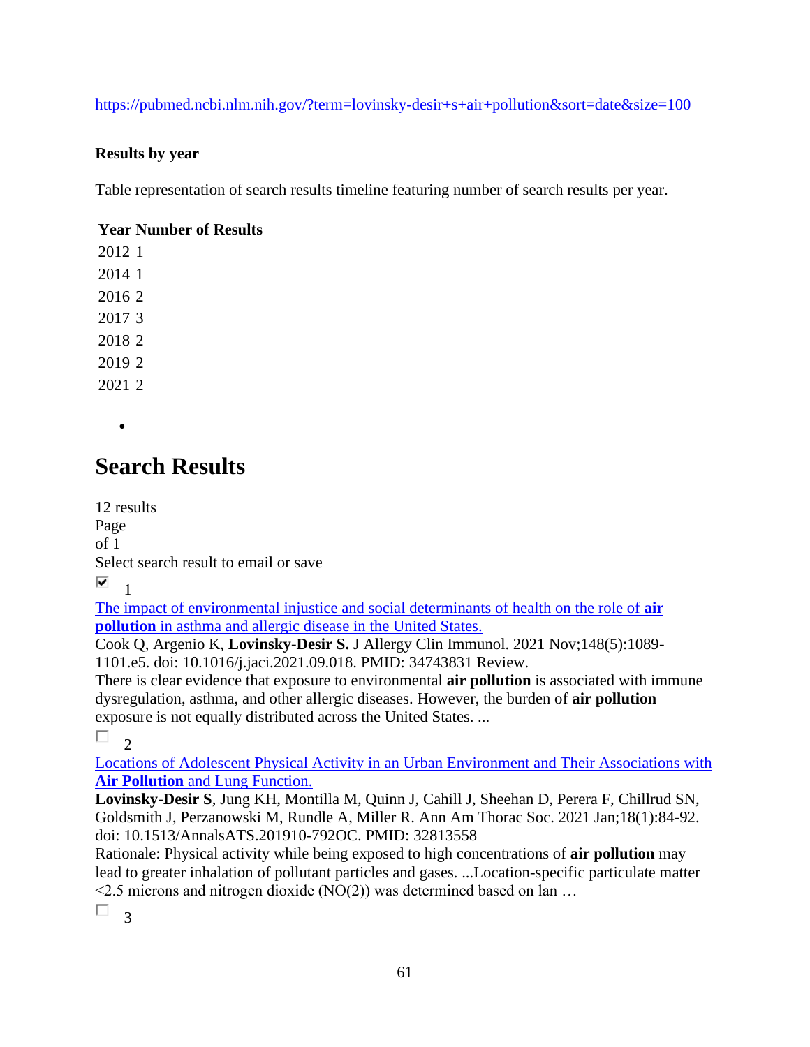https://pubmed.ncbi.nlm.nih.gov/?term=lovinsky-desir+s+air+pollution&sort=date&size=100

**Results by year**

Table representation of search results timeline featuring number of search results per year.

| Year | Number of Results |
|---|---|
| 2012 | 1 |
| 2014 | 1 |
| 2016 | 2 |
| 2017 | 3 |
| 2018 | 2 |
| 2019 | 2 |
| 2021 | 2 |

- 

# Search Results

12 results
Page
of 1
Select search result to email or save

☑ 1

The impact of environmental injustice and social determinants of health on the role of **air pollution** in asthma and allergic disease in the United States.
Cook Q, Argenio K, **Lovinsky-Desir S.** J Allergy Clin Immunol. 2021 Nov;148(5):1089-1101.e5. doi: 10.1016/j.jaci.2021.09.018. PMID: 34743831 Review.
There is clear evidence that exposure to environmental **air pollution** is associated with immune dysregulation, asthma, and other allergic diseases. However, the burden of **air pollution** exposure is not equally distributed across the United States. ...

☐ 2

Locations of Adolescent Physical Activity in an Urban Environment and Their Associations with **Air Pollution** and Lung Function.
**Lovinsky-Desir S**, Jung KH, Montilla M, Quinn J, Cahill J, Sheehan D, Perera F, Chillrud SN, Goldsmith J, Perzanowski M, Rundle A, Miller R. Ann Am Thorac Soc. 2021 Jan;18(1):84-92. doi: 10.1513/AnnalsATS.201910-792OC. PMID: 32813558
Rationale: Physical activity while being exposed to high concentrations of **air pollution** may lead to greater inhalation of pollutant particles and gases. ...Location-specific particulate matter <2.5 microns and nitrogen dioxide (NO(2)) was determined based on lan …

☐ 3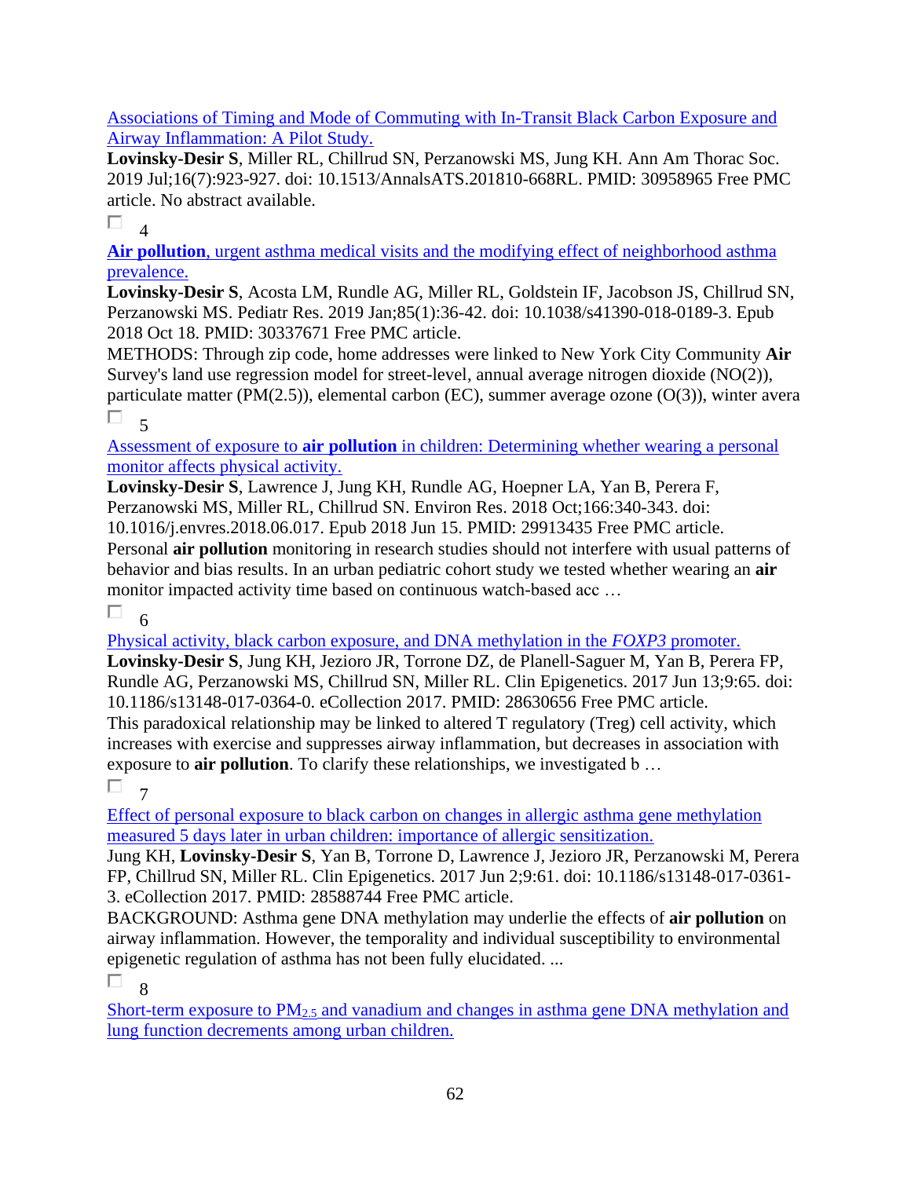[Associations of Timing and Mode of Commuting with In-Transit Black Carbon Exposure and Airway Inflammation: A Pilot Study.]
**Lovinsky-Desir S**, Miller RL, Chillrud SN, Perzanowski MS, Jung KH. Ann Am Thorac Soc. 2019 Jul;16(7):923-927. doi: 10.1513/AnnalsATS.201810-668RL. PMID: 30958965 Free PMC article. No abstract available.

☐ 4

[**Air pollution**, urgent asthma medical visits and the modifying effect of neighborhood asthma prevalence.]
**Lovinsky-Desir S**, Acosta LM, Rundle AG, Miller RL, Goldstein IF, Jacobson JS, Chillrud SN, Perzanowski MS. Pediatr Res. 2019 Jan;85(1):36-42. doi: 10.1038/s41390-018-0189-3. Epub 2018 Oct 18. PMID: 30337671 Free PMC article.
METHODS: Through zip code, home addresses were linked to New York City Community **Air** Survey's land use regression model for street-level, annual average nitrogen dioxide (NO(2)), particulate matter (PM(2.5)), elemental carbon (EC), summer average ozone (O(3)), winter avera

☐ 5

[Assessment of exposure to **air pollution** in children: Determining whether wearing a personal monitor affects physical activity.]
**Lovinsky-Desir S**, Lawrence J, Jung KH, Rundle AG, Hoepner LA, Yan B, Perera F, Perzanowski MS, Miller RL, Chillrud SN. Environ Res. 2018 Oct;166:340-343. doi: 10.1016/j.envres.2018.06.017. Epub 2018 Jun 15. PMID: 29913435 Free PMC article.
Personal **air pollution** monitoring in research studies should not interfere with usual patterns of behavior and bias results. In an urban pediatric cohort study we tested whether wearing an **air** monitor impacted activity time based on continuous watch-based acc …

☐ 6

[Physical activity, black carbon exposure, and DNA methylation in the *FOXP3* promoter.]
**Lovinsky-Desir S**, Jung KH, Jezioro JR, Torrone DZ, de Planell-Saguer M, Yan B, Perera FP, Rundle AG, Perzanowski MS, Chillrud SN, Miller RL. Clin Epigenetics. 2017 Jun 13;9:65. doi: 10.1186/s13148-017-0364-0. eCollection 2017. PMID: 28630656 Free PMC article.
This paradoxical relationship may be linked to altered T regulatory (Treg) cell activity, which increases with exercise and suppresses airway inflammation, but decreases in association with exposure to **air pollution**. To clarify these relationships, we investigated b …

☐ 7

[Effect of personal exposure to black carbon on changes in allergic asthma gene methylation measured 5 days later in urban children: importance of allergic sensitization.]
Jung KH, **Lovinsky-Desir S**, Yan B, Torrone D, Lawrence J, Jezioro JR, Perzanowski M, Perera FP, Chillrud SN, Miller RL. Clin Epigenetics. 2017 Jun 2;9:61. doi: 10.1186/s13148-017-0361-3. eCollection 2017. PMID: 28588744 Free PMC article.
BACKGROUND: Asthma gene DNA methylation may underlie the effects of **air pollution** on airway inflammation. However, the temporality and individual susceptibility to environmental epigenetic regulation of asthma has not been fully elucidated. ...

☐ 8

[Short-term exposure to $PM_{2.5}$ and vanadium and changes in asthma gene DNA methylation and lung function decrements among urban children.]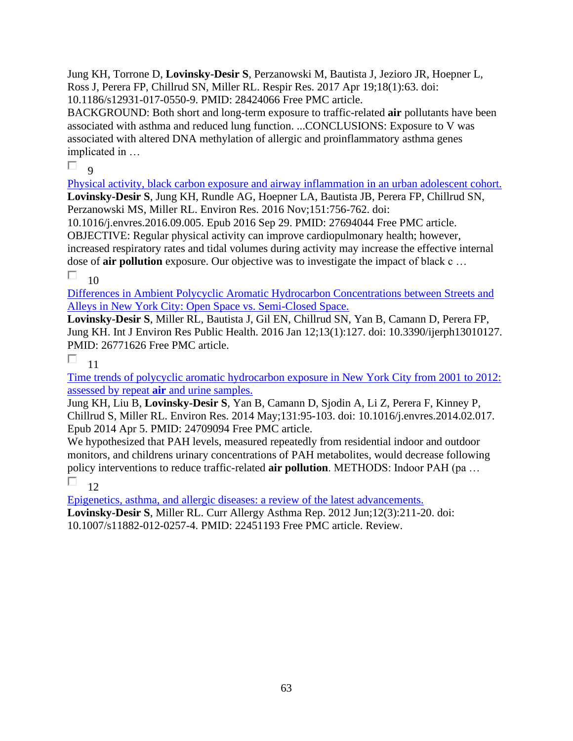Jung KH, Torrone D, **Lovinsky-Desir S**, Perzanowski M, Bautista J, Jezioro JR, Hoepner L, Ross J, Perera FP, Chillrud SN, Miller RL. Respir Res. 2017 Apr 19;18(1):63. doi: 10.1186/s12931-017-0550-9. PMID: 28424066 Free PMC article.
BACKGROUND: Both short and long-term exposure to traffic-related **air** pollutants have been associated with asthma and reduced lung function. ...CONCLUSIONS: Exposure to V was associated with altered DNA methylation of allergic and proinflammatory asthma genes implicated in …

☐ 9

Physical activity, black carbon exposure and airway inflammation in an urban adolescent cohort.
**Lovinsky-Desir S**, Jung KH, Rundle AG, Hoepner LA, Bautista JB, Perera FP, Chillrud SN, Perzanowski MS, Miller RL. Environ Res. 2016 Nov;151:756-762. doi: 10.1016/j.envres.2016.09.005. Epub 2016 Sep 29. PMID: 27694044 Free PMC article.
OBJECTIVE: Regular physical activity can improve cardiopulmonary health; however, increased respiratory rates and tidal volumes during activity may increase the effective internal dose of **air pollution** exposure. Our objective was to investigate the impact of black c …

☐ 10

Differences in Ambient Polycyclic Aromatic Hydrocarbon Concentrations between Streets and Alleys in New York City: Open Space vs. Semi-Closed Space.
**Lovinsky-Desir S**, Miller RL, Bautista J, Gil EN, Chillrud SN, Yan B, Camann D, Perera FP, Jung KH. Int J Environ Res Public Health. 2016 Jan 12;13(1):127. doi: 10.3390/ijerph13010127. PMID: 26771626 Free PMC article.

☐ 11

Time trends of polycyclic aromatic hydrocarbon exposure in New York City from 2001 to 2012: assessed by repeat **air** and urine samples.
Jung KH, Liu B, **Lovinsky-Desir S**, Yan B, Camann D, Sjodin A, Li Z, Perera F, Kinney P, Chillrud S, Miller RL. Environ Res. 2014 May;131:95-103. doi: 10.1016/j.envres.2014.02.017. Epub 2014 Apr 5. PMID: 24709094 Free PMC article.
We hypothesized that PAH levels, measured repeatedly from residential indoor and outdoor monitors, and childrens urinary concentrations of PAH metabolites, would decrease following policy interventions to reduce traffic-related **air pollution**. METHODS: Indoor PAH (pa …

☐ 12

Epigenetics, asthma, and allergic diseases: a review of the latest advancements.
**Lovinsky-Desir S**, Miller RL. Curr Allergy Asthma Rep. 2012 Jun;12(3):211-20. doi: 10.1007/s11882-012-0257-4. PMID: 22451193 Free PMC article. Review.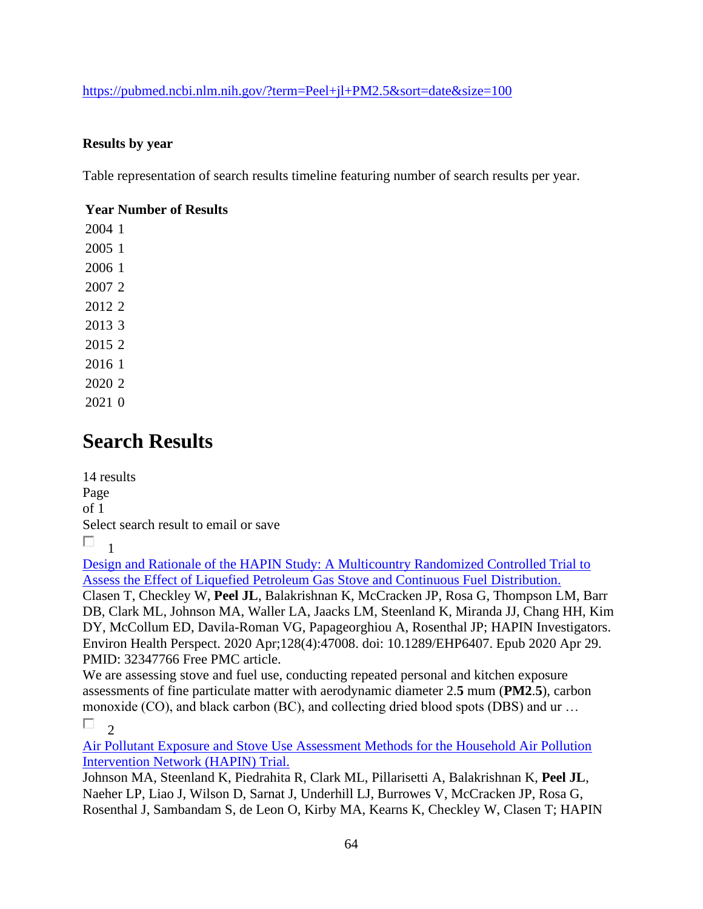https://pubmed.ncbi.nlm.nih.gov/?term=Peel+jl+PM2.5&sort=date&size=100

**Results by year**

Table representation of search results timeline featuring number of search results per year.

| Year | Number of Results |
|---|---|
| 2004 | 1 |
| 2005 | 1 |
| 2006 | 1 |
| 2007 | 2 |
| 2012 | 2 |
| 2013 | 3 |
| 2015 | 2 |
| 2016 | 1 |
| 2020 | 2 |
| 2021 | 0 |

# Search Results

14 results
Page
of 1
Select search result to email or save

1

Design and Rationale of the HAPIN Study: A Multicountry Randomized Controlled Trial to Assess the Effect of Liquefied Petroleum Gas Stove and Continuous Fuel Distribution.
Clasen T, Checkley W, **Peel JL**, Balakrishnan K, McCracken JP, Rosa G, Thompson LM, Barr DB, Clark ML, Johnson MA, Waller LA, Jaacks LM, Steenland K, Miranda JJ, Chang HH, Kim DY, McCollum ED, Davila-Roman VG, Papageorghiou A, Rosenthal JP; HAPIN Investigators.
Environ Health Perspect. 2020 Apr;128(4):47008. doi: 10.1289/EHP6407. Epub 2020 Apr 29.
PMID: 32347766 Free PMC article.
We are assessing stove and fuel use, conducting repeated personal and kitchen exposure assessments of fine particulate matter with aerodynamic diameter 2.**5** mum (**PM2**.**5**), carbon monoxide (CO), and black carbon (BC), and collecting dried blood spots (DBS) and ur …

2

Air Pollutant Exposure and Stove Use Assessment Methods for the Household Air Pollution Intervention Network (HAPIN) Trial.
Johnson MA, Steenland K, Piedrahita R, Clark ML, Pillarisetti A, Balakrishnan K, **Peel JL**, Naeher LP, Liao J, Wilson D, Sarnat J, Underhill LJ, Burrowes V, McCracken JP, Rosa G, Rosenthal J, Sambandam S, de Leon O, Kirby MA, Kearns K, Checkley W, Clasen T; HAPIN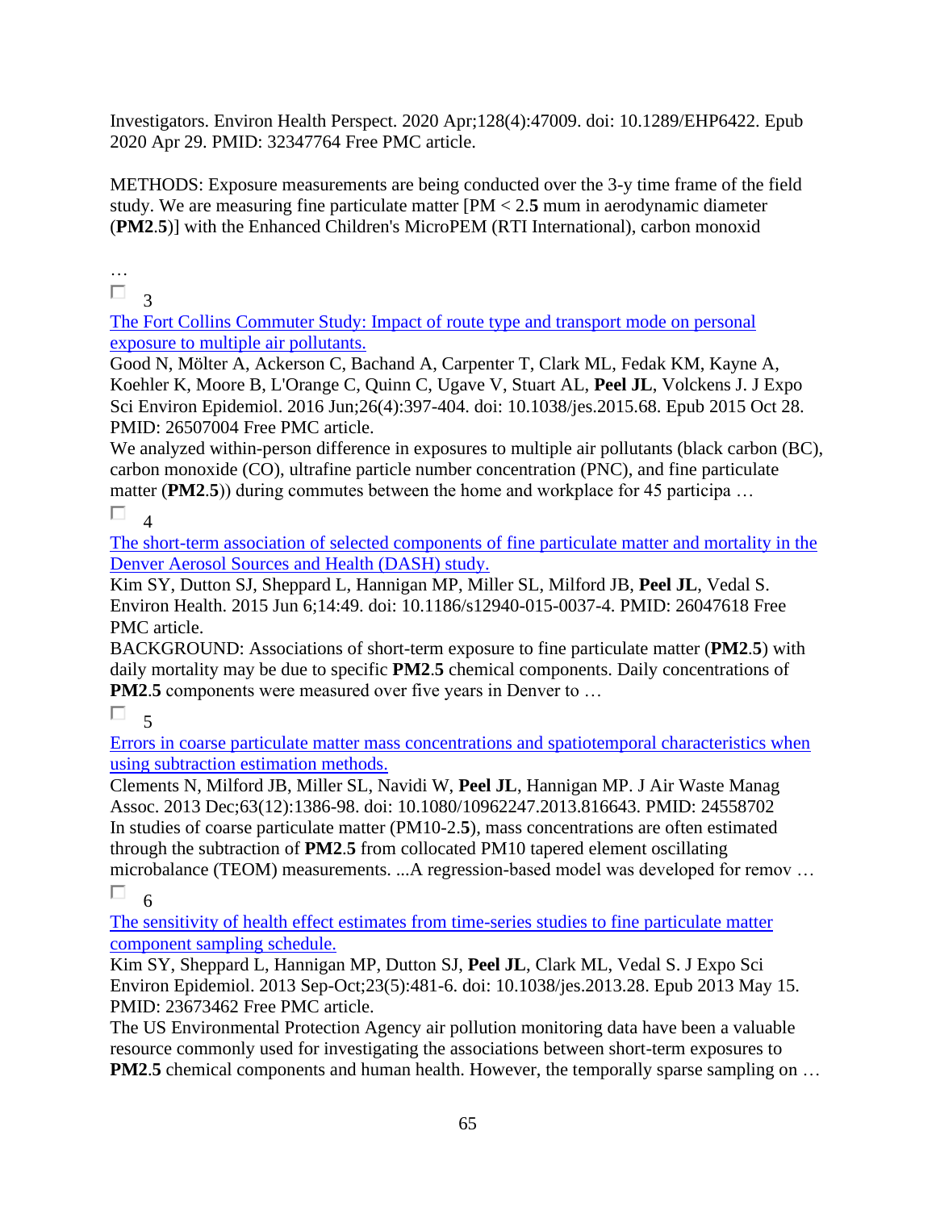Investigators. Environ Health Perspect. 2020 Apr;128(4):47009. doi: 10.1289/EHP6422. Epub 2020 Apr 29. PMID: 32347764 Free PMC article.

METHODS: Exposure measurements are being conducted over the 3-y time frame of the field study. We are measuring fine particulate matter [PM < 2.**5** mum in aerodynamic diameter (**PM2**.**5**)] with the Enhanced Children's MicroPEM (RTI International), carbon monoxid

…

☐ 3

The Fort Collins Commuter Study: Impact of route type and transport mode on personal exposure to multiple air pollutants.

Good N, Mölter A, Ackerson C, Bachand A, Carpenter T, Clark ML, Fedak KM, Kayne A, Koehler K, Moore B, L'Orange C, Quinn C, Ugave V, Stuart AL, **Peel JL**, Volckens J. J Expo Sci Environ Epidemiol. 2016 Jun;26(4):397-404. doi: 10.1038/jes.2015.68. Epub 2015 Oct 28. PMID: 26507004 Free PMC article.

We analyzed within-person difference in exposures to multiple air pollutants (black carbon (BC), carbon monoxide (CO), ultrafine particle number concentration (PNC), and fine particulate matter (**PM2**.**5**)) during commutes between the home and workplace for 45 participa …

☐ 4

The short-term association of selected components of fine particulate matter and mortality in the Denver Aerosol Sources and Health (DASH) study.

Kim SY, Dutton SJ, Sheppard L, Hannigan MP, Miller SL, Milford JB, **Peel JL**, Vedal S. Environ Health. 2015 Jun 6;14:49. doi: 10.1186/s12940-015-0037-4. PMID: 26047618 Free PMC article.

BACKGROUND: Associations of short-term exposure to fine particulate matter (**PM2**.**5**) with daily mortality may be due to specific **PM2**.**5** chemical components. Daily concentrations of **PM2**.**5** components were measured over five years in Denver to …

☐ 5

Errors in coarse particulate matter mass concentrations and spatiotemporal characteristics when using subtraction estimation methods.

Clements N, Milford JB, Miller SL, Navidi W, **Peel JL**, Hannigan MP. J Air Waste Manag Assoc. 2013 Dec;63(12):1386-98. doi: 10.1080/10962247.2013.816643. PMID: 24558702

In studies of coarse particulate matter (PM10-2.**5**), mass concentrations are often estimated through the subtraction of **PM2**.**5** from collocated PM10 tapered element oscillating microbalance (TEOM) measurements. ...A regression-based model was developed for remov …

☐ 6

The sensitivity of health effect estimates from time-series studies to fine particulate matter component sampling schedule.

Kim SY, Sheppard L, Hannigan MP, Dutton SJ, **Peel JL**, Clark ML, Vedal S. J Expo Sci Environ Epidemiol. 2013 Sep-Oct;23(5):481-6. doi: 10.1038/jes.2013.28. Epub 2013 May 15. PMID: 23673462 Free PMC article.

The US Environmental Protection Agency air pollution monitoring data have been a valuable resource commonly used for investigating the associations between short-term exposures to **PM2**.**5** chemical components and human health. However, the temporally sparse sampling on …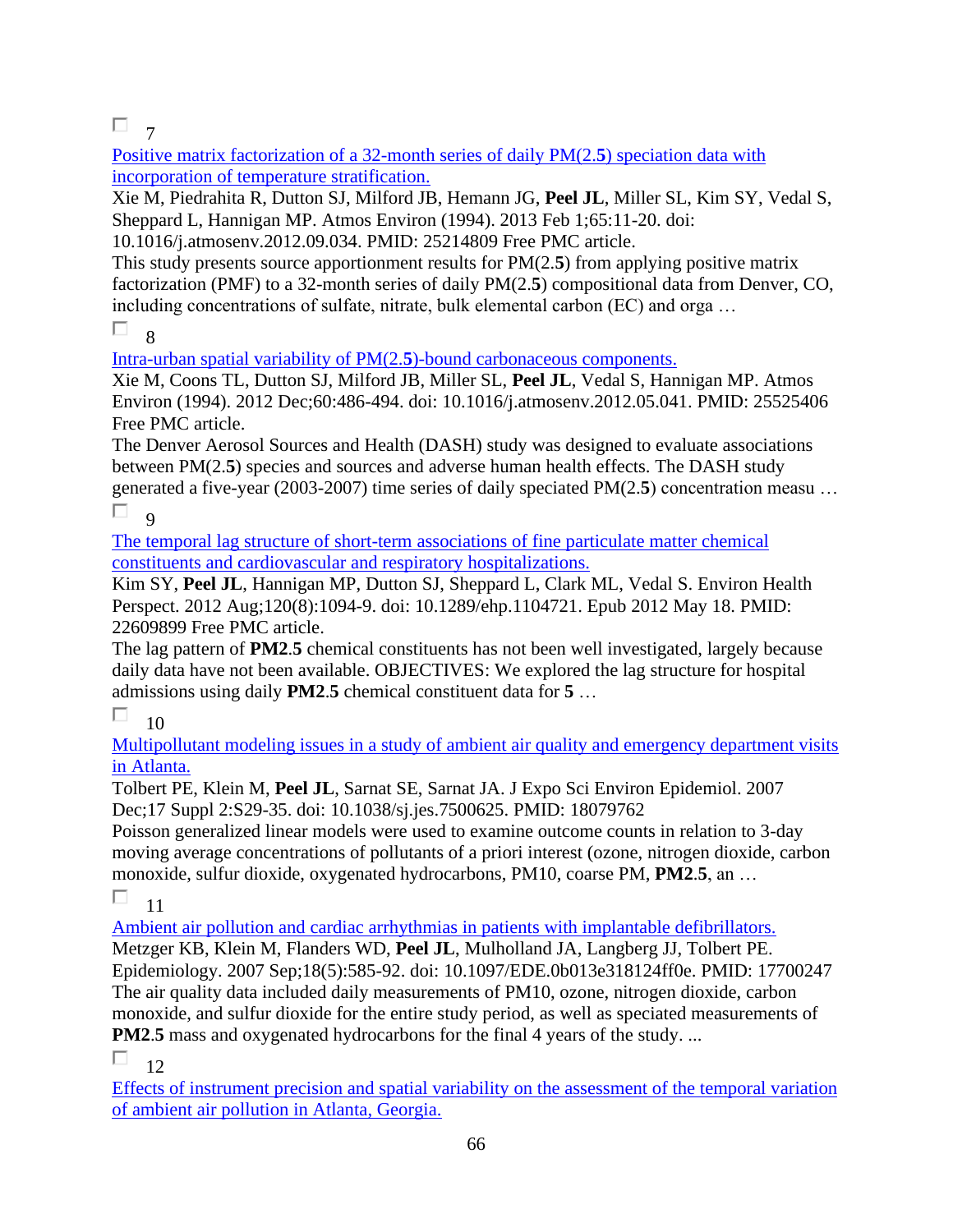7

[Positive matrix factorization of a 32-month series of daily PM(2.**5**) speciation data with incorporation of temperature stratification.]

Xie M, Piedrahita R, Dutton SJ, Milford JB, Hemann JG, **Peel JL**, Miller SL, Kim SY, Vedal S, Sheppard L, Hannigan MP. Atmos Environ (1994). 2013 Feb 1;65:11-20. doi: 10.1016/j.atmosenv.2012.09.034. PMID: 25214809 Free PMC article.

This study presents source apportionment results for PM(2.**5**) from applying positive matrix factorization (PMF) to a 32-month series of daily PM(2.**5**) compositional data from Denver, CO, including concentrations of sulfate, nitrate, bulk elemental carbon (EC) and orga …

8

[Intra-urban spatial variability of PM(2.**5**)-bound carbonaceous components.]

Xie M, Coons TL, Dutton SJ, Milford JB, Miller SL, **Peel JL**, Vedal S, Hannigan MP. Atmos Environ (1994). 2012 Dec;60:486-494. doi: 10.1016/j.atmosenv.2012.05.041. PMID: 25525406 Free PMC article.

The Denver Aerosol Sources and Health (DASH) study was designed to evaluate associations between PM(2.**5**) species and sources and adverse human health effects. The DASH study generated a five-year (2003-2007) time series of daily speciated PM(2.**5**) concentration measu …

9

[The temporal lag structure of short-term associations of fine particulate matter chemical constituents and cardiovascular and respiratory hospitalizations.]

Kim SY, **Peel JL**, Hannigan MP, Dutton SJ, Sheppard L, Clark ML, Vedal S. Environ Health Perspect. 2012 Aug;120(8):1094-9. doi: 10.1289/ehp.1104721. Epub 2012 May 18. PMID: 22609899 Free PMC article.

The lag pattern of **PM2**.**5** chemical constituents has not been well investigated, largely because daily data have not been available. OBJECTIVES: We explored the lag structure for hospital admissions using daily **PM2**.**5** chemical constituent data for **5** …

10

[Multipollutant modeling issues in a study of ambient air quality and emergency department visits in Atlanta.]

Tolbert PE, Klein M, **Peel JL**, Sarnat SE, Sarnat JA. J Expo Sci Environ Epidemiol. 2007 Dec;17 Suppl 2:S29-35. doi: 10.1038/sj.jes.7500625. PMID: 18079762

Poisson generalized linear models were used to examine outcome counts in relation to 3-day moving average concentrations of pollutants of a priori interest (ozone, nitrogen dioxide, carbon monoxide, sulfur dioxide, oxygenated hydrocarbons, PM10, coarse PM, **PM2**.**5**, an …

11

[Ambient air pollution and cardiac arrhythmias in patients with implantable defibrillators.]

Metzger KB, Klein M, Flanders WD, **Peel JL**, Mulholland JA, Langberg JJ, Tolbert PE. Epidemiology. 2007 Sep;18(5):585-92. doi: 10.1097/EDE.0b013e318124ff0e. PMID: 17700247

The air quality data included daily measurements of PM10, ozone, nitrogen dioxide, carbon monoxide, and sulfur dioxide for the entire study period, as well as speciated measurements of **PM2**.**5** mass and oxygenated hydrocarbons for the final 4 years of the study. ...

12

[Effects of instrument precision and spatial variability on the assessment of the temporal variation of ambient air pollution in Atlanta, Georgia.]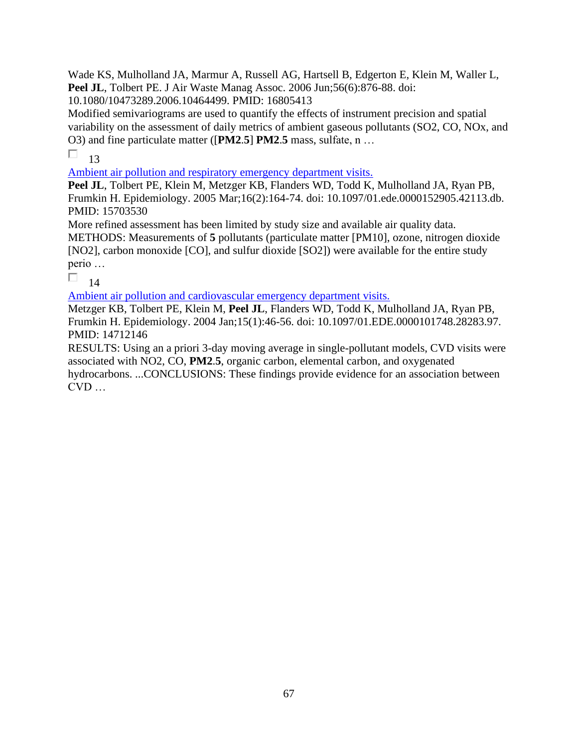Wade KS, Mulholland JA, Marmur A, Russell AG, Hartsell B, Edgerton E, Klein M, Waller L, **Peel JL**, Tolbert PE. J Air Waste Manag Assoc. 2006 Jun;56(6):876-88. doi: 10.1080/10473289.2006.10464499. PMID: 16805413

Modified semivariograms are used to quantify the effects of instrument precision and spatial variability on the assessment of daily metrics of ambient gaseous pollutants ($SO_2$, CO, $NO_x$, and $O_3$) and fine particulate matter ([**PM2.5**] **PM2.5** mass, sulfate, n …

☐ 13

[Ambient air pollution and respiratory emergency department visits.]()

**Peel JL**, Tolbert PE, Klein M, Metzger KB, Flanders WD, Todd K, Mulholland JA, Ryan PB, Frumkin H. Epidemiology. 2005 Mar;16(2):164-74. doi: 10.1097/01.ede.0000152905.42113.db. PMID: 15703530

More refined assessment has been limited by study size and available air quality data. METHODS: Measurements of **5** pollutants (particulate matter [PM10], ozone, nitrogen dioxide [$NO_2$], carbon monoxide [CO], and sulfur dioxide [$SO_2$]) were available for the entire study perio …

☐ 14

[Ambient air pollution and cardiovascular emergency department visits.]()

Metzger KB, Tolbert PE, Klein M, **Peel JL**, Flanders WD, Todd K, Mulholland JA, Ryan PB, Frumkin H. Epidemiology. 2004 Jan;15(1):46-56. doi: 10.1097/01.EDE.0000101748.28283.97. PMID: 14712146

RESULTS: Using an a priori 3-day moving average in single-pollutant models, CVD visits were associated with $NO_2$, CO, **PM2.5**, organic carbon, elemental carbon, and oxygenated hydrocarbons. ...CONCLUSIONS: These findings provide evidence for an association between CVD …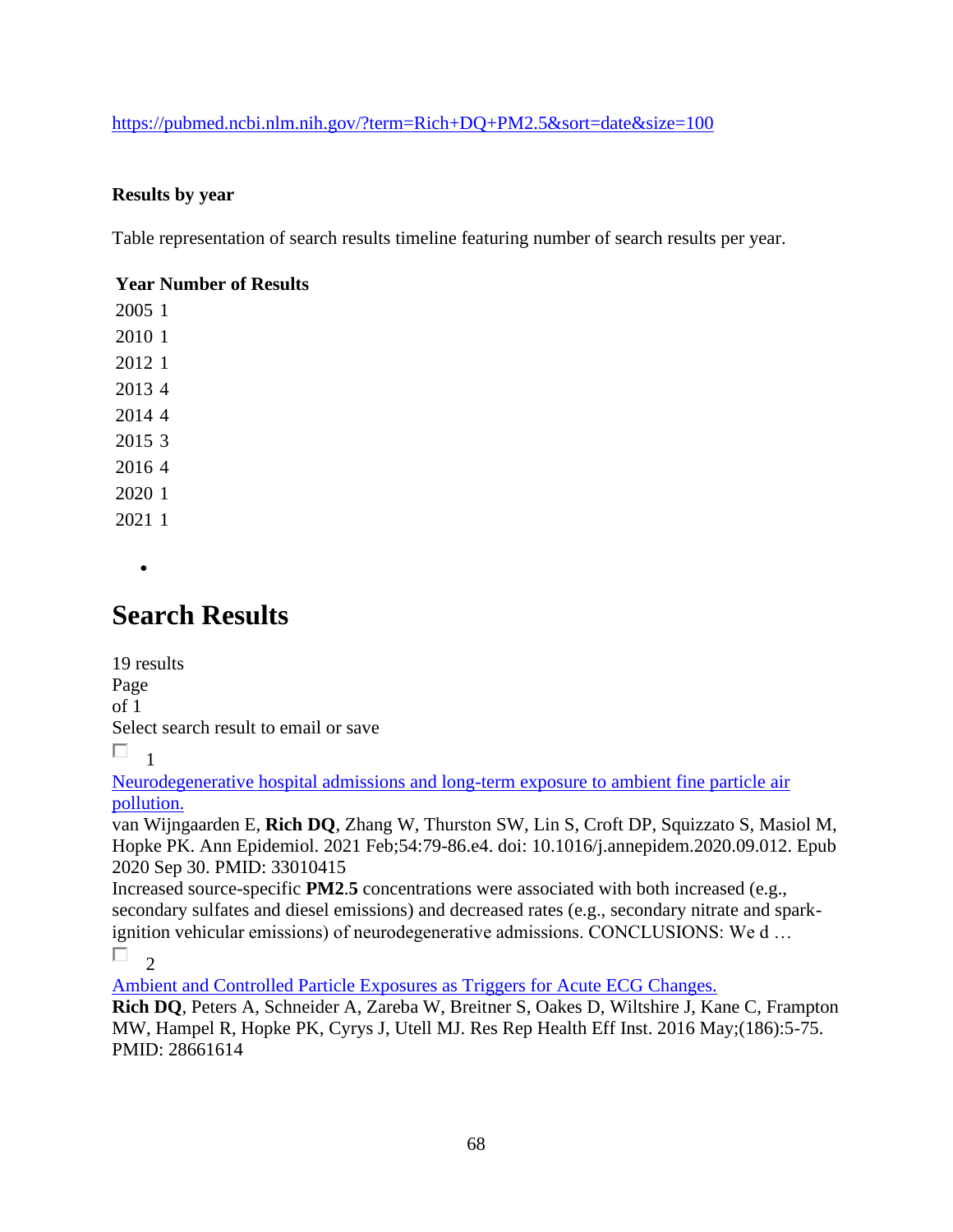https://pubmed.ncbi.nlm.nih.gov/?term=Rich+DQ+PM2.5&sort=date&size=100

**Results by year**

Table representation of search results timeline featuring number of search results per year.

| Year | Number of Results |
|---|---|
| 2005 | 1 |
| 2010 | 1 |
| 2012 | 1 |
| 2013 | 4 |
| 2014 | 4 |
| 2015 | 3 |
| 2016 | 4 |
| 2020 | 1 |
| 2021 | 1 |

- 

# Search Results

19 results
Page
of 1
Select search result to email or save

1

Neurodegenerative hospital admissions and long-term exposure to ambient fine particle air pollution.
van Wijngaarden E, **Rich DQ**, Zhang W, Thurston SW, Lin S, Croft DP, Squizzato S, Masiol M, Hopke PK. Ann Epidemiol. 2021 Feb;54:79-86.e4. doi: 10.1016/j.annepidem.2020.09.012. Epub 2020 Sep 30. PMID: 33010415
Increased source-specific **PM2.5** concentrations were associated with both increased (e.g., secondary sulfates and diesel emissions) and decreased rates (e.g., secondary nitrate and spark-ignition vehicular emissions) of neurodegenerative admissions. CONCLUSIONS: We d …

2

Ambient and Controlled Particle Exposures as Triggers for Acute ECG Changes.
**Rich DQ**, Peters A, Schneider A, Zareba W, Breitner S, Oakes D, Wiltshire J, Kane C, Frampton MW, Hampel R, Hopke PK, Cyrys J, Utell MJ. Res Rep Health Eff Inst. 2016 May;(186):5-75. PMID: 28661614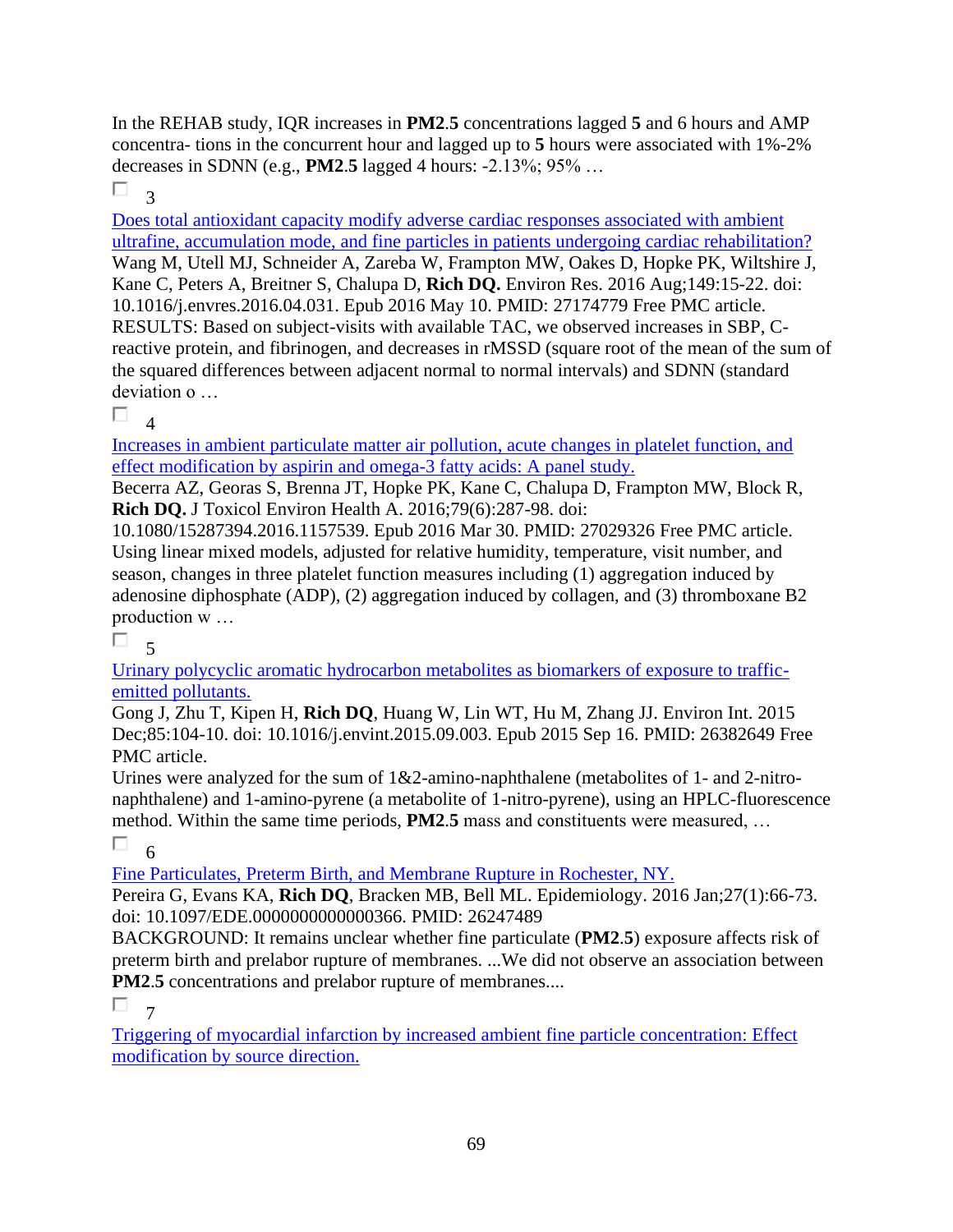In the REHAB study, IQR increases in **PM2.5** concentrations lagged **5** and 6 hours and AMP concentra- tions in the concurrent hour and lagged up to **5** hours were associated with 1%-2% decreases in SDNN (e.g., **PM2.5** lagged 4 hours: -2.13%; 95% …

3

Does total antioxidant capacity modify adverse cardiac responses associated with ambient ultrafine, accumulation mode, and fine particles in patients undergoing cardiac rehabilitation?

Wang M, Utell MJ, Schneider A, Zareba W, Frampton MW, Oakes D, Hopke PK, Wiltshire J, Kane C, Peters A, Breitner S, Chalupa D, **Rich DQ.** Environ Res. 2016 Aug;149:15-22. doi: 10.1016/j.envres.2016.04.031. Epub 2016 May 10. PMID: 27174779 Free PMC article.

RESULTS: Based on subject-visits with available TAC, we observed increases in SBP, C-reactive protein, and fibrinogen, and decreases in rMSSD (square root of the mean of the sum of the squared differences between adjacent normal to normal intervals) and SDNN (standard deviation o …

4

Increases in ambient particulate matter air pollution, acute changes in platelet function, and effect modification by aspirin and omega-3 fatty acids: A panel study.

Becerra AZ, Georas S, Brenna JT, Hopke PK, Kane C, Chalupa D, Frampton MW, Block R, **Rich DQ.** J Toxicol Environ Health A. 2016;79(6):287-98. doi: 10.1080/15287394.2016.1157539. Epub 2016 Mar 30. PMID: 27029326 Free PMC article.

Using linear mixed models, adjusted for relative humidity, temperature, visit number, and season, changes in three platelet function measures including (1) aggregation induced by adenosine diphosphate (ADP), (2) aggregation induced by collagen, and (3) thromboxane B2 production w …

5

Urinary polycyclic aromatic hydrocarbon metabolites as biomarkers of exposure to traffic-emitted pollutants.

Gong J, Zhu T, Kipen H, **Rich DQ**, Huang W, Lin WT, Hu M, Zhang JJ. Environ Int. 2015 Dec;85:104-10. doi: 10.1016/j.envint.2015.09.003. Epub 2015 Sep 16. PMID: 26382649 Free PMC article.

Urines were analyzed for the sum of 1&2-amino-naphthalene (metabolites of 1- and 2-nitro-naphthalene) and 1-amino-pyrene (a metabolite of 1-nitro-pyrene), using an HPLC-fluorescence method. Within the same time periods, **PM2.5** mass and constituents were measured, …

6

Fine Particulates, Preterm Birth, and Membrane Rupture in Rochester, NY.

Pereira G, Evans KA, **Rich DQ**, Bracken MB, Bell ML. Epidemiology. 2016 Jan;27(1):66-73. doi: 10.1097/EDE.0000000000000366. PMID: 26247489

BACKGROUND: It remains unclear whether fine particulate (**PM2.5**) exposure affects risk of preterm birth and prelabor rupture of membranes. ...We did not observe an association between **PM2.5** concentrations and prelabor rupture of membranes....

7

Triggering of myocardial infarction by increased ambient fine particle concentration: Effect modification by source direction.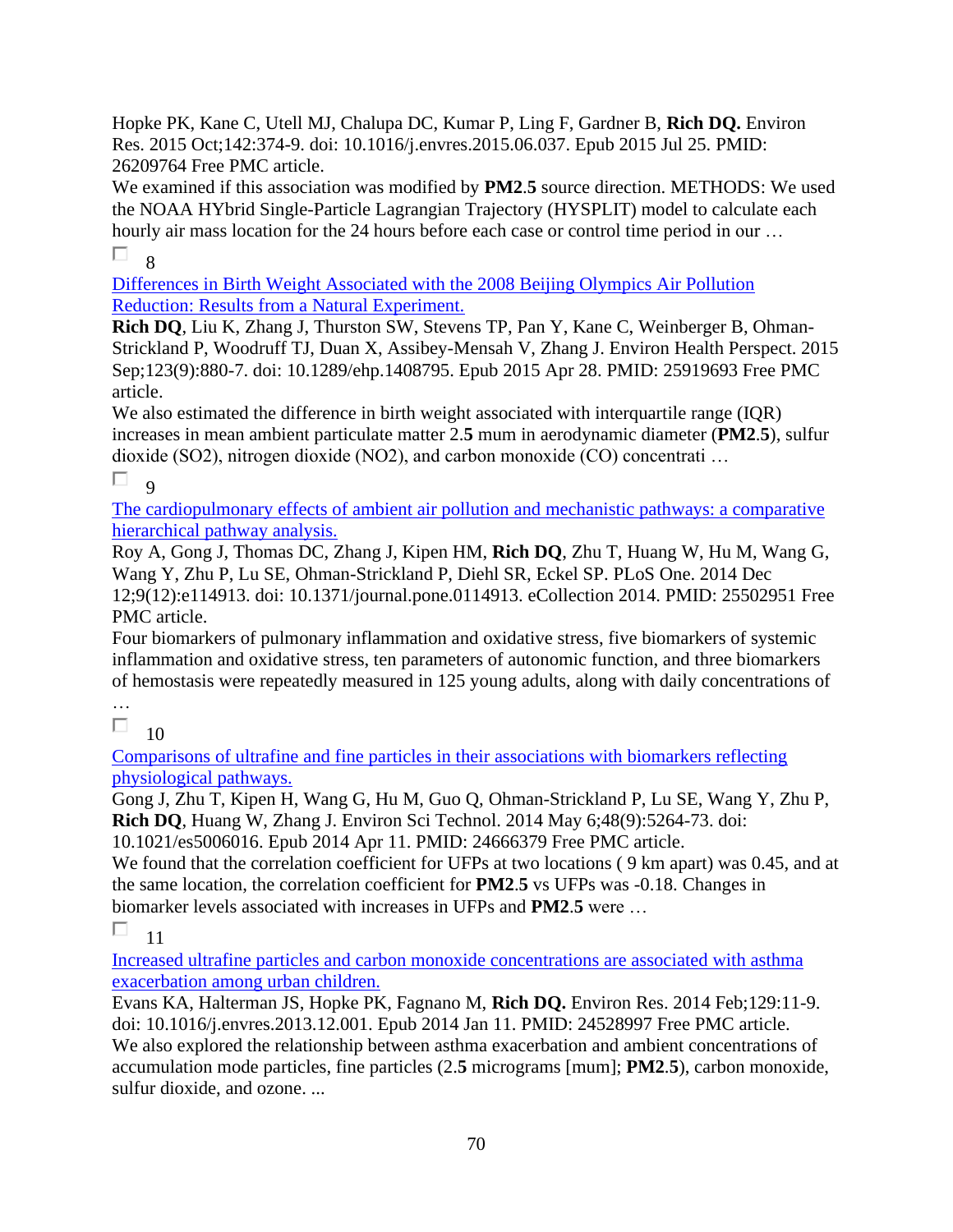Hopke PK, Kane C, Utell MJ, Chalupa DC, Kumar P, Ling F, Gardner B, **Rich DQ.** Environ Res. 2015 Oct;142:374-9. doi: 10.1016/j.envres.2015.06.037. Epub 2015 Jul 25. PMID: 26209764 Free PMC article.
We examined if this association was modified by **PM2**.**5** source direction. METHODS: We used the NOAA HYbrid Single-Particle Lagrangian Trajectory (HYSPLIT) model to calculate each hourly air mass location for the 24 hours before each case or control time period in our …

8

[Differences in Birth Weight Associated with the 2008 Beijing Olympics Air Pollution Reduction: Results from a Natural Experiment.]()
**Rich DQ**, Liu K, Zhang J, Thurston SW, Stevens TP, Pan Y, Kane C, Weinberger B, Ohman-Strickland P, Woodruff TJ, Duan X, Assibey-Mensah V, Zhang J. Environ Health Perspect. 2015 Sep;123(9):880-7. doi: 10.1289/ehp.1408795. Epub 2015 Apr 28. PMID: 25919693 Free PMC article.
We also estimated the difference in birth weight associated with interquartile range (IQR) increases in mean ambient particulate matter 2.**5** mum in aerodynamic diameter (**PM2**.**5**), sulfur dioxide (SO2), nitrogen dioxide (NO2), and carbon monoxide (CO) concentrati …

9

[The cardiopulmonary effects of ambient air pollution and mechanistic pathways: a comparative hierarchical pathway analysis.]()
Roy A, Gong J, Thomas DC, Zhang J, Kipen HM, **Rich DQ**, Zhu T, Huang W, Hu M, Wang G, Wang Y, Zhu P, Lu SE, Ohman-Strickland P, Diehl SR, Eckel SP. PLoS One. 2014 Dec 12;9(12):e114913. doi: 10.1371/journal.pone.0114913. eCollection 2014. PMID: 25502951 Free PMC article.
Four biomarkers of pulmonary inflammation and oxidative stress, five biomarkers of systemic inflammation and oxidative stress, ten parameters of autonomic function, and three biomarkers of hemostasis were repeatedly measured in 125 young adults, along with daily concentrations of …

10

[Comparisons of ultrafine and fine particles in their associations with biomarkers reflecting physiological pathways.]()
Gong J, Zhu T, Kipen H, Wang G, Hu M, Guo Q, Ohman-Strickland P, Lu SE, Wang Y, Zhu P, **Rich DQ**, Huang W, Zhang J. Environ Sci Technol. 2014 May 6;48(9):5264-73. doi: 10.1021/es5006016. Epub 2014 Apr 11. PMID: 24666379 Free PMC article.
We found that the correlation coefficient for UFPs at two locations ( 9 km apart) was 0.45, and at the same location, the correlation coefficient for **PM2**.**5** vs UFPs was -0.18. Changes in biomarker levels associated with increases in UFPs and **PM2**.**5** were …

11

[Increased ultrafine particles and carbon monoxide concentrations are associated with asthma exacerbation among urban children.]()
Evans KA, Halterman JS, Hopke PK, Fagnano M, **Rich DQ.** Environ Res. 2014 Feb;129:11-9. doi: 10.1016/j.envres.2013.12.001. Epub 2014 Jan 11. PMID: 24528997 Free PMC article.
We also explored the relationship between asthma exacerbation and ambient concentrations of accumulation mode particles, fine particles (2.**5** micrograms [mum]; **PM2**.**5**), carbon monoxide, sulfur dioxide, and ozone. ...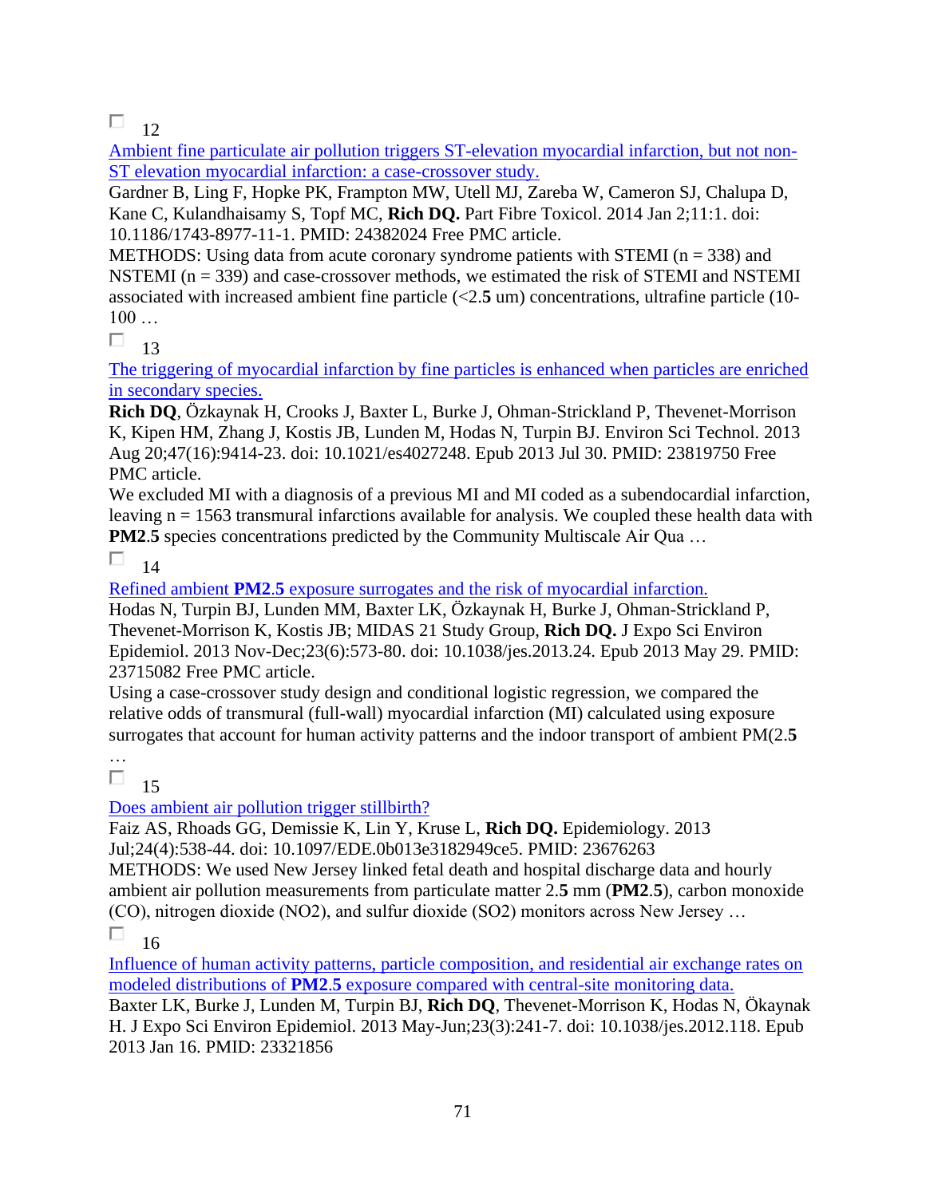☐ 12

[Ambient fine particulate air pollution triggers ST-elevation myocardial infarction, but not non-ST elevation myocardial infarction: a case-crossover study.]

Gardner B, Ling F, Hopke PK, Frampton MW, Utell MJ, Zareba W, Cameron SJ, Chalupa D, Kane C, Kulandhaisamy S, Topf MC, **Rich DQ.** Part Fibre Toxicol. 2014 Jan 2;11:1. doi: 10.1186/1743-8977-11-1. PMID: 24382024 Free PMC article.

METHODS: Using data from acute coronary syndrome patients with STEMI (n = 338) and NSTEMI (n = 339) and case-crossover methods, we estimated the risk of STEMI and NSTEMI associated with increased ambient fine particle (<2.**5** um) concentrations, ultrafine particle (10-100 …

☐ 13

[The triggering of myocardial infarction by fine particles is enhanced when particles are enriched in secondary species.]

**Rich DQ**, Özkaynak H, Crooks J, Baxter L, Burke J, Ohman-Strickland P, Thevenet-Morrison K, Kipen HM, Zhang J, Kostis JB, Lunden M, Hodas N, Turpin BJ. Environ Sci Technol. 2013 Aug 20;47(16):9414-23. doi: 10.1021/es4027248. Epub 2013 Jul 30. PMID: 23819750 Free PMC article.

We excluded MI with a diagnosis of a previous MI and MI coded as a subendocardial infarction, leaving n = 1563 transmural infarctions available for analysis. We coupled these health data with **PM2**.**5** species concentrations predicted by the Community Multiscale Air Qua …

☐ 14

[Refined ambient **PM2**.**5** exposure surrogates and the risk of myocardial infarction.]

Hodas N, Turpin BJ, Lunden MM, Baxter LK, Özkaynak H, Burke J, Ohman-Strickland P, Thevenet-Morrison K, Kostis JB; MIDAS 21 Study Group, **Rich DQ.** J Expo Sci Environ Epidemiol. 2013 Nov-Dec;23(6):573-80. doi: 10.1038/jes.2013.24. Epub 2013 May 29. PMID: 23715082 Free PMC article.

Using a case-crossover study design and conditional logistic regression, we compared the relative odds of transmural (full-wall) myocardial infarction (MI) calculated using exposure surrogates that account for human activity patterns and the indoor transport of ambient PM(2.**5** …

☐ 15

[Does ambient air pollution trigger stillbirth?]

Faiz AS, Rhoads GG, Demissie K, Lin Y, Kruse L, **Rich DQ.** Epidemiology. 2013 Jul;24(4):538-44. doi: 10.1097/EDE.0b013e3182949ce5. PMID: 23676263

METHODS: We used New Jersey linked fetal death and hospital discharge data and hourly ambient air pollution measurements from particulate matter 2.**5** mm (**PM2**.**5**), carbon monoxide (CO), nitrogen dioxide ($NO_2$), and sulfur dioxide ($SO_2$) monitors across New Jersey …

☐ 16

[Influence of human activity patterns, particle composition, and residential air exchange rates on modeled distributions of **PM2**.**5** exposure compared with central-site monitoring data.]

Baxter LK, Burke J, Lunden M, Turpin BJ, **Rich DQ**, Thevenet-Morrison K, Hodas N, Ökaynak H. J Expo Sci Environ Epidemiol. 2013 May-Jun;23(3):241-7. doi: 10.1038/jes.2012.118. Epub 2013 Jan 16. PMID: 23321856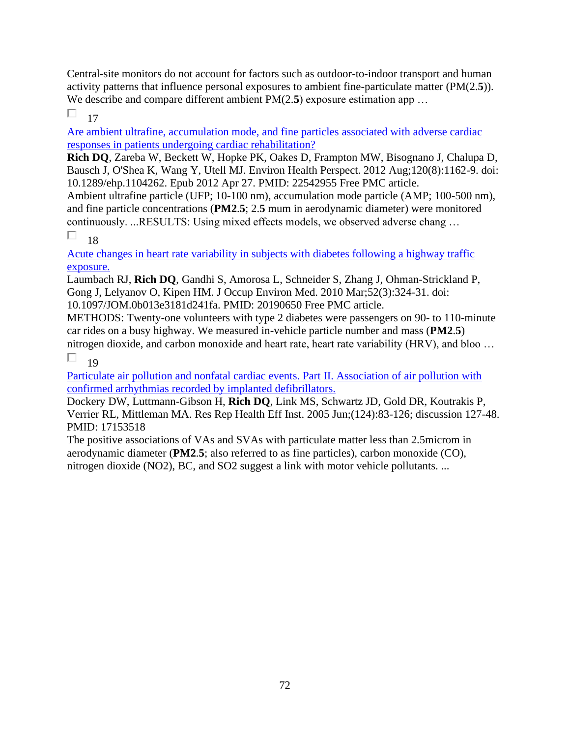Central-site monitors do not account for factors such as outdoor-to-indoor transport and human activity patterns that influence personal exposures to ambient fine-particulate matter (PM(2.**5**)). We describe and compare different ambient PM(2.**5**) exposure estimation app …

☐ 17

[Are ambient ultrafine, accumulation mode, and fine particles associated with adverse cardiac responses in patients undergoing cardiac rehabilitation?]()

**Rich DQ**, Zareba W, Beckett W, Hopke PK, Oakes D, Frampton MW, Bisognano J, Chalupa D, Bausch J, O'Shea K, Wang Y, Utell MJ. Environ Health Perspect. 2012 Aug;120(8):1162-9. doi: 10.1289/ehp.1104262. Epub 2012 Apr 27. PMID: 22542955 Free PMC article.

Ambient ultrafine particle (UFP; 10-100 nm), accumulation mode particle (AMP; 100-500 nm), and fine particle concentrations (**PM2**.**5**; 2.**5** mum in aerodynamic diameter) were monitored continuously. ...RESULTS: Using mixed effects models, we observed adverse chang …

☐ 18

[Acute changes in heart rate variability in subjects with diabetes following a highway traffic exposure.]()

Laumbach RJ, **Rich DQ**, Gandhi S, Amorosa L, Schneider S, Zhang J, Ohman-Strickland P, Gong J, Lelyanov O, Kipen HM. J Occup Environ Med. 2010 Mar;52(3):324-31. doi: 10.1097/JOM.0b013e3181d241fa. PMID: 20190650 Free PMC article.

METHODS: Twenty-one volunteers with type 2 diabetes were passengers on 90- to 110-minute car rides on a busy highway. We measured in-vehicle particle number and mass (**PM2**.**5**) nitrogen dioxide, and carbon monoxide and heart rate, heart rate variability (HRV), and bloo …

☐ 19

[Particulate air pollution and nonfatal cardiac events. Part II. Association of air pollution with confirmed arrhythmias recorded by implanted defibrillators.]()

Dockery DW, Luttmann-Gibson H, **Rich DQ**, Link MS, Schwartz JD, Gold DR, Koutrakis P, Verrier RL, Mittleman MA. Res Rep Health Eff Inst. 2005 Jun;(124):83-126; discussion 127-48. PMID: 17153518

The positive associations of VAs and SVAs with particulate matter less than 2.5microm in aerodynamic diameter (**PM2**.**5**; also referred to as fine particles), carbon monoxide (CO), nitrogen dioxide (NO2), BC, and SO2 suggest a link with motor vehicle pollutants. ...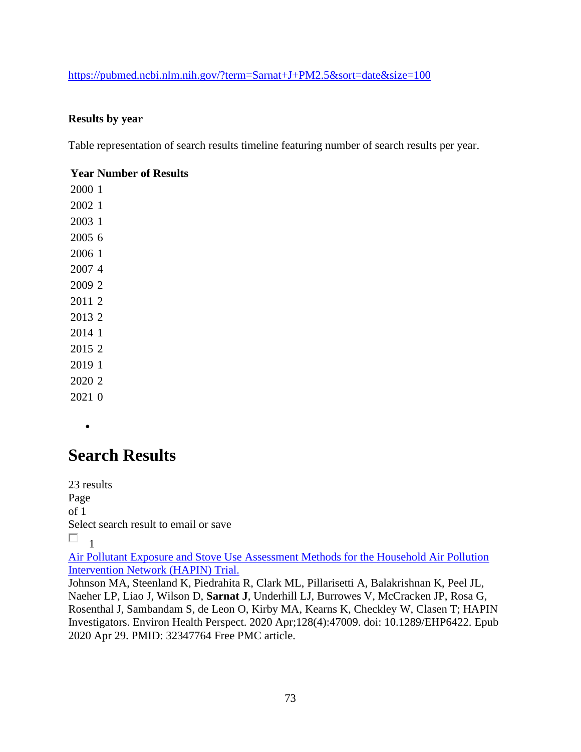https://pubmed.ncbi.nlm.nih.gov/?term=Sarnat+J+PM2.5&sort=date&size=100

**Results by year**

Table representation of search results timeline featuring number of search results per year.

| Year | Number of Results |
|---|---|
| 2000 | 1 |
| 2002 | 1 |
| 2003 | 1 |
| 2005 | 6 |
| 2006 | 1 |
| 2007 | 4 |
| 2009 | 2 |
| 2011 | 2 |
| 2013 | 2 |
| 2014 | 1 |
| 2015 | 2 |
| 2019 | 1 |
| 2020 | 2 |
| 2021 | 0 |

- 

# Search Results

23 results
Page
of 1
Select search result to email or save

1

Air Pollutant Exposure and Stove Use Assessment Methods for the Household Air Pollution Intervention Network (HAPIN) Trial.
Johnson MA, Steenland K, Piedrahita R, Clark ML, Pillarisetti A, Balakrishnan K, Peel JL, Naeher LP, Liao J, Wilson D, **Sarnat J**, Underhill LJ, Burrowes V, McCracken JP, Rosa G, Rosenthal J, Sambandam S, de Leon O, Kirby MA, Kearns K, Checkley W, Clasen T; HAPIN Investigators. Environ Health Perspect. 2020 Apr;128(4):47009. doi: 10.1289/EHP6422. Epub 2020 Apr 29. PMID: 32347764 Free PMC article.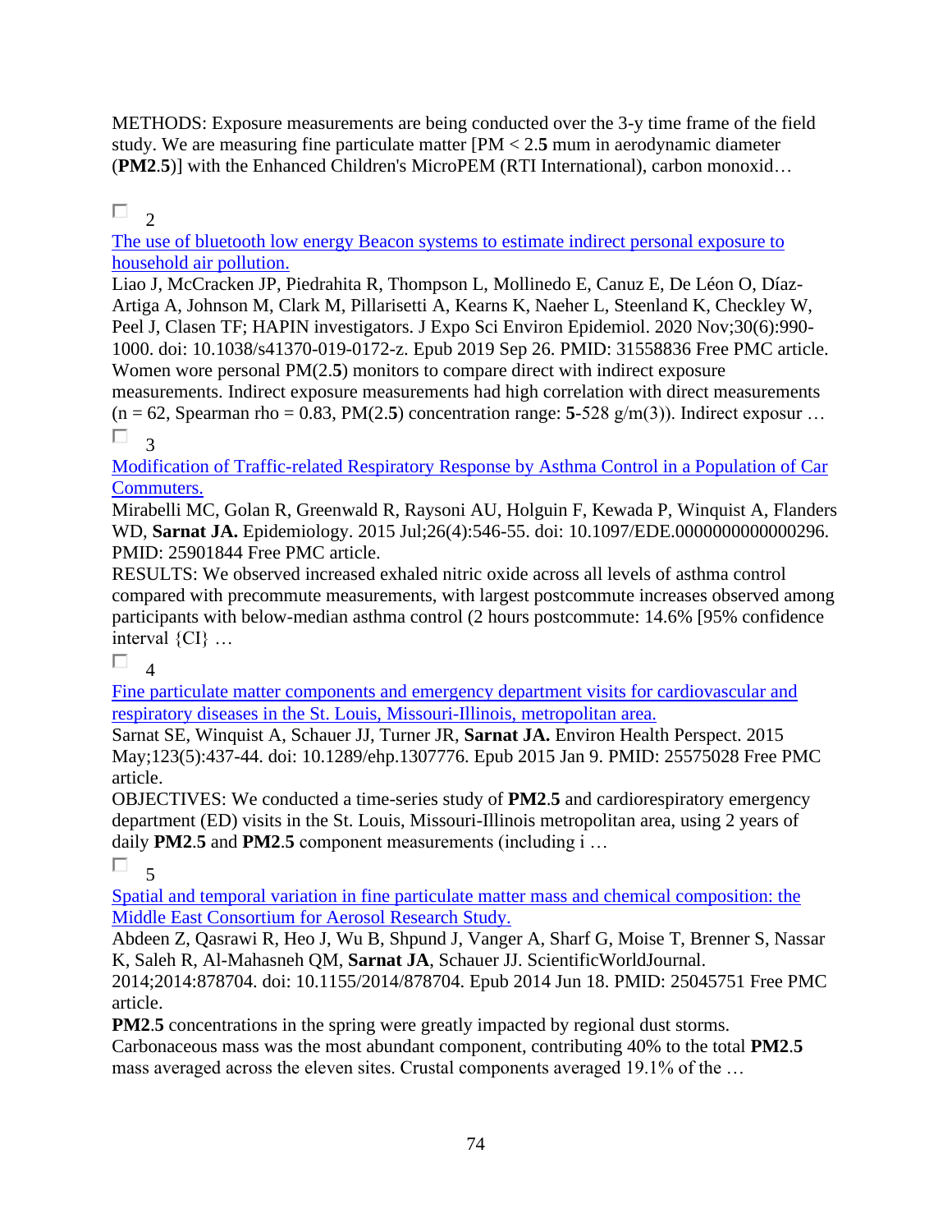METHODS: Exposure measurements are being conducted over the 3-y time frame of the field study. We are measuring fine particulate matter [PM < 2.**5** mum in aerodynamic diameter (**PM2**.**5**)] with the Enhanced Children's MicroPEM (RTI International), carbon monoxid…

☐ 2

[The use of bluetooth low energy Beacon systems to estimate indirect personal exposure to household air pollution.]()

Liao J, McCracken JP, Piedrahita R, Thompson L, Mollinedo E, Canuz E, De Léon O, Díaz-Artiga A, Johnson M, Clark M, Pillarisetti A, Kearns K, Naeher L, Steenland K, Checkley W, Peel J, Clasen TF; HAPIN investigators. J Expo Sci Environ Epidemiol. 2020 Nov;30(6):990-1000. doi: 10.1038/s41370-019-0172-z. Epub 2019 Sep 26. PMID: 31558836 Free PMC article.

Women wore personal PM(2.**5**) monitors to compare direct with indirect exposure measurements. Indirect exposure measurements had high correlation with direct measurements (n = 62, Spearman rho = 0.83, PM(2.**5**) concentration range: **5**-528 g/m(3)). Indirect exposur …

☐ 3

[Modification of Traffic-related Respiratory Response by Asthma Control in a Population of Car Commuters.]()

Mirabelli MC, Golan R, Greenwald R, Raysoni AU, Holguin F, Kewada P, Winquist A, Flanders WD, **Sarnat JA.** Epidemiology. 2015 Jul;26(4):546-55. doi: 10.1097/EDE.0000000000000296. PMID: 25901844 Free PMC article.

RESULTS: We observed increased exhaled nitric oxide across all levels of asthma control compared with precommute measurements, with largest postcommute increases observed among participants with below-median asthma control (2 hours postcommute: 14.6% [95% confidence interval {CI} …

☐ 4

[Fine particulate matter components and emergency department visits for cardiovascular and respiratory diseases in the St. Louis, Missouri-Illinois, metropolitan area.]()

Sarnat SE, Winquist A, Schauer JJ, Turner JR, **Sarnat JA.** Environ Health Perspect. 2015 May;123(5):437-44. doi: 10.1289/ehp.1307776. Epub 2015 Jan 9. PMID: 25575028 Free PMC article.

OBJECTIVES: We conducted a time-series study of **PM2**.**5** and cardiorespiratory emergency department (ED) visits in the St. Louis, Missouri-Illinois metropolitan area, using 2 years of daily **PM2**.**5** and **PM2**.**5** component measurements (including i …

☐ 5

[Spatial and temporal variation in fine particulate matter mass and chemical composition: the Middle East Consortium for Aerosol Research Study.]()

Abdeen Z, Qasrawi R, Heo J, Wu B, Shpund J, Vanger A, Sharf G, Moise T, Brenner S, Nassar K, Saleh R, Al-Mahasneh QM, **Sarnat JA**, Schauer JJ. ScientificWorldJournal. 2014;2014:878704. doi: 10.1155/2014/878704. Epub 2014 Jun 18. PMID: 25045751 Free PMC article.

**PM2**.**5** concentrations in the spring were greatly impacted by regional dust storms. Carbonaceous mass was the most abundant component, contributing 40% to the total **PM2**.**5** mass averaged across the eleven sites. Crustal components averaged 19.1% of the …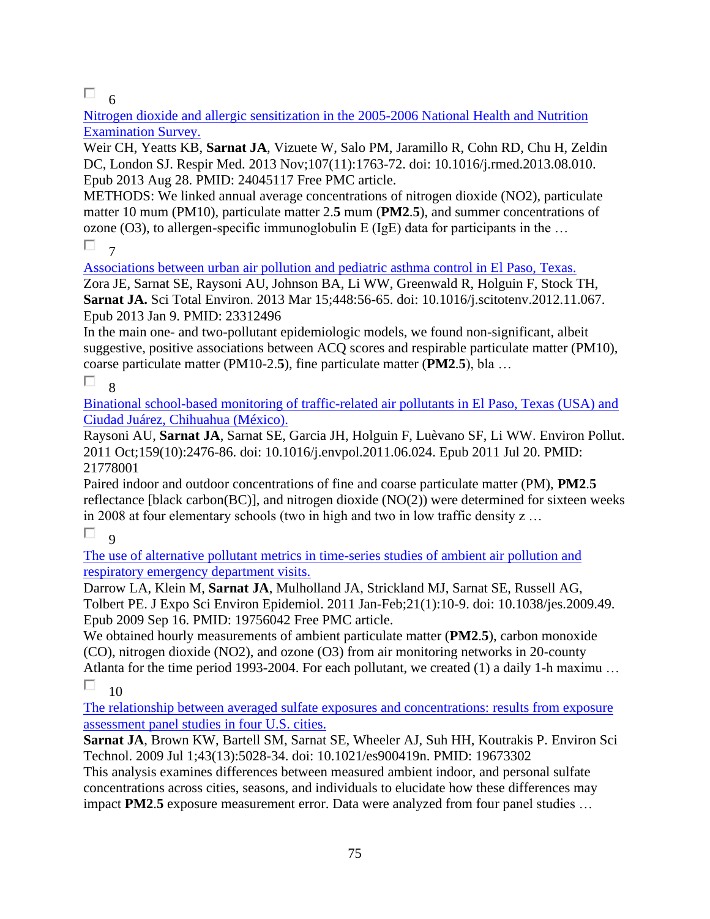☐ 6

Nitrogen dioxide and allergic sensitization in the 2005-2006 National Health and Nutrition Examination Survey.

Weir CH, Yeatts KB, **Sarnat JA**, Vizuete W, Salo PM, Jaramillo R, Cohn RD, Chu H, Zeldin DC, London SJ. Respir Med. 2013 Nov;107(11):1763-72. doi: 10.1016/j.rmed.2013.08.010. Epub 2013 Aug 28. PMID: 24045117 Free PMC article.

METHODS: We linked annual average concentrations of nitrogen dioxide (NO2), particulate matter 10 mum (PM10), particulate matter 2.**5** mum (**PM2**.**5**), and summer concentrations of ozone (O3), to allergen-specific immunoglobulin E (IgE) data for participants in the …

☐ 7

Associations between urban air pollution and pediatric asthma control in El Paso, Texas.

Zora JE, Sarnat SE, Raysoni AU, Johnson BA, Li WW, Greenwald R, Holguin F, Stock TH, **Sarnat JA.** Sci Total Environ. 2013 Mar 15;448:56-65. doi: 10.1016/j.scitotenv.2012.11.067. Epub 2013 Jan 9. PMID: 23312496

In the main one- and two-pollutant epidemiologic models, we found non-significant, albeit suggestive, positive associations between ACQ scores and respirable particulate matter (PM10), coarse particulate matter (PM10-2.**5**), fine particulate matter (**PM2**.**5**), bla …

☐ 8

Binational school-based monitoring of traffic-related air pollutants in El Paso, Texas (USA) and Ciudad Juárez, Chihuahua (México).

Raysoni AU, **Sarnat JA**, Sarnat SE, Garcia JH, Holguin F, Luèvano SF, Li WW. Environ Pollut. 2011 Oct;159(10):2476-86. doi: 10.1016/j.envpol.2011.06.024. Epub 2011 Jul 20. PMID: 21778001

Paired indoor and outdoor concentrations of fine and coarse particulate matter (PM), **PM2**.**5** reflectance [black carbon(BC)], and nitrogen dioxide (NO(2)) were determined for sixteen weeks in 2008 at four elementary schools (two in high and two in low traffic density z …

☐ 9

The use of alternative pollutant metrics in time-series studies of ambient air pollution and respiratory emergency department visits.

Darrow LA, Klein M, **Sarnat JA**, Mulholland JA, Strickland MJ, Sarnat SE, Russell AG, Tolbert PE. J Expo Sci Environ Epidemiol. 2011 Jan-Feb;21(1):10-9. doi: 10.1038/jes.2009.49. Epub 2009 Sep 16. PMID: 19756042 Free PMC article.

We obtained hourly measurements of ambient particulate matter (**PM2**.**5**), carbon monoxide (CO), nitrogen dioxide (NO2), and ozone (O3) from air monitoring networks in 20-county Atlanta for the time period 1993-2004. For each pollutant, we created (1) a daily 1-h maximu …

☐ 10

The relationship between averaged sulfate exposures and concentrations: results from exposure assessment panel studies in four U.S. cities.

**Sarnat JA**, Brown KW, Bartell SM, Sarnat SE, Wheeler AJ, Suh HH, Koutrakis P. Environ Sci Technol. 2009 Jul 1;43(13):5028-34. doi: 10.1021/es900419n. PMID: 19673302

This analysis examines differences between measured ambient indoor, and personal sulfate concentrations across cities, seasons, and individuals to elucidate how these differences may impact **PM2**.**5** exposure measurement error. Data were analyzed from four panel studies …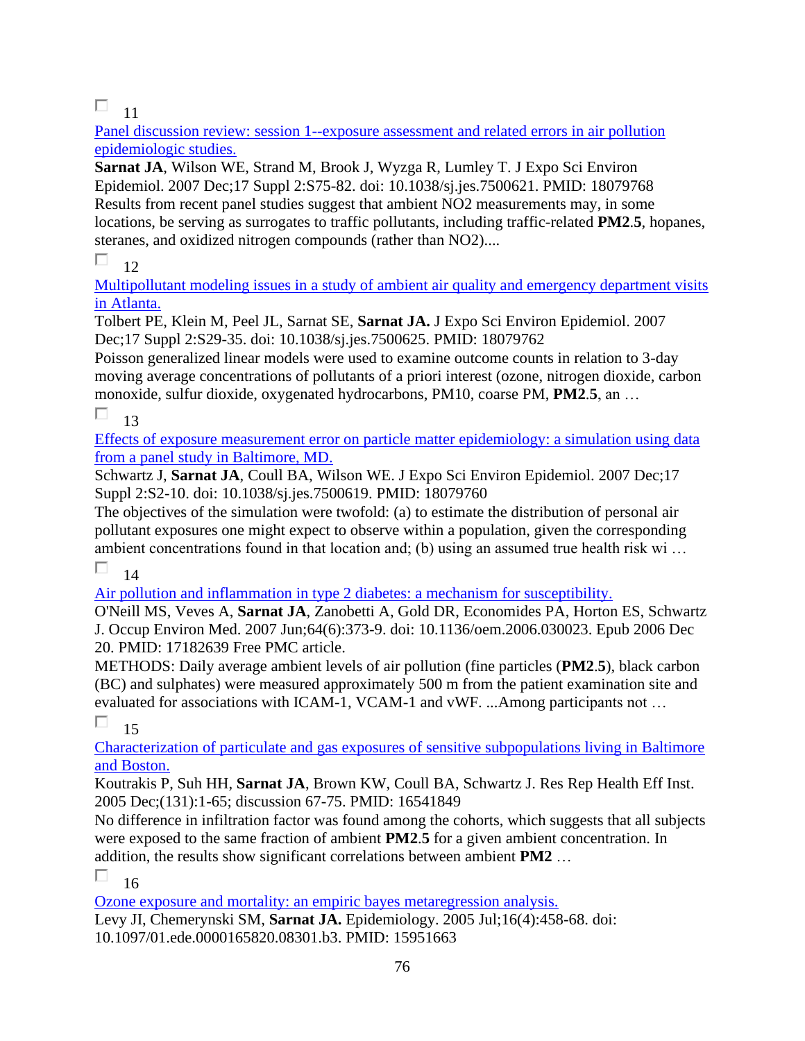11

[Panel discussion review: session 1--exposure assessment and related errors in air pollution epidemiologic studies.]

**Sarnat JA**, Wilson WE, Strand M, Brook J, Wyzga R, Lumley T. J Expo Sci Environ Epidemiol. 2007 Dec;17 Suppl 2:S75-82. doi: 10.1038/sj.jes.7500621. PMID: 18079768

Results from recent panel studies suggest that ambient NO2 measurements may, in some locations, be serving as surrogates to traffic pollutants, including traffic-related **PM2**.**5**, hopanes, steranes, and oxidized nitrogen compounds (rather than NO2)....

12

[Multipollutant modeling issues in a study of ambient air quality and emergency department visits in Atlanta.]

Tolbert PE, Klein M, Peel JL, Sarnat SE, **Sarnat JA.** J Expo Sci Environ Epidemiol. 2007 Dec;17 Suppl 2:S29-35. doi: 10.1038/sj.jes.7500625. PMID: 18079762

Poisson generalized linear models were used to examine outcome counts in relation to 3-day moving average concentrations of pollutants of a priori interest (ozone, nitrogen dioxide, carbon monoxide, sulfur dioxide, oxygenated hydrocarbons, PM10, coarse PM, **PM2**.**5**, an …

13

[Effects of exposure measurement error on particle matter epidemiology: a simulation using data from a panel study in Baltimore, MD.]

Schwartz J, **Sarnat JA**, Coull BA, Wilson WE. J Expo Sci Environ Epidemiol. 2007 Dec;17 Suppl 2:S2-10. doi: 10.1038/sj.jes.7500619. PMID: 18079760

The objectives of the simulation were twofold: (a) to estimate the distribution of personal air pollutant exposures one might expect to observe within a population, given the corresponding ambient concentrations found in that location and; (b) using an assumed true health risk wi …

14

[Air pollution and inflammation in type 2 diabetes: a mechanism for susceptibility.]

O'Neill MS, Veves A, **Sarnat JA**, Zanobetti A, Gold DR, Economides PA, Horton ES, Schwartz J. Occup Environ Med. 2007 Jun;64(6):373-9. doi: 10.1136/oem.2006.030023. Epub 2006 Dec 20. PMID: 17182639 Free PMC article.

METHODS: Daily average ambient levels of air pollution (fine particles (**PM2**.**5**), black carbon (BC) and sulphates) were measured approximately 500 m from the patient examination site and evaluated for associations with ICAM-1, VCAM-1 and vWF. ...Among participants not …

15

[Characterization of particulate and gas exposures of sensitive subpopulations living in Baltimore and Boston.]

Koutrakis P, Suh HH, **Sarnat JA**, Brown KW, Coull BA, Schwartz J. Res Rep Health Eff Inst. 2005 Dec;(131):1-65; discussion 67-75. PMID: 16541849

No difference in infiltration factor was found among the cohorts, which suggests that all subjects were exposed to the same fraction of ambient **PM2**.**5** for a given ambient concentration. In addition, the results show significant correlations between ambient **PM2** …

16

[Ozone exposure and mortality: an empiric bayes metaregression analysis.]

Levy JI, Chemerynski SM, **Sarnat JA.** Epidemiology. 2005 Jul;16(4):458-68. doi: 10.1097/01.ede.0000165820.08301.b3. PMID: 15951663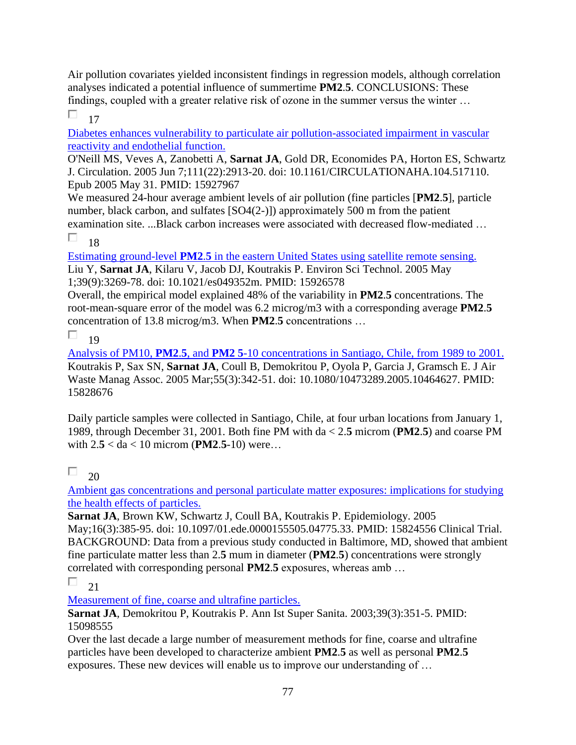Air pollution covariates yielded inconsistent findings in regression models, although correlation analyses indicated a potential influence of summertime **PM2**.**5**. CONCLUSIONS: These findings, coupled with a greater relative risk of ozone in the summer versus the winter …

☐ 17

[Diabetes enhances vulnerability to particulate air pollution-associated impairment in vascular reactivity and endothelial function.]()

O'Neill MS, Veves A, Zanobetti A, **Sarnat JA**, Gold DR, Economides PA, Horton ES, Schwartz J. Circulation. 2005 Jun 7;111(22):2913-20. doi: 10.1161/CIRCULATIONAHA.104.517110. Epub 2005 May 31. PMID: 15927967

We measured 24-hour average ambient levels of air pollution (fine particles [**PM2**.**5**], particle number, black carbon, and sulfates [SO4(2-)]) approximately 500 m from the patient examination site. ...Black carbon increases were associated with decreased flow-mediated …

☐ 18

[Estimating ground-level **PM2**.**5** in the eastern United States using satellite remote sensing.]()

Liu Y, **Sarnat JA**, Kilaru V, Jacob DJ, Koutrakis P. Environ Sci Technol. 2005 May 1;39(9):3269-78. doi: 10.1021/es049352m. PMID: 15926578

Overall, the empirical model explained 48% of the variability in **PM2**.**5** concentrations. The root-mean-square error of the model was 6.2 microg/m3 with a corresponding average **PM2**.**5** concentration of 13.8 microg/m3. When **PM2**.**5** concentrations …

☐ 19

[Analysis of PM10, **PM2**.**5**, and **PM2 5**-10 concentrations in Santiago, Chile, from 1989 to 2001.]()

Koutrakis P, Sax SN, **Sarnat JA**, Coull B, Demokritou P, Oyola P, Garcia J, Gramsch E. J Air Waste Manag Assoc. 2005 Mar;55(3):342-51. doi: 10.1080/10473289.2005.10464627. PMID: 15828676

Daily particle samples were collected in Santiago, Chile, at four urban locations from January 1, 1989, through December 31, 2001. Both fine PM with da < 2.**5** microm (**PM2**.**5**) and coarse PM with 2.**5** < da < 10 microm (**PM2**.**5**-10) were…

☐ 20

[Ambient gas concentrations and personal particulate matter exposures: implications for studying the health effects of particles.]()

**Sarnat JA**, Brown KW, Schwartz J, Coull BA, Koutrakis P. Epidemiology. 2005 May;16(3):385-95. doi: 10.1097/01.ede.0000155505.04775.33. PMID: 15824556 Clinical Trial. BACKGROUND: Data from a previous study conducted in Baltimore, MD, showed that ambient fine particulate matter less than 2.**5** mum in diameter (**PM2**.**5**) concentrations were strongly correlated with corresponding personal **PM2**.**5** exposures, whereas amb …

☐ 21

[Measurement of fine, coarse and ultrafine particles.]()

**Sarnat JA**, Demokritou P, Koutrakis P. Ann Ist Super Sanita. 2003;39(3):351-5. PMID: 15098555

Over the last decade a large number of measurement methods for fine, coarse and ultrafine particles have been developed to characterize ambient **PM2**.**5** as well as personal **PM2**.**5** exposures. These new devices will enable us to improve our understanding of …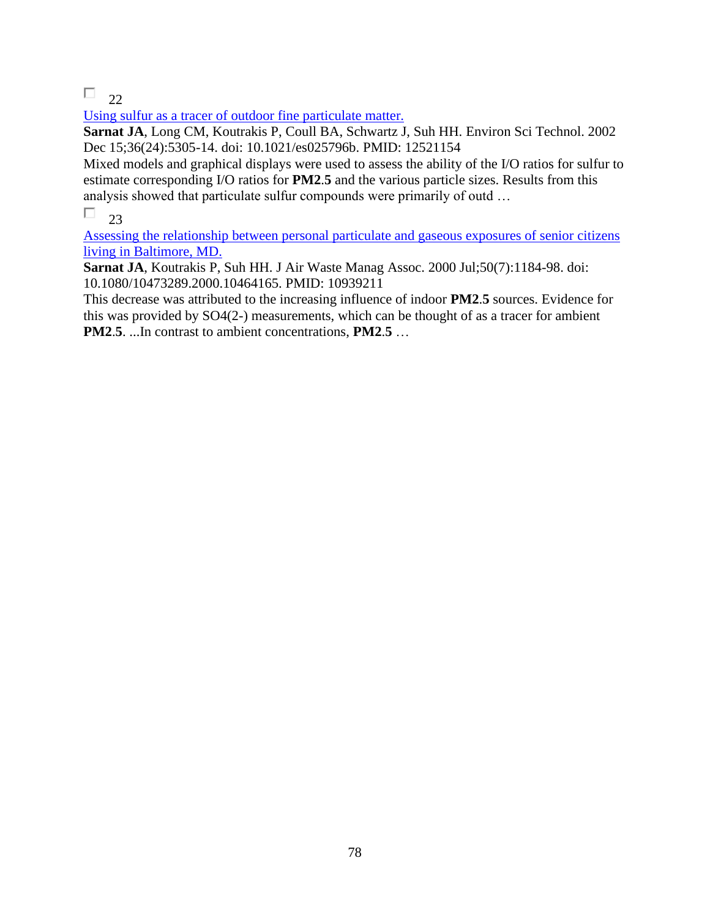☐ 22

[Using sulfur as a tracer of outdoor fine particulate matter.]

**Sarnat JA**, Long CM, Koutrakis P, Coull BA, Schwartz J, Suh HH. Environ Sci Technol. 2002 Dec 15;36(24):5305-14. doi: 10.1021/es025796b. PMID: 12521154

Mixed models and graphical displays were used to assess the ability of the I/O ratios for sulfur to estimate corresponding I/O ratios for **PM2**.**5** and the various particle sizes. Results from this analysis showed that particulate sulfur compounds were primarily of outd …

☐ 23

[Assessing the relationship between personal particulate and gaseous exposures of senior citizens living in Baltimore, MD.]

**Sarnat JA**, Koutrakis P, Suh HH. J Air Waste Manag Assoc. 2000 Jul;50(7):1184-98. doi: 10.1080/10473289.2000.10464165. PMID: 10939211

This decrease was attributed to the increasing influence of indoor **PM2**.**5** sources. Evidence for this was provided by SO4(2-) measurements, which can be thought of as a tracer for ambient **PM2**.**5**. ...In contrast to ambient concentrations, **PM2**.**5** …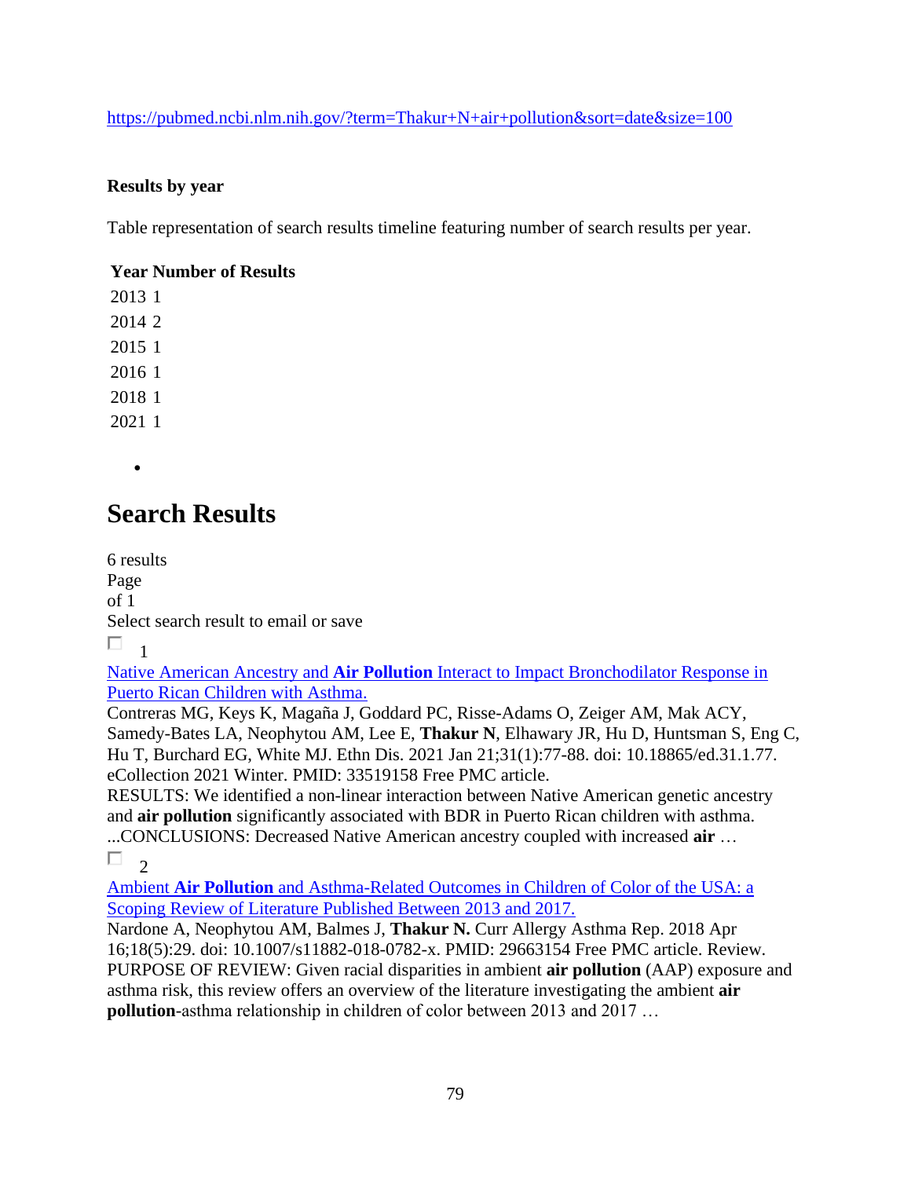https://pubmed.ncbi.nlm.nih.gov/?term=Thakur+N+air+pollution&sort=date&size=100

**Results by year**

Table representation of search results timeline featuring number of search results per year.

| Year | Number of Results |
|---|---|
| 2013 | 1 |
| 2014 | 2 |
| 2015 | 1 |
| 2016 | 1 |
| 2018 | 1 |
| 2021 | 1 |

- 

# Search Results

6 results
Page
of 1
Select search result to email or save

1

Native American Ancestry and **Air Pollution** Interact to Impact Bronchodilator Response in Puerto Rican Children with Asthma.
Contreras MG, Keys K, Magaña J, Goddard PC, Risse-Adams O, Zeiger AM, Mak ACY, Samedy-Bates LA, Neophytou AM, Lee E, **Thakur N**, Elhawary JR, Hu D, Huntsman S, Eng C, Hu T, Burchard EG, White MJ. Ethn Dis. 2021 Jan 21;31(1):77-88. doi: 10.18865/ed.31.1.77. eCollection 2021 Winter. PMID: 33519158 Free PMC article.
RESULTS: We identified a non-linear interaction between Native American genetic ancestry and **air pollution** significantly associated with BDR in Puerto Rican children with asthma. ...CONCLUSIONS: Decreased Native American ancestry coupled with increased **air** …

2

Ambient **Air Pollution** and Asthma-Related Outcomes in Children of Color of the USA: a Scoping Review of Literature Published Between 2013 and 2017.
Nardone A, Neophytou AM, Balmes J, **Thakur N.** Curr Allergy Asthma Rep. 2018 Apr 16;18(5):29. doi: 10.1007/s11882-018-0782-x. PMID: 29663154 Free PMC article. Review.
PURPOSE OF REVIEW: Given racial disparities in ambient **air pollution** (AAP) exposure and asthma risk, this review offers an overview of the literature investigating the ambient **air pollution**-asthma relationship in children of color between 2013 and 2017 …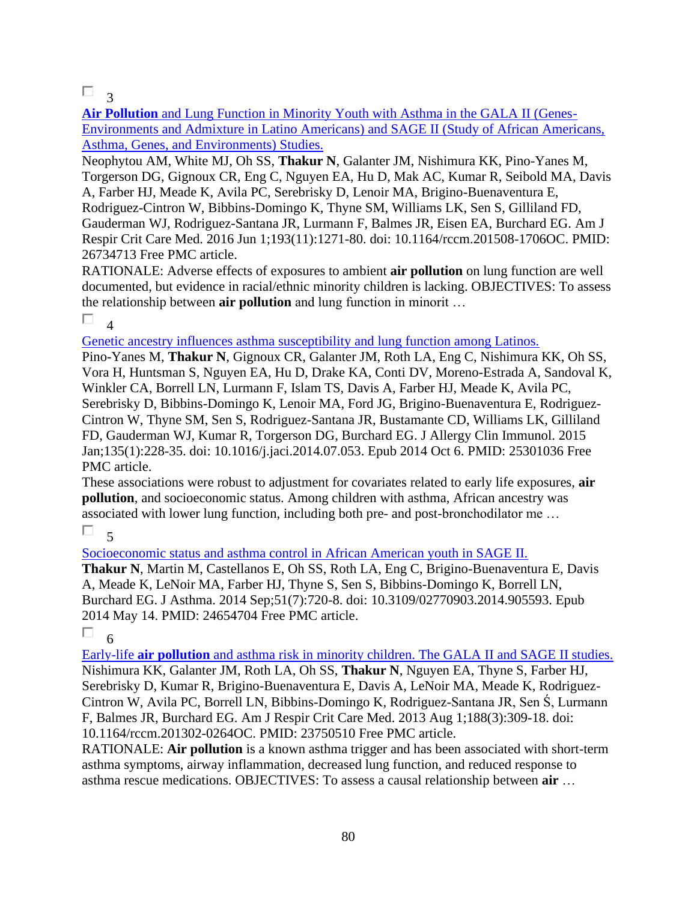☐ 3

[**Air Pollution** and Lung Function in Minority Youth with Asthma in the GALA II (Genes-Environments and Admixture in Latino Americans) and SAGE II (Study of African Americans, Asthma, Genes, and Environments) Studies.]

Neophytou AM, White MJ, Oh SS, **Thakur N**, Galanter JM, Nishimura KK, Pino-Yanes M, Torgerson DG, Gignoux CR, Eng C, Nguyen EA, Hu D, Mak AC, Kumar R, Seibold MA, Davis A, Farber HJ, Meade K, Avila PC, Serebrisky D, Lenoir MA, Brigino-Buenaventura E, Rodriguez-Cintron W, Bibbins-Domingo K, Thyne SM, Williams LK, Sen S, Gilliland FD, Gauderman WJ, Rodriguez-Santana JR, Lurmann F, Balmes JR, Eisen EA, Burchard EG. Am J Respir Crit Care Med. 2016 Jun 1;193(11):1271-80. doi: 10.1164/rccm.201508-1706OC. PMID: 26734713 Free PMC article.

RATIONALE: Adverse effects of exposures to ambient **air pollution** on lung function are well documented, but evidence in racial/ethnic minority children is lacking. OBJECTIVES: To assess the relationship between **air pollution** and lung function in minorit …

☐ 4

[Genetic ancestry influences asthma susceptibility and lung function among Latinos.]

Pino-Yanes M, **Thakur N**, Gignoux CR, Galanter JM, Roth LA, Eng C, Nishimura KK, Oh SS, Vora H, Huntsman S, Nguyen EA, Hu D, Drake KA, Conti DV, Moreno-Estrada A, Sandoval K, Winkler CA, Borrell LN, Lurmann F, Islam TS, Davis A, Farber HJ, Meade K, Avila PC, Serebrisky D, Bibbins-Domingo K, Lenoir MA, Ford JG, Brigino-Buenaventura E, Rodriguez-Cintron W, Thyne SM, Sen S, Rodriguez-Santana JR, Bustamante CD, Williams LK, Gilliland FD, Gauderman WJ, Kumar R, Torgerson DG, Burchard EG. J Allergy Clin Immunol. 2015 Jan;135(1):228-35. doi: 10.1016/j.jaci.2014.07.053. Epub 2014 Oct 6. PMID: 25301036 Free PMC article.

These associations were robust to adjustment for covariates related to early life exposures, **air pollution**, and socioeconomic status. Among children with asthma, African ancestry was associated with lower lung function, including both pre- and post-bronchodilator me …

☐ 5

[Socioeconomic status and asthma control in African American youth in SAGE II.]

**Thakur N**, Martin M, Castellanos E, Oh SS, Roth LA, Eng C, Brigino-Buenaventura E, Davis A, Meade K, LeNoir MA, Farber HJ, Thyne S, Sen S, Bibbins-Domingo K, Borrell LN, Burchard EG. J Asthma. 2014 Sep;51(7):720-8. doi: 10.3109/02770903.2014.905593. Epub 2014 May 14. PMID: 24654704 Free PMC article.

☐ 6

[Early-life **air pollution** and asthma risk in minority children. The GALA II and SAGE II studies.]

Nishimura KK, Galanter JM, Roth LA, Oh SS, **Thakur N**, Nguyen EA, Thyne S, Farber HJ, Serebrisky D, Kumar R, Brigino-Buenaventura E, Davis A, LeNoir MA, Meade K, Rodriguez-Cintron W, Avila PC, Borrell LN, Bibbins-Domingo K, Rodriguez-Santana JR, Sen Ś, Lurmann F, Balmes JR, Burchard EG. Am J Respir Crit Care Med. 2013 Aug 1;188(3):309-18. doi: 10.1164/rccm.201302-0264OC. PMID: 23750510 Free PMC article.

RATIONALE: **Air pollution** is a known asthma trigger and has been associated with short-term asthma symptoms, airway inflammation, decreased lung function, and reduced response to asthma rescue medications. OBJECTIVES: To assess a causal relationship between **air** …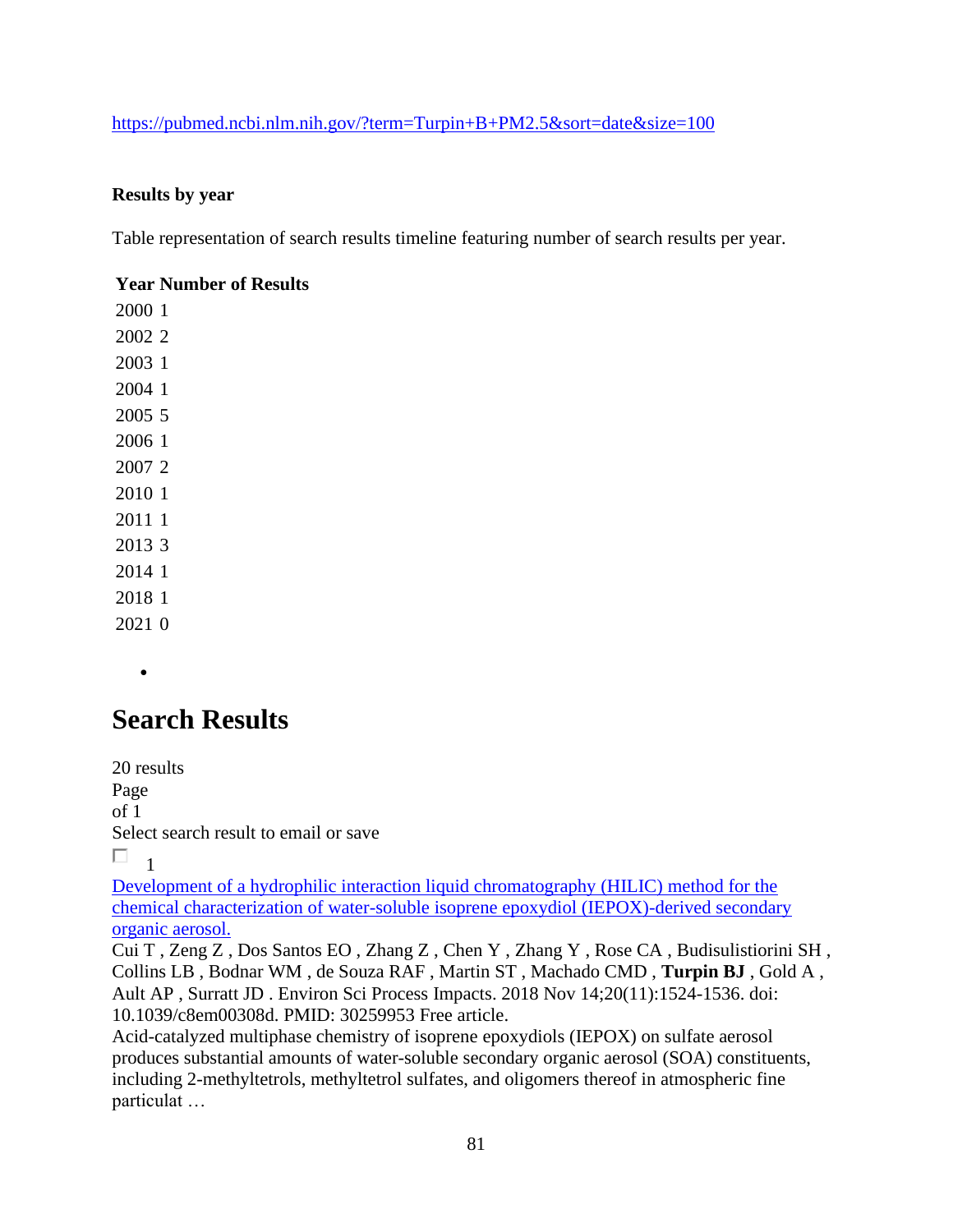https://pubmed.ncbi.nlm.nih.gov/?term=Turpin+B+PM2.5&sort=date&size=100

**Results by year**

Table representation of search results timeline featuring number of search results per year.

| Year | Number of Results |
|---|---|
| 2000 | 1 |
| 2002 | 2 |
| 2003 | 1 |
| 2004 | 1 |
| 2005 | 5 |
| 2006 | 1 |
| 2007 | 2 |
| 2010 | 1 |
| 2011 | 1 |
| 2013 | 3 |
| 2014 | 1 |
| 2018 | 1 |
| 2021 | 0 |

-

## Search Results

20 results
Page
of 1
Select search result to email or save

1

Development of a hydrophilic interaction liquid chromatography (HILIC) method for the chemical characterization of water-soluble isoprene epoxydiol (IEPOX)-derived secondary organic aerosol.
Cui T , Zeng Z , Dos Santos EO , Zhang Z , Chen Y , Zhang Y , Rose CA , Budisulistiorini SH , Collins LB , Bodnar WM , de Souza RAF , Martin ST , Machado CMD , **Turpin BJ** , Gold A , Ault AP , Surratt JD . Environ Sci Process Impacts. 2018 Nov 14;20(11):1524-1536. doi: 10.1039/c8em00308d. PMID: 30259953 Free article.
Acid-catalyzed multiphase chemistry of isoprene epoxydiols (IEPOX) on sulfate aerosol produces substantial amounts of water-soluble secondary organic aerosol (SOA) constituents, including 2-methyltetrols, methyltetrol sulfates, and oligomers thereof in atmospheric fine particulat …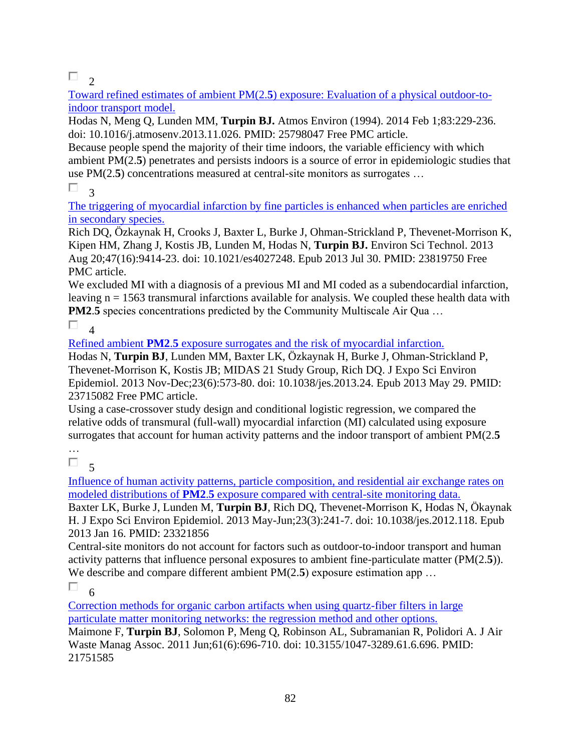☐ 2

[Toward refined estimates of ambient PM(2.**5**) exposure: Evaluation of a physical outdoor-to-indoor transport model.]

Hodas N, Meng Q, Lunden MM, **Turpin BJ.** Atmos Environ (1994). 2014 Feb 1;83:229-236. doi: 10.1016/j.atmosenv.2013.11.026. PMID: 25798047 Free PMC article.

Because people spend the majority of their time indoors, the variable efficiency with which ambient PM(2.**5**) penetrates and persists indoors is a source of error in epidemiologic studies that use PM(2.**5**) concentrations measured at central-site monitors as surrogates …

☐ 3

[The triggering of myocardial infarction by fine particles is enhanced when particles are enriched in secondary species.]

Rich DQ, Özkaynak H, Crooks J, Baxter L, Burke J, Ohman-Strickland P, Thevenet-Morrison K, Kipen HM, Zhang J, Kostis JB, Lunden M, Hodas N, **Turpin BJ.** Environ Sci Technol. 2013 Aug 20;47(16):9414-23. doi: 10.1021/es4027248. Epub 2013 Jul 30. PMID: 23819750 Free PMC article.

We excluded MI with a diagnosis of a previous MI and MI coded as a subendocardial infarction, leaving n = 1563 transmural infarctions available for analysis. We coupled these health data with **PM2**.**5** species concentrations predicted by the Community Multiscale Air Qua …

☐ 4

[Refined ambient **PM2**.**5** exposure surrogates and the risk of myocardial infarction.]

Hodas N, **Turpin BJ**, Lunden MM, Baxter LK, Özkaynak H, Burke J, Ohman-Strickland P, Thevenet-Morrison K, Kostis JB; MIDAS 21 Study Group, Rich DQ. J Expo Sci Environ Epidemiol. 2013 Nov-Dec;23(6):573-80. doi: 10.1038/jes.2013.24. Epub 2013 May 29. PMID: 23715082 Free PMC article.

Using a case-crossover study design and conditional logistic regression, we compared the relative odds of transmural (full-wall) myocardial infarction (MI) calculated using exposure surrogates that account for human activity patterns and the indoor transport of ambient PM(2.**5** …

☐ 5

[Influence of human activity patterns, particle composition, and residential air exchange rates on modeled distributions of **PM2**.**5** exposure compared with central-site monitoring data.]

Baxter LK, Burke J, Lunden M, **Turpin BJ**, Rich DQ, Thevenet-Morrison K, Hodas N, Ökaynak H. J Expo Sci Environ Epidemiol. 2013 May-Jun;23(3):241-7. doi: 10.1038/jes.2012.118. Epub 2013 Jan 16. PMID: 23321856

Central-site monitors do not account for factors such as outdoor-to-indoor transport and human activity patterns that influence personal exposures to ambient fine-particulate matter (PM(2.**5**)). We describe and compare different ambient PM(2.**5**) exposure estimation app …

☐ 6

[Correction methods for organic carbon artifacts when using quartz-fiber filters in large particulate matter monitoring networks: the regression method and other options.]

Maimone F, **Turpin BJ**, Solomon P, Meng Q, Robinson AL, Subramanian R, Polidori A. J Air Waste Manag Assoc. 2011 Jun;61(6):696-710. doi: 10.3155/1047-3289.61.6.696. PMID: 21751585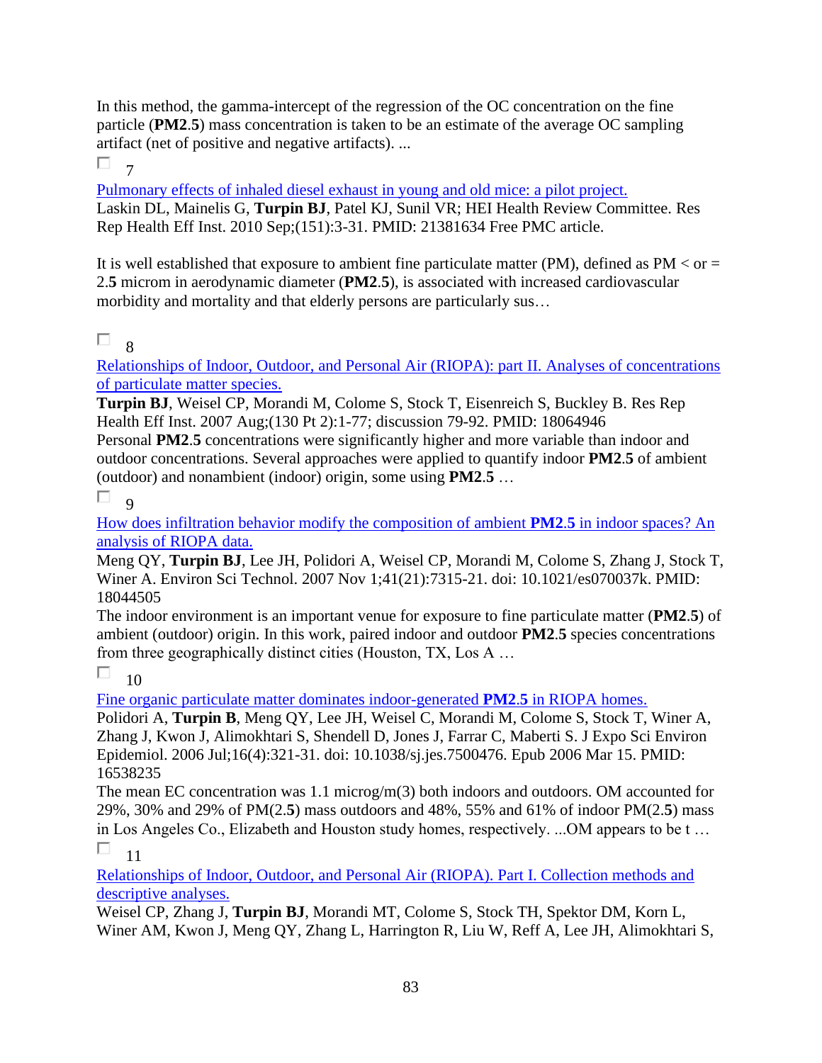In this method, the gamma-intercept of the regression of the OC concentration on the fine particle (**PM2**.**5**) mass concentration is taken to be an estimate of the average OC sampling artifact (net of positive and negative artifacts). ...

7

Pulmonary effects of inhaled diesel exhaust in young and old mice: a pilot project.
Laskin DL, Mainelis G, **Turpin BJ**, Patel KJ, Sunil VR; HEI Health Review Committee. Res Rep Health Eff Inst. 2010 Sep;(151):3-31. PMID: 21381634 Free PMC article.

It is well established that exposure to ambient fine particulate matter (PM), defined as PM < or = 2.**5** microm in aerodynamic diameter (**PM2**.**5**), is associated with increased cardiovascular morbidity and mortality and that elderly persons are particularly sus…

8

Relationships of Indoor, Outdoor, and Personal Air (RIOPA): part II. Analyses of concentrations of particulate matter species.
**Turpin BJ**, Weisel CP, Morandi M, Colome S, Stock T, Eisenreich S, Buckley B. Res Rep Health Eff Inst. 2007 Aug;(130 Pt 2):1-77; discussion 79-92. PMID: 18064946
Personal **PM2**.**5** concentrations were significantly higher and more variable than indoor and outdoor concentrations. Several approaches were applied to quantify indoor **PM2**.**5** of ambient (outdoor) and nonambient (indoor) origin, some using **PM2**.**5** …

9

How does infiltration behavior modify the composition of ambient **PM2**.**5** in indoor spaces? An analysis of RIOPA data.
Meng QY, **Turpin BJ**, Lee JH, Polidori A, Weisel CP, Morandi M, Colome S, Zhang J, Stock T, Winer A. Environ Sci Technol. 2007 Nov 1;41(21):7315-21. doi: 10.1021/es070037k. PMID: 18044505
The indoor environment is an important venue for exposure to fine particulate matter (**PM2**.**5**) of ambient (outdoor) origin. In this work, paired indoor and outdoor **PM2**.**5** species concentrations from three geographically distinct cities (Houston, TX, Los A …

10

Fine organic particulate matter dominates indoor-generated **PM2**.**5** in RIOPA homes.
Polidori A, **Turpin B**, Meng QY, Lee JH, Weisel C, Morandi M, Colome S, Stock T, Winer A, Zhang J, Kwon J, Alimokhtari S, Shendell D, Jones J, Farrar C, Maberti S. J Expo Sci Environ Epidemiol. 2006 Jul;16(4):321-31. doi: 10.1038/sj.jes.7500476. Epub 2006 Mar 15. PMID: 16538235
The mean EC concentration was 1.1 microg/m(3) both indoors and outdoors. OM accounted for 29%, 30% and 29% of PM(2.**5**) mass outdoors and 48%, 55% and 61% of indoor PM(2.**5**) mass in Los Angeles Co., Elizabeth and Houston study homes, respectively. ...OM appears to be t …

11

Relationships of Indoor, Outdoor, and Personal Air (RIOPA). Part I. Collection methods and descriptive analyses.
Weisel CP, Zhang J, **Turpin BJ**, Morandi MT, Colome S, Stock TH, Spektor DM, Korn L, Winer AM, Kwon J, Meng QY, Zhang L, Harrington R, Liu W, Reff A, Lee JH, Alimokhtari S,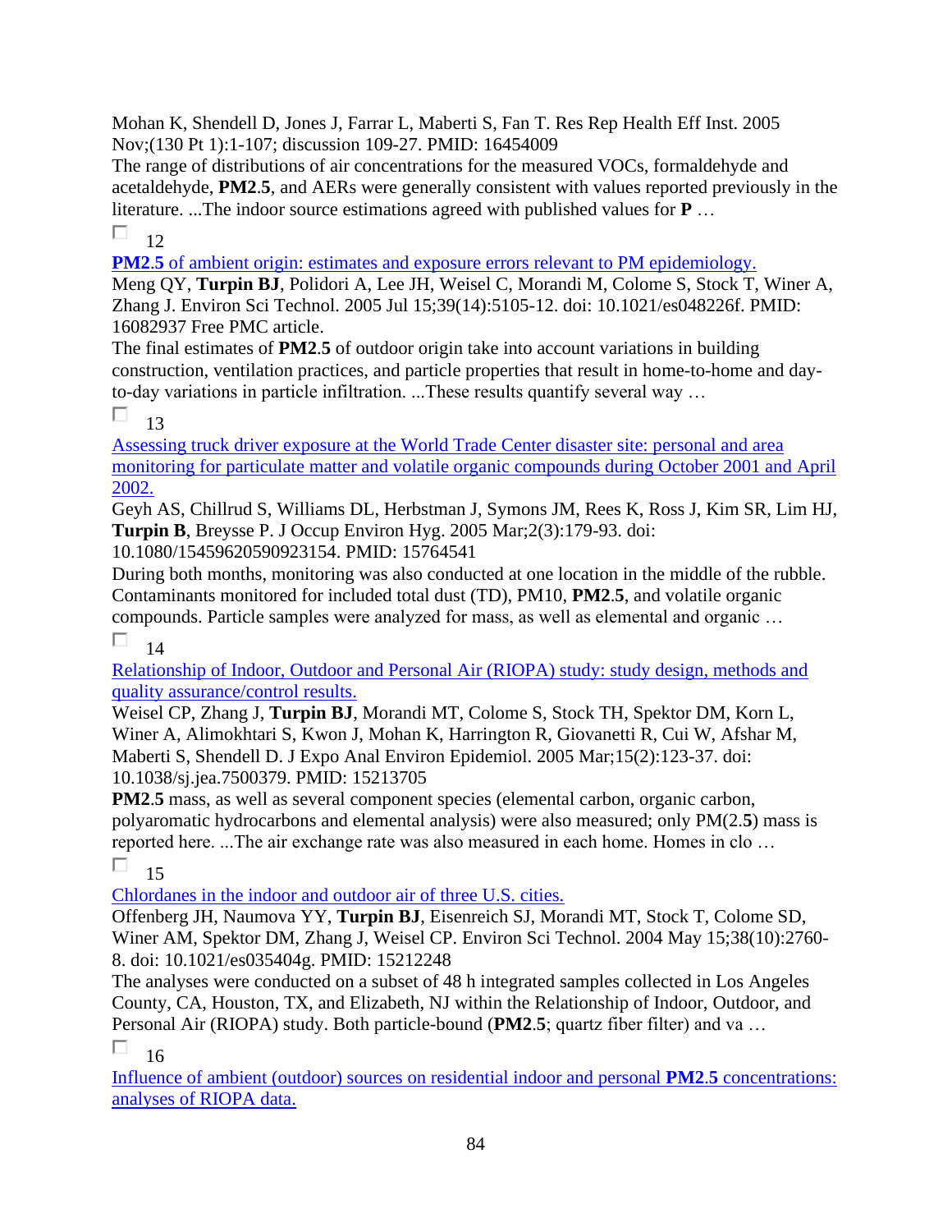Mohan K, Shendell D, Jones J, Farrar L, Maberti S, Fan T. Res Rep Health Eff Inst. 2005 Nov;(130 Pt 1):1-107; discussion 109-27. PMID: 16454009

The range of distributions of air concentrations for the measured VOCs, formaldehyde and acetaldehyde, **PM2**.**5**, and AERs were generally consistent with values reported previously in the literature. ...The indoor source estimations agreed with published values for **P** …

12

[**PM2**.5 of ambient origin: estimates and exposure errors relevant to PM epidemiology.]()

Meng QY, **Turpin BJ**, Polidori A, Lee JH, Weisel C, Morandi M, Colome S, Stock T, Winer A, Zhang J. Environ Sci Technol. 2005 Jul 15;39(14):5105-12. doi: 10.1021/es048226f. PMID: 16082937 Free PMC article.

The final estimates of **PM2**.**5** of outdoor origin take into account variations in building construction, ventilation practices, and particle properties that result in home-to-home and day-to-day variations in particle infiltration. ...These results quantify several way …

13

[Assessing truck driver exposure at the World Trade Center disaster site: personal and area monitoring for particulate matter and volatile organic compounds during October 2001 and April 2002.]()

Geyh AS, Chillrud S, Williams DL, Herbstman J, Symons JM, Rees K, Ross J, Kim SR, Lim HJ, **Turpin B**, Breysse P. J Occup Environ Hyg. 2005 Mar;2(3):179-93. doi: 10.1080/15459620590923154. PMID: 15764541

During both months, monitoring was also conducted at one location in the middle of the rubble. Contaminants monitored for included total dust (TD), PM10, **PM2**.**5**, and volatile organic compounds. Particle samples were analyzed for mass, as well as elemental and organic …

14

[Relationship of Indoor, Outdoor and Personal Air (RIOPA) study: study design, methods and quality assurance/control results.]()

Weisel CP, Zhang J, **Turpin BJ**, Morandi MT, Colome S, Stock TH, Spektor DM, Korn L, Winer A, Alimokhtari S, Kwon J, Mohan K, Harrington R, Giovanetti R, Cui W, Afshar M, Maberti S, Shendell D. J Expo Anal Environ Epidemiol. 2005 Mar;15(2):123-37. doi: 10.1038/sj.jea.7500379. PMID: 15213705

**PM2**.**5** mass, as well as several component species (elemental carbon, organic carbon, polyaromatic hydrocarbons and elemental analysis) were also measured; only PM(2.**5**) mass is reported here. ...The air exchange rate was also measured in each home. Homes in clo …

15

[Chlordanes in the indoor and outdoor air of three U.S. cities.]()

Offenberg JH, Naumova YY, **Turpin BJ**, Eisenreich SJ, Morandi MT, Stock T, Colome SD, Winer AM, Spektor DM, Zhang J, Weisel CP. Environ Sci Technol. 2004 May 15;38(10):2760-8. doi: 10.1021/es035404g. PMID: 15212248

The analyses were conducted on a subset of 48 h integrated samples collected in Los Angeles County, CA, Houston, TX, and Elizabeth, NJ within the Relationship of Indoor, Outdoor, and Personal Air (RIOPA) study. Both particle-bound (**PM2**.**5**; quartz fiber filter) and va …

16

[Influence of ambient (outdoor) sources on residential indoor and personal **PM2**.**5** concentrations: analyses of RIOPA data.]()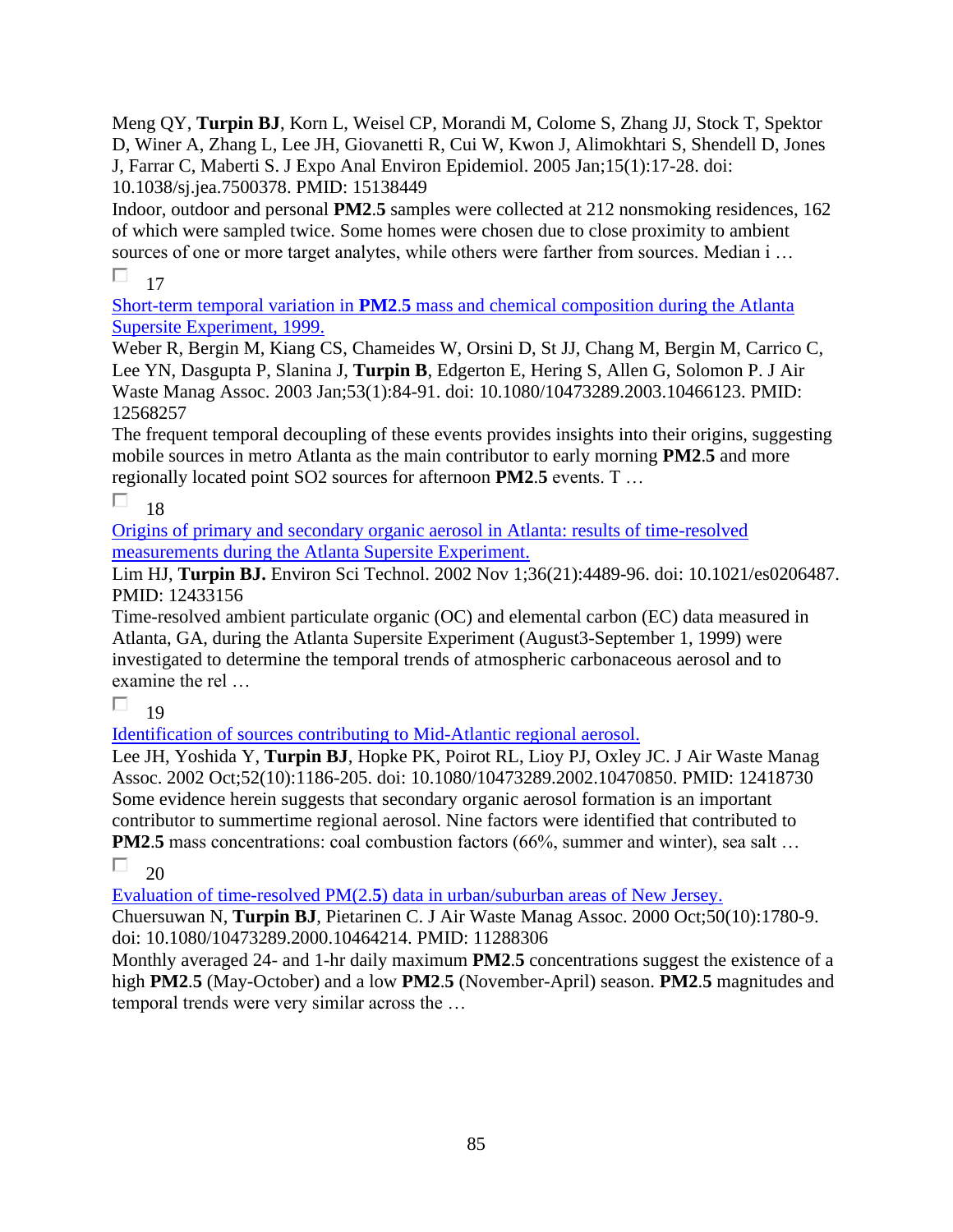Meng QY, **Turpin BJ**, Korn L, Weisel CP, Morandi M, Colome S, Zhang JJ, Stock T, Spektor D, Winer A, Zhang L, Lee JH, Giovanetti R, Cui W, Kwon J, Alimokhtari S, Shendell D, Jones J, Farrar C, Maberti S. J Expo Anal Environ Epidemiol. 2005 Jan;15(1):17-28. doi: 10.1038/sj.jea.7500378. PMID: 15138449

Indoor, outdoor and personal **PM2.5** samples were collected at 212 nonsmoking residences, 162 of which were sampled twice. Some homes were chosen due to close proximity to ambient sources of one or more target analytes, while others were farther from sources. Median i …

17

Short-term temporal variation in **PM2.5** mass and chemical composition during the Atlanta Supersite Experiment, 1999.

Weber R, Bergin M, Kiang CS, Chameides W, Orsini D, St JJ, Chang M, Bergin M, Carrico C, Lee YN, Dasgupta P, Slanina J, **Turpin B**, Edgerton E, Hering S, Allen G, Solomon P. J Air Waste Manag Assoc. 2003 Jan;53(1):84-91. doi: 10.1080/10473289.2003.10466123. PMID: 12568257

The frequent temporal decoupling of these events provides insights into their origins, suggesting mobile sources in metro Atlanta as the main contributor to early morning **PM2.5** and more regionally located point SO2 sources for afternoon **PM2.5** events. T …

18

Origins of primary and secondary organic aerosol in Atlanta: results of time-resolved measurements during the Atlanta Supersite Experiment.

Lim HJ, **Turpin BJ.** Environ Sci Technol. 2002 Nov 1;36(21):4489-96. doi: 10.1021/es0206487. PMID: 12433156

Time-resolved ambient particulate organic (OC) and elemental carbon (EC) data measured in Atlanta, GA, during the Atlanta Supersite Experiment (August3-September 1, 1999) were investigated to determine the temporal trends of atmospheric carbonaceous aerosol and to examine the rel …

19

Identification of sources contributing to Mid-Atlantic regional aerosol.

Lee JH, Yoshida Y, **Turpin BJ**, Hopke PK, Poirot RL, Lioy PJ, Oxley JC. J Air Waste Manag Assoc. 2002 Oct;52(10):1186-205. doi: 10.1080/10473289.2002.10470850. PMID: 12418730

Some evidence herein suggests that secondary organic aerosol formation is an important contributor to summertime regional aerosol. Nine factors were identified that contributed to **PM2.5** mass concentrations: coal combustion factors (66%, summer and winter), sea salt …

20

Evaluation of time-resolved PM(2.**5**) data in urban/suburban areas of New Jersey.

Chuersuwan N, **Turpin BJ**, Pietarinen C. J Air Waste Manag Assoc. 2000 Oct;50(10):1780-9. doi: 10.1080/10473289.2000.10464214. PMID: 11288306

Monthly averaged 24- and 1-hr daily maximum **PM2.5** concentrations suggest the existence of a high **PM2.5** (May-October) and a low **PM2.5** (November-April) season. **PM2.5** magnitudes and temporal trends were very similar across the …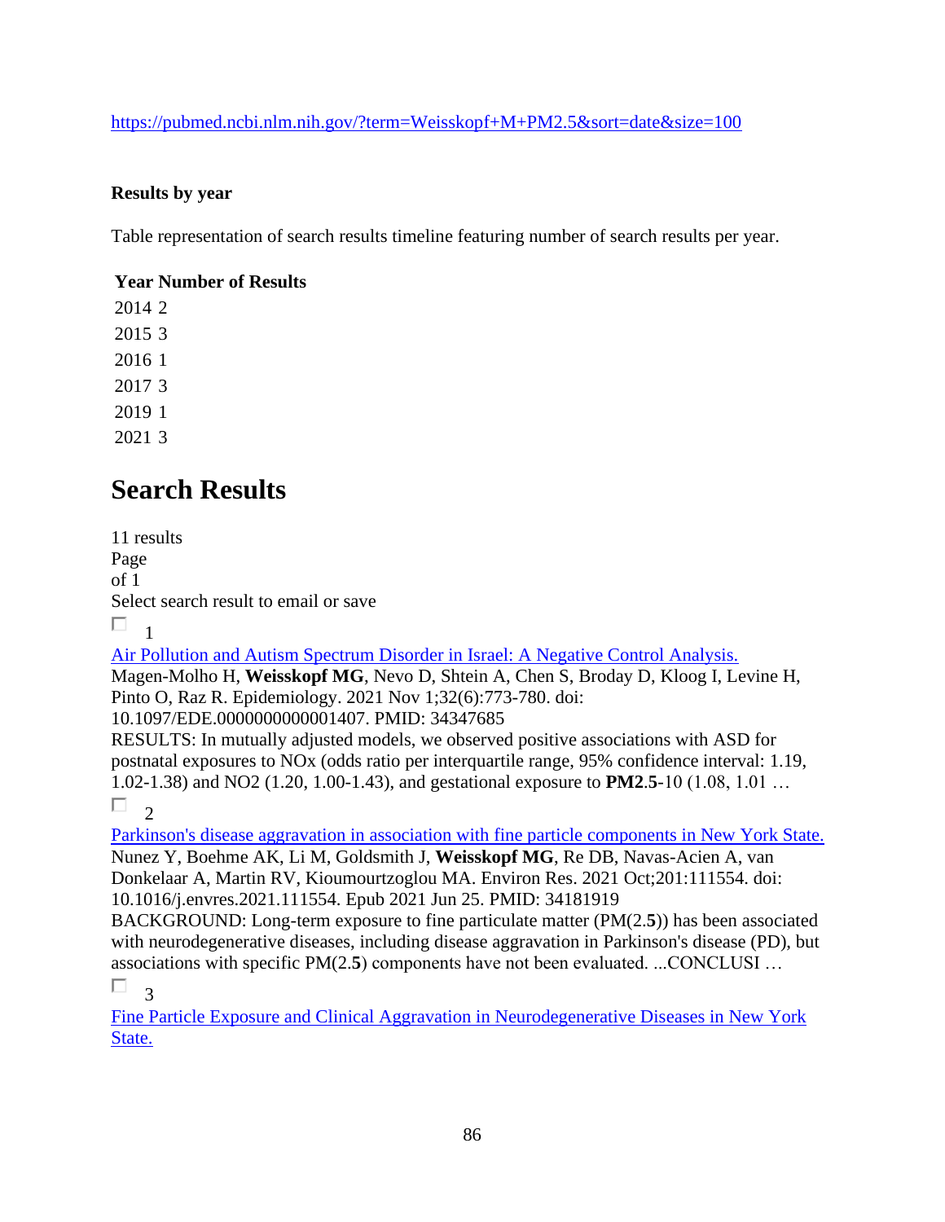https://pubmed.ncbi.nlm.nih.gov/?term=Weisskopf+M+PM2.5&sort=date&size=100

**Results by year**

Table representation of search results timeline featuring number of search results per year.

| Year | Number of Results |
|---|---|
| 2014 | 2 |
| 2015 | 3 |
| 2016 | 1 |
| 2017 | 3 |
| 2019 | 1 |
| 2021 | 3 |

# Search Results

11 results
Page
of 1
Select search result to email or save

1

Air Pollution and Autism Spectrum Disorder in Israel: A Negative Control Analysis.
Magen-Molho H, **Weisskopf MG**, Nevo D, Shtein A, Chen S, Broday D, Kloog I, Levine H, Pinto O, Raz R. Epidemiology. 2021 Nov 1;32(6):773-780. doi: 10.1097/EDE.0000000000001407. PMID: 34347685
RESULTS: In mutually adjusted models, we observed positive associations with ASD for postnatal exposures to NOx (odds ratio per interquartile range, 95% confidence interval: 1.19, 1.02-1.38) and NO2 (1.20, 1.00-1.43), and gestational exposure to **PM2**.**5**-10 (1.08, 1.01 …

2

Parkinson's disease aggravation in association with fine particle components in New York State.
Nunez Y, Boehme AK, Li M, Goldsmith J, **Weisskopf MG**, Re DB, Navas-Acien A, van Donkelaar A, Martin RV, Kioumourtzoglou MA. Environ Res. 2021 Oct;201:111554. doi: 10.1016/j.envres.2021.111554. Epub 2021 Jun 25. PMID: 34181919
BACKGROUND: Long-term exposure to fine particulate matter (PM(2.**5**)) has been associated with neurodegenerative diseases, including disease aggravation in Parkinson's disease (PD), but associations with specific PM(2.**5**) components have not been evaluated. ...CONCLUSI …

3

Fine Particle Exposure and Clinical Aggravation in Neurodegenerative Diseases in New York State.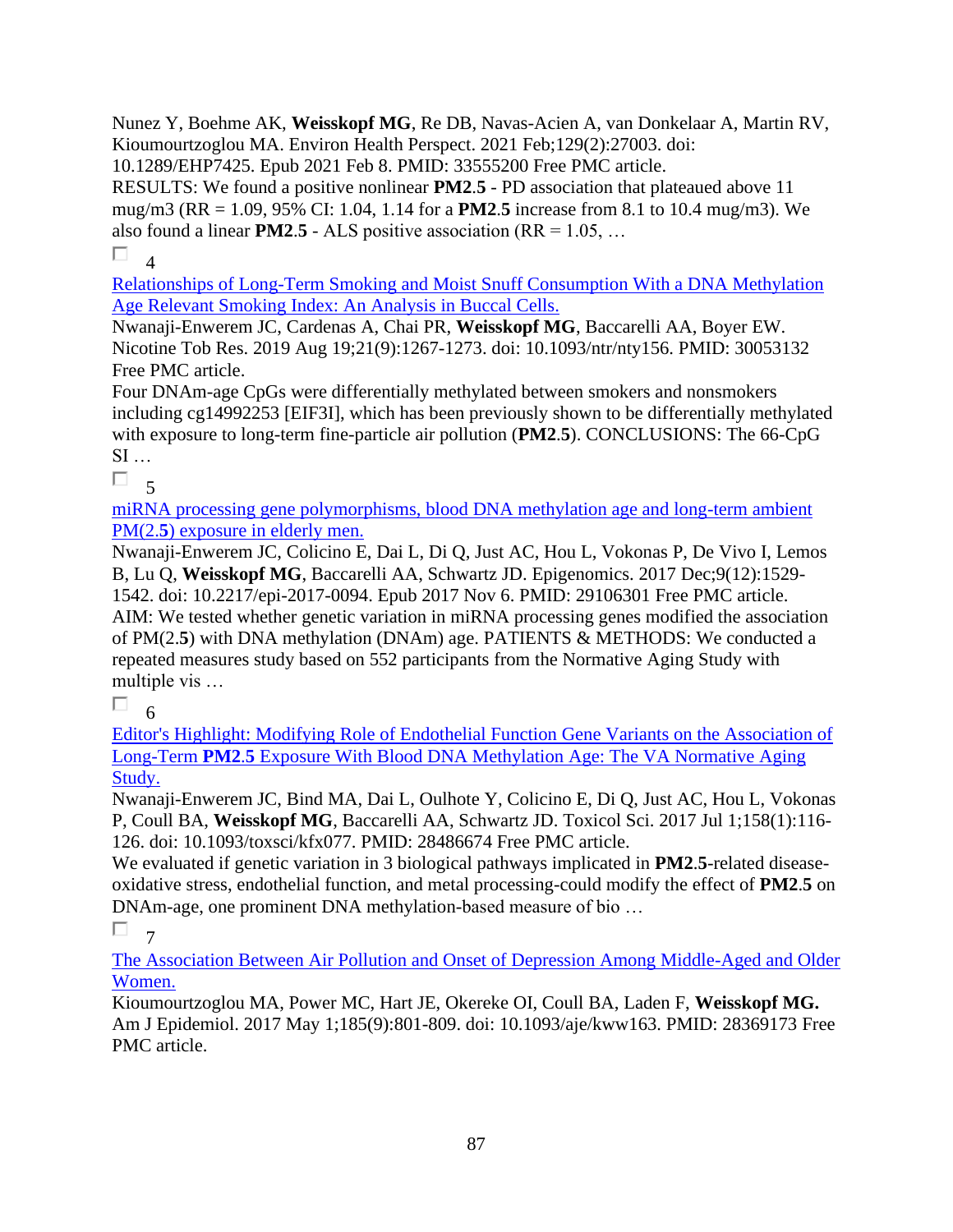Nunez Y, Boehme AK, **Weisskopf MG**, Re DB, Navas-Acien A, van Donkelaar A, Martin RV, Kioumourtzoglou MA. Environ Health Perspect. 2021 Feb;129(2):27003. doi: 10.1289/EHP7425. Epub 2021 Feb 8. PMID: 33555200 Free PMC article.

RESULTS: We found a positive nonlinear **PM2**.**5** - PD association that plateaued above 11 mug/m3 (RR = 1.09, 95% CI: 1.04, 1.14 for a **PM2**.**5** increase from 8.1 to 10.4 mug/m3). We also found a linear **PM2**.**5** - ALS positive association (RR = 1.05, …

☐ 4

[Relationships of Long-Term Smoking and Moist Snuff Consumption With a DNA Methylation Age Relevant Smoking Index: An Analysis in Buccal Cells.]

Nwanaji-Enwerem JC, Cardenas A, Chai PR, **Weisskopf MG**, Baccarelli AA, Boyer EW. Nicotine Tob Res. 2019 Aug 19;21(9):1267-1273. doi: 10.1093/ntr/nty156. PMID: 30053132 Free PMC article.

Four DNAm-age CpGs were differentially methylated between smokers and nonsmokers including cg14992253 [EIF3I], which has been previously shown to be differentially methylated with exposure to long-term fine-particle air pollution (**PM2**.**5**). CONCLUSIONS: The 66-CpG SI …

☐ 5

[miRNA processing gene polymorphisms, blood DNA methylation age and long-term ambient PM(2.**5**) exposure in elderly men.]

Nwanaji-Enwerem JC, Colicino E, Dai L, Di Q, Just AC, Hou L, Vokonas P, De Vivo I, Lemos B, Lu Q, **Weisskopf MG**, Baccarelli AA, Schwartz JD. Epigenomics. 2017 Dec;9(12):1529-1542. doi: 10.2217/epi-2017-0094. Epub 2017 Nov 6. PMID: 29106301 Free PMC article.

AIM: We tested whether genetic variation in miRNA processing genes modified the association of PM(2.**5**) with DNA methylation (DNAm) age. PATIENTS & METHODS: We conducted a repeated measures study based on 552 participants from the Normative Aging Study with multiple vis …

☐ 6

[Editor's Highlight: Modifying Role of Endothelial Function Gene Variants on the Association of Long-Term **PM2**.**5** Exposure With Blood DNA Methylation Age: The VA Normative Aging Study.]

Nwanaji-Enwerem JC, Bind MA, Dai L, Oulhote Y, Colicino E, Di Q, Just AC, Hou L, Vokonas P, Coull BA, **Weisskopf MG**, Baccarelli AA, Schwartz JD. Toxicol Sci. 2017 Jul 1;158(1):116-126. doi: 10.1093/toxsci/kfx077. PMID: 28486674 Free PMC article.

We evaluated if genetic variation in 3 biological pathways implicated in **PM2**.**5**-related disease-oxidative stress, endothelial function, and metal processing-could modify the effect of **PM2**.**5** on DNAm-age, one prominent DNA methylation-based measure of bio …

☐ 7

[The Association Between Air Pollution and Onset of Depression Among Middle-Aged and Older Women.]

Kioumourtzoglou MA, Power MC, Hart JE, Okereke OI, Coull BA, Laden F, **Weisskopf MG.** Am J Epidemiol. 2017 May 1;185(9):801-809. doi: 10.1093/aje/kww163. PMID: 28369173 Free PMC article.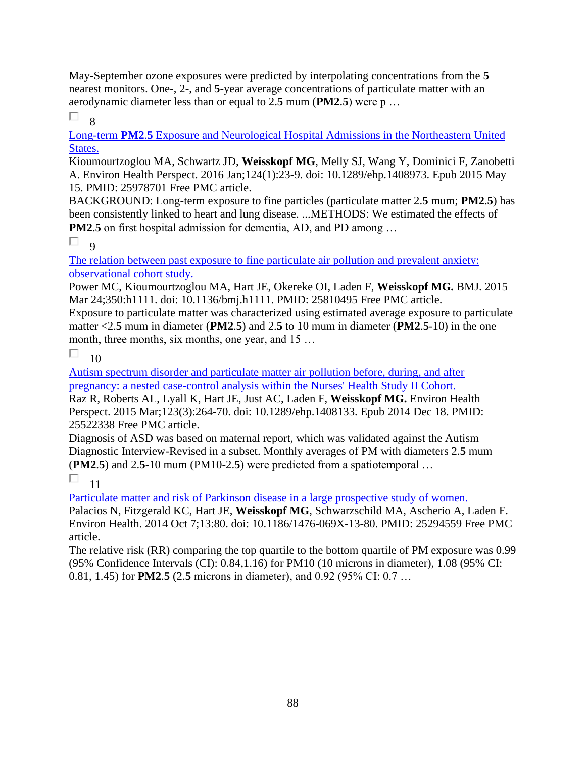May-September ozone exposures were predicted by interpolating concentrations from the **5** nearest monitors. One-, 2-, and **5**-year average concentrations of particulate matter with an aerodynamic diameter less than or equal to 2.**5** mum (**PM2**.**5**) were p …

8

[Long-term **PM2**.**5** Exposure and Neurological Hospital Admissions in the Northeastern United States.]()

Kioumourtzoglou MA, Schwartz JD, **Weisskopf MG**, Melly SJ, Wang Y, Dominici F, Zanobetti A. Environ Health Perspect. 2016 Jan;124(1):23-9. doi: 10.1289/ehp.1408973. Epub 2015 May 15. PMID: 25978701 Free PMC article.

BACKGROUND: Long-term exposure to fine particles (particulate matter 2.**5** mum; **PM2**.**5**) has been consistently linked to heart and lung disease. ...METHODS: We estimated the effects of **PM2**.**5** on first hospital admission for dementia, AD, and PD among …

9

[The relation between past exposure to fine particulate air pollution and prevalent anxiety: observational cohort study.]()

Power MC, Kioumourtzoglou MA, Hart JE, Okereke OI, Laden F, **Weisskopf MG.** BMJ. 2015 Mar 24;350:h1111. doi: 10.1136/bmj.h1111. PMID: 25810495 Free PMC article.

Exposure to particulate matter was characterized using estimated average exposure to particulate matter <2.**5** mum in diameter (**PM2**.**5**) and 2.**5** to 10 mum in diameter (**PM2**.**5**-10) in the one month, three months, six months, one year, and 15 …

10

[Autism spectrum disorder and particulate matter air pollution before, during, and after pregnancy: a nested case-control analysis within the Nurses' Health Study II Cohort.]()

Raz R, Roberts AL, Lyall K, Hart JE, Just AC, Laden F, **Weisskopf MG.** Environ Health Perspect. 2015 Mar;123(3):264-70. doi: 10.1289/ehp.1408133. Epub 2014 Dec 18. PMID: 25522338 Free PMC article.

Diagnosis of ASD was based on maternal report, which was validated against the Autism Diagnostic Interview-Revised in a subset. Monthly averages of PM with diameters 2.**5** mum (**PM2**.**5**) and 2.**5**-10 mum (PM10-2.**5**) were predicted from a spatiotemporal …

11

[Particulate matter and risk of Parkinson disease in a large prospective study of women.]()

Palacios N, Fitzgerald KC, Hart JE, **Weisskopf MG**, Schwarzschild MA, Ascherio A, Laden F. Environ Health. 2014 Oct 7;13:80. doi: 10.1186/1476-069X-13-80. PMID: 25294559 Free PMC article.

The relative risk (RR) comparing the top quartile to the bottom quartile of PM exposure was 0.99 (95% Confidence Intervals (CI): 0.84,1.16) for PM10 (10 microns in diameter), 1.08 (95% CI: 0.81, 1.45) for **PM2**.**5** (2.**5** microns in diameter), and 0.92 (95% CI: 0.7 …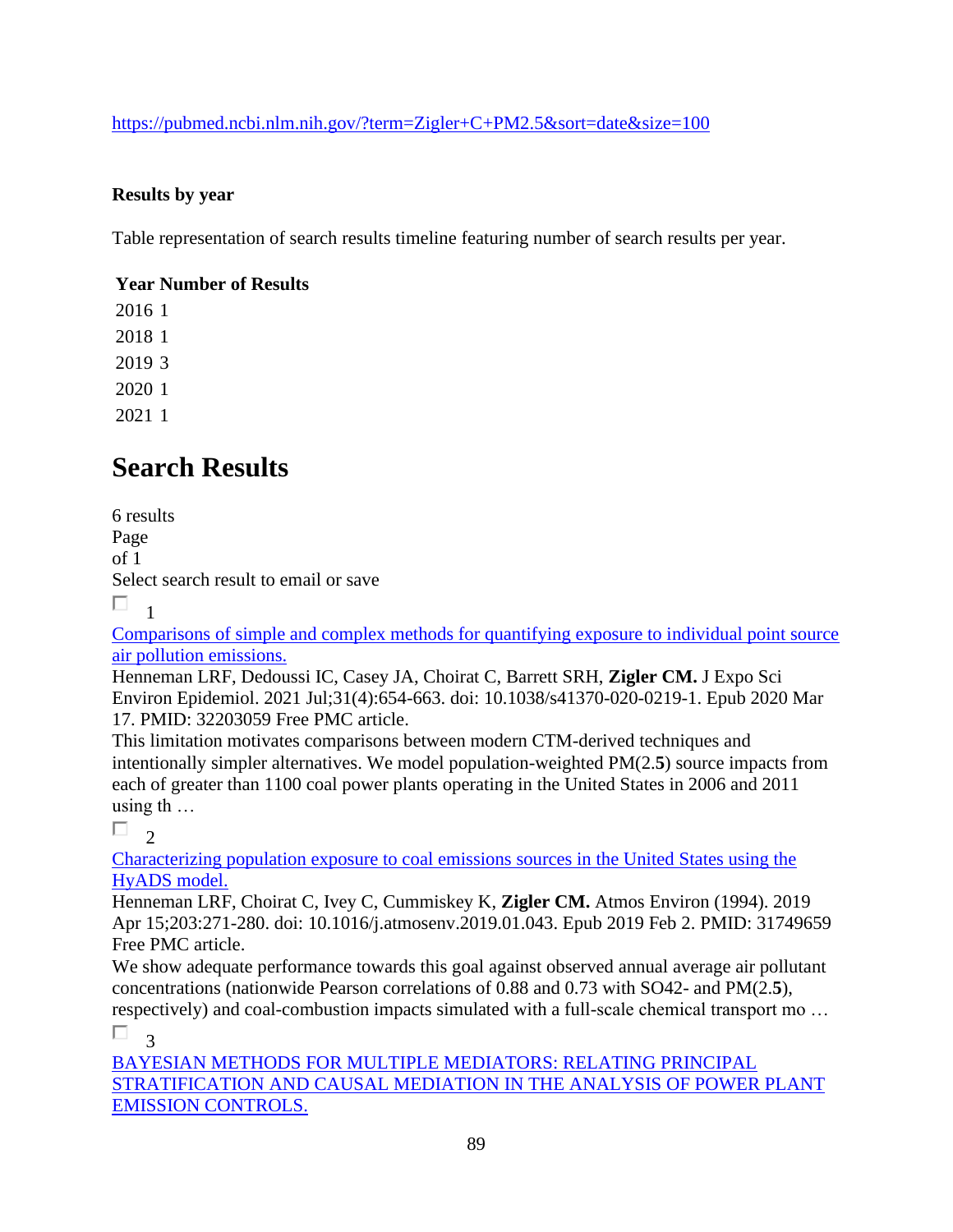https://pubmed.ncbi.nlm.nih.gov/?term=Zigler+C+PM2.5&sort=date&size=100

**Results by year**

Table representation of search results timeline featuring number of search results per year.

| Year | Number of Results |
|---|---|
| 2016 | 1 |
| 2018 | 1 |
| 2019 | 3 |
| 2020 | 1 |
| 2021 | 1 |

# Search Results

6 results
Page
of 1
Select search result to email or save

☐ 1

[Comparisons of simple and complex methods for quantifying exposure to individual point source air pollution emissions.](#)
Henneman LRF, Dedoussi IC, Casey JA, Choirat C, Barrett SRH, **Zigler CM.** J Expo Sci Environ Epidemiol. 2021 Jul;31(4):654-663. doi: 10.1038/s41370-020-0219-1. Epub 2020 Mar 17. PMID: 32203059 Free PMC article.
This limitation motivates comparisons between modern CTM-derived techniques and intentionally simpler alternatives. We model population-weighted PM(2.**5**) source impacts from each of greater than 1100 coal power plants operating in the United States in 2006 and 2011 using th …

☐ 2

[Characterizing population exposure to coal emissions sources in the United States using the HyADS model.](#)
Henneman LRF, Choirat C, Ivey C, Cummiskey K, **Zigler CM.** Atmos Environ (1994). 2019 Apr 15;203:271-280. doi: 10.1016/j.atmosenv.2019.01.043. Epub 2019 Feb 2. PMID: 31749659 Free PMC article.
We show adequate performance towards this goal against observed annual average air pollutant concentrations (nationwide Pearson correlations of 0.88 and 0.73 with SO42- and PM(2.**5**), respectively) and coal-combustion impacts simulated with a full-scale chemical transport mo …

☐ 3

[BAYESIAN METHODS FOR MULTIPLE MEDIATORS: RELATING PRINCIPAL STRATIFICATION AND CAUSAL MEDIATION IN THE ANALYSIS OF POWER PLANT EMISSION CONTROLS.](#)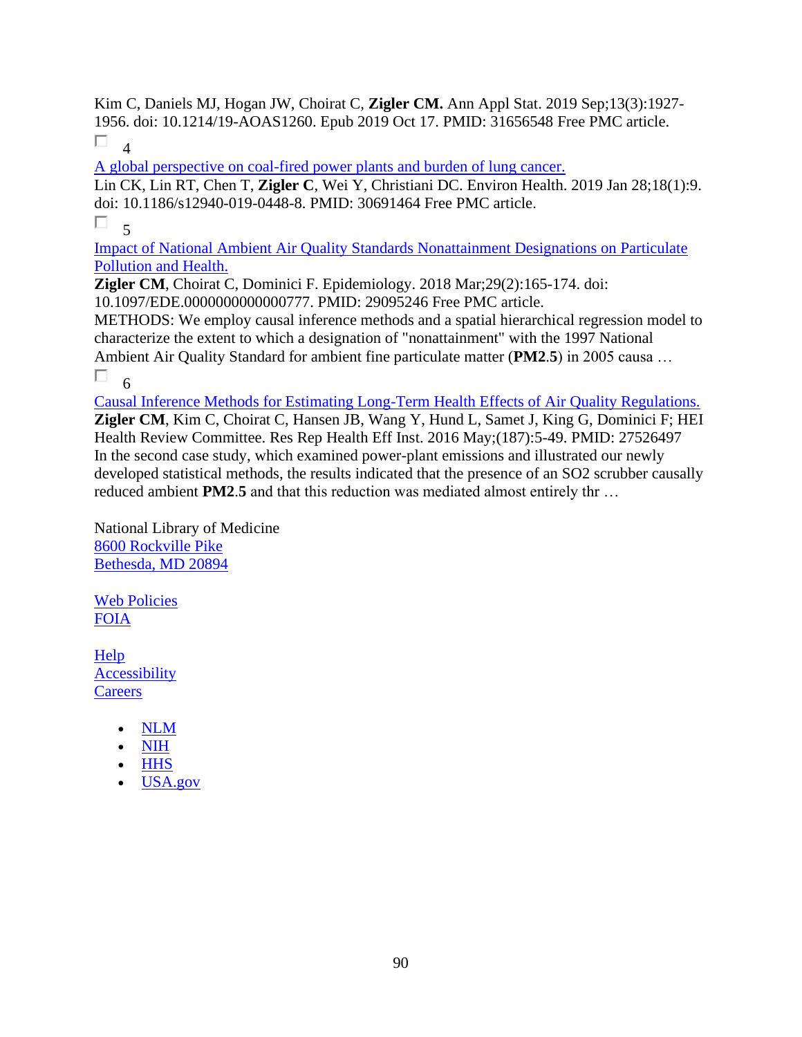Kim C, Daniels MJ, Hogan JW, Choirat C, **Zigler CM.** Ann Appl Stat. 2019 Sep;13(3):1927-1956. doi: 10.1214/19-AOAS1260. Epub 2019 Oct 17. PMID: 31656548 Free PMC article.

☐ 4

[A global perspective on coal-fired power plants and burden of lung cancer.]
Lin CK, Lin RT, Chen T, **Zigler C**, Wei Y, Christiani DC. Environ Health. 2019 Jan 28;18(1):9. doi: 10.1186/s12940-019-0448-8. PMID: 30691464 Free PMC article.

☐ 5

[Impact of National Ambient Air Quality Standards Nonattainment Designations on Particulate Pollution and Health.]
**Zigler CM**, Choirat C, Dominici F. Epidemiology. 2018 Mar;29(2):165-174. doi: 10.1097/EDE.0000000000000777. PMID: 29095246 Free PMC article.
METHODS: We employ causal inference methods and a spatial hierarchical regression model to characterize the extent to which a designation of "nonattainment" with the 1997 National Ambient Air Quality Standard for ambient fine particulate matter (**PM2.5**) in 2005 causa …

☐ 6

[Causal Inference Methods for Estimating Long-Term Health Effects of Air Quality Regulations.]
**Zigler CM**, Kim C, Choirat C, Hansen JB, Wang Y, Hund L, Samet J, King G, Dominici F; HEI Health Review Committee. Res Rep Health Eff Inst. 2016 May;(187):5-49. PMID: 27526497
In the second case study, which examined power-plant emissions and illustrated our newly developed statistical methods, the results indicated that the presence of an SO2 scrubber causally reduced ambient **PM2.5** and that this reduction was mediated almost entirely thr …

National Library of Medicine
8600 Rockville Pike
Bethesda, MD 20894

Web Policies
FOIA

Help
Accessibility
Careers

- NLM
- NIH
- HHS
- USA.gov